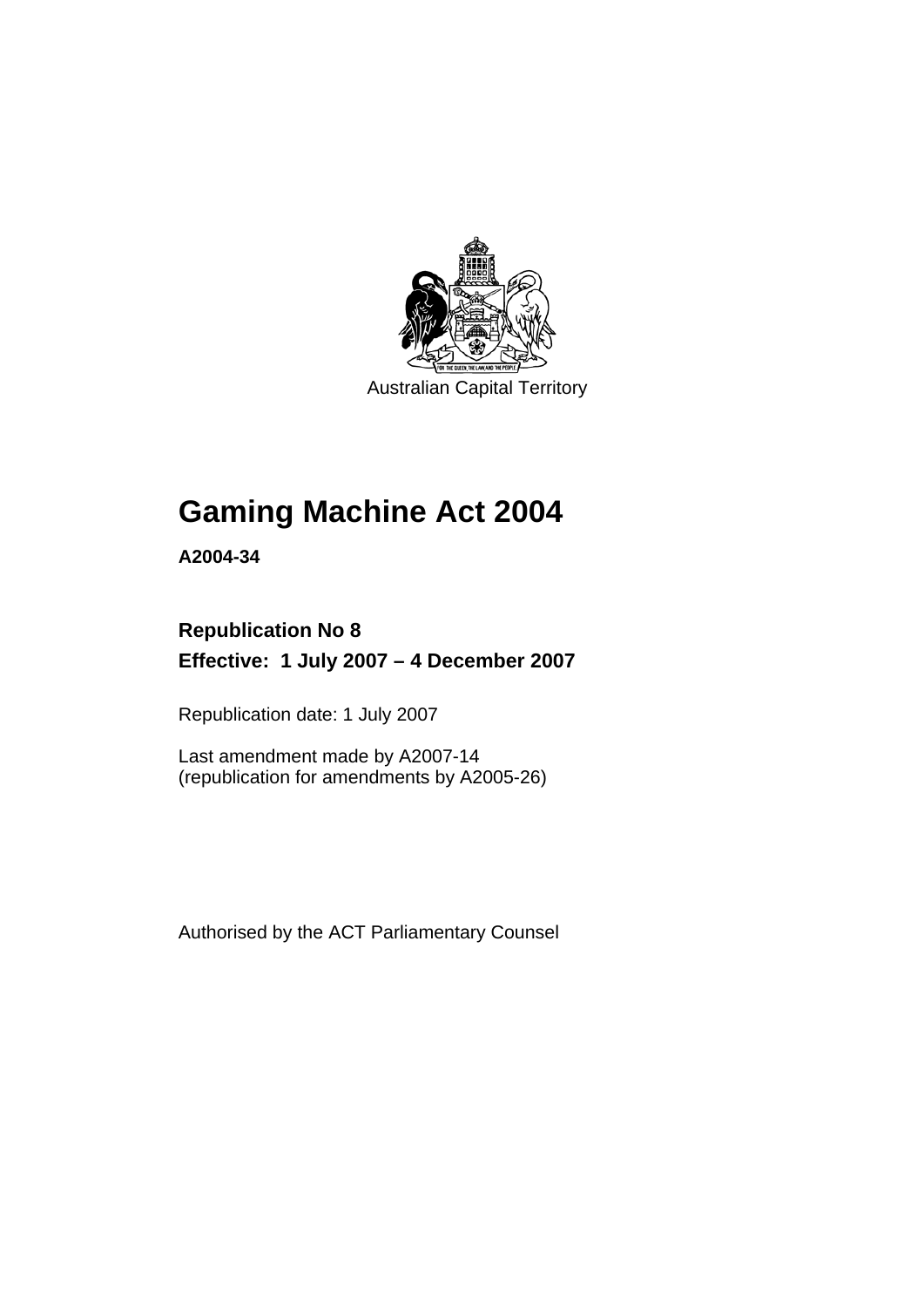Australian Capital Territory

# Gaming Machine Act 2004

**A2004-34**

**Republication No 8**

**Effective: 1 July 2007 – 4 December 2007**

Republication date: 1 July 2007

Last amendment made by A2007-14
(republication for amendments by A2005-26)

Authorised by the ACT Parliamentary Counsel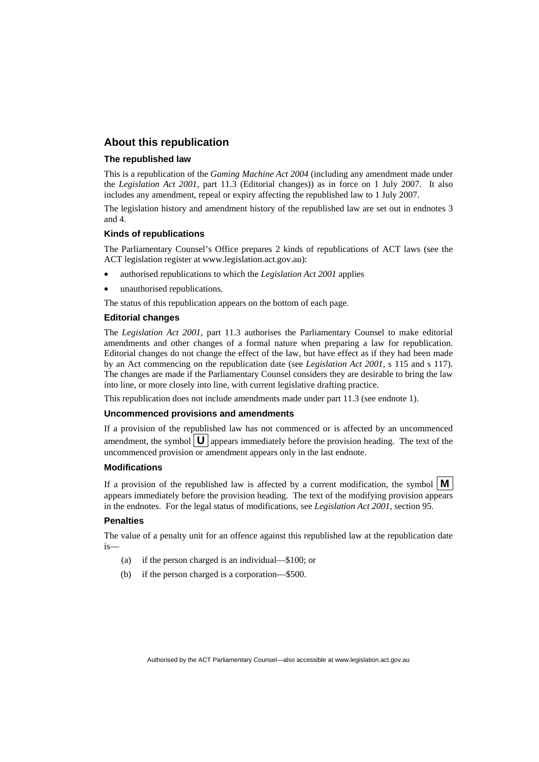## About this republication

### The republished law

This is a republication of the *Gaming Machine Act 2004* (including any amendment made under the *Legislation Act 2001*, part 11.3 (Editorial changes)) as in force on 1 July 2007. It also includes any amendment, repeal or expiry affecting the republished law to 1 July 2007.

The legislation history and amendment history of the republished law are set out in endnotes 3 and 4.

### Kinds of republications

The Parliamentary Counsel's Office prepares 2 kinds of republications of ACT laws (see the ACT legislation register at www.legislation.act.gov.au):

- authorised republications to which the *Legislation Act 2001* applies
- unauthorised republications.

The status of this republication appears on the bottom of each page.

### Editorial changes

The *Legislation Act 2001*, part 11.3 authorises the Parliamentary Counsel to make editorial amendments and other changes of a formal nature when preparing a law for republication. Editorial changes do not change the effect of the law, but have effect as if they had been made by an Act commencing on the republication date (see *Legislation Act 2001*, s 115 and s 117). The changes are made if the Parliamentary Counsel considers they are desirable to bring the law into line, or more closely into line, with current legislative drafting practice.

This republication does not include amendments made under part 11.3 (see endnote 1).

### Uncommenced provisions and amendments

If a provision of the republished law has not commenced or is affected by an uncommenced amendment, the symbol **U** appears immediately before the provision heading. The text of the uncommenced provision or amendment appears only in the last endnote.

### Modifications

If a provision of the republished law is affected by a current modification, the symbol **M** appears immediately before the provision heading. The text of the modifying provision appears in the endnotes. For the legal status of modifications, see *Legislation Act 2001*, section 95.

### Penalties

The value of a penalty unit for an offence against this republished law at the republication date is—

(a) if the person charged is an individual—$100; or

(b) if the person charged is a corporation—$500.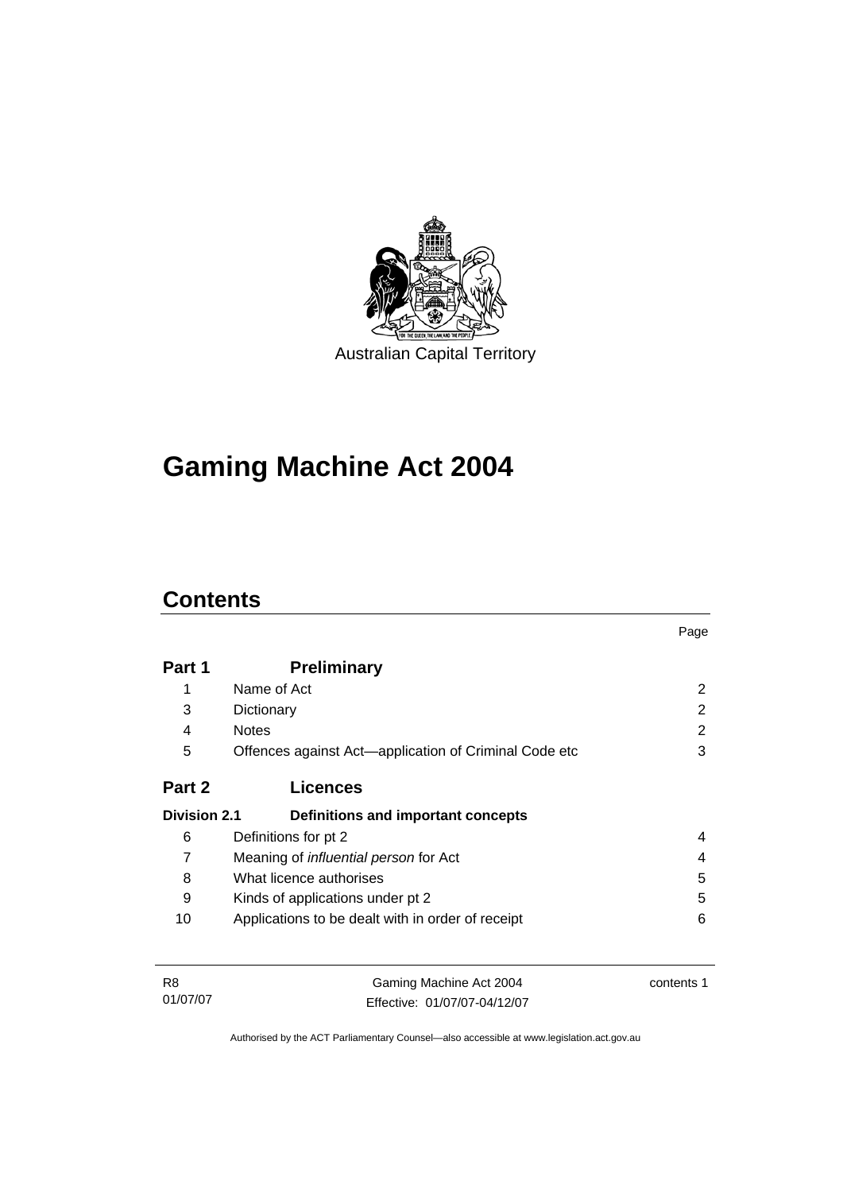Australian Capital Territory

# Gaming Machine Act 2004

## Contents

| | | Page |
|---|---|---|
| **Part 1** | **Preliminary** | |
| 1 | Name of Act | 2 |
| 3 | Dictionary | 2 |
| 4 | Notes | 2 |
| 5 | Offences against Act—application of Criminal Code etc | 3 |
| **Part 2** | **Licences** | |
| **Division 2.1** | **Definitions and important concepts** | |
| 6 | Definitions for pt 2 | 4 |
| 7 | Meaning of *influential person* for Act | 4 |
| 8 | What licence authorises | 5 |
| 9 | Kinds of applications under pt 2 | 5 |
| 10 | Applications to be dealt with in order of receipt | 6 |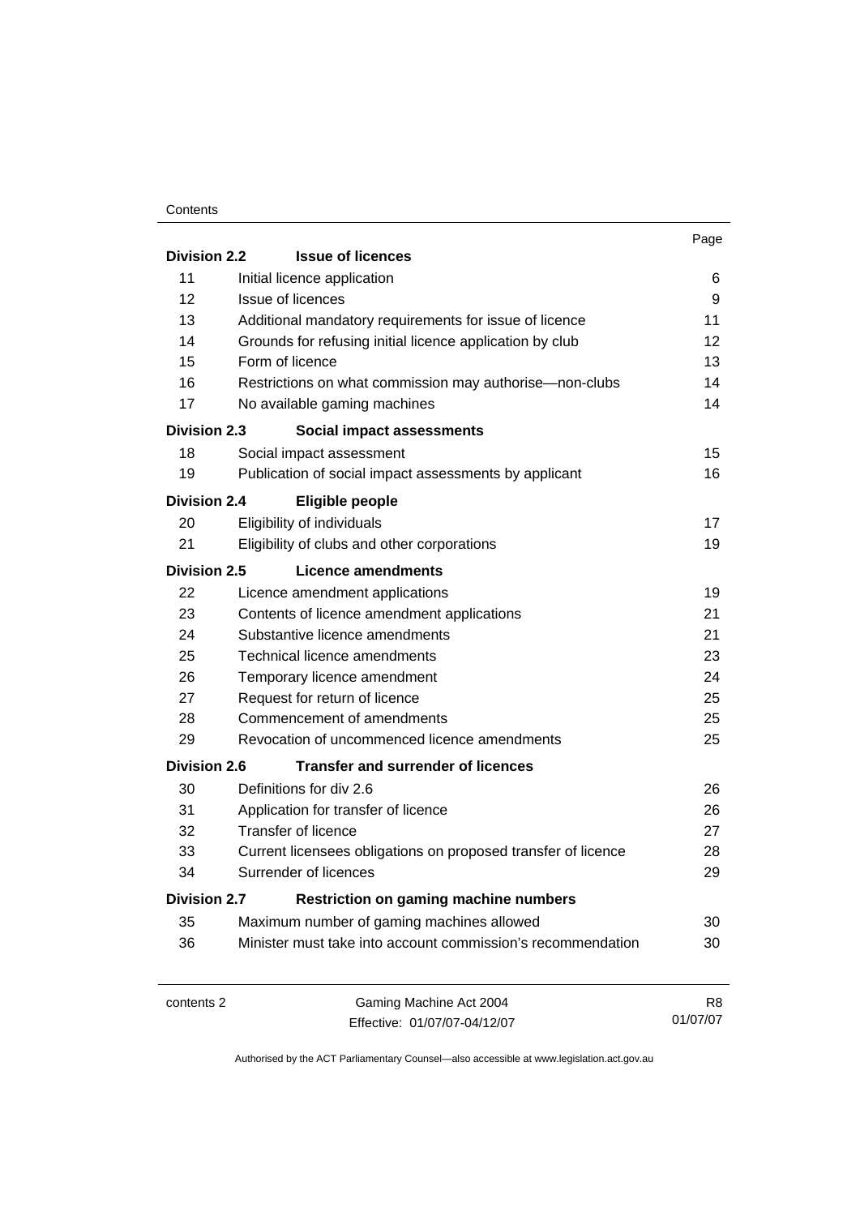| | | Page |
|---|---|---|
| **Division 2.2** | **Issue of licences** | |
| 11 | Initial licence application | 6 |
| 12 | Issue of licences | 9 |
| 13 | Additional mandatory requirements for issue of licence | 11 |
| 14 | Grounds for refusing initial licence application by club | 12 |
| 15 | Form of licence | 13 |
| 16 | Restrictions on what commission may authorise—non-clubs | 14 |
| 17 | No available gaming machines | 14 |
| **Division 2.3** | **Social impact assessments** | |
| 18 | Social impact assessment | 15 |
| 19 | Publication of social impact assessments by applicant | 16 |
| **Division 2.4** | **Eligible people** | |
| 20 | Eligibility of individuals | 17 |
| 21 | Eligibility of clubs and other corporations | 19 |
| **Division 2.5** | **Licence amendments** | |
| 22 | Licence amendment applications | 19 |
| 23 | Contents of licence amendment applications | 21 |
| 24 | Substantive licence amendments | 21 |
| 25 | Technical licence amendments | 23 |
| 26 | Temporary licence amendment | 24 |
| 27 | Request for return of licence | 25 |
| 28 | Commencement of amendments | 25 |
| 29 | Revocation of uncommenced licence amendments | 25 |
| **Division 2.6** | **Transfer and surrender of licences** | |
| 30 | Definitions for div 2.6 | 26 |
| 31 | Application for transfer of licence | 26 |
| 32 | Transfer of licence | 27 |
| 33 | Current licensees obligations on proposed transfer of licence | 28 |
| 34 | Surrender of licences | 29 |
| **Division 2.7** | **Restriction on gaming machine numbers** | |
| 35 | Maximum number of gaming machines allowed | 30 |
| 36 | Minister must take into account commission's recommendation | 30 |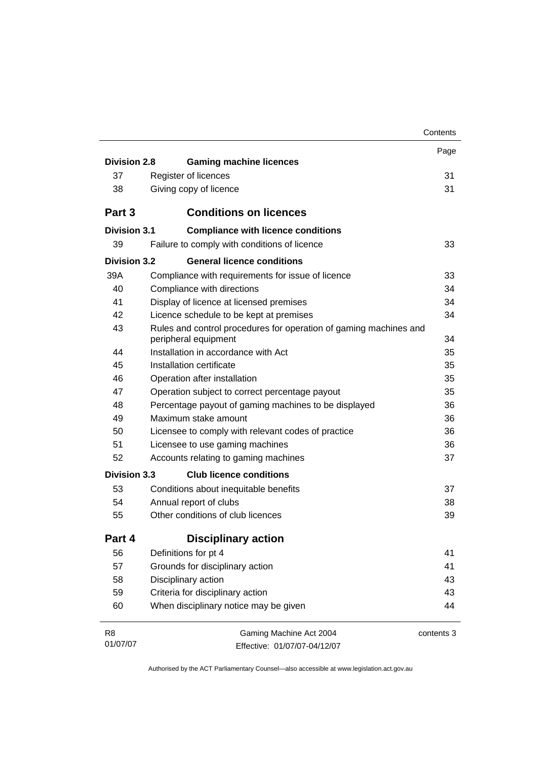| | | Page |
|---|---|---|
| **Division 2.8** | **Gaming machine licences** | |
| 37 | Register of licences | 31 |
| 38 | Giving copy of licence | 31 |
| **Part 3** | **Conditions on licences** | |
| **Division 3.1** | **Compliance with licence conditions** | |
| 39 | Failure to comply with conditions of licence | 33 |
| **Division 3.2** | **General licence conditions** | |
| 39A | Compliance with requirements for issue of licence | 33 |
| 40 | Compliance with directions | 34 |
| 41 | Display of licence at licensed premises | 34 |
| 42 | Licence schedule to be kept at premises | 34 |
| 43 | Rules and control procedures for operation of gaming machines and peripheral equipment | 34 |
| 44 | Installation in accordance with Act | 35 |
| 45 | Installation certificate | 35 |
| 46 | Operation after installation | 35 |
| 47 | Operation subject to correct percentage payout | 35 |
| 48 | Percentage payout of gaming machines to be displayed | 36 |
| 49 | Maximum stake amount | 36 |
| 50 | Licensee to comply with relevant codes of practice | 36 |
| 51 | Licensee to use gaming machines | 36 |
| 52 | Accounts relating to gaming machines | 37 |
| **Division 3.3** | **Club licence conditions** | |
| 53 | Conditions about inequitable benefits | 37 |
| 54 | Annual report of clubs | 38 |
| 55 | Other conditions of club licences | 39 |
| **Part 4** | **Disciplinary action** | |
| 56 | Definitions for pt 4 | 41 |
| 57 | Grounds for disciplinary action | 41 |
| 58 | Disciplinary action | 43 |
| 59 | Criteria for disciplinary action | 43 |
| 60 | When disciplinary notice may be given | 44 |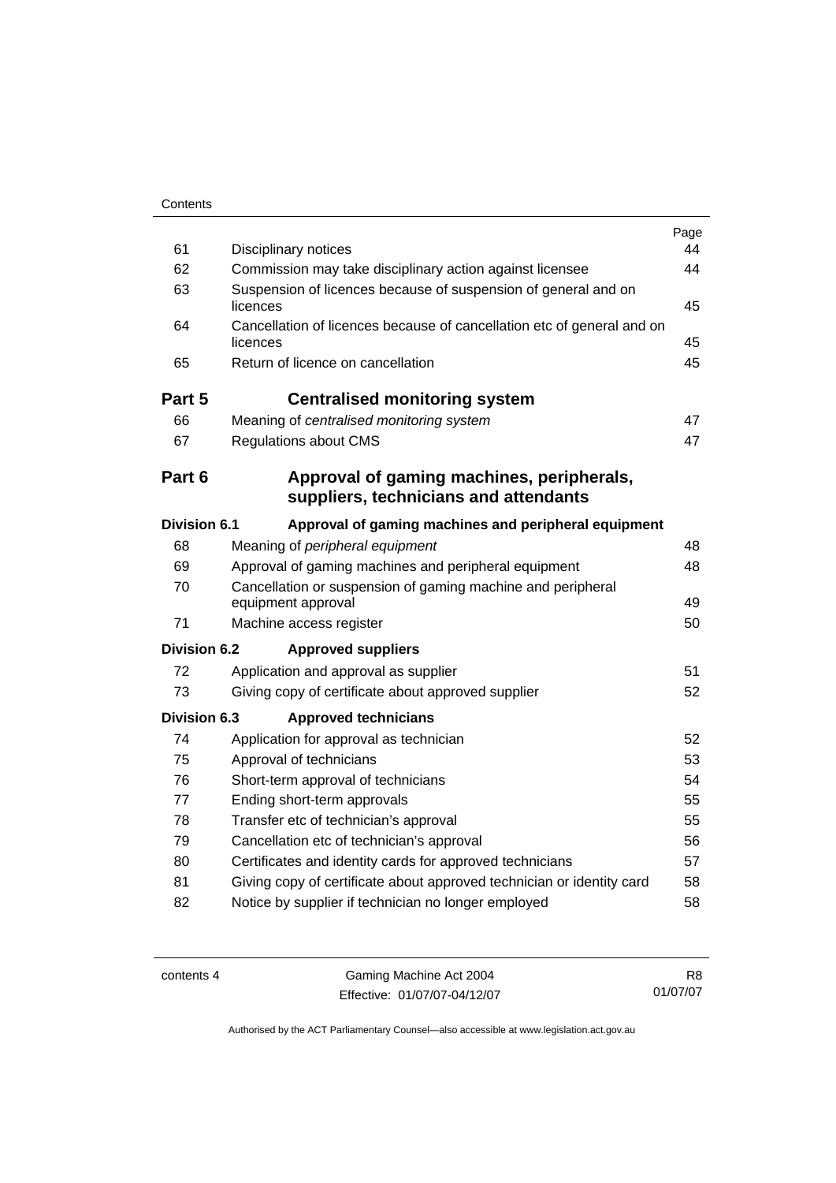| | | Page |
|---|---|---|
| 61 | Disciplinary notices | 44 |
| 62 | Commission may take disciplinary action against licensee | 44 |
| 63 | Suspension of licences because of suspension of general and on licences | 45 |
| 64 | Cancellation of licences because of cancellation etc of general and on licences | 45 |
| 65 | Return of licence on cancellation | 45 |
| **Part 5** | **Centralised monitoring system** | |
| 66 | Meaning of *centralised monitoring system* | 47 |
| 67 | Regulations about CMS | 47 |
| **Part 6** | **Approval of gaming machines, peripherals, suppliers, technicians and attendants** | |
| **Division 6.1** | **Approval of gaming machines and peripheral equipment** | |
| 68 | Meaning of *peripheral equipment* | 48 |
| 69 | Approval of gaming machines and peripheral equipment | 48 |
| 70 | Cancellation or suspension of gaming machine and peripheral equipment approval | 49 |
| 71 | Machine access register | 50 |
| **Division 6.2** | **Approved suppliers** | |
| 72 | Application and approval as supplier | 51 |
| 73 | Giving copy of certificate about approved supplier | 52 |
| **Division 6.3** | **Approved technicians** | |
| 74 | Application for approval as technician | 52 |
| 75 | Approval of technicians | 53 |
| 76 | Short-term approval of technicians | 54 |
| 77 | Ending short-term approvals | 55 |
| 78 | Transfer etc of technician's approval | 55 |
| 79 | Cancellation etc of technician's approval | 56 |
| 80 | Certificates and identity cards for approved technicians | 57 |
| 81 | Giving copy of certificate about approved technician or identity card | 58 |
| 82 | Notice by supplier if technician no longer employed | 58 |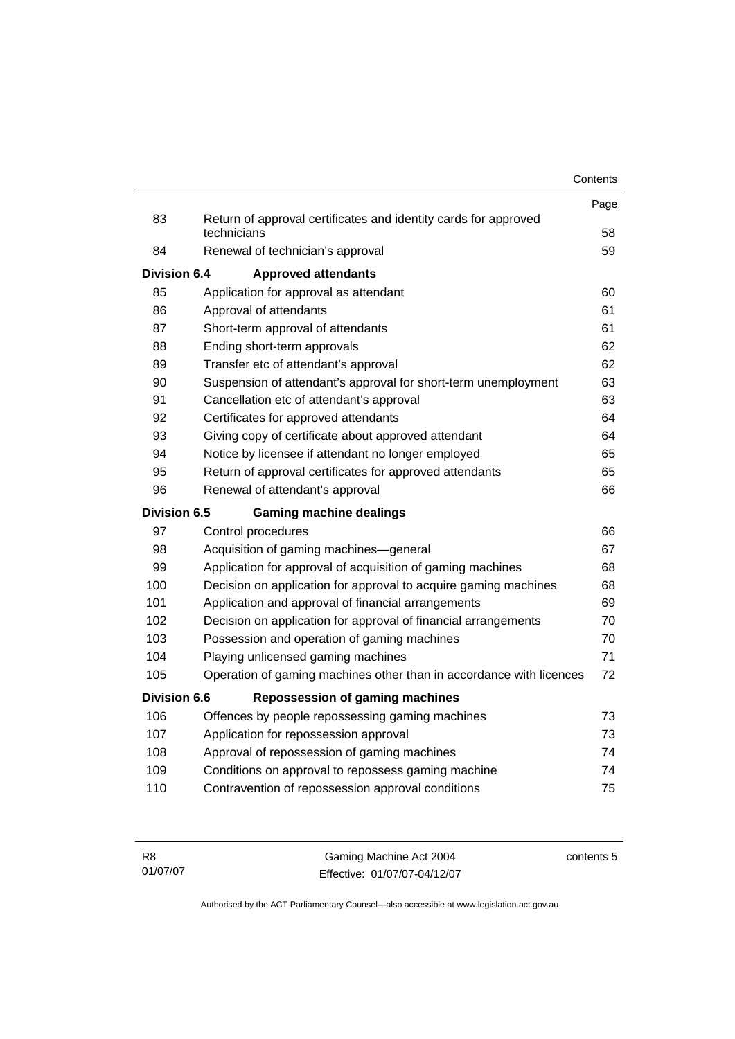| | | Page |
|---|---|---|
| 83 | Return of approval certificates and identity cards for approved technicians | 58 |
| 84 | Renewal of technician's approval | 59 |
| **Division 6.4** | **Approved attendants** | |
| 85 | Application for approval as attendant | 60 |
| 86 | Approval of attendants | 61 |
| 87 | Short-term approval of attendants | 61 |
| 88 | Ending short-term approvals | 62 |
| 89 | Transfer etc of attendant's approval | 62 |
| 90 | Suspension of attendant's approval for short-term unemployment | 63 |
| 91 | Cancellation etc of attendant's approval | 63 |
| 92 | Certificates for approved attendants | 64 |
| 93 | Giving copy of certificate about approved attendant | 64 |
| 94 | Notice by licensee if attendant no longer employed | 65 |
| 95 | Return of approval certificates for approved attendants | 65 |
| 96 | Renewal of attendant's approval | 66 |
| **Division 6.5** | **Gaming machine dealings** | |
| 97 | Control procedures | 66 |
| 98 | Acquisition of gaming machines—general | 67 |
| 99 | Application for approval of acquisition of gaming machines | 68 |
| 100 | Decision on application for approval to acquire gaming machines | 68 |
| 101 | Application and approval of financial arrangements | 69 |
| 102 | Decision on application for approval of financial arrangements | 70 |
| 103 | Possession and operation of gaming machines | 70 |
| 104 | Playing unlicensed gaming machines | 71 |
| 105 | Operation of gaming machines other than in accordance with licences | 72 |
| **Division 6.6** | **Repossession of gaming machines** | |
| 106 | Offences by people repossessing gaming machines | 73 |
| 107 | Application for repossession approval | 73 |
| 108 | Approval of repossession of gaming machines | 74 |
| 109 | Conditions on approval to repossess gaming machine | 74 |
| 110 | Contravention of repossession approval conditions | 75 |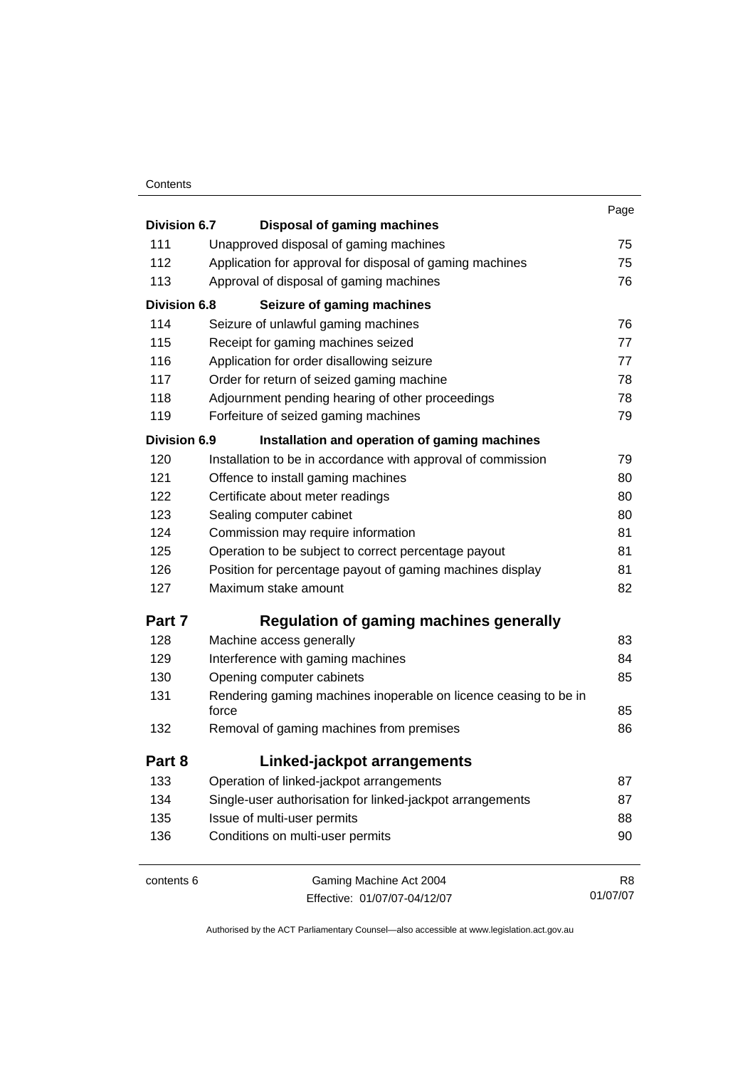| | | Page |
|---|---|---|
| **Division 6.7** | **Disposal of gaming machines** | |
| 111 | Unapproved disposal of gaming machines | 75 |
| 112 | Application for approval for disposal of gaming machines | 75 |
| 113 | Approval of disposal of gaming machines | 76 |
| **Division 6.8** | **Seizure of gaming machines** | |
| 114 | Seizure of unlawful gaming machines | 76 |
| 115 | Receipt for gaming machines seized | 77 |
| 116 | Application for order disallowing seizure | 77 |
| 117 | Order for return of seized gaming machine | 78 |
| 118 | Adjournment pending hearing of other proceedings | 78 |
| 119 | Forfeiture of seized gaming machines | 79 |
| **Division 6.9** | **Installation and operation of gaming machines** | |
| 120 | Installation to be in accordance with approval of commission | 79 |
| 121 | Offence to install gaming machines | 80 |
| 122 | Certificate about meter readings | 80 |
| 123 | Sealing computer cabinet | 80 |
| 124 | Commission may require information | 81 |
| 125 | Operation to be subject to correct percentage payout | 81 |
| 126 | Position for percentage payout of gaming machines display | 81 |
| 127 | Maximum stake amount | 82 |
| **Part 7** | **Regulation of gaming machines generally** | |
| 128 | Machine access generally | 83 |
| 129 | Interference with gaming machines | 84 |
| 130 | Opening computer cabinets | 85 |
| 131 | Rendering gaming machines inoperable on licence ceasing to be in force | 85 |
| 132 | Removal of gaming machines from premises | 86 |
| **Part 8** | **Linked-jackpot arrangements** | |
| 133 | Operation of linked-jackpot arrangements | 87 |
| 134 | Single-user authorisation for linked-jackpot arrangements | 87 |
| 135 | Issue of multi-user permits | 88 |
| 136 | Conditions on multi-user permits | 90 |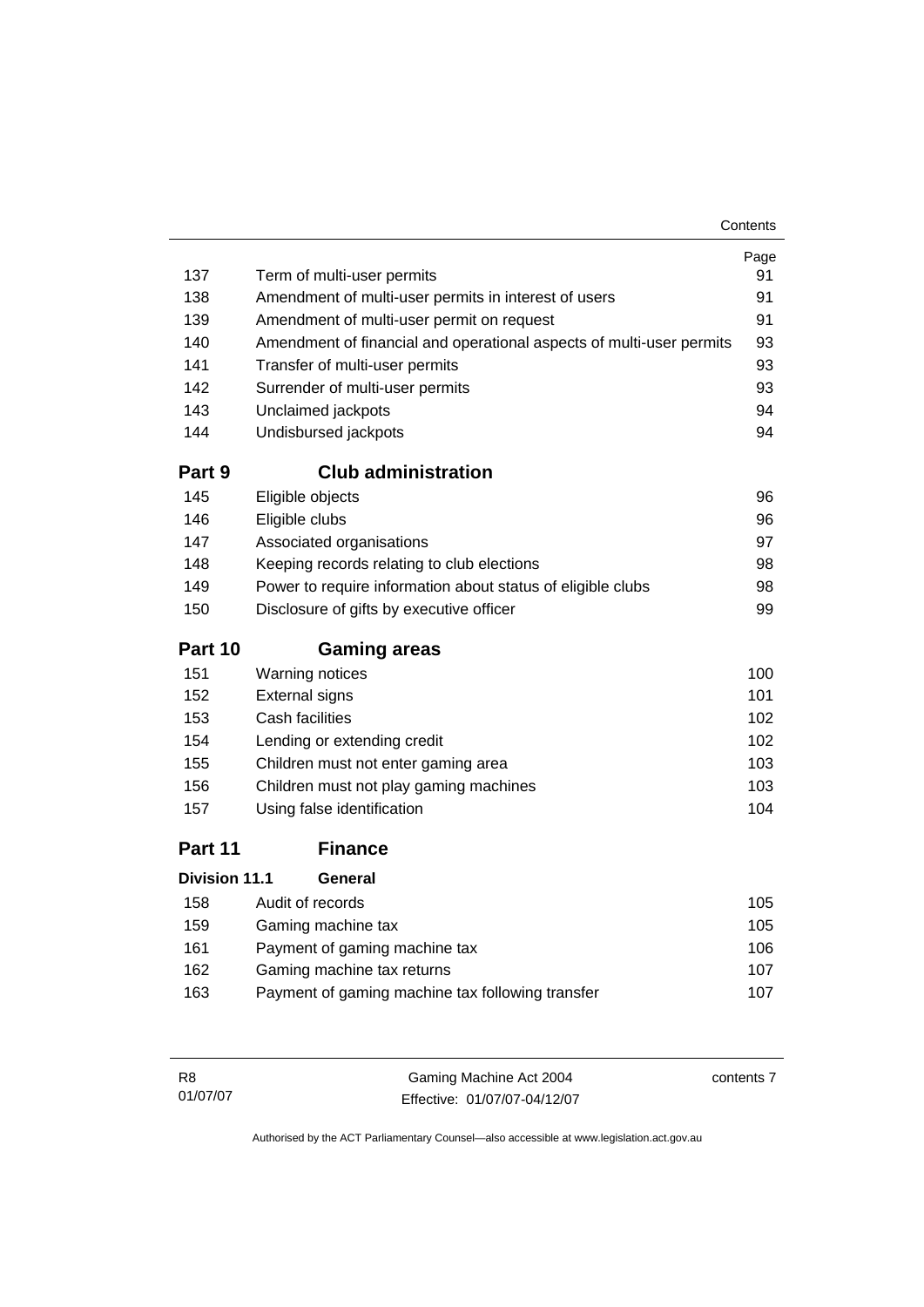| | | Page |
|---|---|---|
| 137 | Term of multi-user permits | 91 |
| 138 | Amendment of multi-user permits in interest of users | 91 |
| 139 | Amendment of multi-user permit on request | 91 |
| 140 | Amendment of financial and operational aspects of multi-user permits | 93 |
| 141 | Transfer of multi-user permits | 93 |
| 142 | Surrender of multi-user permits | 93 |
| 143 | Unclaimed jackpots | 94 |
| 144 | Undisbursed jackpots | 94 |

## Part 9 Club administration

| | | |
|---|---|---|
| 145 | Eligible objects | 96 |
| 146 | Eligible clubs | 96 |
| 147 | Associated organisations | 97 |
| 148 | Keeping records relating to club elections | 98 |
| 149 | Power to require information about status of eligible clubs | 98 |
| 150 | Disclosure of gifts by executive officer | 99 |

## Part 10 Gaming areas

| | | |
|---|---|---|
| 151 | Warning notices | 100 |
| 152 | External signs | 101 |
| 153 | Cash facilities | 102 |
| 154 | Lending or extending credit | 102 |
| 155 | Children must not enter gaming area | 103 |
| 156 | Children must not play gaming machines | 103 |
| 157 | Using false identification | 104 |

## Part 11 Finance

### Division 11.1 General

| | | |
|---|---|---|
| 158 | Audit of records | 105 |
| 159 | Gaming machine tax | 105 |
| 161 | Payment of gaming machine tax | 106 |
| 162 | Gaming machine tax returns | 107 |
| 163 | Payment of gaming machine tax following transfer | 107 |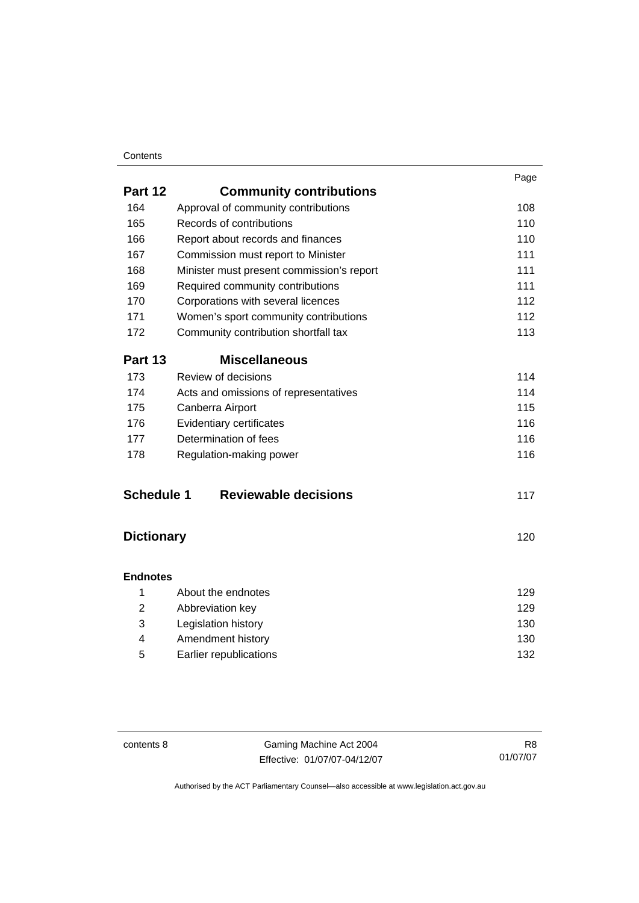| | | Page |
|---|---|---|
| **Part 12** | **Community contributions** | |
| 164 | Approval of community contributions | 108 |
| 165 | Records of contributions | 110 |
| 166 | Report about records and finances | 110 |
| 167 | Commission must report to Minister | 111 |
| 168 | Minister must present commission's report | 111 |
| 169 | Required community contributions | 111 |
| 170 | Corporations with several licences | 112 |
| 171 | Women's sport community contributions | 112 |
| 172 | Community contribution shortfall tax | 113 |
| **Part 13** | **Miscellaneous** | |
| 173 | Review of decisions | 114 |
| 174 | Acts and omissions of representatives | 114 |
| 175 | Canberra Airport | 115 |
| 176 | Evidentiary certificates | 116 |
| 177 | Determination of fees | 116 |
| 178 | Regulation-making power | 116 |
| **Schedule 1** | **Reviewable decisions** | 117 |
| **Dictionary** | | 120 |
| **Endnotes** | | |
| 1 | About the endnotes | 129 |
| 2 | Abbreviation key | 129 |
| 3 | Legislation history | 130 |
| 4 | Amendment history | 130 |
| 5 | Earlier republications | 132 |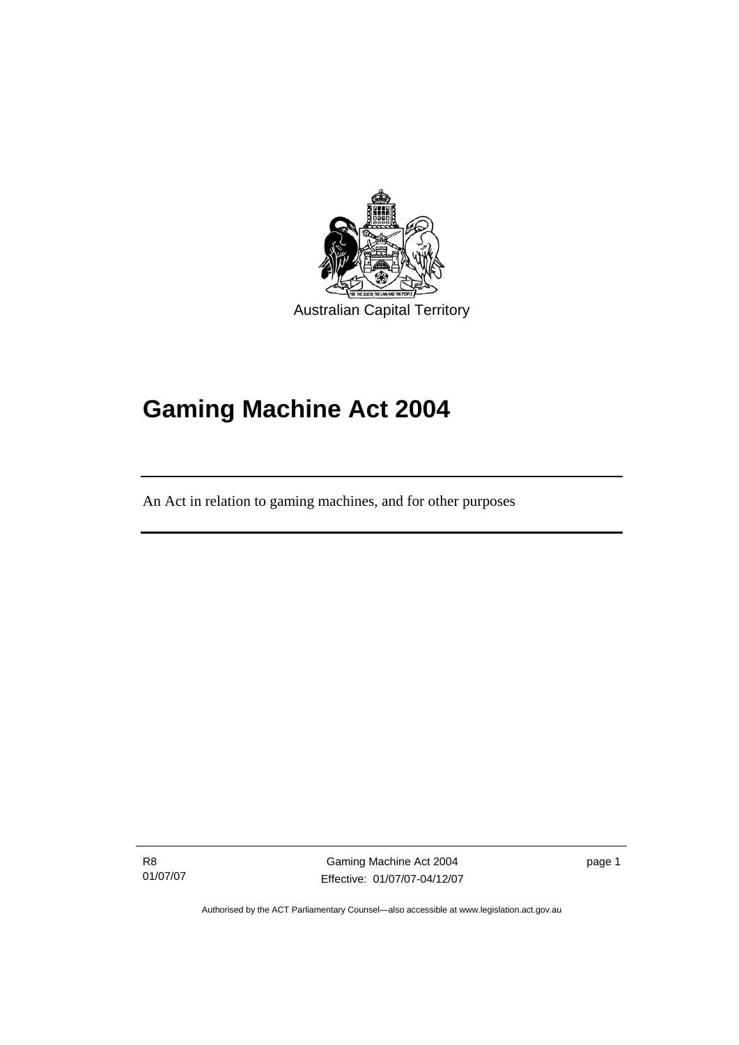Australian Capital Territory

# Gaming Machine Act 2004

An Act in relation to gaming machines, and for other purposes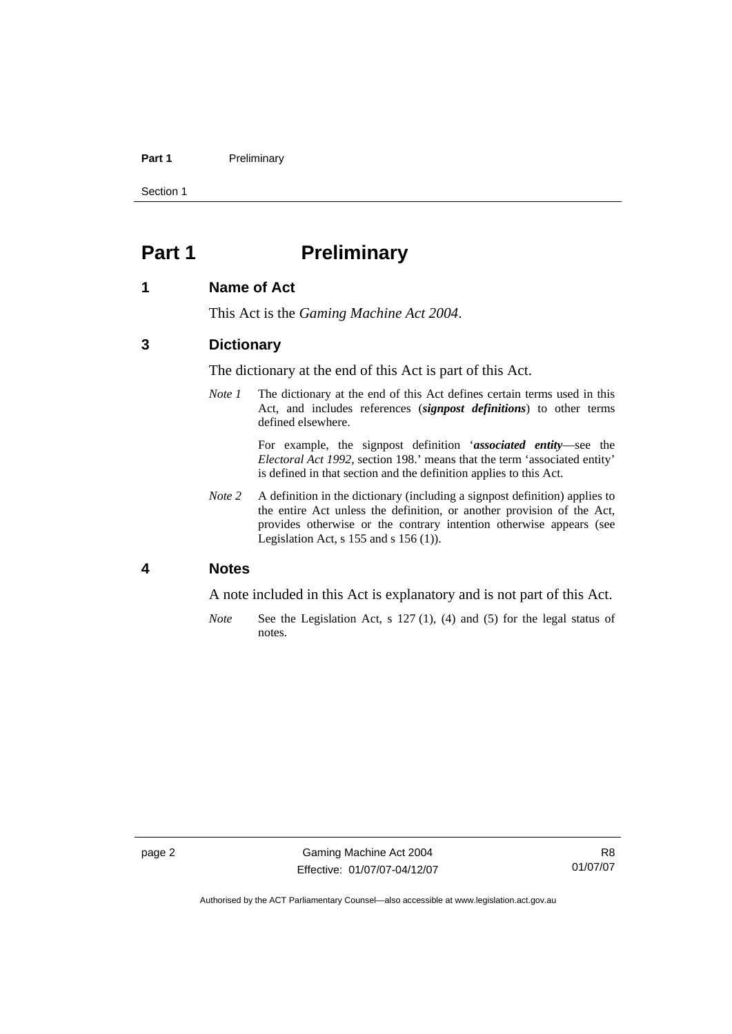# Part 1 Preliminary

## 1 Name of Act

This Act is the *Gaming Machine Act 2004*.

## 3 Dictionary

The dictionary at the end of this Act is part of this Act.

*Note 1* The dictionary at the end of this Act defines certain terms used in this Act, and includes references (***signpost definitions***) to other terms defined elsewhere.

For example, the signpost definition '***associated entity***—see the *Electoral Act 1992*, section 198.' means that the term 'associated entity' is defined in that section and the definition applies to this Act.

*Note 2* A definition in the dictionary (including a signpost definition) applies to the entire Act unless the definition, or another provision of the Act, provides otherwise or the contrary intention otherwise appears (see Legislation Act, s 155 and s 156 (1)).

## 4 Notes

A note included in this Act is explanatory and is not part of this Act.

*Note* See the Legislation Act, s 127 (1), (4) and (5) for the legal status of notes.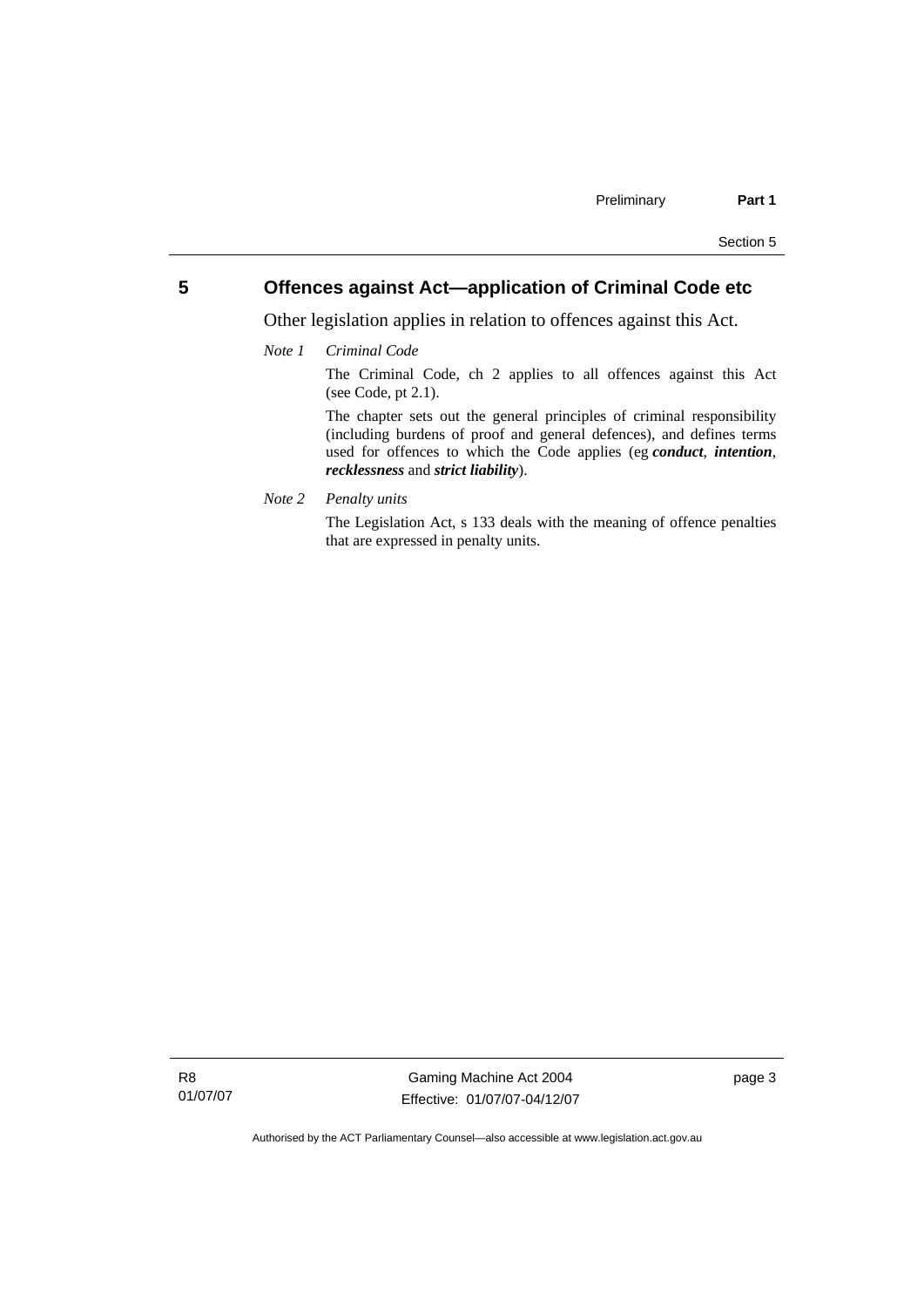## 5 Offences against Act—application of Criminal Code etc

Other legislation applies in relation to offences against this Act.

*Note 1* *Criminal Code*

The Criminal Code, ch 2 applies to all offences against this Act (see Code, pt 2.1).

The chapter sets out the general principles of criminal responsibility (including burdens of proof and general defences), and defines terms used for offences to which the Code applies (eg ***conduct***, ***intention***, ***recklessness*** and ***strict liability***).

*Note 2* *Penalty units*

The Legislation Act, s 133 deals with the meaning of offence penalties that are expressed in penalty units.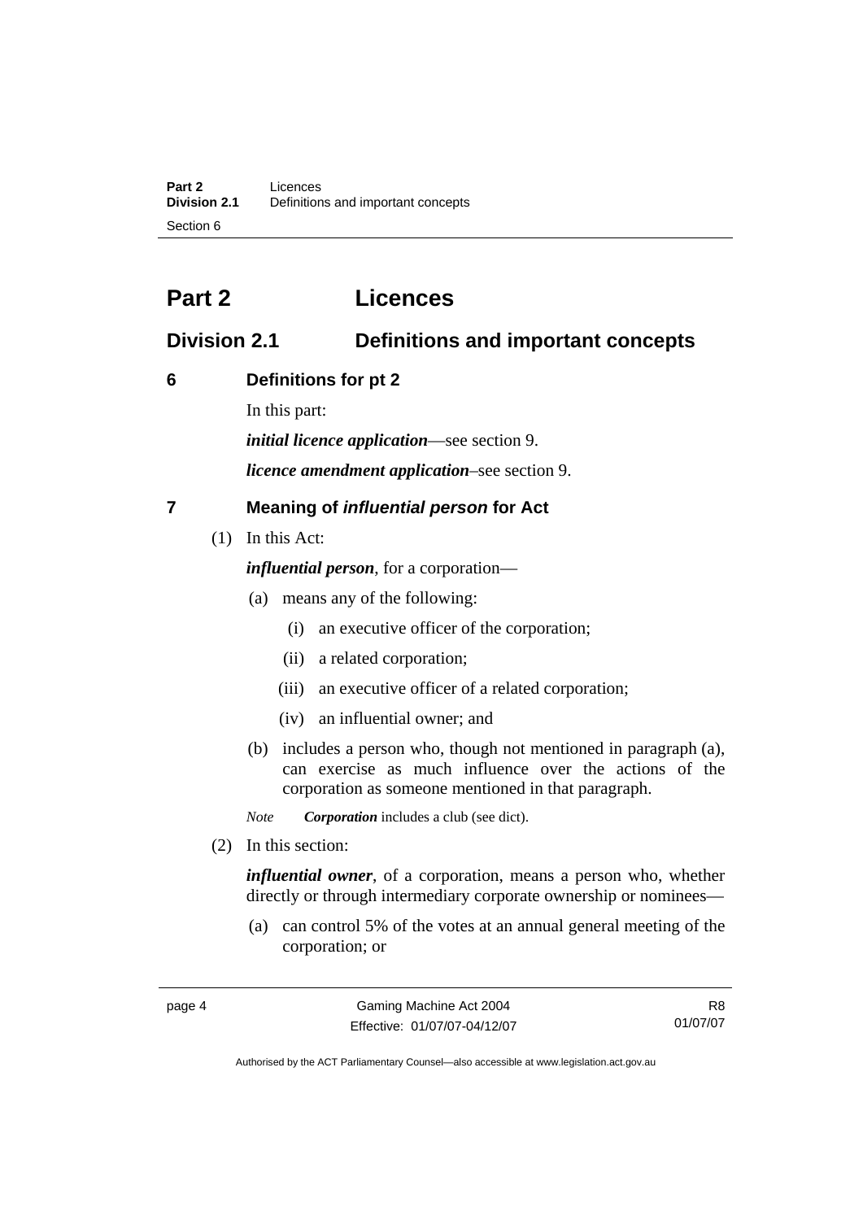# Part 2 Licences

## Division 2.1 Definitions and important concepts

### 6 Definitions for pt 2

In this part:

***initial licence application***—see section 9.

***licence amendment application***–see section 9.

### 7 Meaning of *influential person* for Act

(1) In this Act:

***influential person***, for a corporation—

(a) means any of the following:

(i) an executive officer of the corporation;

(ii) a related corporation;

(iii) an executive officer of a related corporation;

(iv) an influential owner; and

(b) includes a person who, though not mentioned in paragraph (a), can exercise as much influence over the actions of the corporation as someone mentioned in that paragraph.

*Note* ***Corporation*** includes a club (see dict).

(2) In this section:

***influential owner***, of a corporation, means a person who, whether directly or through intermediary corporate ownership or nominees—

(a) can control 5% of the votes at an annual general meeting of the corporation; or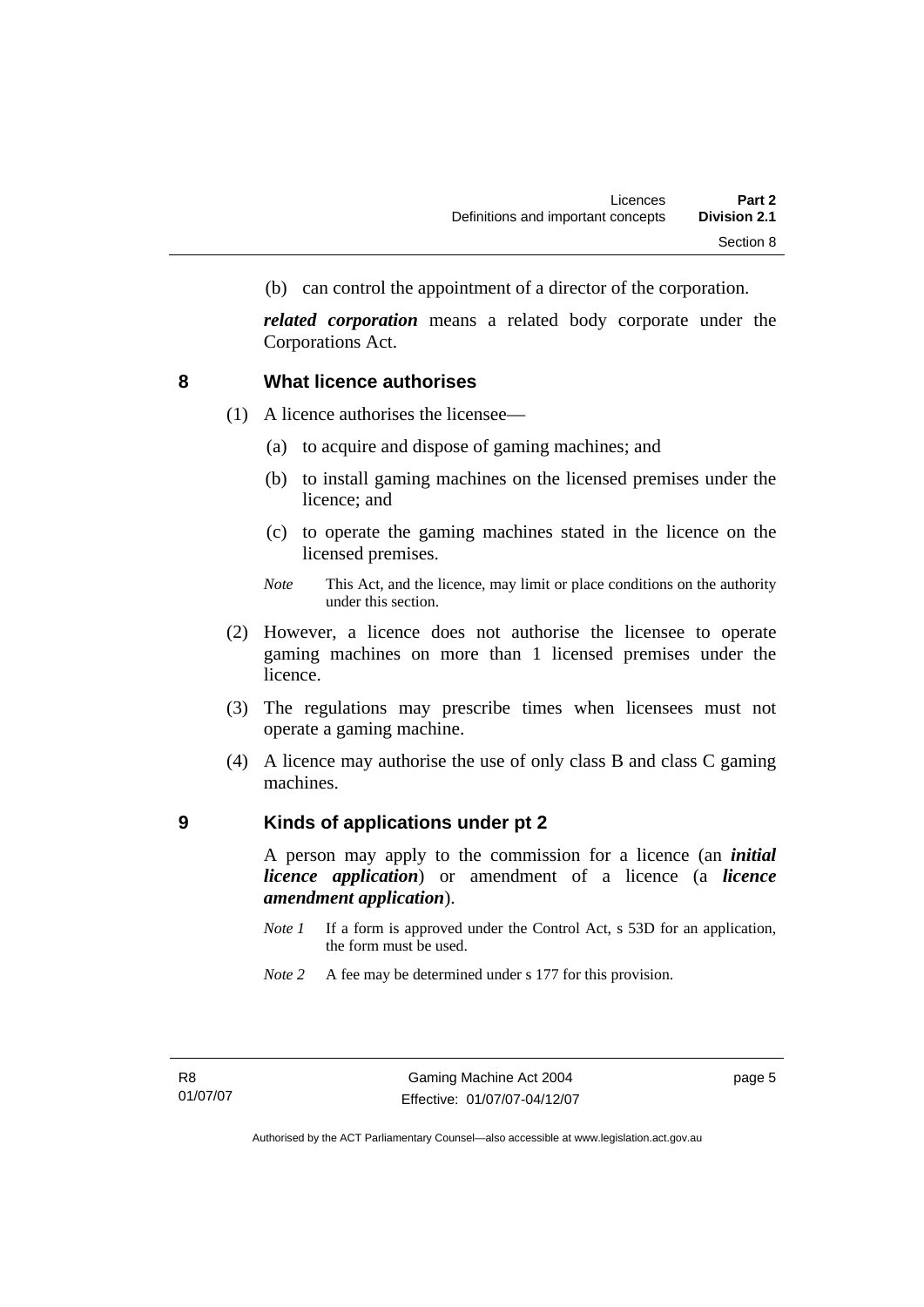(b) can control the appointment of a director of the corporation.

***related corporation*** means a related body corporate under the Corporations Act.

## 8 What licence authorises

(1) A licence authorises the licensee—

(a) to acquire and dispose of gaming machines; and

(b) to install gaming machines on the licensed premises under the licence; and

(c) to operate the gaming machines stated in the licence on the licensed premises.

*Note* This Act, and the licence, may limit or place conditions on the authority under this section.

(2) However, a licence does not authorise the licensee to operate gaming machines on more than 1 licensed premises under the licence.

(3) The regulations may prescribe times when licensees must not operate a gaming machine.

(4) A licence may authorise the use of only class B and class C gaming machines.

## 9 Kinds of applications under pt 2

A person may apply to the commission for a licence (an ***initial licence application***) or amendment of a licence (a ***licence amendment application***).

*Note 1* If a form is approved under the Control Act, s 53D for an application, the form must be used.

*Note 2* A fee may be determined under s 177 for this provision.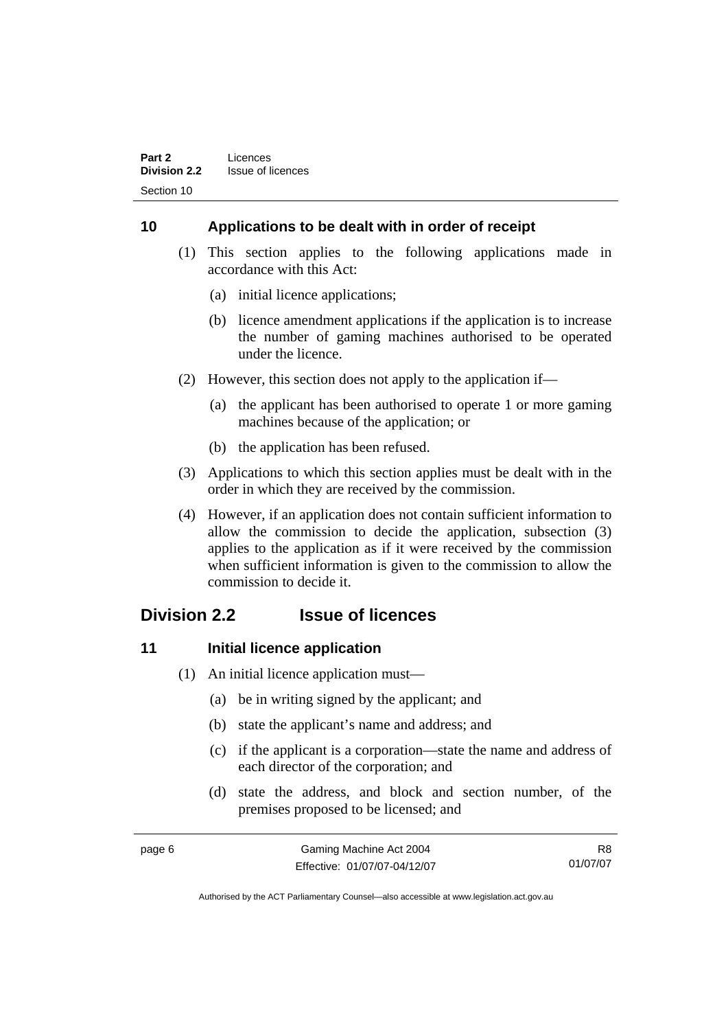### 10 Applications to be dealt with in order of receipt

(1) This section applies to the following applications made in accordance with this Act:

(a) initial licence applications;

(b) licence amendment applications if the application is to increase the number of gaming machines authorised to be operated under the licence.

(2) However, this section does not apply to the application if—

(a) the applicant has been authorised to operate 1 or more gaming machines because of the application; or

(b) the application has been refused.

(3) Applications to which this section applies must be dealt with in the order in which they are received by the commission.

(4) However, if an application does not contain sufficient information to allow the commission to decide the application, subsection (3) applies to the application as if it were received by the commission when sufficient information is given to the commission to allow the commission to decide it.

## Division 2.2 Issue of licences

### 11 Initial licence application

(1) An initial licence application must—

(a) be in writing signed by the applicant; and

(b) state the applicant's name and address; and

(c) if the applicant is a corporation—state the name and address of each director of the corporation; and

(d) state the address, and block and section number, of the premises proposed to be licensed; and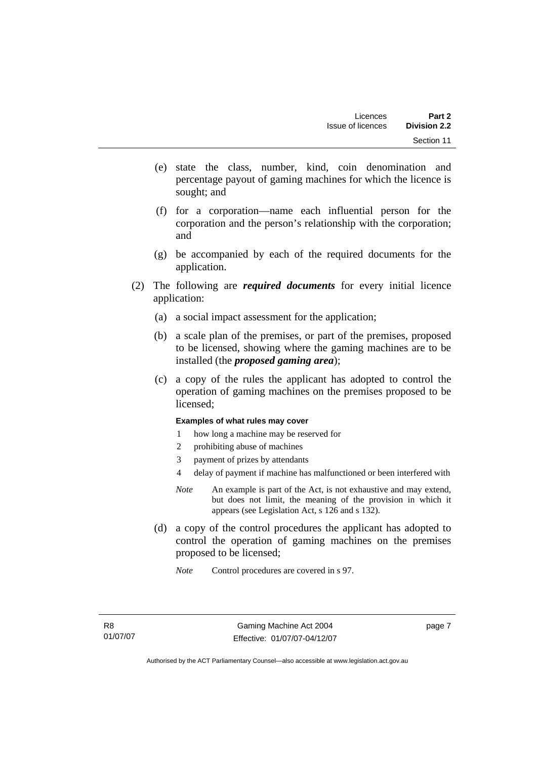(e) state the class, number, kind, coin denomination and percentage payout of gaming machines for which the licence is sought; and

(f) for a corporation—name each influential person for the corporation and the person's relationship with the corporation; and

(g) be accompanied by each of the required documents for the application.

(2) The following are ***required documents*** for every initial licence application:

(a) a social impact assessment for the application;

(b) a scale plan of the premises, or part of the premises, proposed to be licensed, showing where the gaming machines are to be installed (the ***proposed gaming area***);

(c) a copy of the rules the applicant has adopted to control the operation of gaming machines on the premises proposed to be licensed;

**Examples of what rules may cover**

1 how long a machine may be reserved for

2 prohibiting abuse of machines

3 payment of prizes by attendants

4 delay of payment if machine has malfunctioned or been interfered with

*Note* An example is part of the Act, is not exhaustive and may extend, but does not limit, the meaning of the provision in which it appears (see Legislation Act, s 126 and s 132).

(d) a copy of the control procedures the applicant has adopted to control the operation of gaming machines on the premises proposed to be licensed;

*Note* Control procedures are covered in s 97.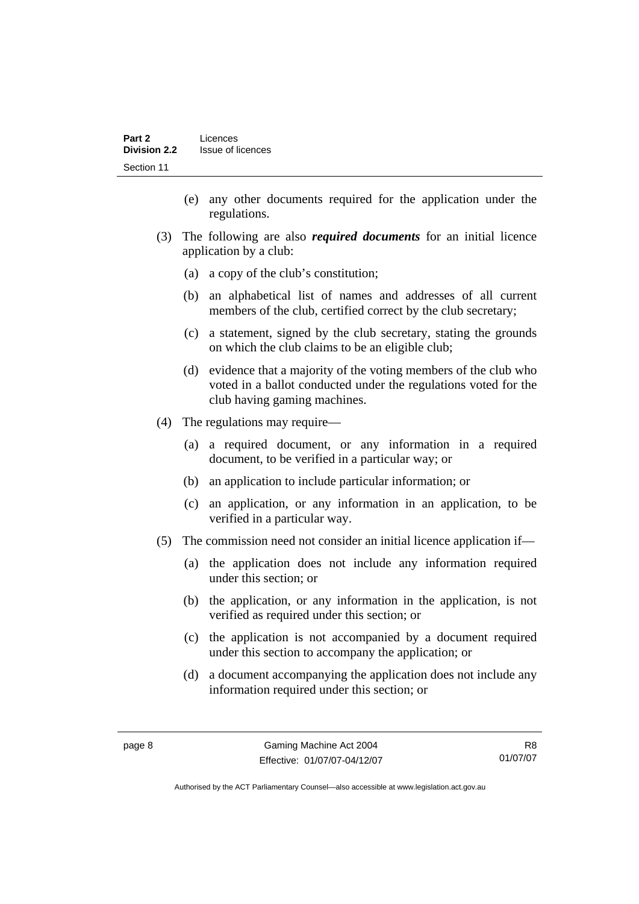(e) any other documents required for the application under the regulations.

(3) The following are also ***required documents*** for an initial licence application by a club:

(a) a copy of the club's constitution;

(b) an alphabetical list of names and addresses of all current members of the club, certified correct by the club secretary;

(c) a statement, signed by the club secretary, stating the grounds on which the club claims to be an eligible club;

(d) evidence that a majority of the voting members of the club who voted in a ballot conducted under the regulations voted for the club having gaming machines.

(4) The regulations may require—

(a) a required document, or any information in a required document, to be verified in a particular way; or

(b) an application to include particular information; or

(c) an application, or any information in an application, to be verified in a particular way.

(5) The commission need not consider an initial licence application if—

(a) the application does not include any information required under this section; or

(b) the application, or any information in the application, is not verified as required under this section; or

(c) the application is not accompanied by a document required under this section to accompany the application; or

(d) a document accompanying the application does not include any information required under this section; or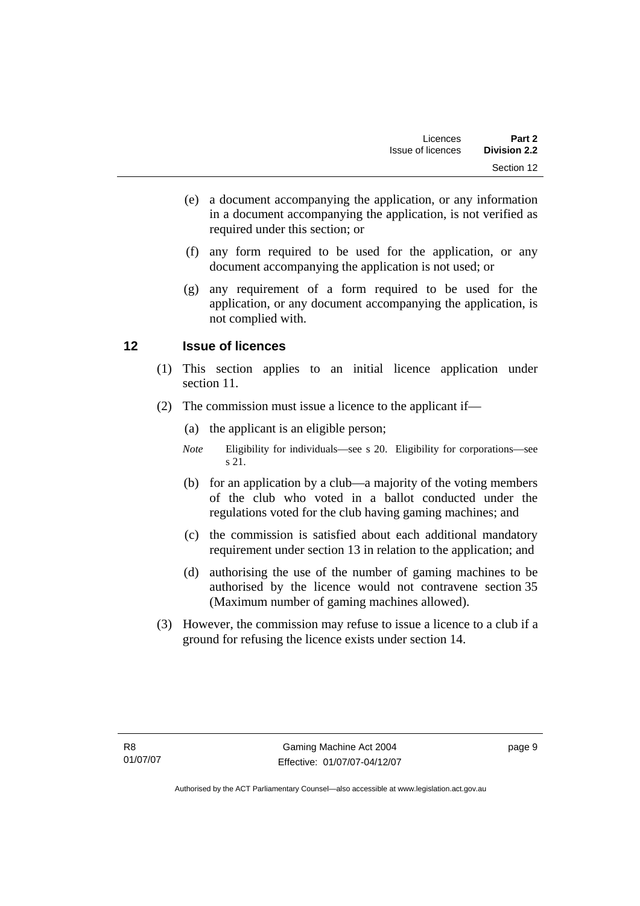(e) a document accompanying the application, or any information in a document accompanying the application, is not verified as required under this section; or

(f) any form required to be used for the application, or any document accompanying the application is not used; or

(g) any requirement of a form required to be used for the application, or any document accompanying the application, is not complied with.

## 12 Issue of licences

(1) This section applies to an initial licence application under section 11.

(2) The commission must issue a licence to the applicant if—

(a) the applicant is an eligible person;

*Note* Eligibility for individuals—see s 20. Eligibility for corporations—see s 21.

(b) for an application by a club—a majority of the voting members of the club who voted in a ballot conducted under the regulations voted for the club having gaming machines; and

(c) the commission is satisfied about each additional mandatory requirement under section 13 in relation to the application; and

(d) authorising the use of the number of gaming machines to be authorised by the licence would not contravene section 35 (Maximum number of gaming machines allowed).

(3) However, the commission may refuse to issue a licence to a club if a ground for refusing the licence exists under section 14.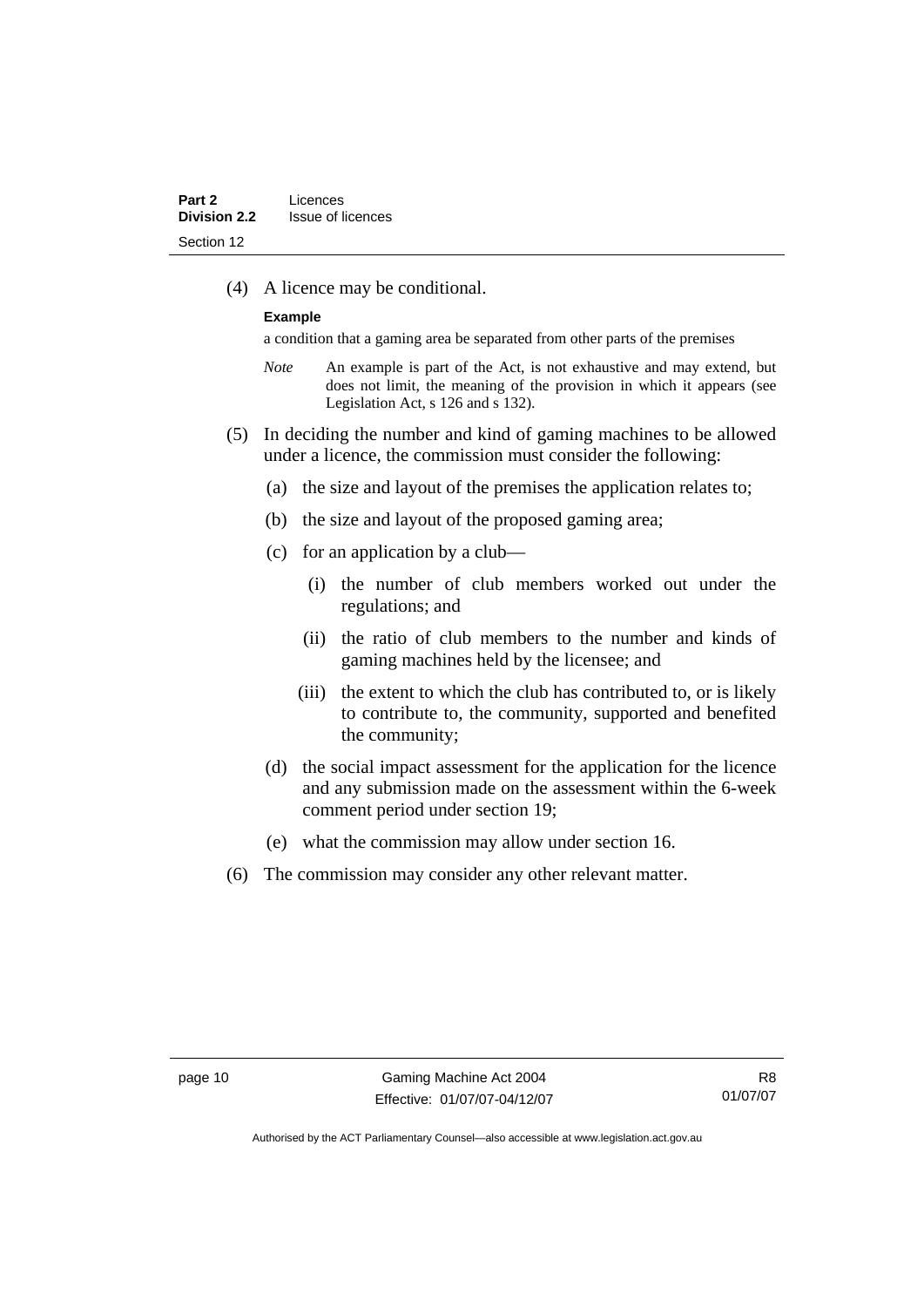(4) A licence may be conditional.

**Example**

a condition that a gaming area be separated from other parts of the premises

*Note* An example is part of the Act, is not exhaustive and may extend, but does not limit, the meaning of the provision in which it appears (see Legislation Act, s 126 and s 132).

(5) In deciding the number and kind of gaming machines to be allowed under a licence, the commission must consider the following:

(a) the size and layout of the premises the application relates to;

(b) the size and layout of the proposed gaming area;

(c) for an application by a club—

(i) the number of club members worked out under the regulations; and

(ii) the ratio of club members to the number and kinds of gaming machines held by the licensee; and

(iii) the extent to which the club has contributed to, or is likely to contribute to, the community, supported and benefited the community;

(d) the social impact assessment for the application for the licence and any submission made on the assessment within the 6-week comment period under section 19;

(e) what the commission may allow under section 16.

(6) The commission may consider any other relevant matter.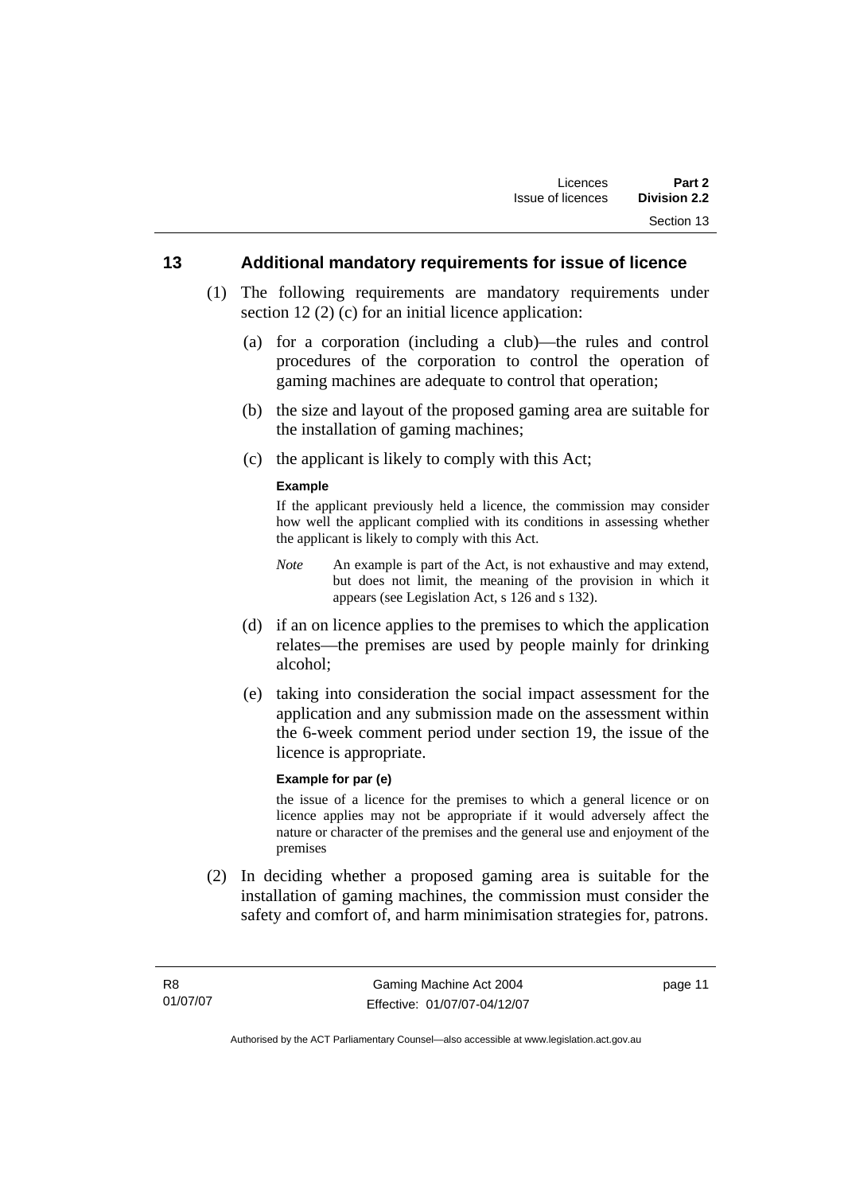## 13 Additional mandatory requirements for issue of licence

(1) The following requirements are mandatory requirements under section 12 (2) (c) for an initial licence application:

(a) for a corporation (including a club)—the rules and control procedures of the corporation to control the operation of gaming machines are adequate to control that operation;

(b) the size and layout of the proposed gaming area are suitable for the installation of gaming machines;

(c) the applicant is likely to comply with this Act;

**Example**

If the applicant previously held a licence, the commission may consider how well the applicant complied with its conditions in assessing whether the applicant is likely to comply with this Act.

*Note* An example is part of the Act, is not exhaustive and may extend, but does not limit, the meaning of the provision in which it appears (see Legislation Act, s 126 and s 132).

(d) if an on licence applies to the premises to which the application relates—the premises are used by people mainly for drinking alcohol;

(e) taking into consideration the social impact assessment for the application and any submission made on the assessment within the 6-week comment period under section 19, the issue of the licence is appropriate.

**Example for par (e)**

the issue of a licence for the premises to which a general licence or on licence applies may not be appropriate if it would adversely affect the nature or character of the premises and the general use and enjoyment of the premises

(2) In deciding whether a proposed gaming area is suitable for the installation of gaming machines, the commission must consider the safety and comfort of, and harm minimisation strategies for, patrons.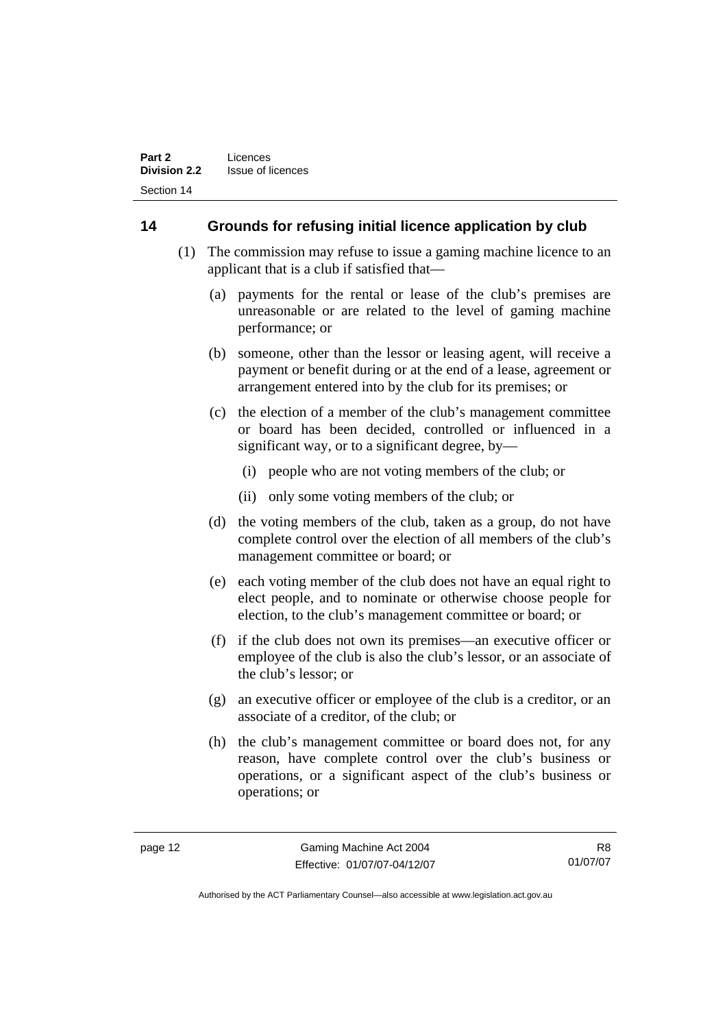## 14 Grounds for refusing initial licence application by club

(1) The commission may refuse to issue a gaming machine licence to an applicant that is a club if satisfied that—

(a) payments for the rental or lease of the club's premises are unreasonable or are related to the level of gaming machine performance; or

(b) someone, other than the lessor or leasing agent, will receive a payment or benefit during or at the end of a lease, agreement or arrangement entered into by the club for its premises; or

(c) the election of a member of the club's management committee or board has been decided, controlled or influenced in a significant way, or to a significant degree, by—

(i) people who are not voting members of the club; or

(ii) only some voting members of the club; or

(d) the voting members of the club, taken as a group, do not have complete control over the election of all members of the club's management committee or board; or

(e) each voting member of the club does not have an equal right to elect people, and to nominate or otherwise choose people for election, to the club's management committee or board; or

(f) if the club does not own its premises—an executive officer or employee of the club is also the club's lessor, or an associate of the club's lessor; or

(g) an executive officer or employee of the club is a creditor, or an associate of a creditor, of the club; or

(h) the club's management committee or board does not, for any reason, have complete control over the club's business or operations, or a significant aspect of the club's business or operations; or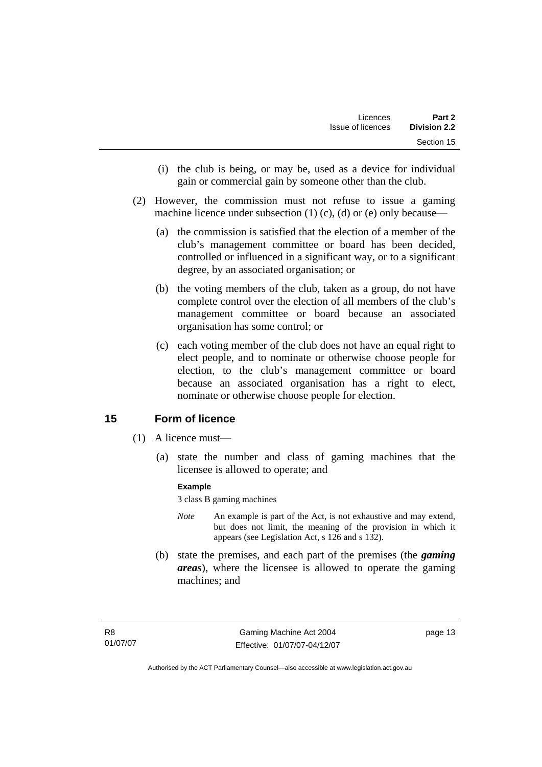(i) the club is being, or may be, used as a device for individual gain or commercial gain by someone other than the club.

(2) However, the commission must not refuse to issue a gaming machine licence under subsection (1) (c), (d) or (e) only because—

(a) the commission is satisfied that the election of a member of the club's management committee or board has been decided, controlled or influenced in a significant way, or to a significant degree, by an associated organisation; or

(b) the voting members of the club, taken as a group, do not have complete control over the election of all members of the club's management committee or board because an associated organisation has some control; or

(c) each voting member of the club does not have an equal right to elect people, and to nominate or otherwise choose people for election, to the club's management committee or board because an associated organisation has a right to elect, nominate or otherwise choose people for election.

## 15 Form of licence

(1) A licence must—

(a) state the number and class of gaming machines that the licensee is allowed to operate; and

**Example**

3 class B gaming machines

*Note* An example is part of the Act, is not exhaustive and may extend, but does not limit, the meaning of the provision in which it appears (see Legislation Act, s 126 and s 132).

(b) state the premises, and each part of the premises (the ***gaming areas***), where the licensee is allowed to operate the gaming machines; and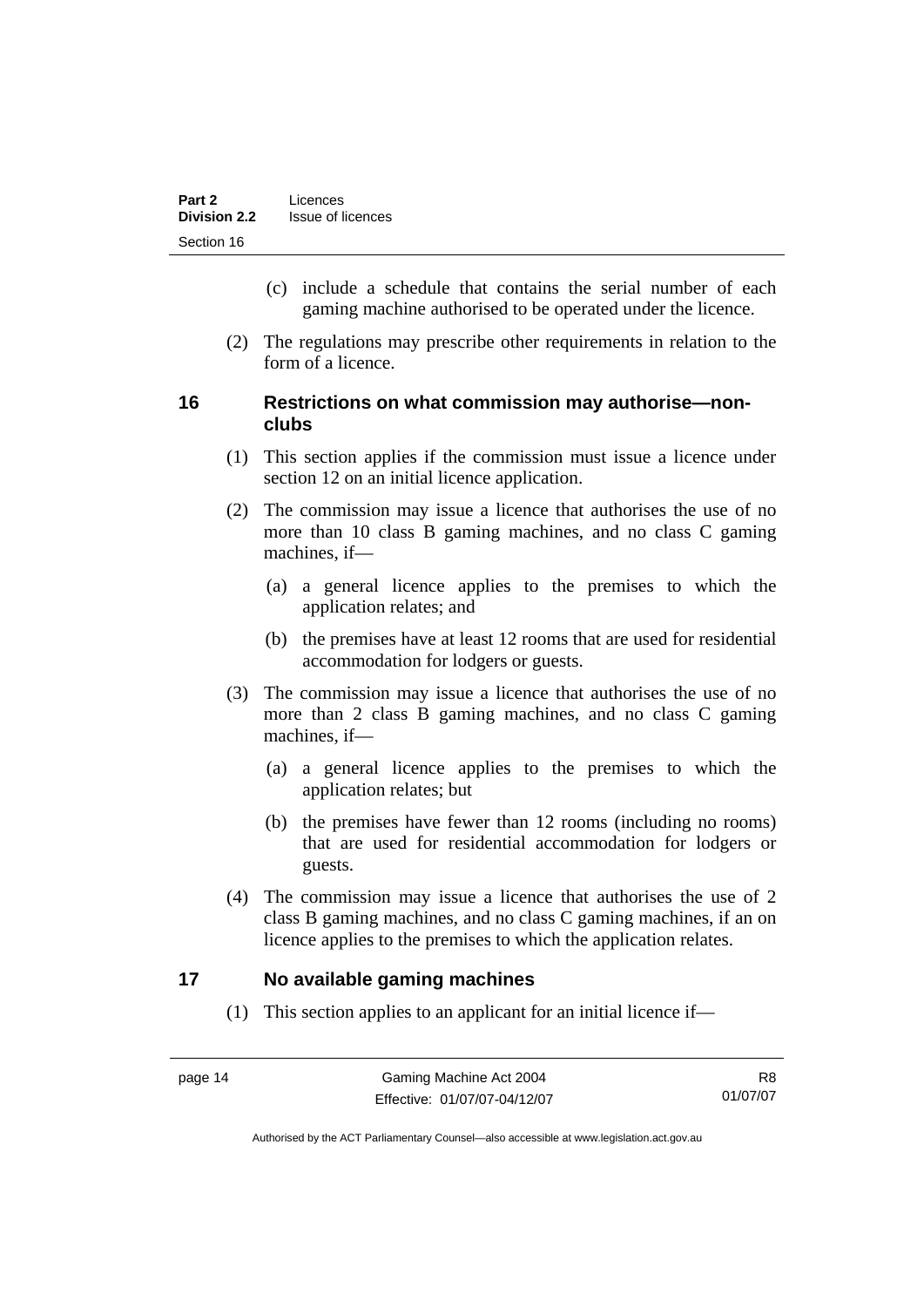(c) include a schedule that contains the serial number of each gaming machine authorised to be operated under the licence.

(2) The regulations may prescribe other requirements in relation to the form of a licence.

## 16 Restrictions on what commission may authorise—non-clubs

(1) This section applies if the commission must issue a licence under section 12 on an initial licence application.

(2) The commission may issue a licence that authorises the use of no more than 10 class B gaming machines, and no class C gaming machines, if—

(a) a general licence applies to the premises to which the application relates; and

(b) the premises have at least 12 rooms that are used for residential accommodation for lodgers or guests.

(3) The commission may issue a licence that authorises the use of no more than 2 class B gaming machines, and no class C gaming machines, if—

(a) a general licence applies to the premises to which the application relates; but

(b) the premises have fewer than 12 rooms (including no rooms) that are used for residential accommodation for lodgers or guests.

(4) The commission may issue a licence that authorises the use of 2 class B gaming machines, and no class C gaming machines, if an on licence applies to the premises to which the application relates.

## 17 No available gaming machines

(1) This section applies to an applicant for an initial licence if—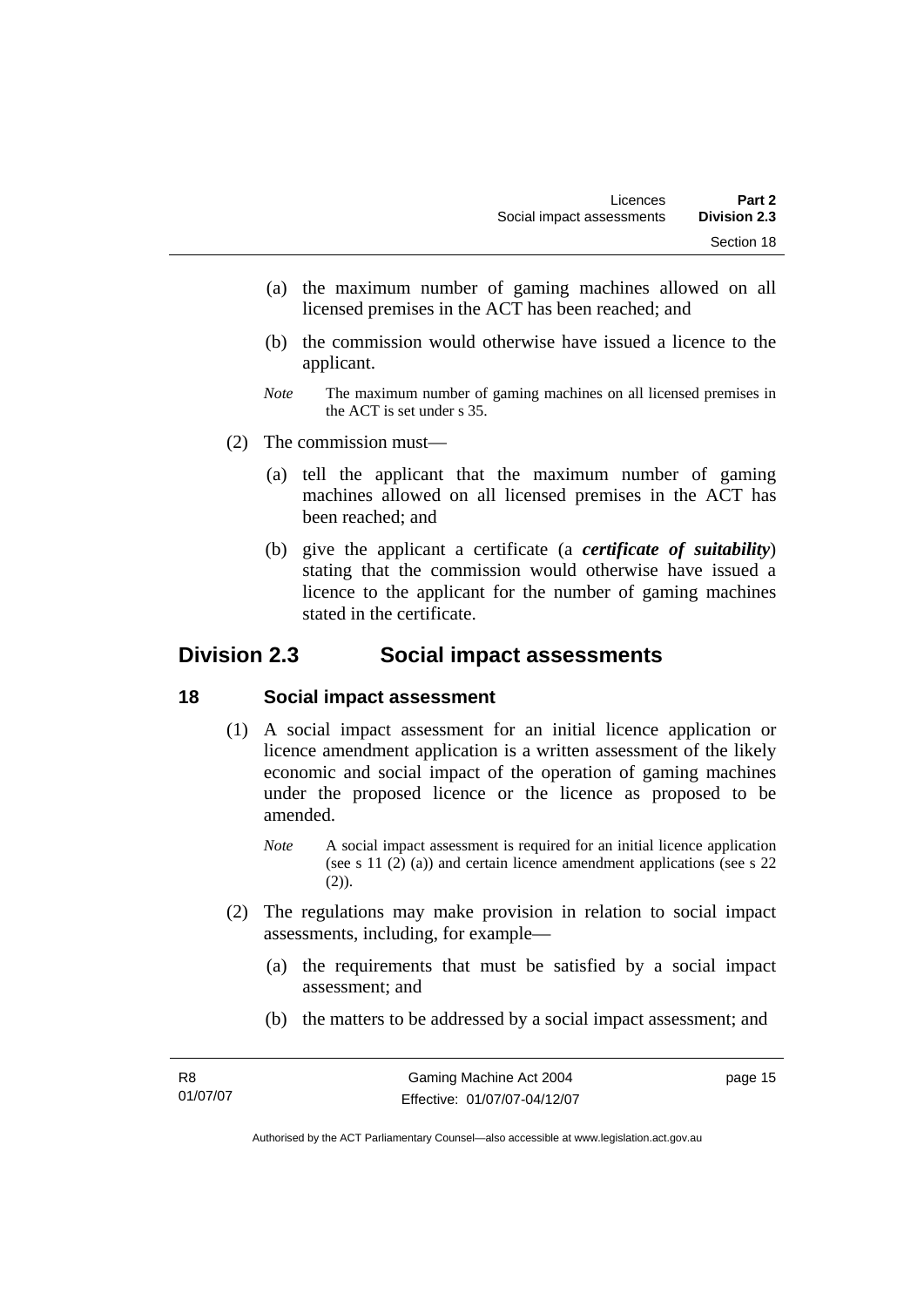(a) the maximum number of gaming machines allowed on all licensed premises in the ACT has been reached; and

(b) the commission would otherwise have issued a licence to the applicant.

*Note* The maximum number of gaming machines on all licensed premises in the ACT is set under s 35.

(2) The commission must—

(a) tell the applicant that the maximum number of gaming machines allowed on all licensed premises in the ACT has been reached; and

(b) give the applicant a certificate (a ***certificate of suitability***) stating that the commission would otherwise have issued a licence to the applicant for the number of gaming machines stated in the certificate.

## Division 2.3 Social impact assessments

### 18 Social impact assessment

(1) A social impact assessment for an initial licence application or licence amendment application is a written assessment of the likely economic and social impact of the operation of gaming machines under the proposed licence or the licence as proposed to be amended.

*Note* A social impact assessment is required for an initial licence application (see s 11 (2) (a)) and certain licence amendment applications (see s 22 (2)).

(2) The regulations may make provision in relation to social impact assessments, including, for example—

(a) the requirements that must be satisfied by a social impact assessment; and

(b) the matters to be addressed by a social impact assessment; and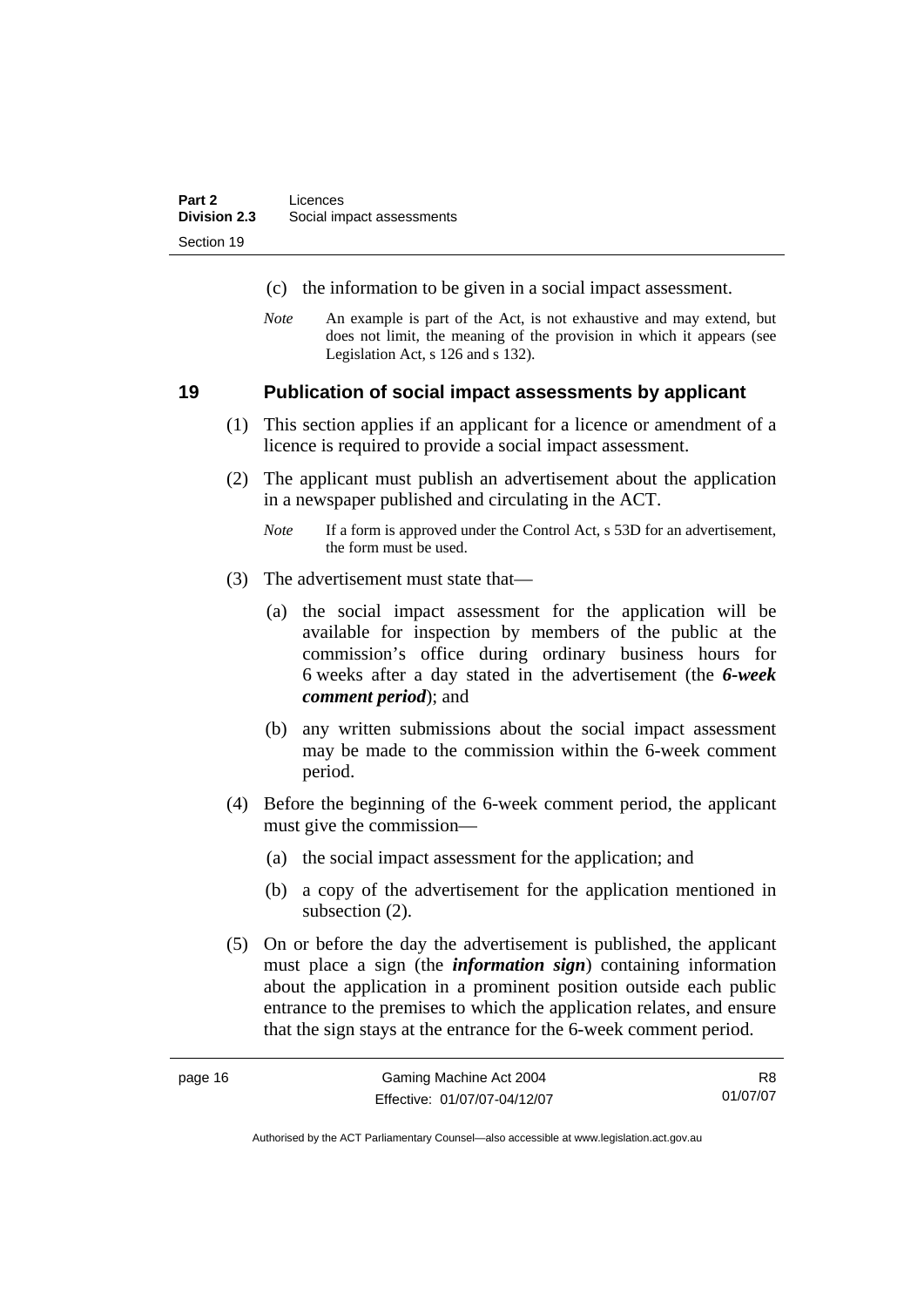(c) the information to be given in a social impact assessment.

*Note* An example is part of the Act, is not exhaustive and may extend, but does not limit, the meaning of the provision in which it appears (see Legislation Act, s 126 and s 132).

## 19 Publication of social impact assessments by applicant

(1) This section applies if an applicant for a licence or amendment of a licence is required to provide a social impact assessment.

(2) The applicant must publish an advertisement about the application in a newspaper published and circulating in the ACT.

*Note* If a form is approved under the Control Act, s 53D for an advertisement, the form must be used.

(3) The advertisement must state that—

(a) the social impact assessment for the application will be available for inspection by members of the public at the commission's office during ordinary business hours for 6 weeks after a day stated in the advertisement (the ***6-week comment period***); and

(b) any written submissions about the social impact assessment may be made to the commission within the 6-week comment period.

(4) Before the beginning of the 6-week comment period, the applicant must give the commission—

(a) the social impact assessment for the application; and

(b) a copy of the advertisement for the application mentioned in subsection (2).

(5) On or before the day the advertisement is published, the applicant must place a sign (the ***information sign***) containing information about the application in a prominent position outside each public entrance to the premises to which the application relates, and ensure that the sign stays at the entrance for the 6-week comment period.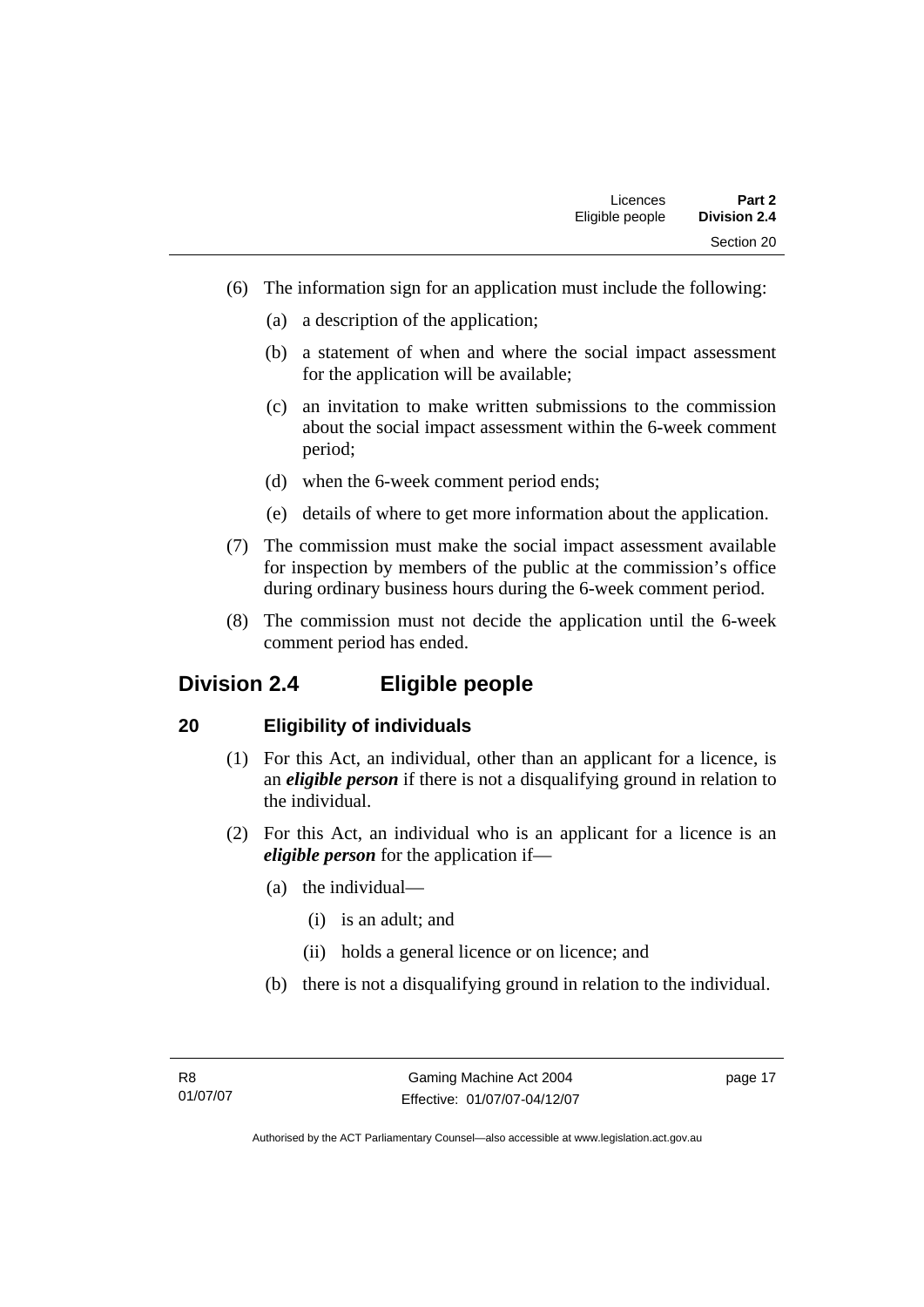(6) The information sign for an application must include the following:

(a) a description of the application;

(b) a statement of when and where the social impact assessment for the application will be available;

(c) an invitation to make written submissions to the commission about the social impact assessment within the 6-week comment period;

(d) when the 6-week comment period ends;

(e) details of where to get more information about the application.

(7) The commission must make the social impact assessment available for inspection by members of the public at the commission's office during ordinary business hours during the 6-week comment period.

(8) The commission must not decide the application until the 6-week comment period has ended.

## Division 2.4 Eligible people

### 20 Eligibility of individuals

(1) For this Act, an individual, other than an applicant for a licence, is an ***eligible person*** if there is not a disqualifying ground in relation to the individual.

(2) For this Act, an individual who is an applicant for a licence is an ***eligible person*** for the application if—

(a) the individual—

(i) is an adult; and

(ii) holds a general licence or on licence; and

(b) there is not a disqualifying ground in relation to the individual.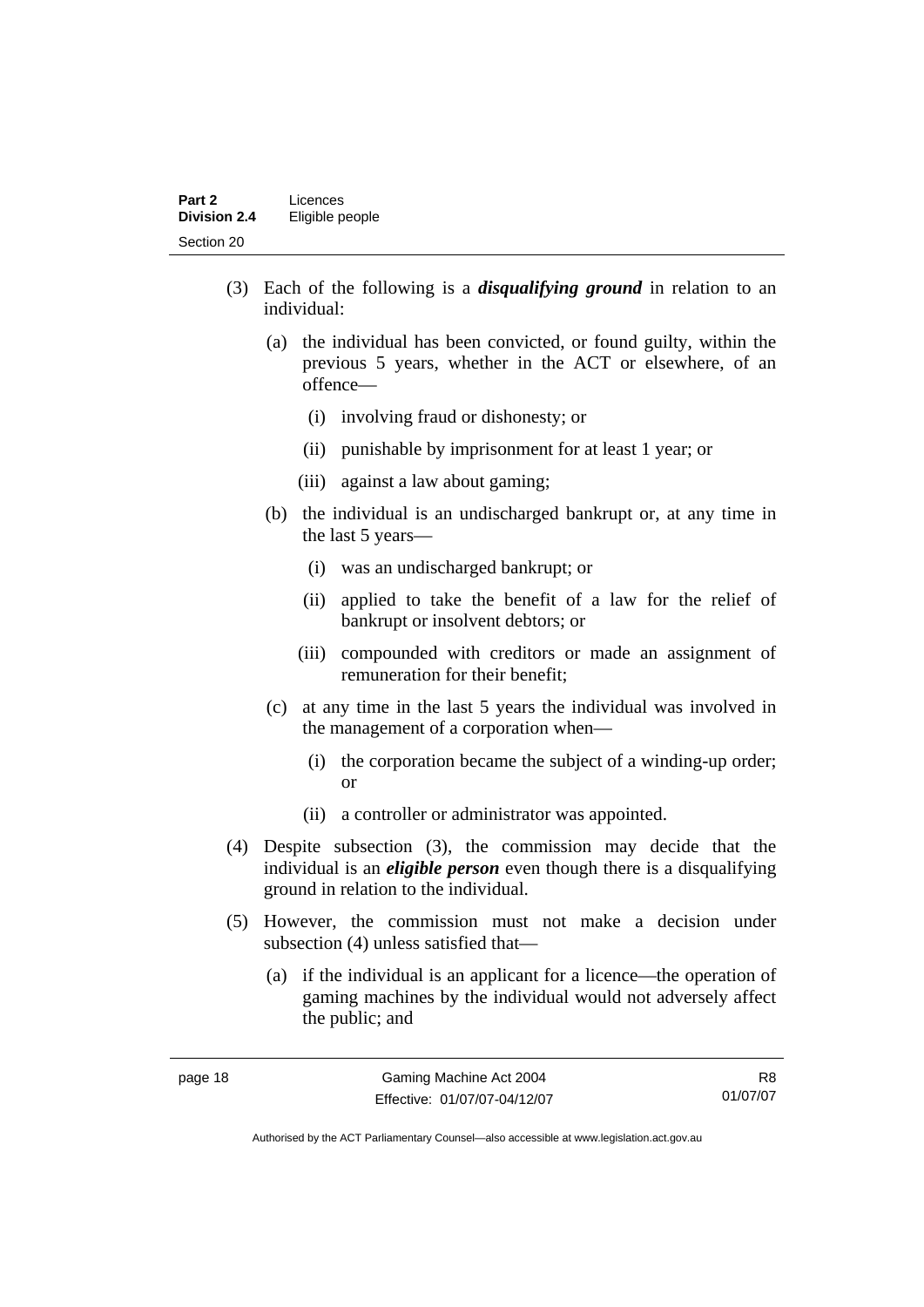(3) Each of the following is a ***disqualifying ground*** in relation to an individual:

(a) the individual has been convicted, or found guilty, within the previous 5 years, whether in the ACT or elsewhere, of an offence—

(i) involving fraud or dishonesty; or

(ii) punishable by imprisonment for at least 1 year; or

(iii) against a law about gaming;

(b) the individual is an undischarged bankrupt or, at any time in the last 5 years—

(i) was an undischarged bankrupt; or

(ii) applied to take the benefit of a law for the relief of bankrupt or insolvent debtors; or

(iii) compounded with creditors or made an assignment of remuneration for their benefit;

(c) at any time in the last 5 years the individual was involved in the management of a corporation when—

(i) the corporation became the subject of a winding-up order; or

(ii) a controller or administrator was appointed.

(4) Despite subsection (3), the commission may decide that the individual is an ***eligible person*** even though there is a disqualifying ground in relation to the individual.

(5) However, the commission must not make a decision under subsection (4) unless satisfied that—

(a) if the individual is an applicant for a licence—the operation of gaming machines by the individual would not adversely affect the public; and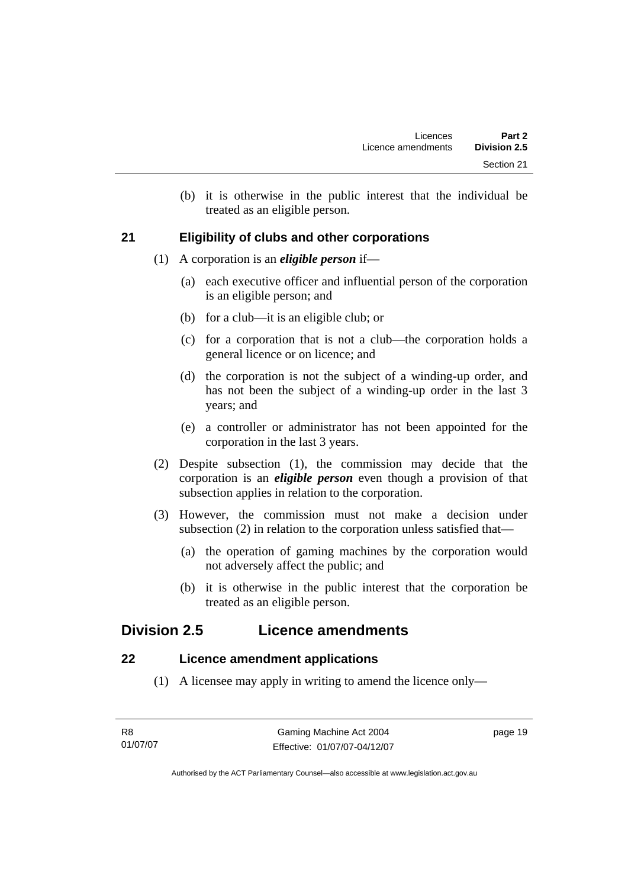(b) it is otherwise in the public interest that the individual be treated as an eligible person.

### 21 Eligibility of clubs and other corporations

(1) A corporation is an ***eligible person*** if—

(a) each executive officer and influential person of the corporation is an eligible person; and

(b) for a club—it is an eligible club; or

(c) for a corporation that is not a club—the corporation holds a general licence or on licence; and

(d) the corporation is not the subject of a winding-up order, and has not been the subject of a winding-up order in the last 3 years; and

(e) a controller or administrator has not been appointed for the corporation in the last 3 years.

(2) Despite subsection (1), the commission may decide that the corporation is an ***eligible person*** even though a provision of that subsection applies in relation to the corporation.

(3) However, the commission must not make a decision under subsection (2) in relation to the corporation unless satisfied that—

(a) the operation of gaming machines by the corporation would not adversely affect the public; and

(b) it is otherwise in the public interest that the corporation be treated as an eligible person.

## Division 2.5 Licence amendments

### 22 Licence amendment applications

(1) A licensee may apply in writing to amend the licence only—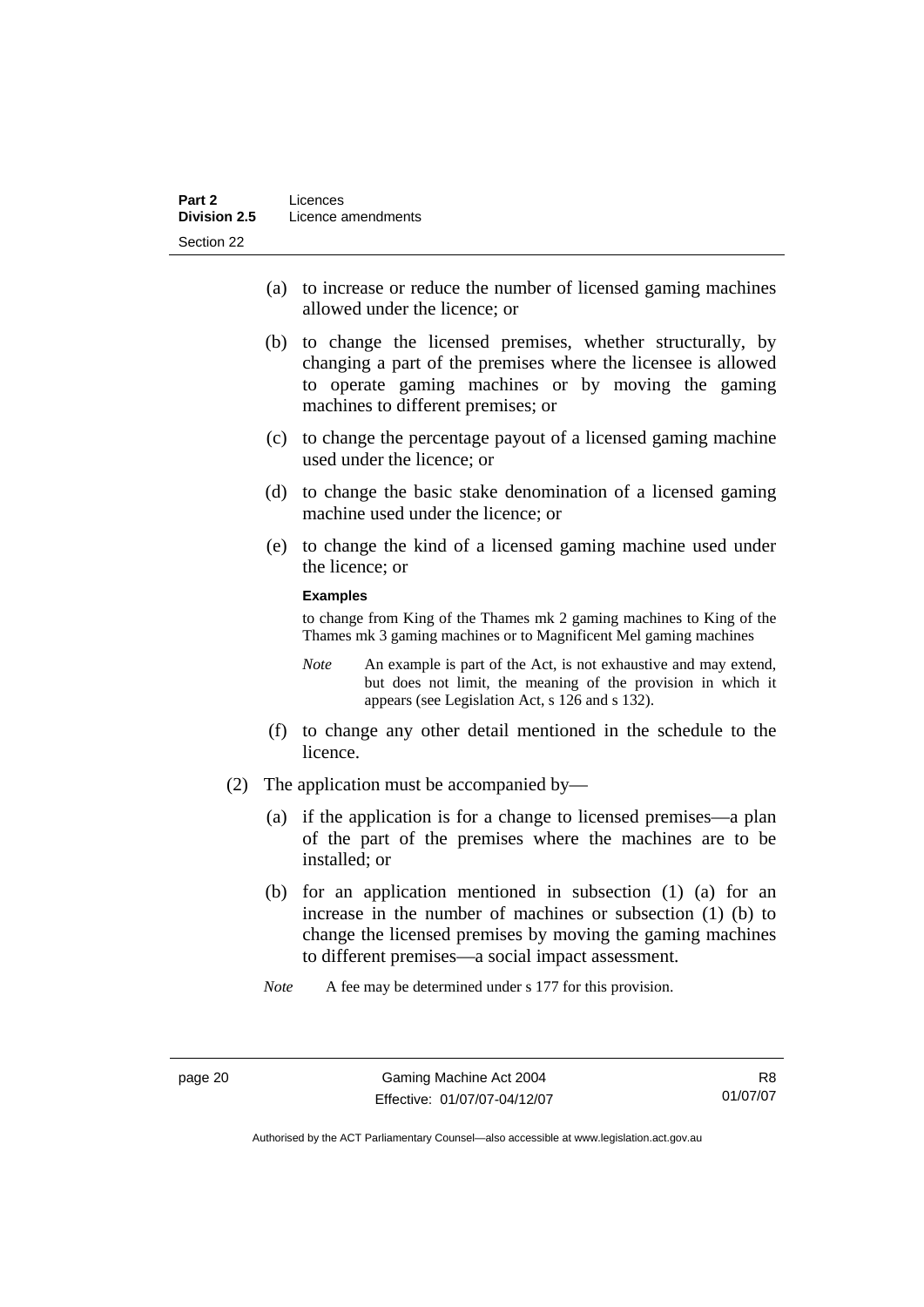(a) to increase or reduce the number of licensed gaming machines allowed under the licence; or

(b) to change the licensed premises, whether structurally, by changing a part of the premises where the licensee is allowed to operate gaming machines or by moving the gaming machines to different premises; or

(c) to change the percentage payout of a licensed gaming machine used under the licence; or

(d) to change the basic stake denomination of a licensed gaming machine used under the licence; or

(e) to change the kind of a licensed gaming machine used under the licence; or

**Examples**

to change from King of the Thames mk 2 gaming machines to King of the Thames mk 3 gaming machines or to Magnificent Mel gaming machines

*Note* An example is part of the Act, is not exhaustive and may extend, but does not limit, the meaning of the provision in which it appears (see Legislation Act, s 126 and s 132).

(f) to change any other detail mentioned in the schedule to the licence.

(2) The application must be accompanied by—

(a) if the application is for a change to licensed premises—a plan of the part of the premises where the machines are to be installed; or

(b) for an application mentioned in subsection (1) (a) for an increase in the number of machines or subsection (1) (b) to change the licensed premises by moving the gaming machines to different premises—a social impact assessment.

*Note* A fee may be determined under s 177 for this provision.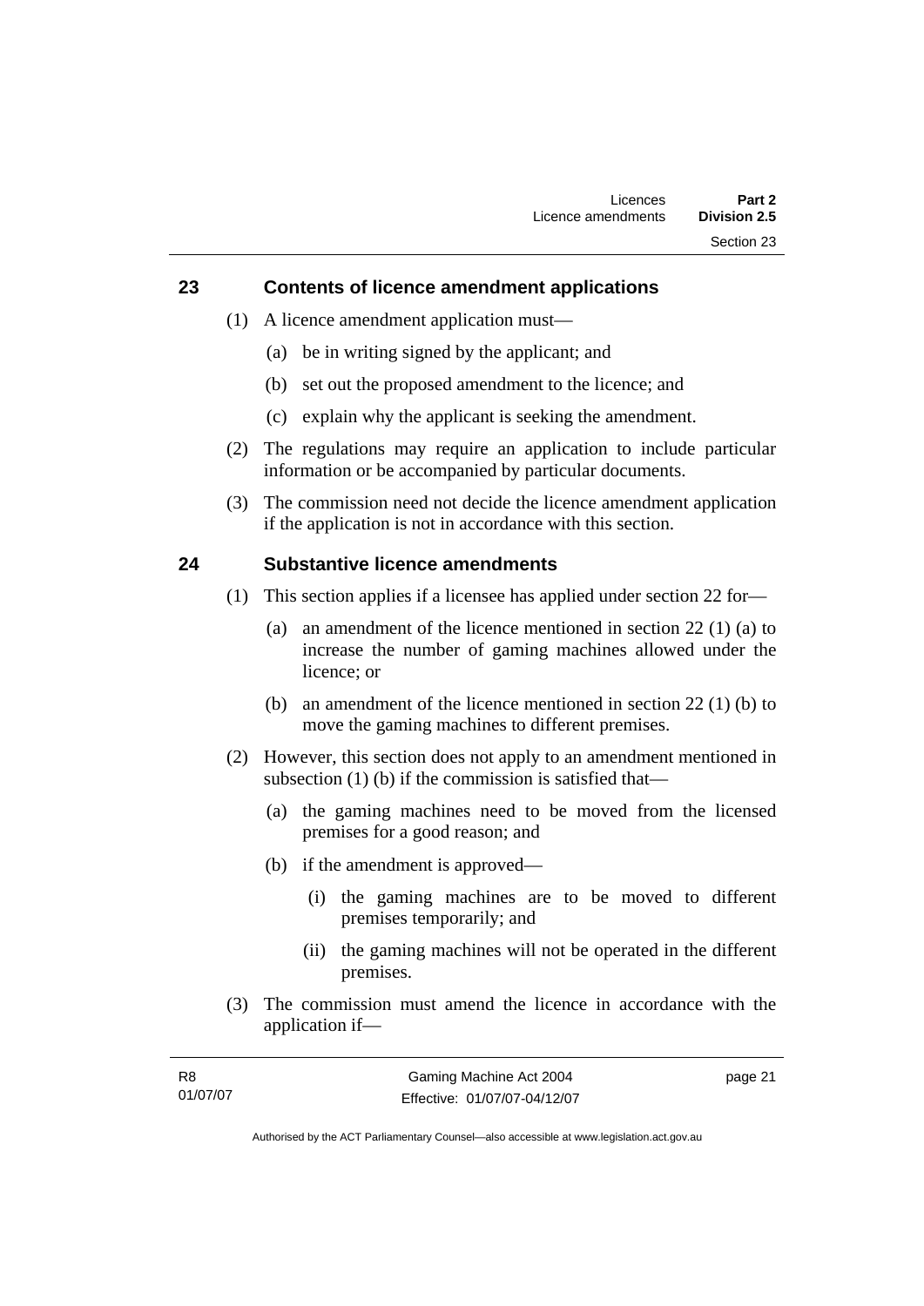## 23 Contents of licence amendment applications

(1) A licence amendment application must—

(a) be in writing signed by the applicant; and

(b) set out the proposed amendment to the licence; and

(c) explain why the applicant is seeking the amendment.

(2) The regulations may require an application to include particular information or be accompanied by particular documents.

(3) The commission need not decide the licence amendment application if the application is not in accordance with this section.

## 24 Substantive licence amendments

(1) This section applies if a licensee has applied under section 22 for—

(a) an amendment of the licence mentioned in section 22 (1) (a) to increase the number of gaming machines allowed under the licence; or

(b) an amendment of the licence mentioned in section 22 (1) (b) to move the gaming machines to different premises.

(2) However, this section does not apply to an amendment mentioned in subsection (1) (b) if the commission is satisfied that—

(a) the gaming machines need to be moved from the licensed premises for a good reason; and

(b) if the amendment is approved—

(i) the gaming machines are to be moved to different premises temporarily; and

(ii) the gaming machines will not be operated in the different premises.

(3) The commission must amend the licence in accordance with the application if—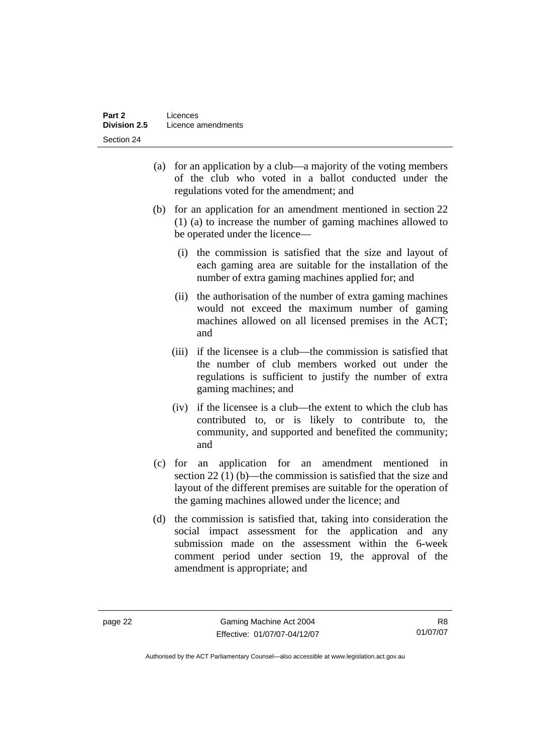(a) for an application by a club—a majority of the voting members of the club who voted in a ballot conducted under the regulations voted for the amendment; and

(b) for an application for an amendment mentioned in section 22 (1) (a) to increase the number of gaming machines allowed to be operated under the licence—

   (i) the commission is satisfied that the size and layout of each gaming area are suitable for the installation of the number of extra gaming machines applied for; and

   (ii) the authorisation of the number of extra gaming machines would not exceed the maximum number of gaming machines allowed on all licensed premises in the ACT; and

   (iii) if the licensee is a club—the commission is satisfied that the number of club members worked out under the regulations is sufficient to justify the number of extra gaming machines; and

   (iv) if the licensee is a club—the extent to which the club has contributed to, or is likely to contribute to, the community, and supported and benefited the community; and

(c) for an application for an amendment mentioned in section 22 (1) (b)—the commission is satisfied that the size and layout of the different premises are suitable for the operation of the gaming machines allowed under the licence; and

(d) the commission is satisfied that, taking into consideration the social impact assessment for the application and any submission made on the assessment within the 6-week comment period under section 19, the approval of the amendment is appropriate; and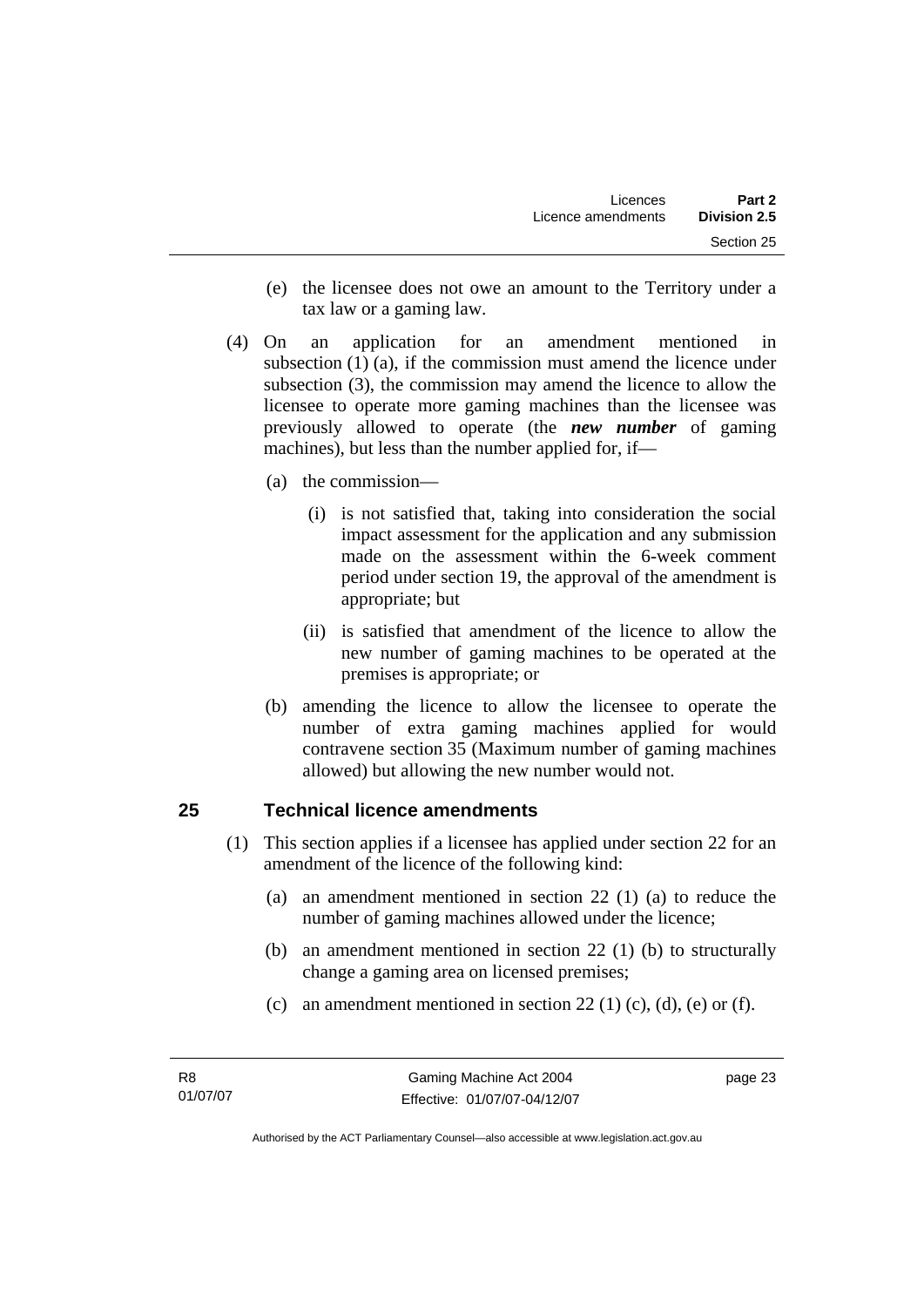(e) the licensee does not owe an amount to the Territory under a tax law or a gaming law.

(4) On an application for an amendment mentioned in subsection (1) (a), if the commission must amend the licence under subsection (3), the commission may amend the licence to allow the licensee to operate more gaming machines than the licensee was previously allowed to operate (the ***new number*** of gaming machines), but less than the number applied for, if—

(a) the commission—

(i) is not satisfied that, taking into consideration the social impact assessment for the application and any submission made on the assessment within the 6-week comment period under section 19, the approval of the amendment is appropriate; but

(ii) is satisfied that amendment of the licence to allow the new number of gaming machines to be operated at the premises is appropriate; or

(b) amending the licence to allow the licensee to operate the number of extra gaming machines applied for would contravene section 35 (Maximum number of gaming machines allowed) but allowing the new number would not.

## 25 Technical licence amendments

(1) This section applies if a licensee has applied under section 22 for an amendment of the licence of the following kind:

(a) an amendment mentioned in section 22 (1) (a) to reduce the number of gaming machines allowed under the licence;

(b) an amendment mentioned in section 22 (1) (b) to structurally change a gaming area on licensed premises;

(c) an amendment mentioned in section 22 (1) (c), (d), (e) or (f).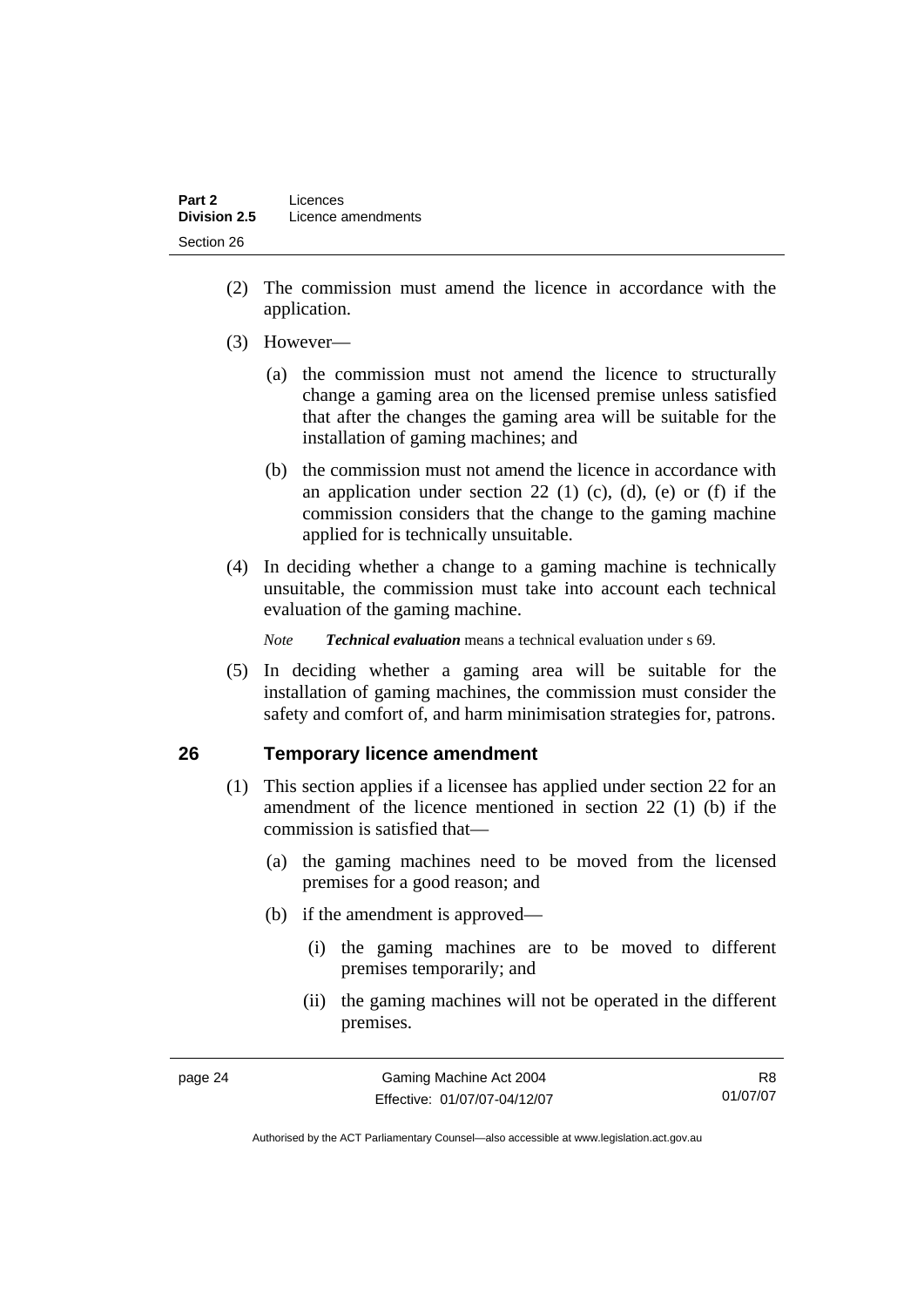(2) The commission must amend the licence in accordance with the application.

(3) However—

(a) the commission must not amend the licence to structurally change a gaming area on the licensed premise unless satisfied that after the changes the gaming area will be suitable for the installation of gaming machines; and

(b) the commission must not amend the licence in accordance with an application under section 22 (1) (c), (d), (e) or (f) if the commission considers that the change to the gaming machine applied for is technically unsuitable.

(4) In deciding whether a change to a gaming machine is technically unsuitable, the commission must take into account each technical evaluation of the gaming machine.

*Note* ***Technical evaluation*** means a technical evaluation under s 69.

(5) In deciding whether a gaming area will be suitable for the installation of gaming machines, the commission must consider the safety and comfort of, and harm minimisation strategies for, patrons.

## 26 Temporary licence amendment

(1) This section applies if a licensee has applied under section 22 for an amendment of the licence mentioned in section 22 (1) (b) if the commission is satisfied that—

(a) the gaming machines need to be moved from the licensed premises for a good reason; and

(b) if the amendment is approved—

(i) the gaming machines are to be moved to different premises temporarily; and

(ii) the gaming machines will not be operated in the different premises.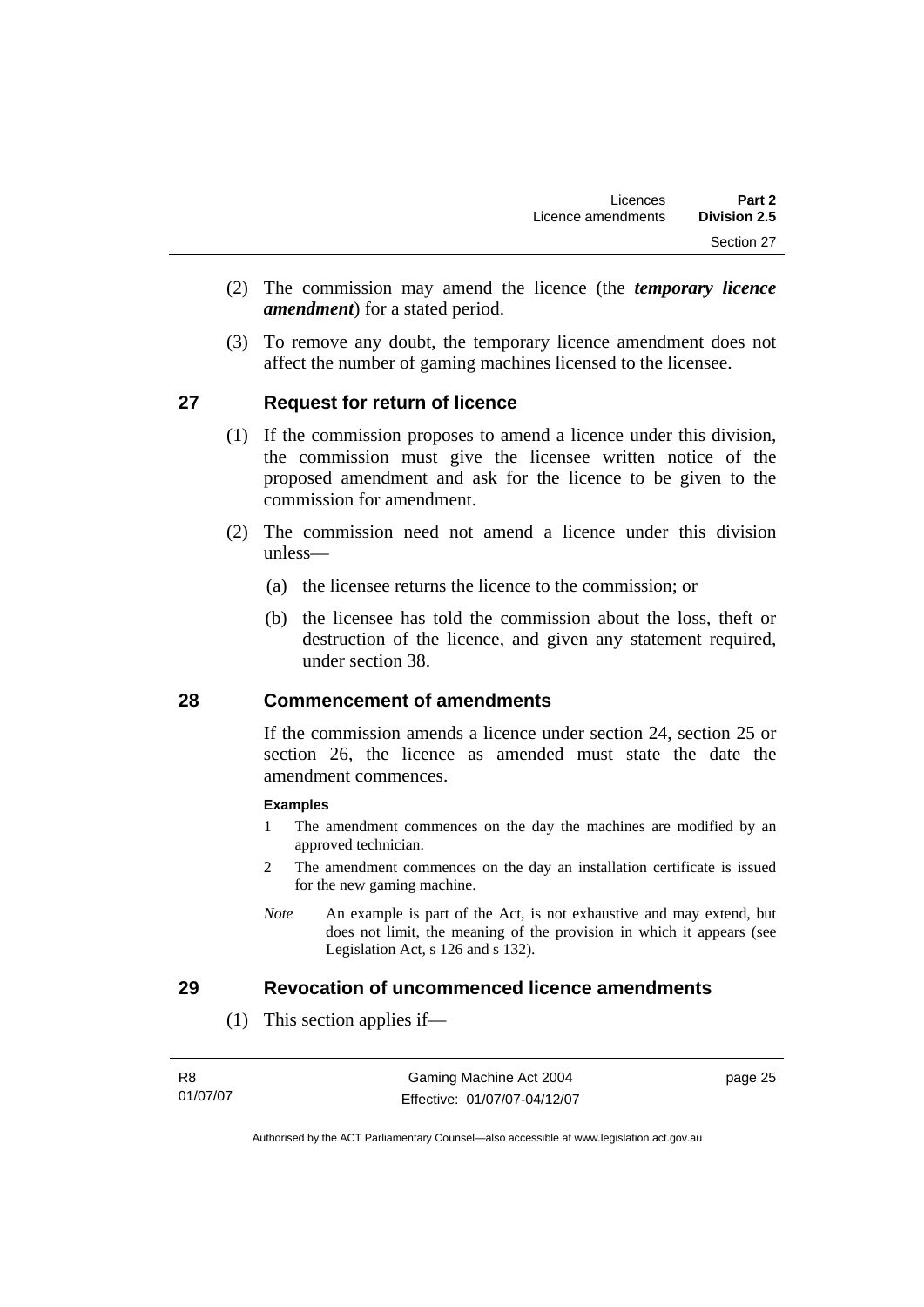(2) The commission may amend the licence (the ***temporary licence amendment***) for a stated period.

(3) To remove any doubt, the temporary licence amendment does not affect the number of gaming machines licensed to the licensee.

## 27 Request for return of licence

(1) If the commission proposes to amend a licence under this division, the commission must give the licensee written notice of the proposed amendment and ask for the licence to be given to the commission for amendment.

(2) The commission need not amend a licence under this division unless—

(a) the licensee returns the licence to the commission; or

(b) the licensee has told the commission about the loss, theft or destruction of the licence, and given any statement required, under section 38.

## 28 Commencement of amendments

If the commission amends a licence under section 24, section 25 or section 26, the licence as amended must state the date the amendment commences.

**Examples**

1 The amendment commences on the day the machines are modified by an approved technician.

2 The amendment commences on the day an installation certificate is issued for the new gaming machine.

*Note* An example is part of the Act, is not exhaustive and may extend, but does not limit, the meaning of the provision in which it appears (see Legislation Act, s 126 and s 132).

## 29 Revocation of uncommenced licence amendments

(1) This section applies if—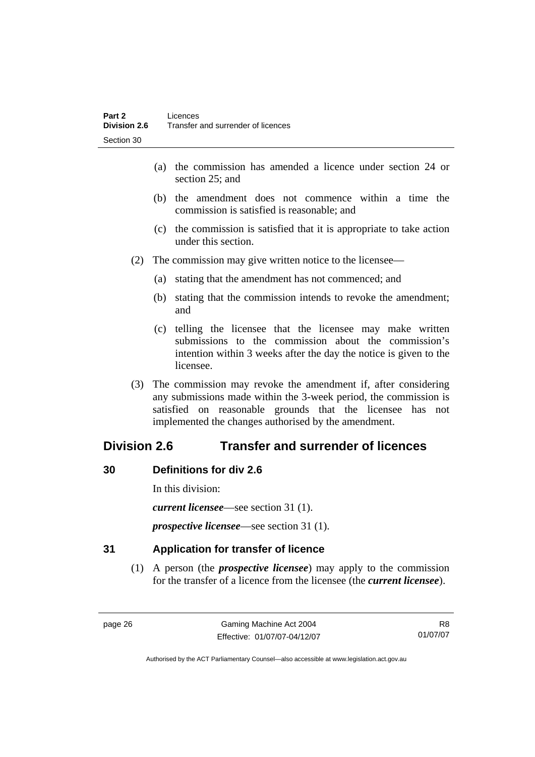(a) the commission has amended a licence under section 24 or section 25; and

(b) the amendment does not commence within a time the commission is satisfied is reasonable; and

(c) the commission is satisfied that it is appropriate to take action under this section.

(2) The commission may give written notice to the licensee—

(a) stating that the amendment has not commenced; and

(b) stating that the commission intends to revoke the amendment; and

(c) telling the licensee that the licensee may make written submissions to the commission about the commission's intention within 3 weeks after the day the notice is given to the licensee.

(3) The commission may revoke the amendment if, after considering any submissions made within the 3-week period, the commission is satisfied on reasonable grounds that the licensee has not implemented the changes authorised by the amendment.

## Division 2.6 Transfer and surrender of licences

### 30 Definitions for div 2.6

In this division:

***current licensee***—see section 31 (1).

***prospective licensee***—see section 31 (1).

### 31 Application for transfer of licence

(1) A person (the ***prospective licensee***) may apply to the commission for the transfer of a licence from the licensee (the ***current licensee***).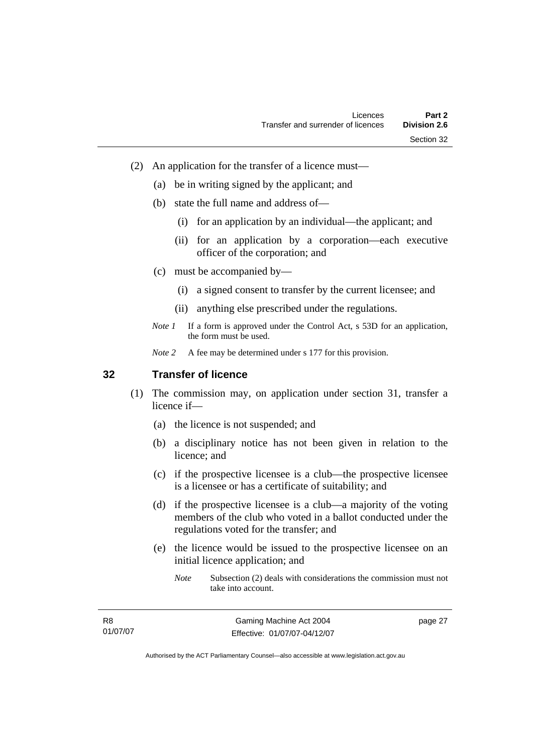(2) An application for the transfer of a licence must—

   (a) be in writing signed by the applicant; and

   (b) state the full name and address of—

      (i) for an application by an individual—the applicant; and

      (ii) for an application by a corporation—each executive officer of the corporation; and

   (c) must be accompanied by—

      (i) a signed consent to transfer by the current licensee; and

      (ii) anything else prescribed under the regulations.

*Note 1* If a form is approved under the Control Act, s 53D for an application, the form must be used.

*Note 2* A fee may be determined under s 177 for this provision.

## 32 Transfer of licence

(1) The commission may, on application under section 31, transfer a licence if—

   (a) the licence is not suspended; and

   (b) a disciplinary notice has not been given in relation to the licence; and

   (c) if the prospective licensee is a club—the prospective licensee is a licensee or has a certificate of suitability; and

   (d) if the prospective licensee is a club—a majority of the voting members of the club who voted in a ballot conducted under the regulations voted for the transfer; and

   (e) the licence would be issued to the prospective licensee on an initial licence application; and

   *Note* Subsection (2) deals with considerations the commission must not take into account.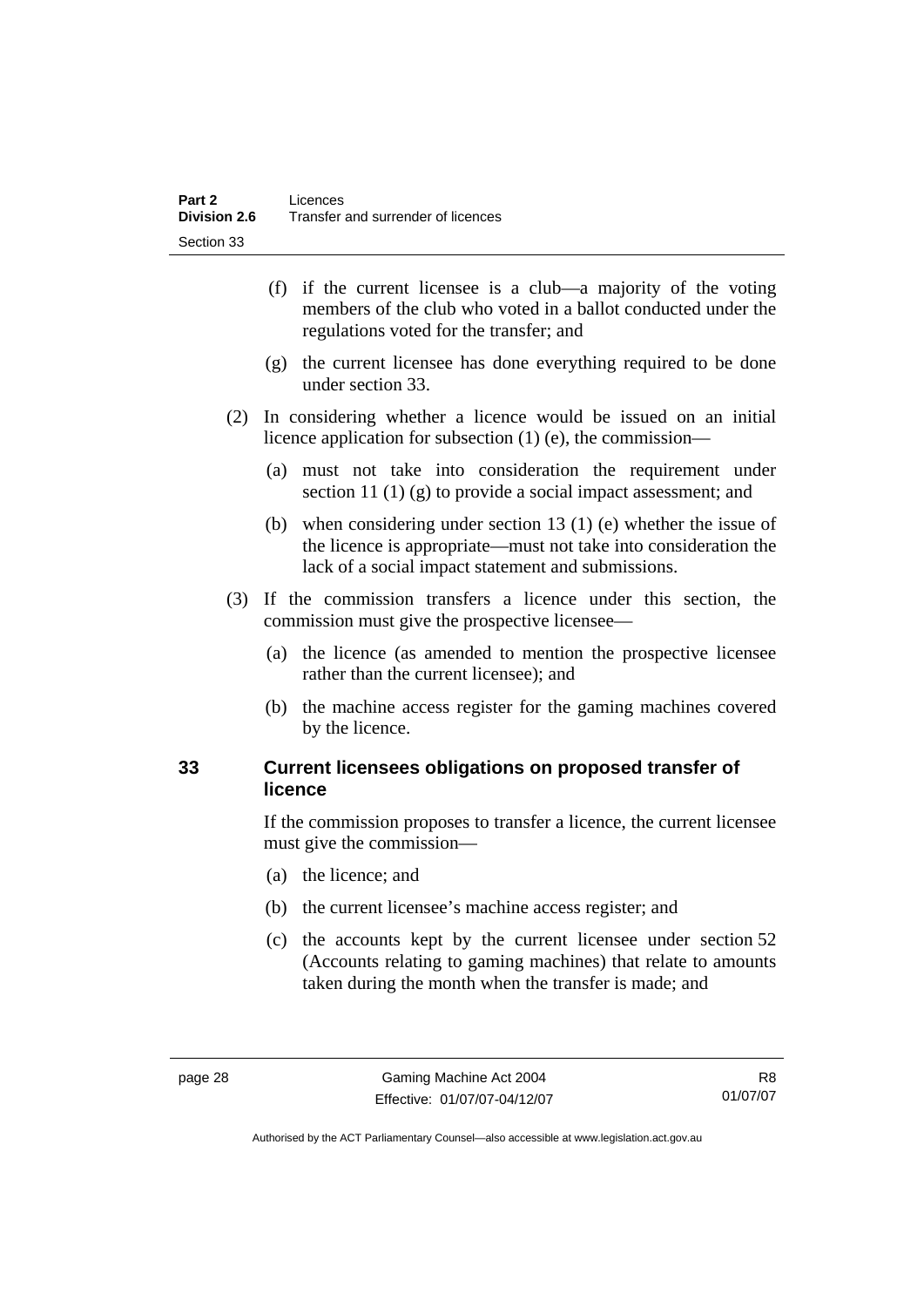(f) if the current licensee is a club—a majority of the voting members of the club who voted in a ballot conducted under the regulations voted for the transfer; and

(g) the current licensee has done everything required to be done under section 33.

(2) In considering whether a licence would be issued on an initial licence application for subsection (1) (e), the commission—

(a) must not take into consideration the requirement under section 11 (1) (g) to provide a social impact assessment; and

(b) when considering under section 13 (1) (e) whether the issue of the licence is appropriate—must not take into consideration the lack of a social impact statement and submissions.

(3) If the commission transfers a licence under this section, the commission must give the prospective licensee—

(a) the licence (as amended to mention the prospective licensee rather than the current licensee); and

(b) the machine access register for the gaming machines covered by the licence.

## 33 Current licensees obligations on proposed transfer of licence

If the commission proposes to transfer a licence, the current licensee must give the commission—

(a) the licence; and

(b) the current licensee's machine access register; and

(c) the accounts kept by the current licensee under section 52 (Accounts relating to gaming machines) that relate to amounts taken during the month when the transfer is made; and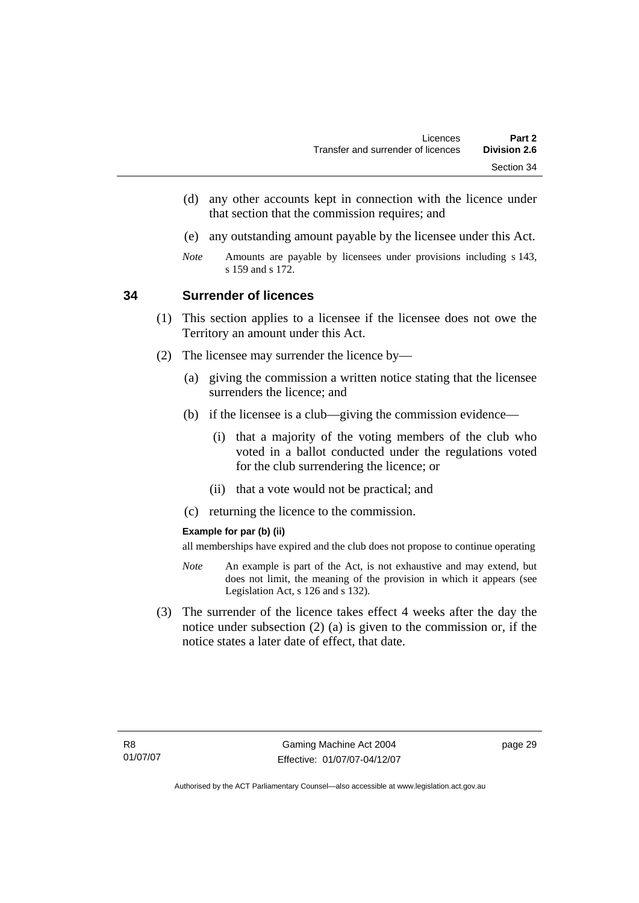(d) any other accounts kept in connection with the licence under that section that the commission requires; and

(e) any outstanding amount payable by the licensee under this Act.

*Note* Amounts are payable by licensees under provisions including s 143, s 159 and s 172.

## 34 Surrender of licences

(1) This section applies to a licensee if the licensee does not owe the Territory an amount under this Act.

(2) The licensee may surrender the licence by—

(a) giving the commission a written notice stating that the licensee surrenders the licence; and

(b) if the licensee is a club—giving the commission evidence—

(i) that a majority of the voting members of the club who voted in a ballot conducted under the regulations voted for the club surrendering the licence; or

(ii) that a vote would not be practical; and

(c) returning the licence to the commission.

**Example for par (b) (ii)**

all memberships have expired and the club does not propose to continue operating

*Note* An example is part of the Act, is not exhaustive and may extend, but does not limit, the meaning of the provision in which it appears (see Legislation Act, s 126 and s 132).

(3) The surrender of the licence takes effect 4 weeks after the day the notice under subsection (2) (a) is given to the commission or, if the notice states a later date of effect, that date.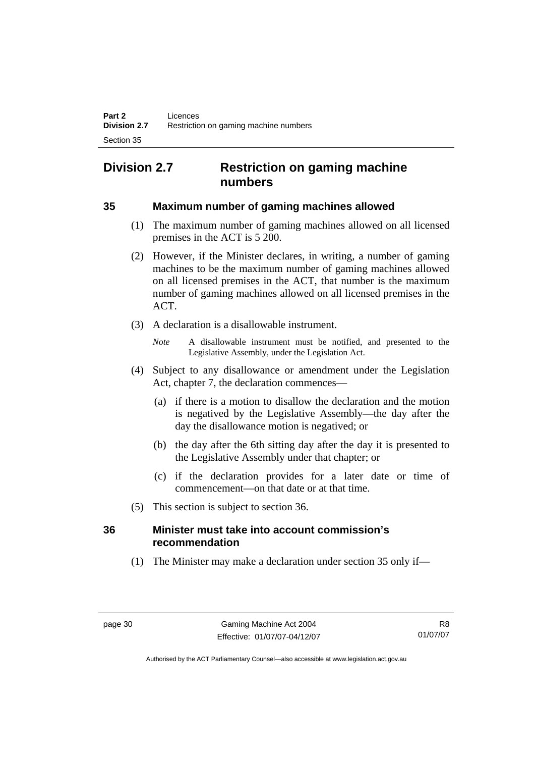## Division 2.7 Restriction on gaming machine numbers

### 35 Maximum number of gaming machines allowed

(1) The maximum number of gaming machines allowed on all licensed premises in the ACT is 5 200.

(2) However, if the Minister declares, in writing, a number of gaming machines to be the maximum number of gaming machines allowed on all licensed premises in the ACT, that number is the maximum number of gaming machines allowed on all licensed premises in the ACT.

(3) A declaration is a disallowable instrument.

*Note* A disallowable instrument must be notified, and presented to the Legislative Assembly, under the Legislation Act.

(4) Subject to any disallowance or amendment under the Legislation Act, chapter 7, the declaration commences—

(a) if there is a motion to disallow the declaration and the motion is negatived by the Legislative Assembly—the day after the day the disallowance motion is negatived; or

(b) the day after the 6th sitting day after the day it is presented to the Legislative Assembly under that chapter; or

(c) if the declaration provides for a later date or time of commencement—on that date or at that time.

(5) This section is subject to section 36.

### 36 Minister must take into account commission's recommendation

(1) The Minister may make a declaration under section 35 only if—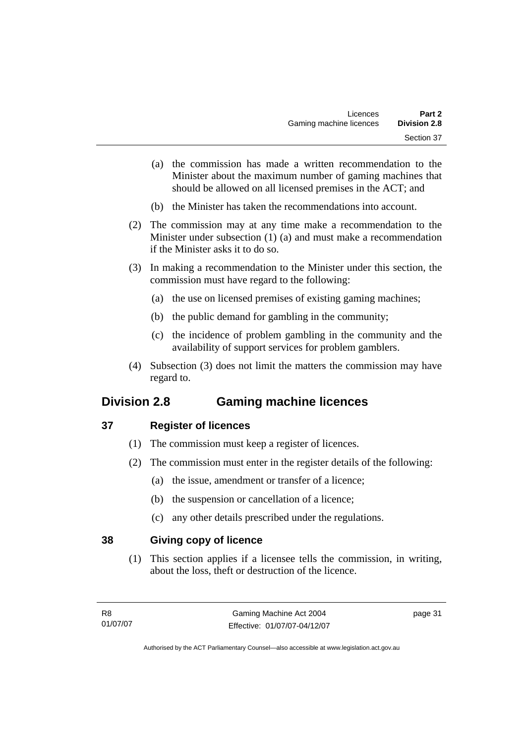(a) the commission has made a written recommendation to the Minister about the maximum number of gaming machines that should be allowed on all licensed premises in the ACT; and

(b) the Minister has taken the recommendations into account.

(2) The commission may at any time make a recommendation to the Minister under subsection (1) (a) and must make a recommendation if the Minister asks it to do so.

(3) In making a recommendation to the Minister under this section, the commission must have regard to the following:

(a) the use on licensed premises of existing gaming machines;

(b) the public demand for gambling in the community;

(c) the incidence of problem gambling in the community and the availability of support services for problem gamblers.

(4) Subsection (3) does not limit the matters the commission may have regard to.

## Division 2.8 Gaming machine licences

### 37 Register of licences

(1) The commission must keep a register of licences.

(2) The commission must enter in the register details of the following:

(a) the issue, amendment or transfer of a licence;

(b) the suspension or cancellation of a licence;

(c) any other details prescribed under the regulations.

### 38 Giving copy of licence

(1) This section applies if a licensee tells the commission, in writing, about the loss, theft or destruction of the licence.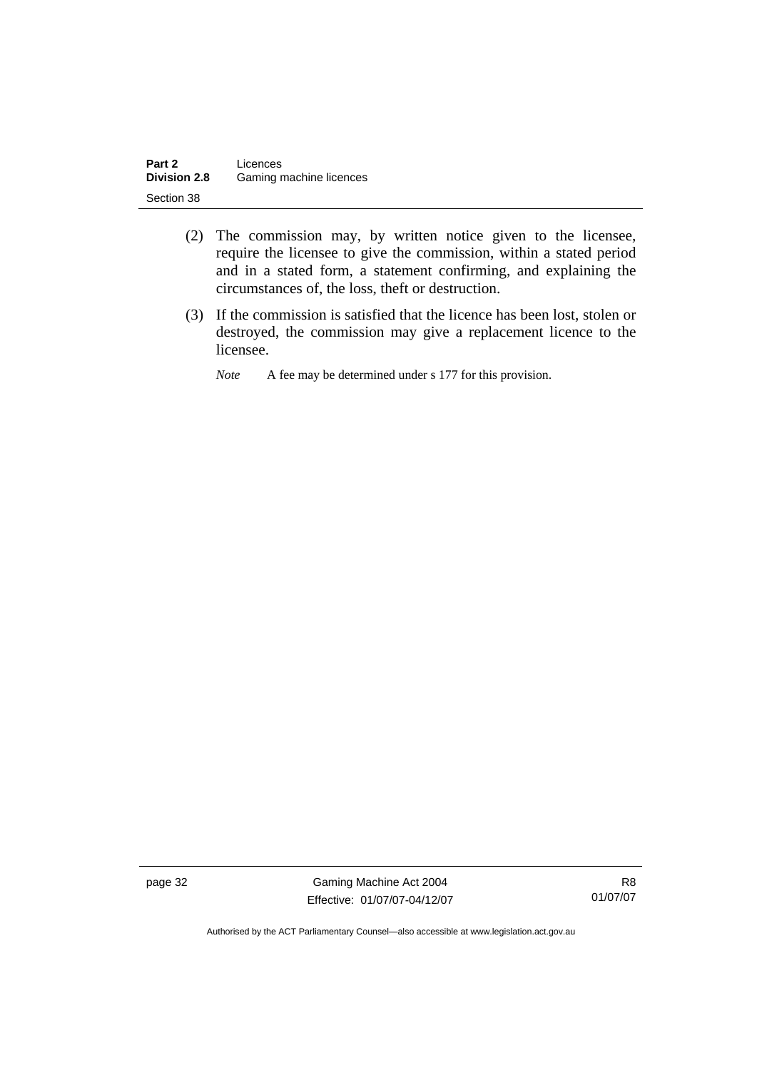(2) The commission may, by written notice given to the licensee, require the licensee to give the commission, within a stated period and in a stated form, a statement confirming, and explaining the circumstances of, the loss, theft or destruction.

(3) If the commission is satisfied that the licence has been lost, stolen or destroyed, the commission may give a replacement licence to the licensee.

*Note* A fee may be determined under s 177 for this provision.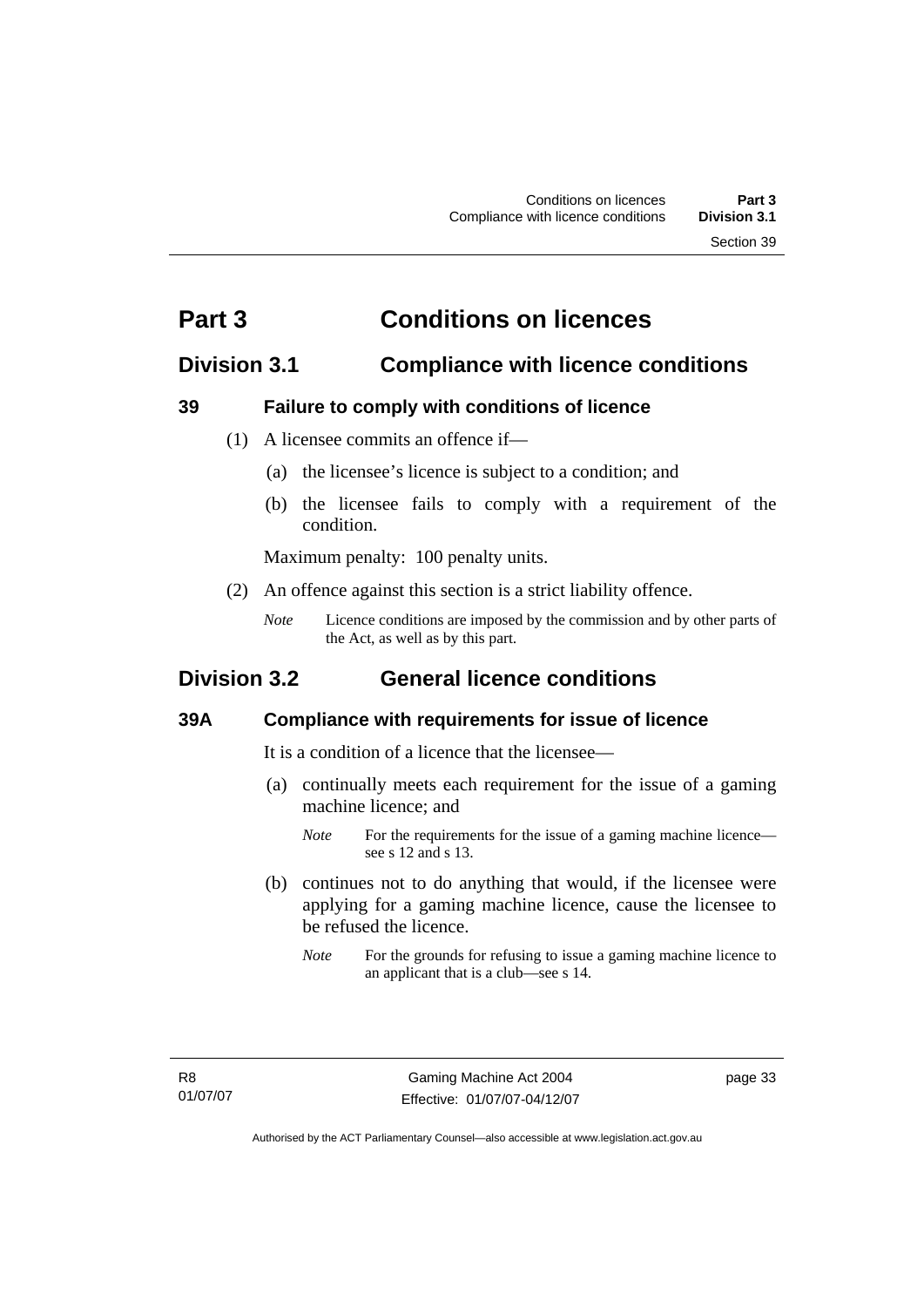# Part 3 Conditions on licences

## Division 3.1 Compliance with licence conditions

### 39 Failure to comply with conditions of licence

(1) A licensee commits an offence if—

(a) the licensee's licence is subject to a condition; and

(b) the licensee fails to comply with a requirement of the condition.

Maximum penalty: 100 penalty units.

(2) An offence against this section is a strict liability offence.

*Note* Licence conditions are imposed by the commission and by other parts of the Act, as well as by this part.

## Division 3.2 General licence conditions

### 39A Compliance with requirements for issue of licence

It is a condition of a licence that the licensee—

(a) continually meets each requirement for the issue of a gaming machine licence; and

*Note* For the requirements for the issue of a gaming machine licence—see s 12 and s 13.

(b) continues not to do anything that would, if the licensee were applying for a gaming machine licence, cause the licensee to be refused the licence.

*Note* For the grounds for refusing to issue a gaming machine licence to an applicant that is a club—see s 14.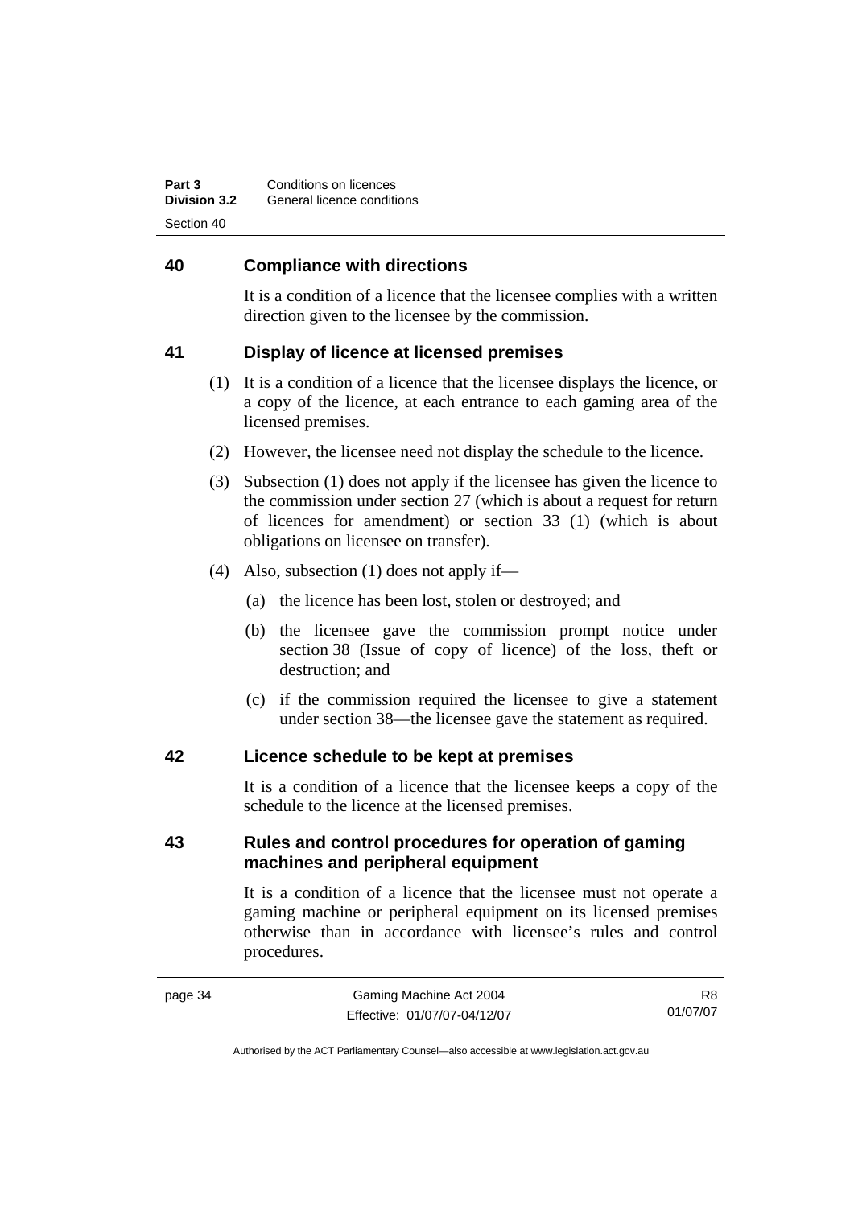## 40 Compliance with directions

It is a condition of a licence that the licensee complies with a written direction given to the licensee by the commission.

## 41 Display of licence at licensed premises

(1) It is a condition of a licence that the licensee displays the licence, or a copy of the licence, at each entrance to each gaming area of the licensed premises.

(2) However, the licensee need not display the schedule to the licence.

(3) Subsection (1) does not apply if the licensee has given the licence to the commission under section 27 (which is about a request for return of licences for amendment) or section 33 (1) (which is about obligations on licensee on transfer).

(4) Also, subsection (1) does not apply if—

(a) the licence has been lost, stolen or destroyed; and

(b) the licensee gave the commission prompt notice under section 38 (Issue of copy of licence) of the loss, theft or destruction; and

(c) if the commission required the licensee to give a statement under section 38—the licensee gave the statement as required.

## 42 Licence schedule to be kept at premises

It is a condition of a licence that the licensee keeps a copy of the schedule to the licence at the licensed premises.

## 43 Rules and control procedures for operation of gaming machines and peripheral equipment

It is a condition of a licence that the licensee must not operate a gaming machine or peripheral equipment on its licensed premises otherwise than in accordance with licensee's rules and control procedures.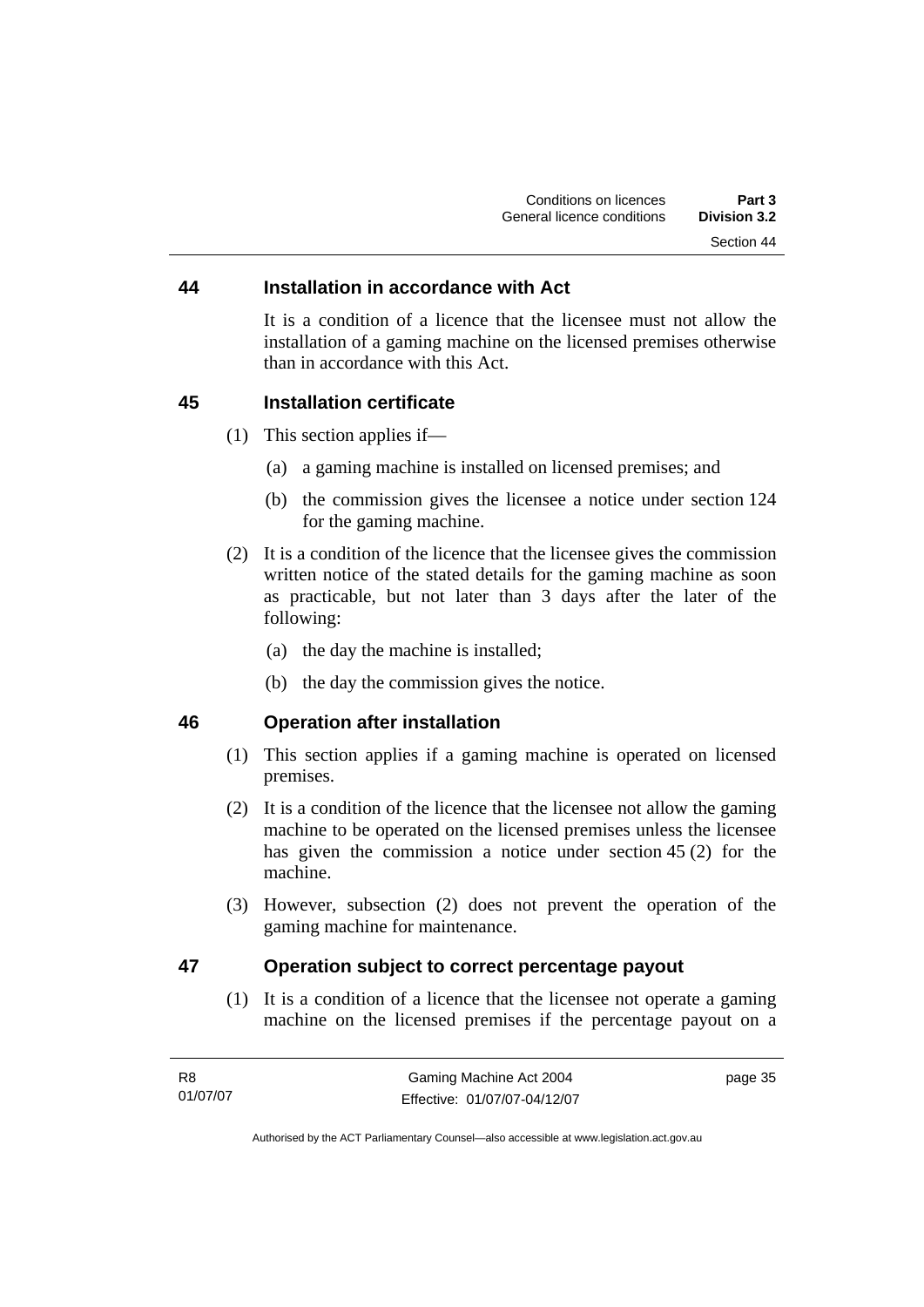### 44 Installation in accordance with Act

It is a condition of a licence that the licensee must not allow the installation of a gaming machine on the licensed premises otherwise than in accordance with this Act.

### 45 Installation certificate

(1) This section applies if—

(a) a gaming machine is installed on licensed premises; and

(b) the commission gives the licensee a notice under section 124 for the gaming machine.

(2) It is a condition of the licence that the licensee gives the commission written notice of the stated details for the gaming machine as soon as practicable, but not later than 3 days after the later of the following:

(a) the day the machine is installed;

(b) the day the commission gives the notice.

### 46 Operation after installation

(1) This section applies if a gaming machine is operated on licensed premises.

(2) It is a condition of the licence that the licensee not allow the gaming machine to be operated on the licensed premises unless the licensee has given the commission a notice under section 45 (2) for the machine.

(3) However, subsection (2) does not prevent the operation of the gaming machine for maintenance.

### 47 Operation subject to correct percentage payout

(1) It is a condition of a licence that the licensee not operate a gaming machine on the licensed premises if the percentage payout on a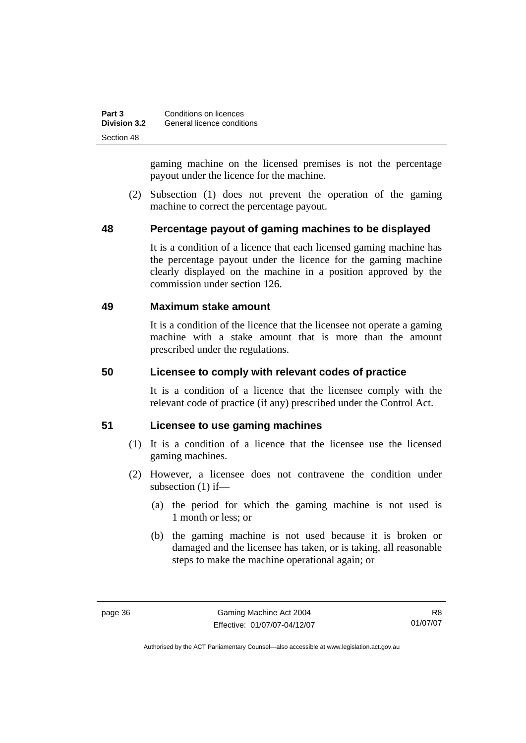gaming machine on the licensed premises is not the percentage payout under the licence for the machine.

(2) Subsection (1) does not prevent the operation of the gaming machine to correct the percentage payout.

### 48 Percentage payout of gaming machines to be displayed

It is a condition of a licence that each licensed gaming machine has the percentage payout under the licence for the gaming machine clearly displayed on the machine in a position approved by the commission under section 126.

### 49 Maximum stake amount

It is a condition of the licence that the licensee not operate a gaming machine with a stake amount that is more than the amount prescribed under the regulations.

### 50 Licensee to comply with relevant codes of practice

It is a condition of a licence that the licensee comply with the relevant code of practice (if any) prescribed under the Control Act.

### 51 Licensee to use gaming machines

(1) It is a condition of a licence that the licensee use the licensed gaming machines.

(2) However, a licensee does not contravene the condition under subsection (1) if—

(a) the period for which the gaming machine is not used is 1 month or less; or

(b) the gaming machine is not used because it is broken or damaged and the licensee has taken, or is taking, all reasonable steps to make the machine operational again; or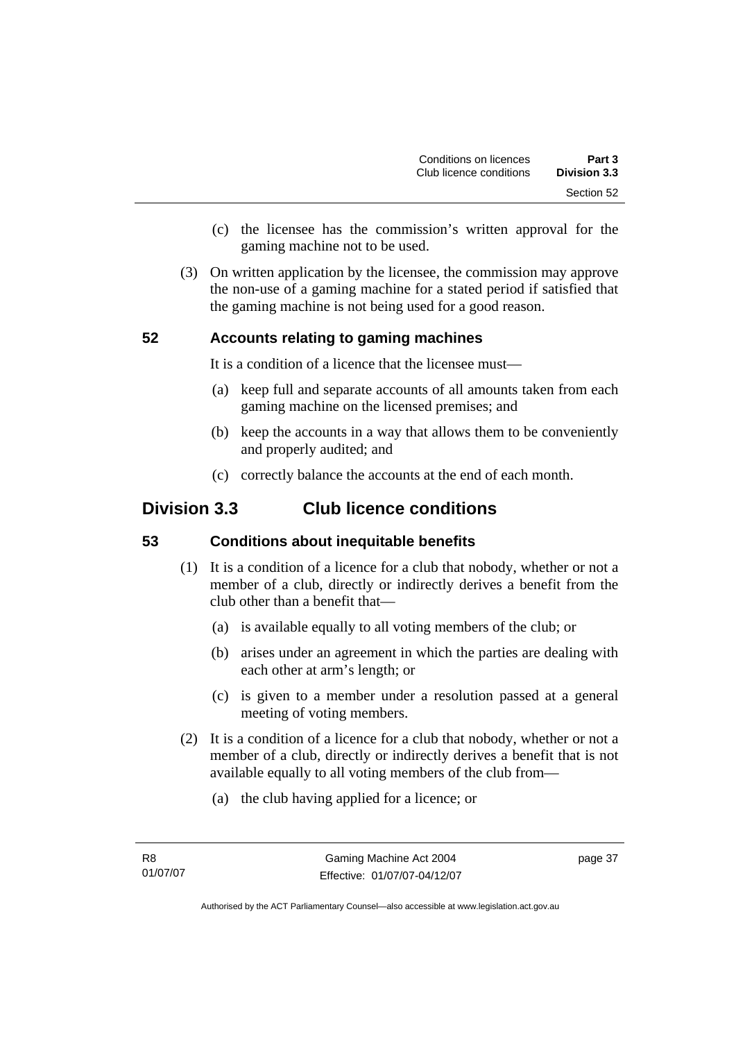(c) the licensee has the commission's written approval for the gaming machine not to be used.

(3) On written application by the licensee, the commission may approve the non-use of a gaming machine for a stated period if satisfied that the gaming machine is not being used for a good reason.

### 52 Accounts relating to gaming machines

It is a condition of a licence that the licensee must—

(a) keep full and separate accounts of all amounts taken from each gaming machine on the licensed premises; and

(b) keep the accounts in a way that allows them to be conveniently and properly audited; and

(c) correctly balance the accounts at the end of each month.

## Division 3.3 Club licence conditions

### 53 Conditions about inequitable benefits

(1) It is a condition of a licence for a club that nobody, whether or not a member of a club, directly or indirectly derives a benefit from the club other than a benefit that—

(a) is available equally to all voting members of the club; or

(b) arises under an agreement in which the parties are dealing with each other at arm's length; or

(c) is given to a member under a resolution passed at a general meeting of voting members.

(2) It is a condition of a licence for a club that nobody, whether or not a member of a club, directly or indirectly derives a benefit that is not available equally to all voting members of the club from—

(a) the club having applied for a licence; or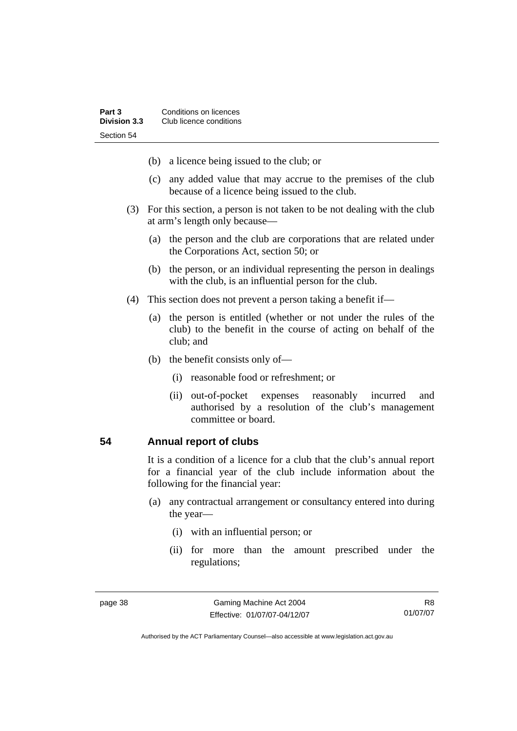(b) a licence being issued to the club; or

(c) any added value that may accrue to the premises of the club because of a licence being issued to the club.

(3) For this section, a person is not taken to be not dealing with the club at arm's length only because—

(a) the person and the club are corporations that are related under the Corporations Act, section 50; or

(b) the person, or an individual representing the person in dealings with the club, is an influential person for the club.

(4) This section does not prevent a person taking a benefit if—

(a) the person is entitled (whether or not under the rules of the club) to the benefit in the course of acting on behalf of the club; and

(b) the benefit consists only of—

(i) reasonable food or refreshment; or

(ii) out-of-pocket expenses reasonably incurred and authorised by a resolution of the club's management committee or board.

## 54 Annual report of clubs

It is a condition of a licence for a club that the club's annual report for a financial year of the club include information about the following for the financial year:

(a) any contractual arrangement or consultancy entered into during the year—

(i) with an influential person; or

(ii) for more than the amount prescribed under the regulations;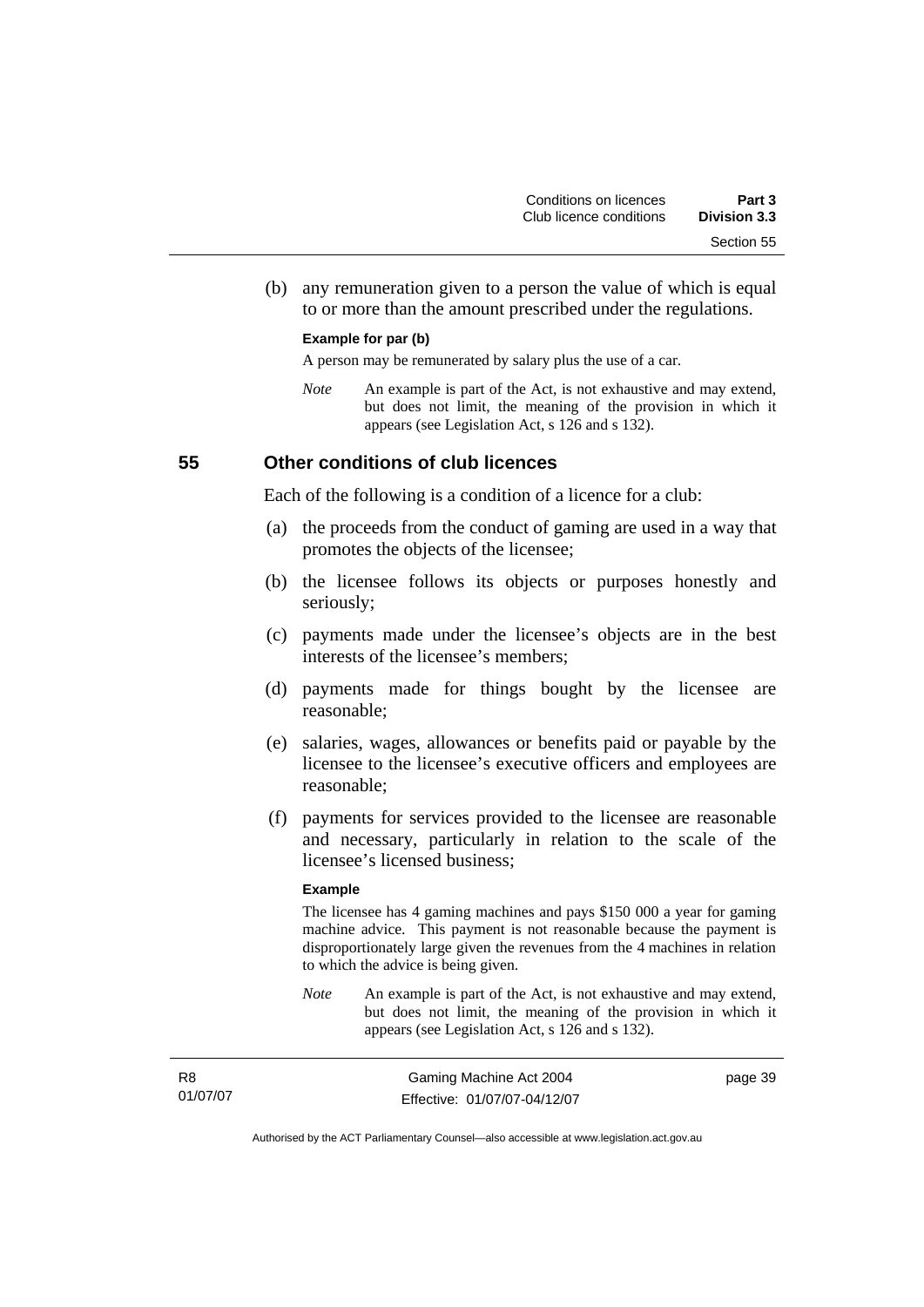(b) any remuneration given to a person the value of which is equal to or more than the amount prescribed under the regulations.

**Example for par (b)**

A person may be remunerated by salary plus the use of a car.

*Note* An example is part of the Act, is not exhaustive and may extend, but does not limit, the meaning of the provision in which it appears (see Legislation Act, s 126 and s 132).

## 55 Other conditions of club licences

Each of the following is a condition of a licence for a club:

(a) the proceeds from the conduct of gaming are used in a way that promotes the objects of the licensee;

(b) the licensee follows its objects or purposes honestly and seriously;

(c) payments made under the licensee's objects are in the best interests of the licensee's members;

(d) payments made for things bought by the licensee are reasonable;

(e) salaries, wages, allowances or benefits paid or payable by the licensee to the licensee's executive officers and employees are reasonable;

(f) payments for services provided to the licensee are reasonable and necessary, particularly in relation to the scale of the licensee's licensed business;

**Example**

The licensee has 4 gaming machines and pays $150 000 a year for gaming machine advice. This payment is not reasonable because the payment is disproportionately large given the revenues from the 4 machines in relation to which the advice is being given.

*Note* An example is part of the Act, is not exhaustive and may extend, but does not limit, the meaning of the provision in which it appears (see Legislation Act, s 126 and s 132).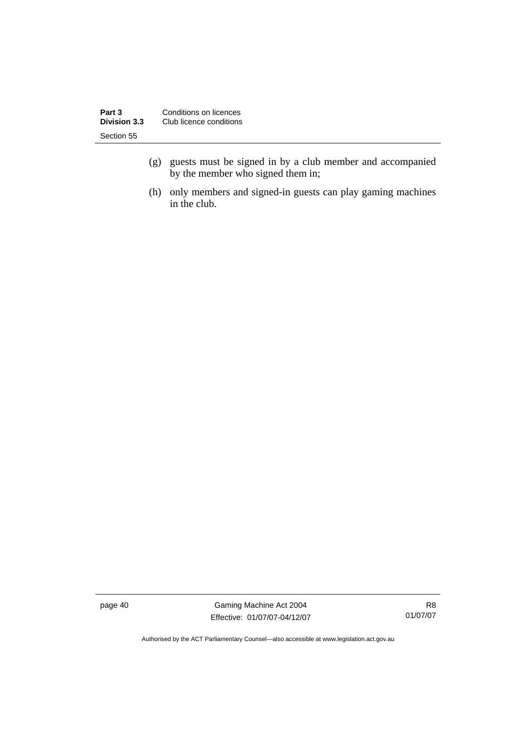(g) guests must be signed in by a club member and accompanied by the member who signed them in;

(h) only members and signed-in guests can play gaming machines in the club.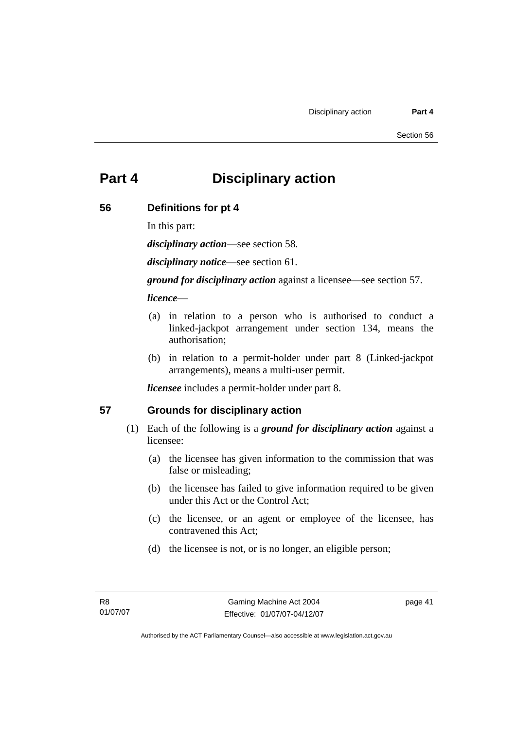# Part 4 Disciplinary action

## 56 Definitions for pt 4

In this part:

***disciplinary action***—see section 58.

***disciplinary notice***—see section 61.

***ground for disciplinary action*** against a licensee—see section 57.

***licence***—

(a) in relation to a person who is authorised to conduct a linked-jackpot arrangement under section 134, means the authorisation;

(b) in relation to a permit-holder under part 8 (Linked-jackpot arrangements), means a multi-user permit.

***licensee*** includes a permit-holder under part 8.

## 57 Grounds for disciplinary action

(1) Each of the following is a ***ground for disciplinary action*** against a licensee:

(a) the licensee has given information to the commission that was false or misleading;

(b) the licensee has failed to give information required to be given under this Act or the Control Act;

(c) the licensee, or an agent or employee of the licensee, has contravened this Act;

(d) the licensee is not, or is no longer, an eligible person;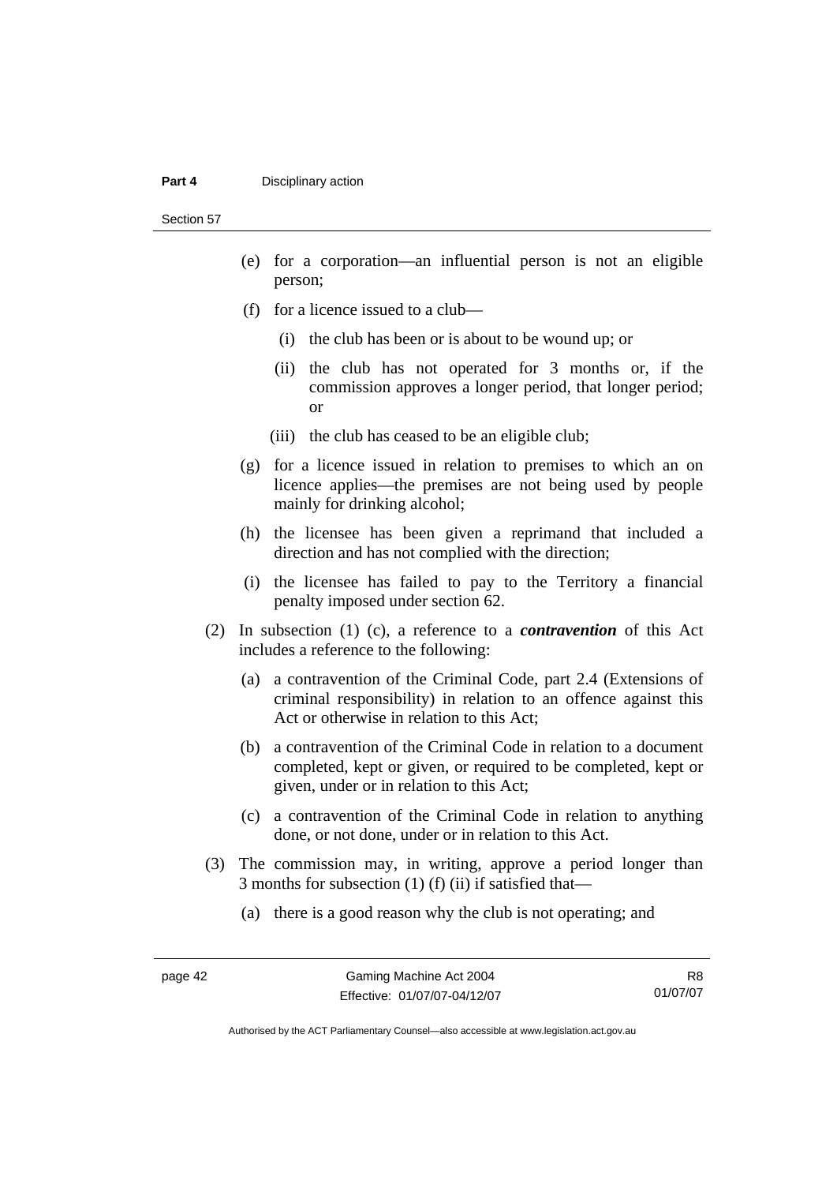(e) for a corporation—an influential person is not an eligible person;

(f) for a licence issued to a club—

   (i) the club has been or is about to be wound up; or

   (ii) the club has not operated for 3 months or, if the commission approves a longer period, that longer period; or

   (iii) the club has ceased to be an eligible club;

(g) for a licence issued in relation to premises to which an on licence applies—the premises are not being used by people mainly for drinking alcohol;

(h) the licensee has been given a reprimand that included a direction and has not complied with the direction;

(i) the licensee has failed to pay to the Territory a financial penalty imposed under section 62.

(2) In subsection (1) (c), a reference to a ***contravention*** of this Act includes a reference to the following:

(a) a contravention of the Criminal Code, part 2.4 (Extensions of criminal responsibility) in relation to an offence against this Act or otherwise in relation to this Act;

(b) a contravention of the Criminal Code in relation to a document completed, kept or given, or required to be completed, kept or given, under or in relation to this Act;

(c) a contravention of the Criminal Code in relation to anything done, or not done, under or in relation to this Act.

(3) The commission may, in writing, approve a period longer than 3 months for subsection (1) (f) (ii) if satisfied that—

(a) there is a good reason why the club is not operating; and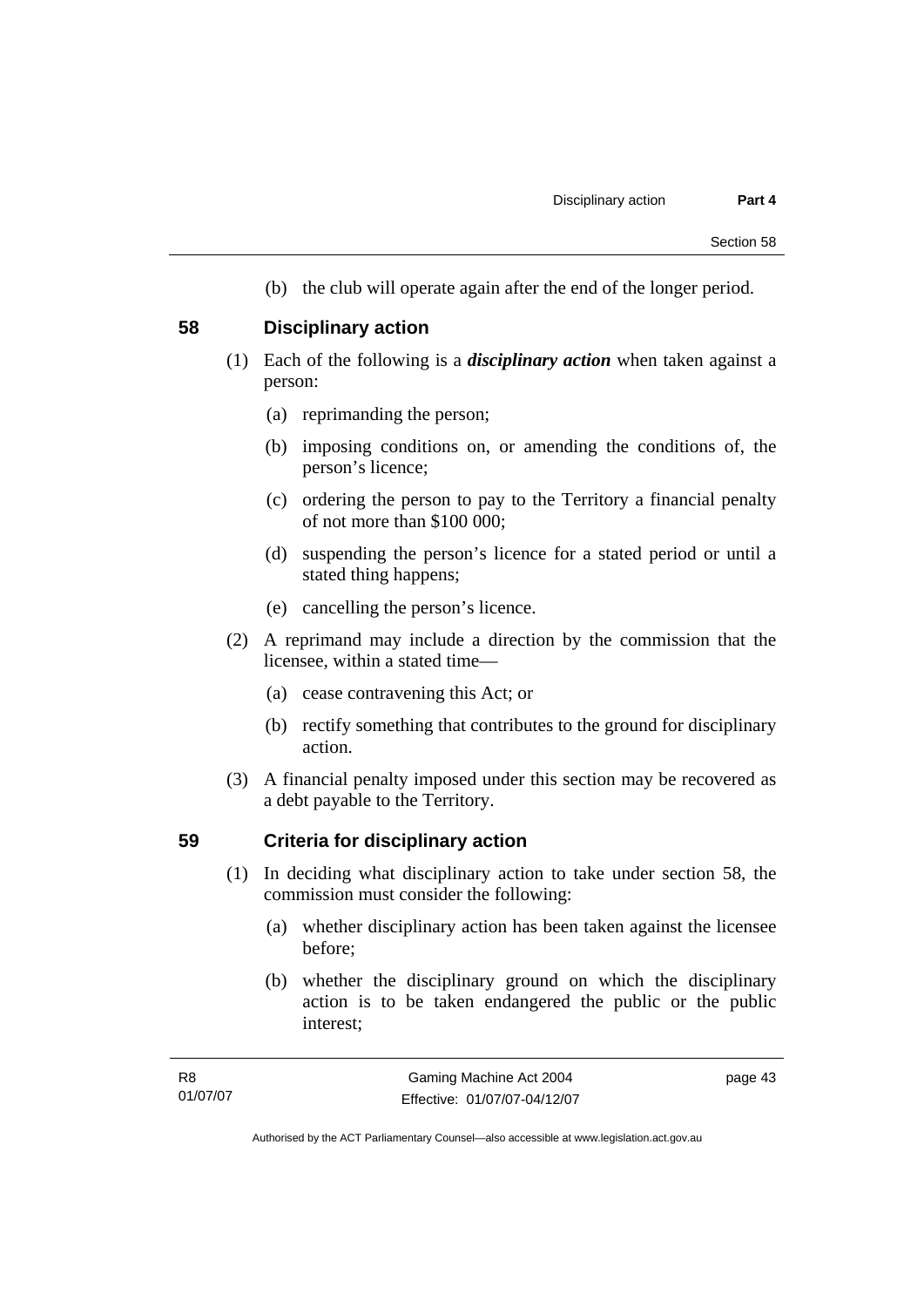(b) the club will operate again after the end of the longer period.

## 58 Disciplinary action

(1) Each of the following is a ***disciplinary action*** when taken against a person:

  (a) reprimanding the person;

  (b) imposing conditions on, or amending the conditions of, the person's licence;

  (c) ordering the person to pay to the Territory a financial penalty of not more than $100 000;

  (d) suspending the person's licence for a stated period or until a stated thing happens;

  (e) cancelling the person's licence.

(2) A reprimand may include a direction by the commission that the licensee, within a stated time—

  (a) cease contravening this Act; or

  (b) rectify something that contributes to the ground for disciplinary action.

(3) A financial penalty imposed under this section may be recovered as a debt payable to the Territory.

## 59 Criteria for disciplinary action

(1) In deciding what disciplinary action to take under section 58, the commission must consider the following:

  (a) whether disciplinary action has been taken against the licensee before;

  (b) whether the disciplinary ground on which the disciplinary action is to be taken endangered the public or the public interest;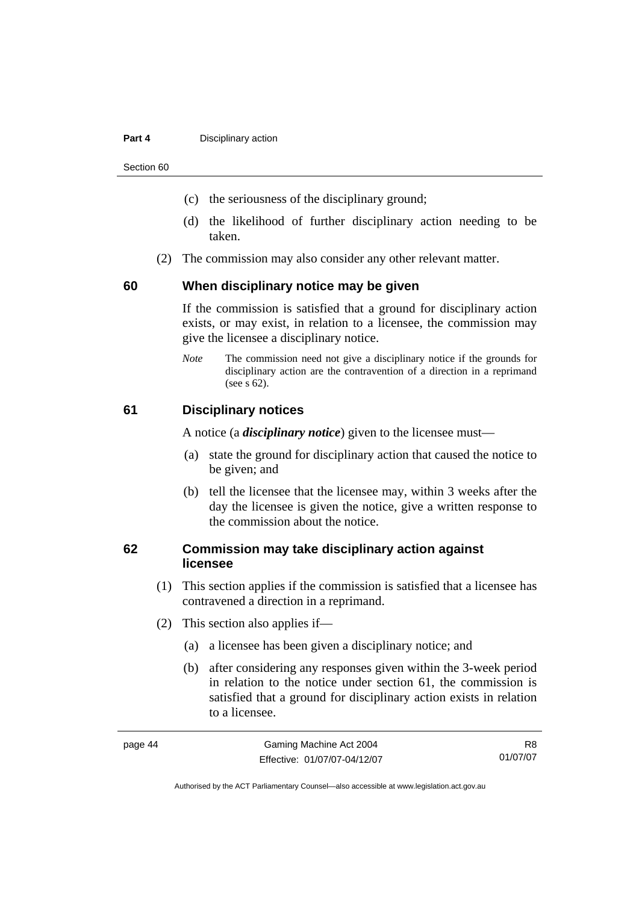(c) the seriousness of the disciplinary ground;

(d) the likelihood of further disciplinary action needing to be taken.

(2) The commission may also consider any other relevant matter.

## 60 When disciplinary notice may be given

If the commission is satisfied that a ground for disciplinary action exists, or may exist, in relation to a licensee, the commission may give the licensee a disciplinary notice.

*Note* The commission need not give a disciplinary notice if the grounds for disciplinary action are the contravention of a direction in a reprimand (see s 62).

## 61 Disciplinary notices

A notice (a ***disciplinary notice***) given to the licensee must—

(a) state the ground for disciplinary action that caused the notice to be given; and

(b) tell the licensee that the licensee may, within 3 weeks after the day the licensee is given the notice, give a written response to the commission about the notice.

## 62 Commission may take disciplinary action against licensee

(1) This section applies if the commission is satisfied that a licensee has contravened a direction in a reprimand.

(2) This section also applies if—

(a) a licensee has been given a disciplinary notice; and

(b) after considering any responses given within the 3-week period in relation to the notice under section 61, the commission is satisfied that a ground for disciplinary action exists in relation to a licensee.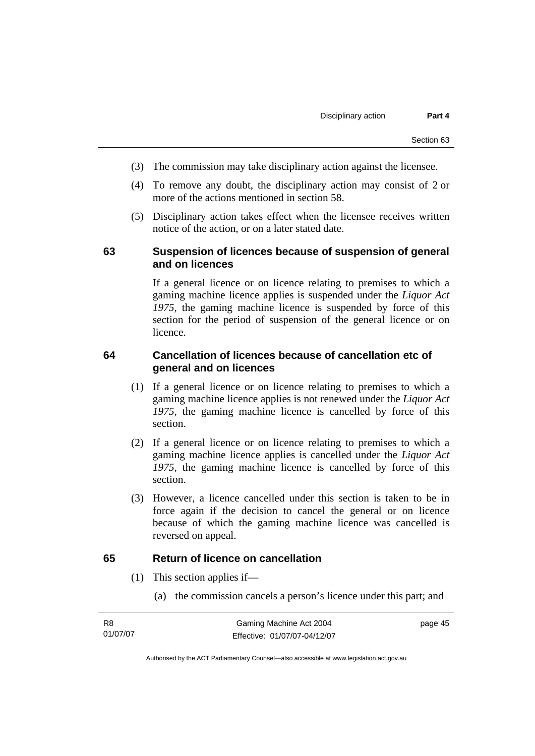(3) The commission may take disciplinary action against the licensee.

(4) To remove any doubt, the disciplinary action may consist of 2 or more of the actions mentioned in section 58.

(5) Disciplinary action takes effect when the licensee receives written notice of the action, or on a later stated date.

### 63 Suspension of licences because of suspension of general and on licences

If a general licence or on licence relating to premises to which a gaming machine licence applies is suspended under the *Liquor Act 1975*, the gaming machine licence is suspended by force of this section for the period of suspension of the general licence or on licence.

### 64 Cancellation of licences because of cancellation etc of general and on licences

(1) If a general licence or on licence relating to premises to which a gaming machine licence applies is not renewed under the *Liquor Act 1975*, the gaming machine licence is cancelled by force of this section.

(2) If a general licence or on licence relating to premises to which a gaming machine licence applies is cancelled under the *Liquor Act 1975*, the gaming machine licence is cancelled by force of this section.

(3) However, a licence cancelled under this section is taken to be in force again if the decision to cancel the general or on licence because of which the gaming machine licence was cancelled is reversed on appeal.

### 65 Return of licence on cancellation

(1) This section applies if—

(a) the commission cancels a person's licence under this part; and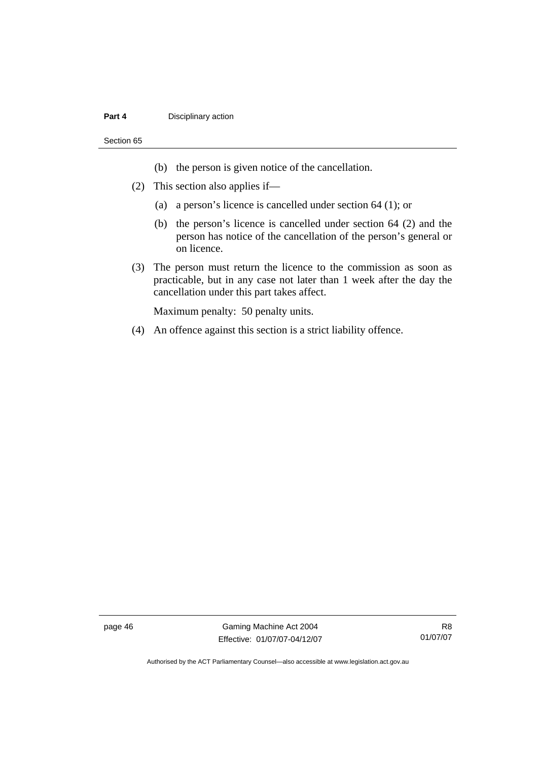(b) the person is given notice of the cancellation.

(2) This section also applies if—

(a) a person's licence is cancelled under section 64 (1); or

(b) the person's licence is cancelled under section 64 (2) and the person has notice of the cancellation of the person's general or on licence.

(3) The person must return the licence to the commission as soon as practicable, but in any case not later than 1 week after the day the cancellation under this part takes affect.

Maximum penalty: 50 penalty units.

(4) An offence against this section is a strict liability offence.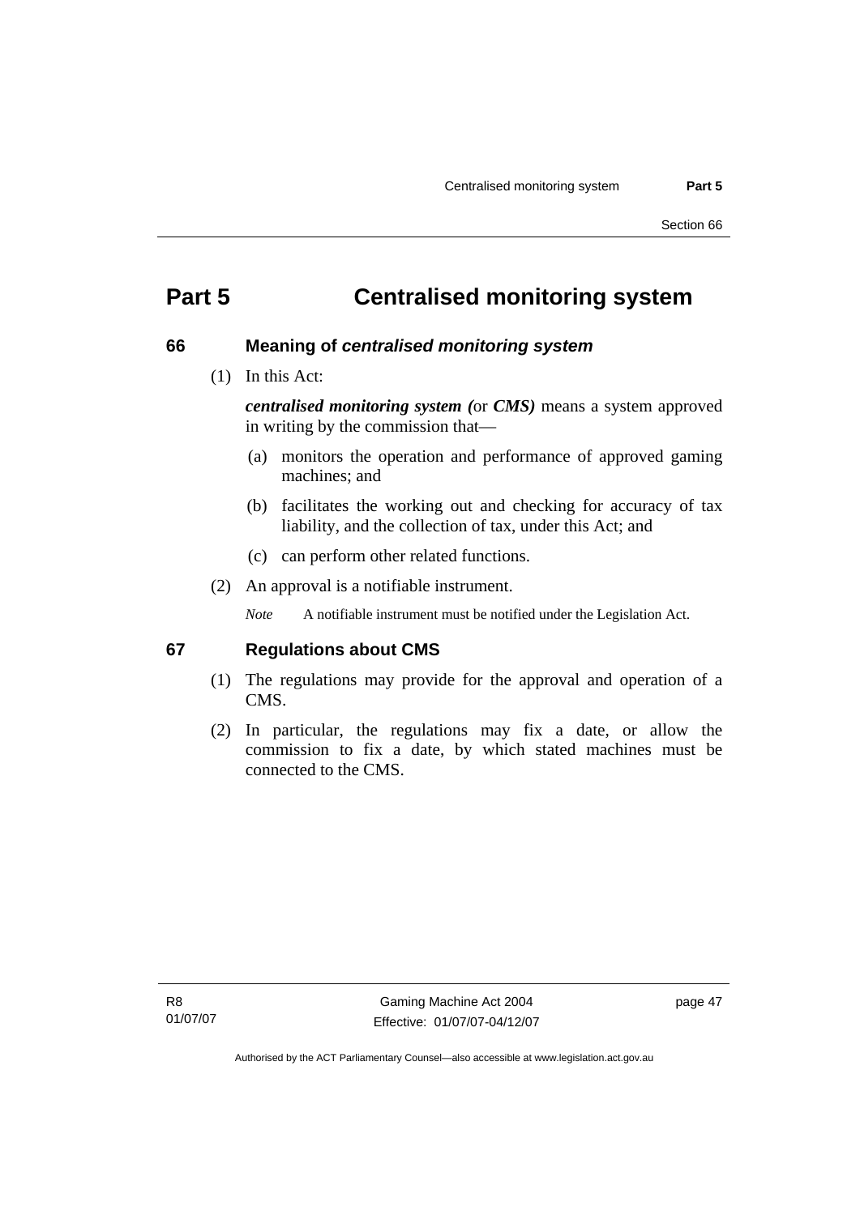# Part 5 Centralised monitoring system

## 66 Meaning of *centralised monitoring system*

(1) In this Act:

***centralised monitoring system (*** or ***CMS)*** means a system approved in writing by the commission that—

(a) monitors the operation and performance of approved gaming machines; and

(b) facilitates the working out and checking for accuracy of tax liability, and the collection of tax, under this Act; and

(c) can perform other related functions.

(2) An approval is a notifiable instrument.

*Note* A notifiable instrument must be notified under the Legislation Act.

## 67 Regulations about CMS

(1) The regulations may provide for the approval and operation of a CMS.

(2) In particular, the regulations may fix a date, or allow the commission to fix a date, by which stated machines must be connected to the CMS.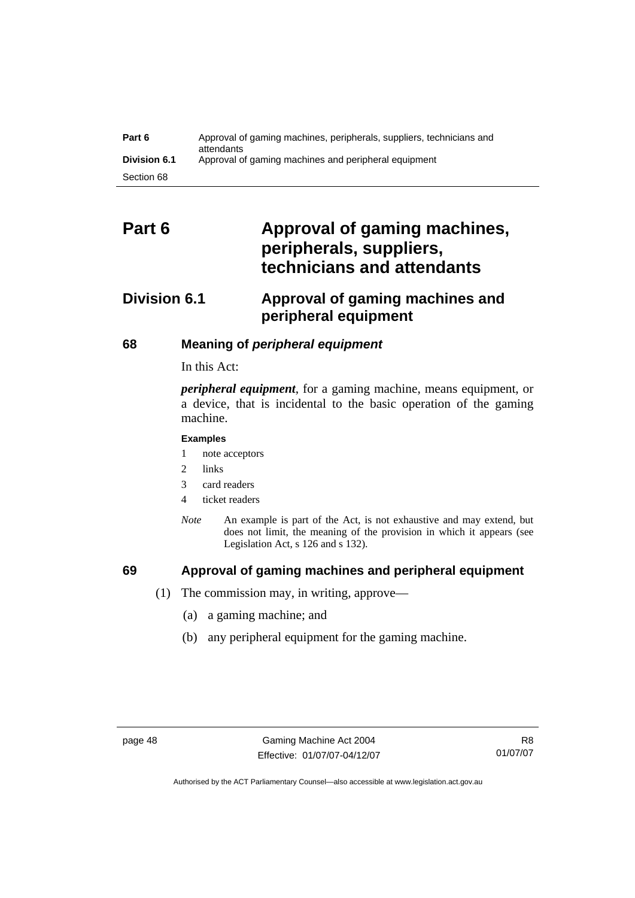# Part 6 Approval of gaming machines, peripherals, suppliers, technicians and attendants

## Division 6.1 Approval of gaming machines and peripheral equipment

### 68 Meaning of *peripheral equipment*

In this Act:

***peripheral equipment***, for a gaming machine, means equipment, or a device, that is incidental to the basic operation of the gaming machine.

**Examples**

1 note acceptors
2 links
3 card readers
4 ticket readers

*Note* An example is part of the Act, is not exhaustive and may extend, but does not limit, the meaning of the provision in which it appears (see Legislation Act, s 126 and s 132).

### 69 Approval of gaming machines and peripheral equipment

(1) The commission may, in writing, approve—

(a) a gaming machine; and

(b) any peripheral equipment for the gaming machine.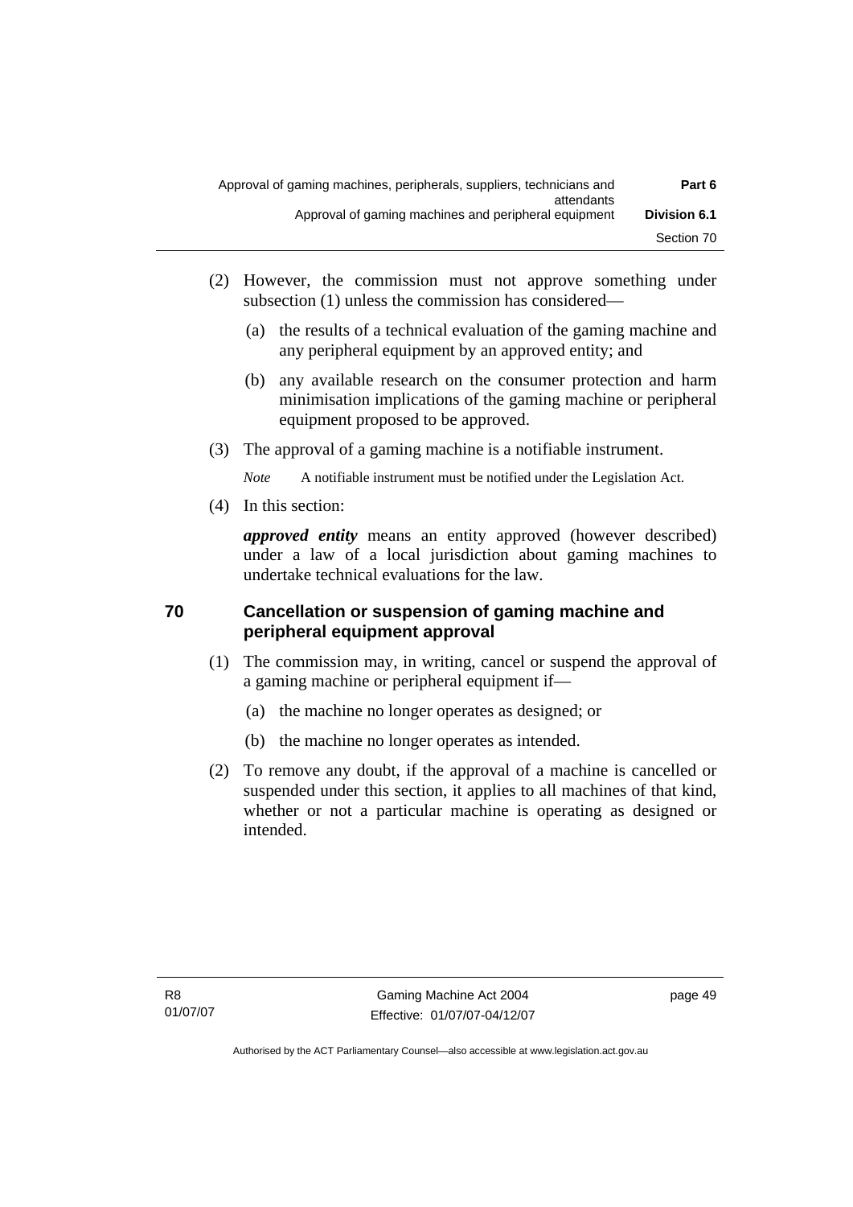(2) However, the commission must not approve something under subsection (1) unless the commission has considered—

(a) the results of a technical evaluation of the gaming machine and any peripheral equipment by an approved entity; and

(b) any available research on the consumer protection and harm minimisation implications of the gaming machine or peripheral equipment proposed to be approved.

(3) The approval of a gaming machine is a notifiable instrument.

*Note* A notifiable instrument must be notified under the Legislation Act.

(4) In this section:

***approved entity*** means an entity approved (however described) under a law of a local jurisdiction about gaming machines to undertake technical evaluations for the law.

## 70 Cancellation or suspension of gaming machine and peripheral equipment approval

(1) The commission may, in writing, cancel or suspend the approval of a gaming machine or peripheral equipment if—

(a) the machine no longer operates as designed; or

(b) the machine no longer operates as intended.

(2) To remove any doubt, if the approval of a machine is cancelled or suspended under this section, it applies to all machines of that kind, whether or not a particular machine is operating as designed or intended.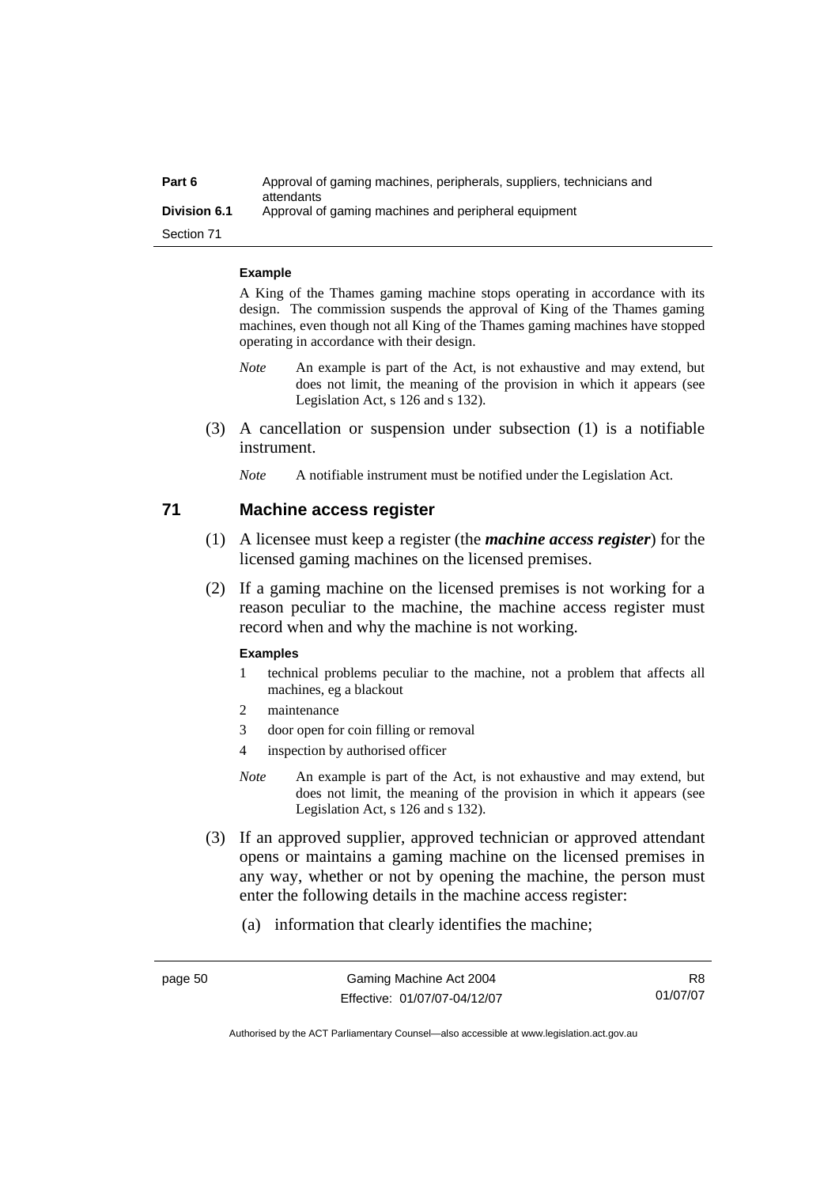**Example**

A King of the Thames gaming machine stops operating in accordance with its design. The commission suspends the approval of King of the Thames gaming machines, even though not all King of the Thames gaming machines have stopped operating in accordance with their design.

*Note* An example is part of the Act, is not exhaustive and may extend, but does not limit, the meaning of the provision in which it appears (see Legislation Act, s 126 and s 132).

(3) A cancellation or suspension under subsection (1) is a notifiable instrument.

*Note* A notifiable instrument must be notified under the Legislation Act.

## 71 Machine access register

(1) A licensee must keep a register (the ***machine access register***) for the licensed gaming machines on the licensed premises.

(2) If a gaming machine on the licensed premises is not working for a reason peculiar to the machine, the machine access register must record when and why the machine is not working.

**Examples**

1 technical problems peculiar to the machine, not a problem that affects all machines, eg a blackout

2 maintenance

3 door open for coin filling or removal

4 inspection by authorised officer

*Note* An example is part of the Act, is not exhaustive and may extend, but does not limit, the meaning of the provision in which it appears (see Legislation Act, s 126 and s 132).

(3) If an approved supplier, approved technician or approved attendant opens or maintains a gaming machine on the licensed premises in any way, whether or not by opening the machine, the person must enter the following details in the machine access register:

(a) information that clearly identifies the machine;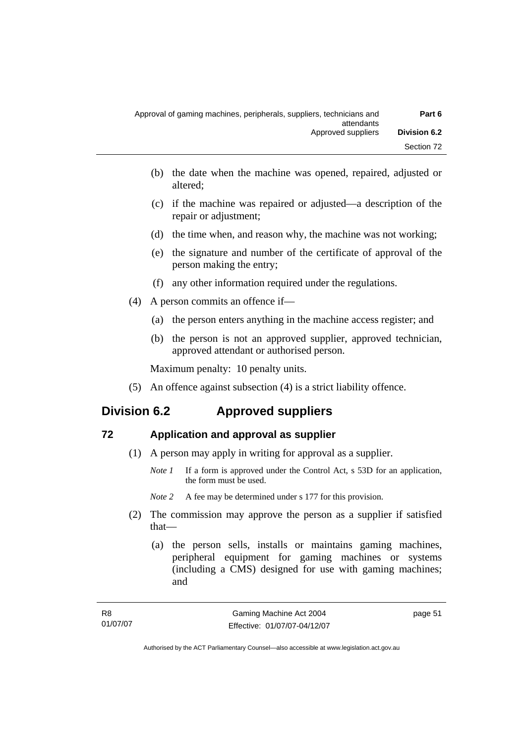(b) the date when the machine was opened, repaired, adjusted or altered;

(c) if the machine was repaired or adjusted—a description of the repair or adjustment;

(d) the time when, and reason why, the machine was not working;

(e) the signature and number of the certificate of approval of the person making the entry;

(f) any other information required under the regulations.

(4) A person commits an offence if—

(a) the person enters anything in the machine access register; and

(b) the person is not an approved supplier, approved technician, approved attendant or authorised person.

Maximum penalty: 10 penalty units.

(5) An offence against subsection (4) is a strict liability offence.

## Division 6.2 Approved suppliers

### 72 Application and approval as supplier

(1) A person may apply in writing for approval as a supplier.

*Note 1* If a form is approved under the Control Act, s 53D for an application, the form must be used.

*Note 2* A fee may be determined under s 177 for this provision.

(2) The commission may approve the person as a supplier if satisfied that—

(a) the person sells, installs or maintains gaming machines, peripheral equipment for gaming machines or systems (including a CMS) designed for use with gaming machines; and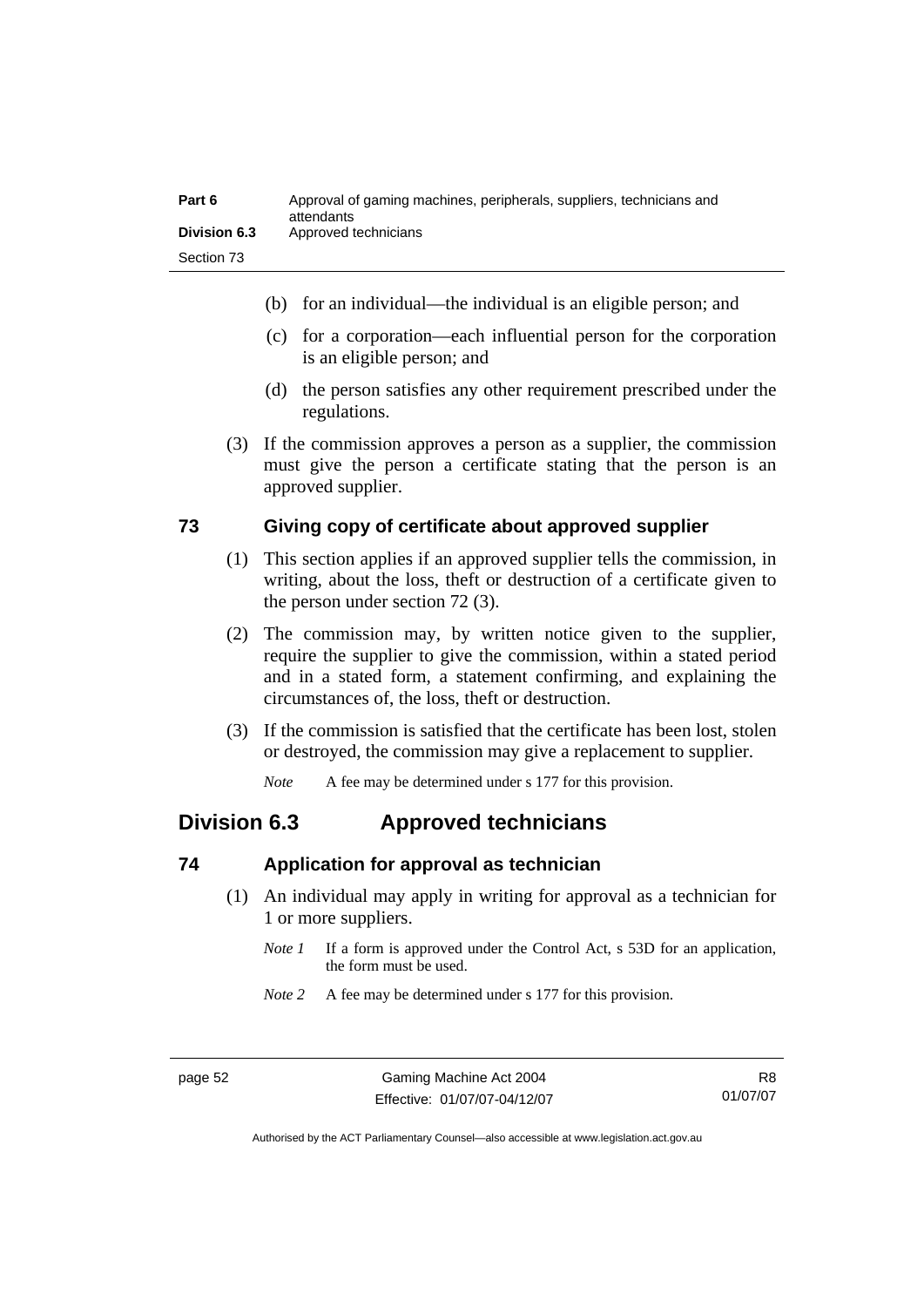(b) for an individual—the individual is an eligible person; and

(c) for a corporation—each influential person for the corporation is an eligible person; and

(d) the person satisfies any other requirement prescribed under the regulations.

(3) If the commission approves a person as a supplier, the commission must give the person a certificate stating that the person is an approved supplier.

### 73 Giving copy of certificate about approved supplier

(1) This section applies if an approved supplier tells the commission, in writing, about the loss, theft or destruction of a certificate given to the person under section 72 (3).

(2) The commission may, by written notice given to the supplier, require the supplier to give the commission, within a stated period and in a stated form, a statement confirming, and explaining the circumstances of, the loss, theft or destruction.

(3) If the commission is satisfied that the certificate has been lost, stolen or destroyed, the commission may give a replacement to supplier.

*Note* A fee may be determined under s 177 for this provision.

## Division 6.3 Approved technicians

### 74 Application for approval as technician

(1) An individual may apply in writing for approval as a technician for 1 or more suppliers.

*Note 1* If a form is approved under the Control Act, s 53D for an application, the form must be used.

*Note 2* A fee may be determined under s 177 for this provision.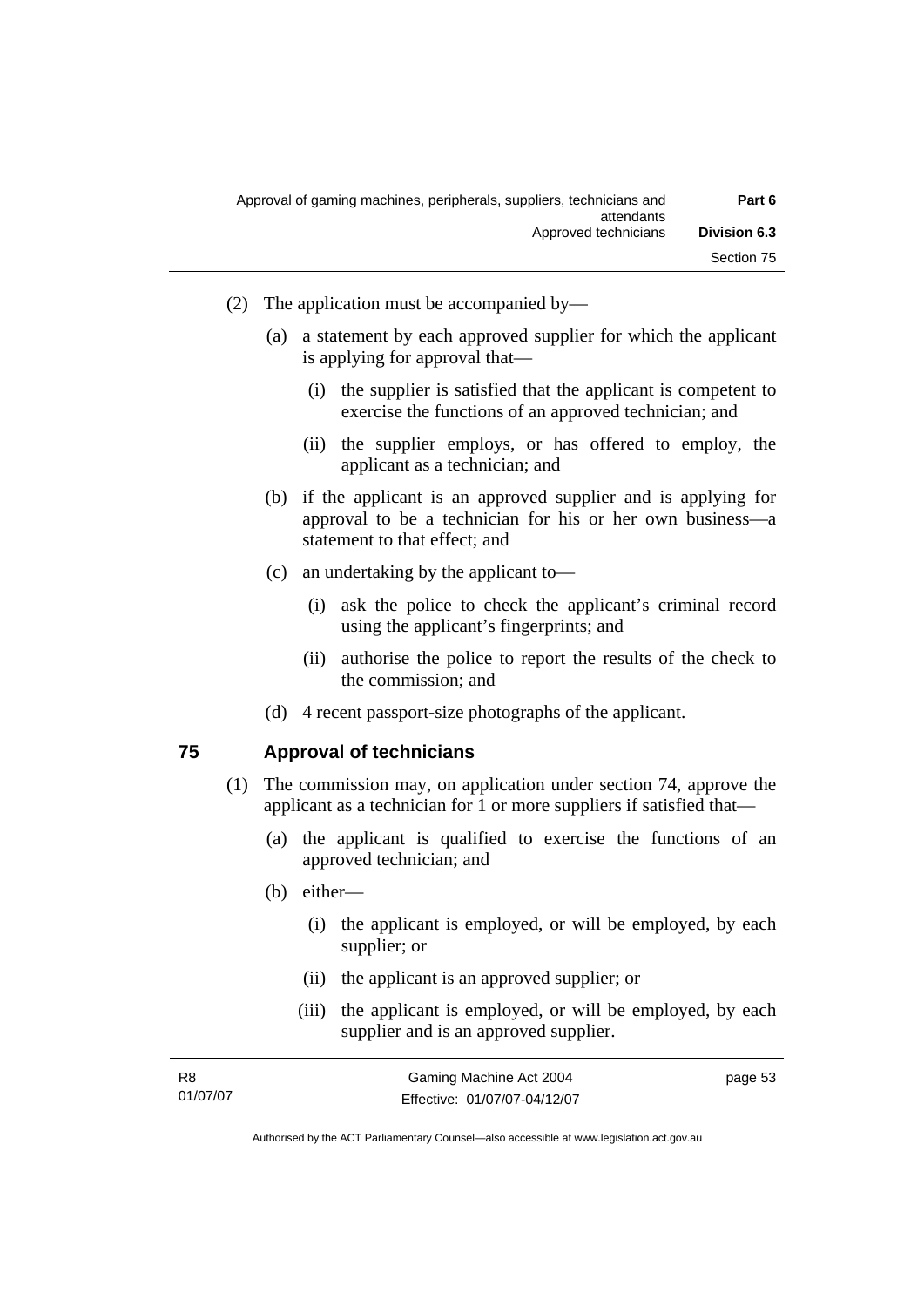(2) The application must be accompanied by—

(a) a statement by each approved supplier for which the applicant is applying for approval that—

(i) the supplier is satisfied that the applicant is competent to exercise the functions of an approved technician; and

(ii) the supplier employs, or has offered to employ, the applicant as a technician; and

(b) if the applicant is an approved supplier and is applying for approval to be a technician for his or her own business—a statement to that effect; and

(c) an undertaking by the applicant to—

(i) ask the police to check the applicant's criminal record using the applicant's fingerprints; and

(ii) authorise the police to report the results of the check to the commission; and

(d) 4 recent passport-size photographs of the applicant.

## 75 Approval of technicians

(1) The commission may, on application under section 74, approve the applicant as a technician for 1 or more suppliers if satisfied that—

(a) the applicant is qualified to exercise the functions of an approved technician; and

(b) either—

(i) the applicant is employed, or will be employed, by each supplier; or

(ii) the applicant is an approved supplier; or

(iii) the applicant is employed, or will be employed, by each supplier and is an approved supplier.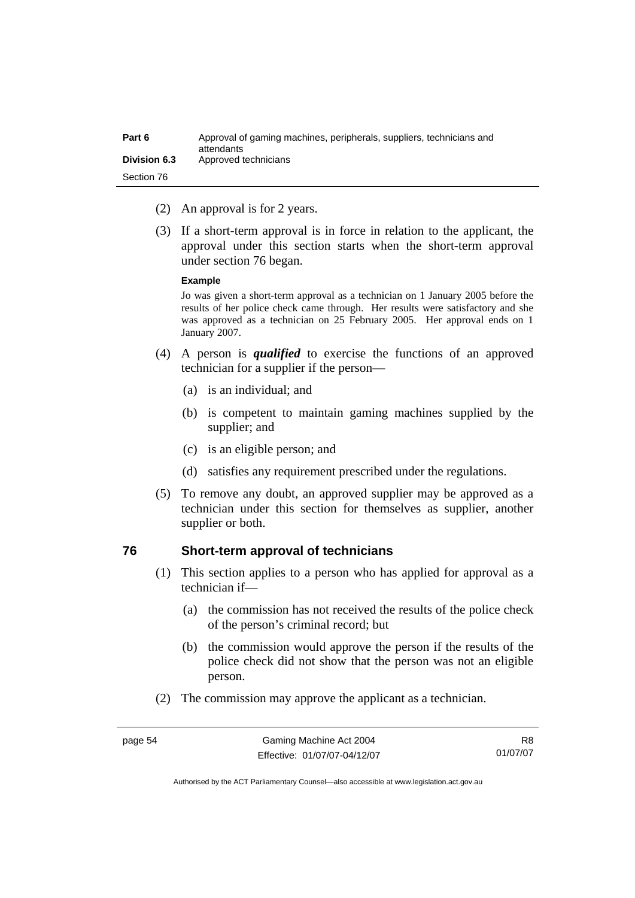(2) An approval is for 2 years.

(3) If a short-term approval is in force in relation to the applicant, the approval under this section starts when the short-term approval under section 76 began.

**Example**

Jo was given a short-term approval as a technician on 1 January 2005 before the results of her police check came through. Her results were satisfactory and she was approved as a technician on 25 February 2005. Her approval ends on 1 January 2007.

(4) A person is ***qualified*** to exercise the functions of an approved technician for a supplier if the person—

(a) is an individual; and

(b) is competent to maintain gaming machines supplied by the supplier; and

(c) is an eligible person; and

(d) satisfies any requirement prescribed under the regulations.

(5) To remove any doubt, an approved supplier may be approved as a technician under this section for themselves as supplier, another supplier or both.

## 76 Short-term approval of technicians

(1) This section applies to a person who has applied for approval as a technician if—

(a) the commission has not received the results of the police check of the person's criminal record; but

(b) the commission would approve the person if the results of the police check did not show that the person was not an eligible person.

(2) The commission may approve the applicant as a technician.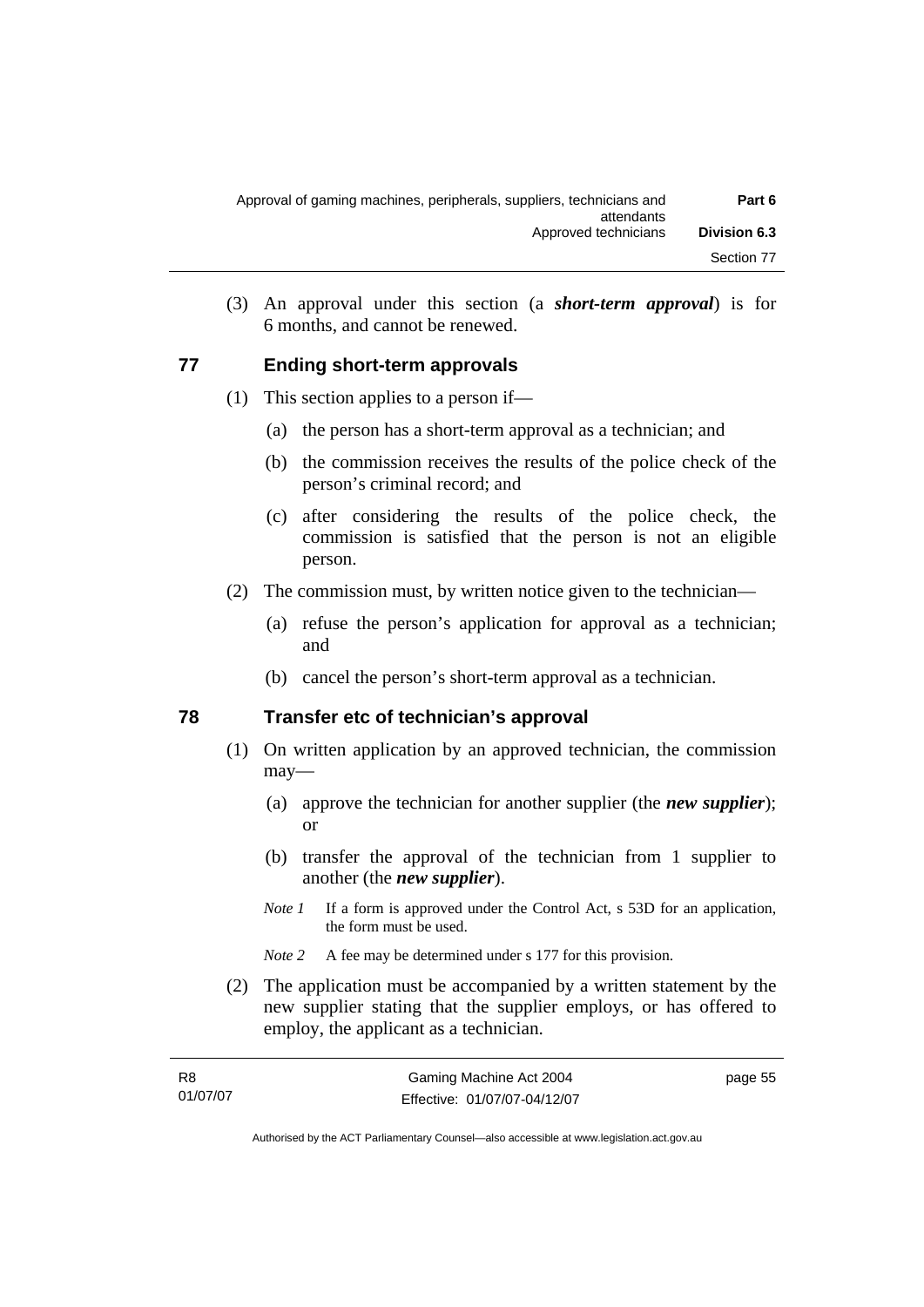(3) An approval under this section (a ***short-term approval***) is for 6 months, and cannot be renewed.

## 77 Ending short-term approvals

(1) This section applies to a person if—

(a) the person has a short-term approval as a technician; and

(b) the commission receives the results of the police check of the person's criminal record; and

(c) after considering the results of the police check, the commission is satisfied that the person is not an eligible person.

(2) The commission must, by written notice given to the technician—

(a) refuse the person's application for approval as a technician; and

(b) cancel the person's short-term approval as a technician.

## 78 Transfer etc of technician's approval

(1) On written application by an approved technician, the commission may—

(a) approve the technician for another supplier (the ***new supplier***); or

(b) transfer the approval of the technician from 1 supplier to another (the ***new supplier***).

*Note 1* If a form is approved under the Control Act, s 53D for an application, the form must be used.

*Note 2* A fee may be determined under s 177 for this provision.

(2) The application must be accompanied by a written statement by the new supplier stating that the supplier employs, or has offered to employ, the applicant as a technician.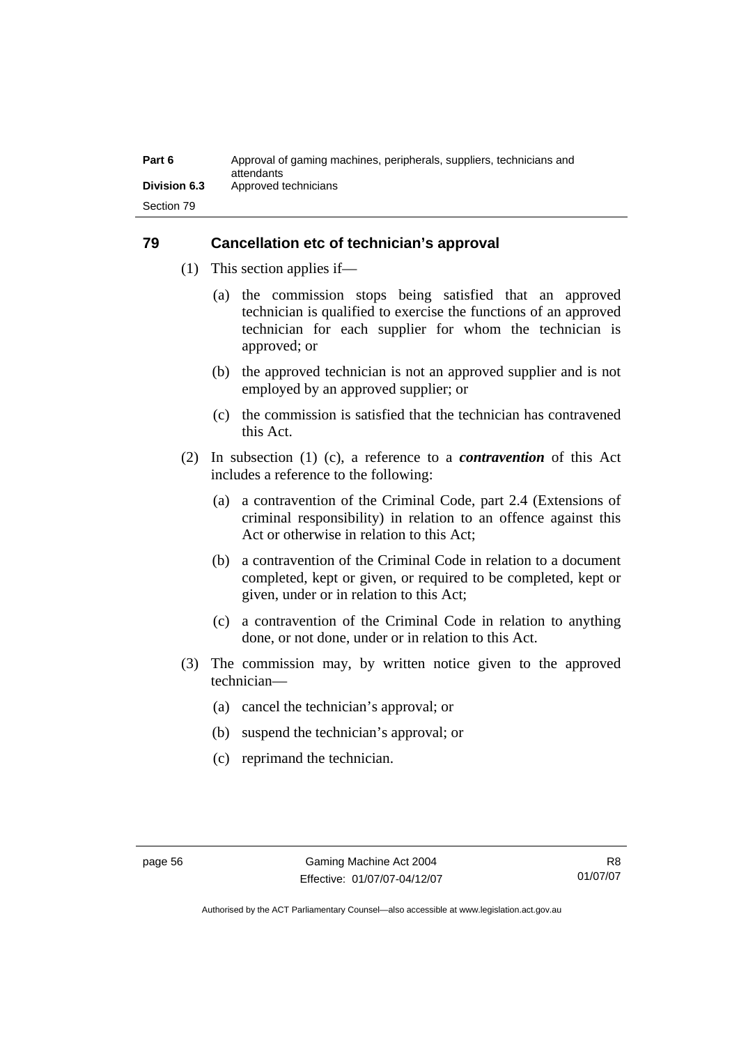## 79 Cancellation etc of technician's approval

(1) This section applies if—

(a) the commission stops being satisfied that an approved technician is qualified to exercise the functions of an approved technician for each supplier for whom the technician is approved; or

(b) the approved technician is not an approved supplier and is not employed by an approved supplier; or

(c) the commission is satisfied that the technician has contravened this Act.

(2) In subsection (1) (c), a reference to a ***contravention*** of this Act includes a reference to the following:

(a) a contravention of the Criminal Code, part 2.4 (Extensions of criminal responsibility) in relation to an offence against this Act or otherwise in relation to this Act;

(b) a contravention of the Criminal Code in relation to a document completed, kept or given, or required to be completed, kept or given, under or in relation to this Act;

(c) a contravention of the Criminal Code in relation to anything done, or not done, under or in relation to this Act.

(3) The commission may, by written notice given to the approved technician—

(a) cancel the technician's approval; or

(b) suspend the technician's approval; or

(c) reprimand the technician.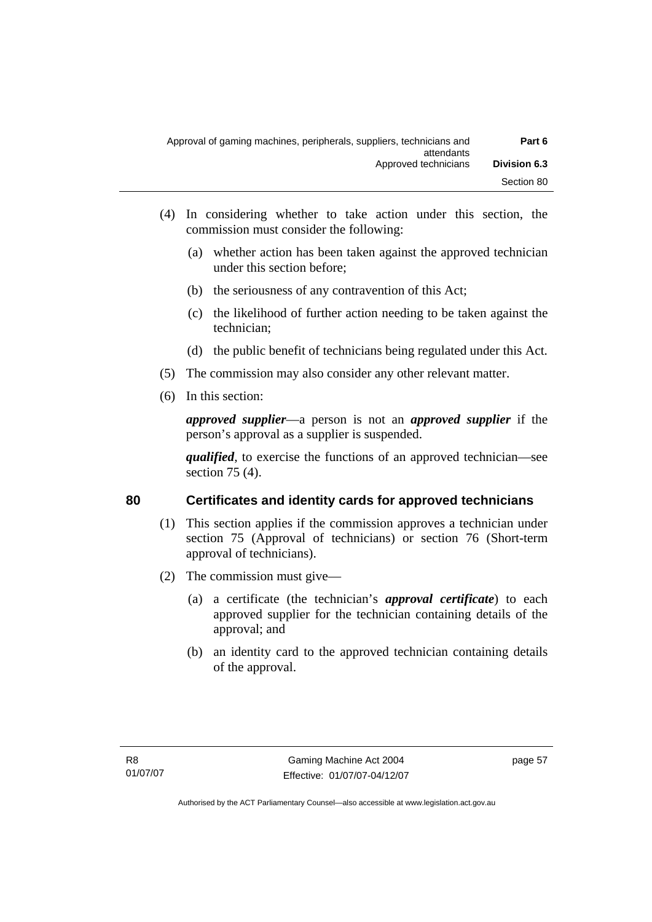(4) In considering whether to take action under this section, the commission must consider the following:

(a) whether action has been taken against the approved technician under this section before;

(b) the seriousness of any contravention of this Act;

(c) the likelihood of further action needing to be taken against the technician;

(d) the public benefit of technicians being regulated under this Act.

(5) The commission may also consider any other relevant matter.

(6) In this section:

***approved supplier***—a person is not an ***approved supplier*** if the person's approval as a supplier is suspended.

***qualified***, to exercise the functions of an approved technician—see section 75 (4).

## 80 Certificates and identity cards for approved technicians

(1) This section applies if the commission approves a technician under section 75 (Approval of technicians) or section 76 (Short-term approval of technicians).

(2) The commission must give—

(a) a certificate (the technician's ***approval certificate***) to each approved supplier for the technician containing details of the approval; and

(b) an identity card to the approved technician containing details of the approval.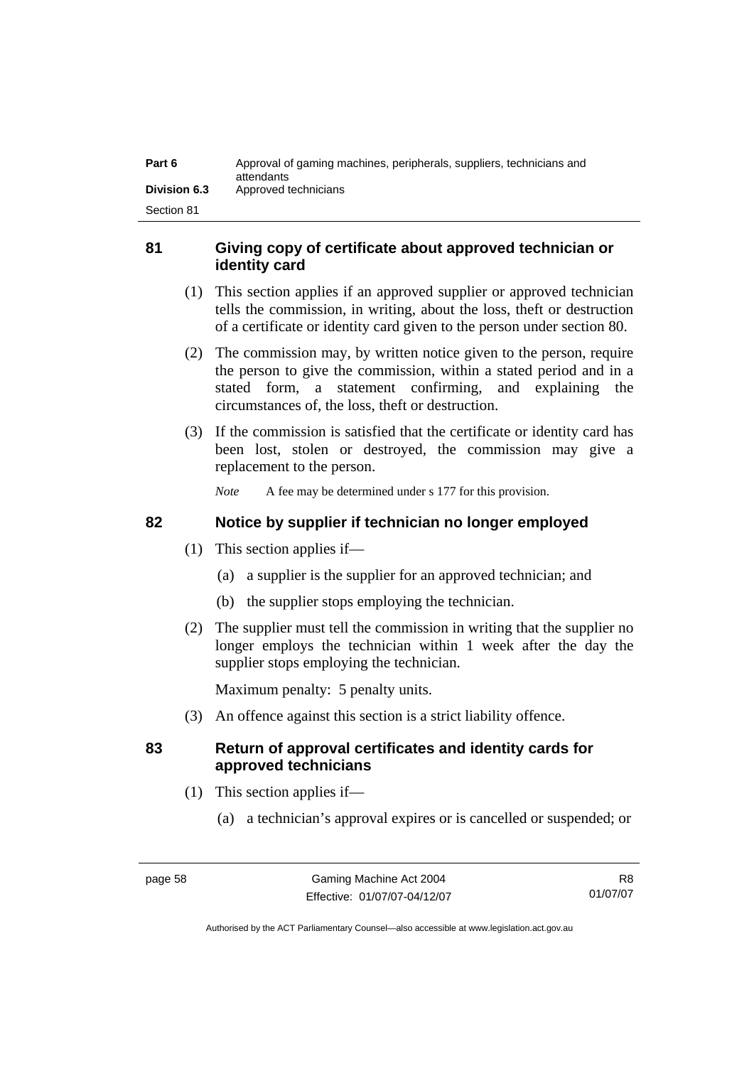## 81 Giving copy of certificate about approved technician or identity card

(1) This section applies if an approved supplier or approved technician tells the commission, in writing, about the loss, theft or destruction of a certificate or identity card given to the person under section 80.

(2) The commission may, by written notice given to the person, require the person to give the commission, within a stated period and in a stated form, a statement confirming, and explaining the circumstances of, the loss, theft or destruction.

(3) If the commission is satisfied that the certificate or identity card has been lost, stolen or destroyed, the commission may give a replacement to the person.

*Note* A fee may be determined under s 177 for this provision.

## 82 Notice by supplier if technician no longer employed

(1) This section applies if—

(a) a supplier is the supplier for an approved technician; and

(b) the supplier stops employing the technician.

(2) The supplier must tell the commission in writing that the supplier no longer employs the technician within 1 week after the day the supplier stops employing the technician.

Maximum penalty: 5 penalty units.

(3) An offence against this section is a strict liability offence.

## 83 Return of approval certificates and identity cards for approved technicians

(1) This section applies if—

(a) a technician's approval expires or is cancelled or suspended; or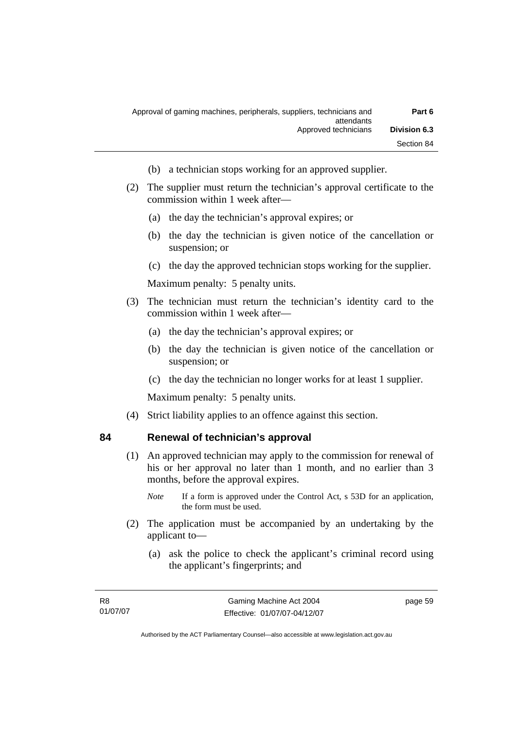(b) a technician stops working for an approved supplier.

(2) The supplier must return the technician's approval certificate to the commission within 1 week after—

(a) the day the technician's approval expires; or

(b) the day the technician is given notice of the cancellation or suspension; or

(c) the day the approved technician stops working for the supplier.

Maximum penalty: 5 penalty units.

(3) The technician must return the technician's identity card to the commission within 1 week after—

(a) the day the technician's approval expires; or

(b) the day the technician is given notice of the cancellation or suspension; or

(c) the day the technician no longer works for at least 1 supplier.

Maximum penalty: 5 penalty units.

(4) Strict liability applies to an offence against this section.

## 84 Renewal of technician's approval

(1) An approved technician may apply to the commission for renewal of his or her approval no later than 1 month, and no earlier than 3 months, before the approval expires.

*Note* If a form is approved under the Control Act, s 53D for an application, the form must be used.

(2) The application must be accompanied by an undertaking by the applicant to—

(a) ask the police to check the applicant's criminal record using the applicant's fingerprints; and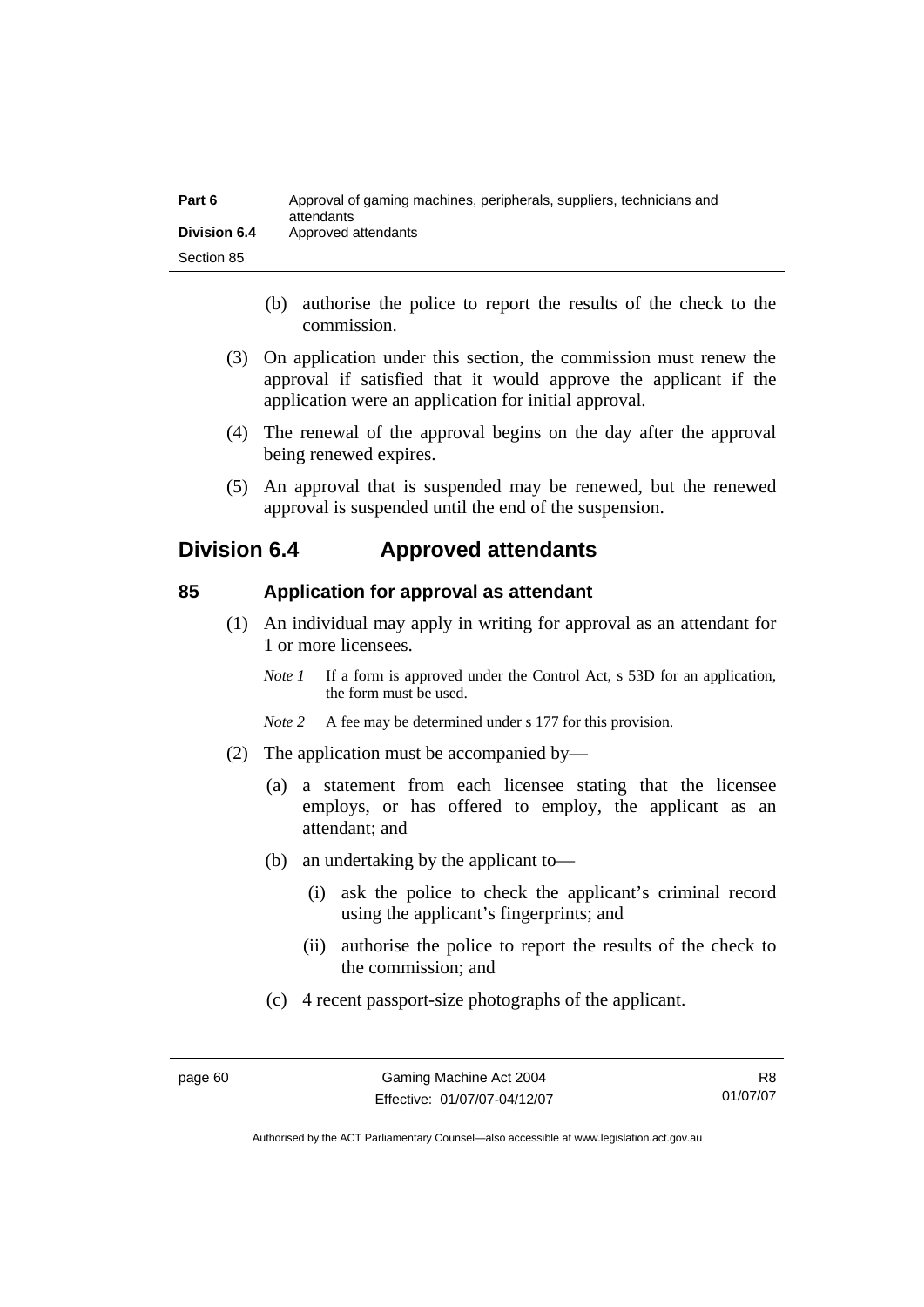(b) authorise the police to report the results of the check to the commission.

(3) On application under this section, the commission must renew the approval if satisfied that it would approve the applicant if the application were an application for initial approval.

(4) The renewal of the approval begins on the day after the approval being renewed expires.

(5) An approval that is suspended may be renewed, but the renewed approval is suspended until the end of the suspension.

## Division 6.4 Approved attendants

### 85 Application for approval as attendant

(1) An individual may apply in writing for approval as an attendant for 1 or more licensees.

*Note 1* If a form is approved under the Control Act, s 53D for an application, the form must be used.

*Note 2* A fee may be determined under s 177 for this provision.

(2) The application must be accompanied by—

(a) a statement from each licensee stating that the licensee employs, or has offered to employ, the applicant as an attendant; and

(b) an undertaking by the applicant to—

(i) ask the police to check the applicant's criminal record using the applicant's fingerprints; and

(ii) authorise the police to report the results of the check to the commission; and

(c) 4 recent passport-size photographs of the applicant.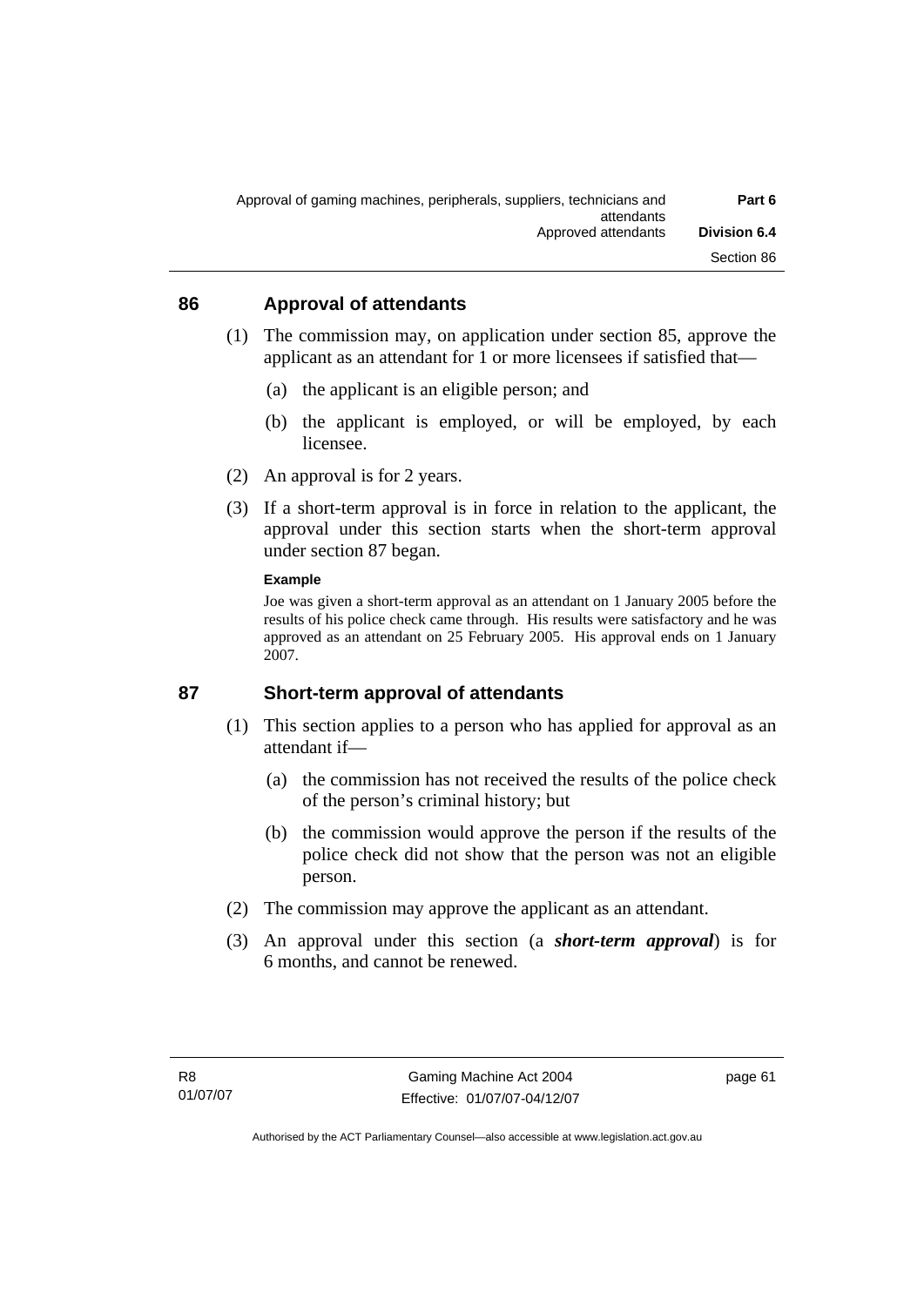## 86 Approval of attendants

(1) The commission may, on application under section 85, approve the applicant as an attendant for 1 or more licensees if satisfied that—

(a) the applicant is an eligible person; and

(b) the applicant is employed, or will be employed, by each licensee.

(2) An approval is for 2 years.

(3) If a short-term approval is in force in relation to the applicant, the approval under this section starts when the short-term approval under section 87 began.

**Example**

Joe was given a short-term approval as an attendant on 1 January 2005 before the results of his police check came through. His results were satisfactory and he was approved as an attendant on 25 February 2005. His approval ends on 1 January 2007.

## 87 Short-term approval of attendants

(1) This section applies to a person who has applied for approval as an attendant if—

(a) the commission has not received the results of the police check of the person's criminal history; but

(b) the commission would approve the person if the results of the police check did not show that the person was not an eligible person.

(2) The commission may approve the applicant as an attendant.

(3) An approval under this section (a ***short-term approval***) is for 6 months, and cannot be renewed.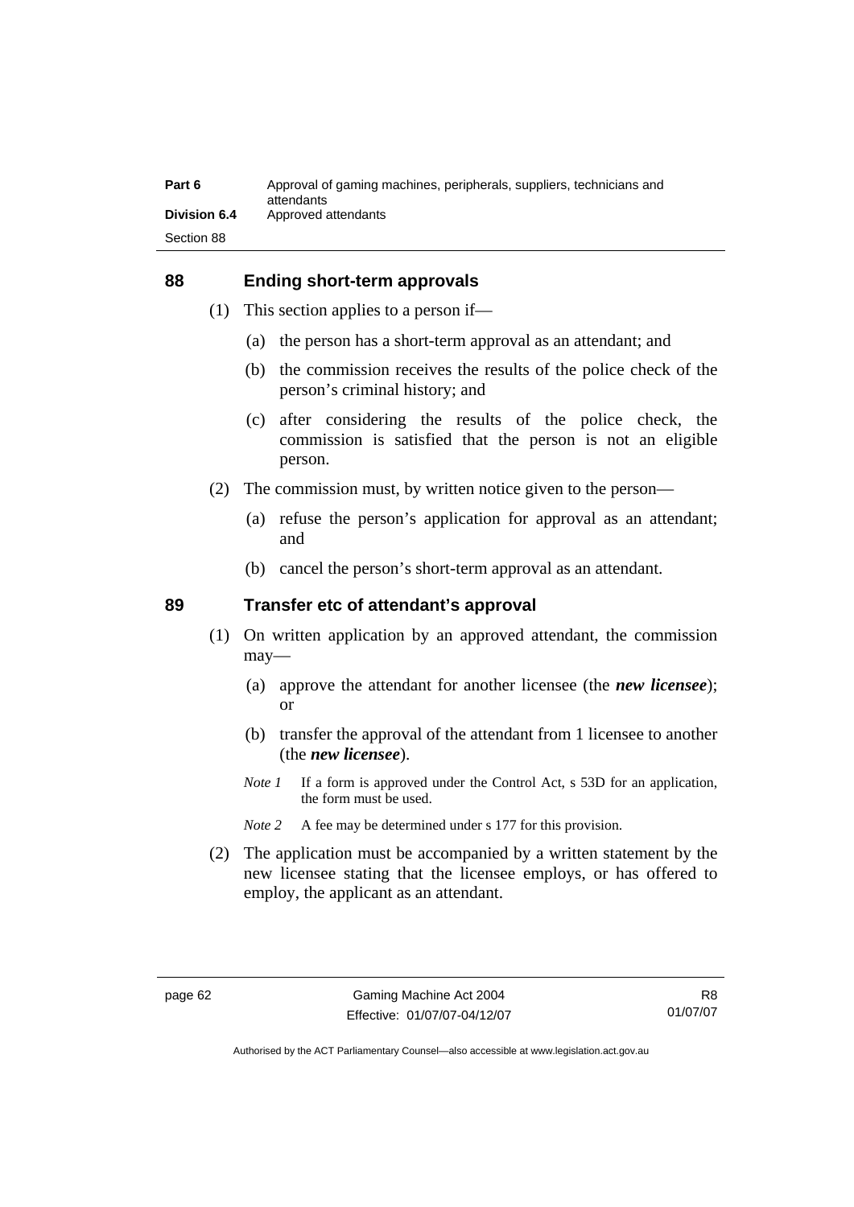## 88 Ending short-term approvals

(1) This section applies to a person if—

  (a) the person has a short-term approval as an attendant; and

  (b) the commission receives the results of the police check of the person's criminal history; and

  (c) after considering the results of the police check, the commission is satisfied that the person is not an eligible person.

(2) The commission must, by written notice given to the person—

  (a) refuse the person's application for approval as an attendant; and

  (b) cancel the person's short-term approval as an attendant.

## 89 Transfer etc of attendant's approval

(1) On written application by an approved attendant, the commission may—

  (a) approve the attendant for another licensee (the ***new licensee***); or

  (b) transfer the approval of the attendant from 1 licensee to another (the ***new licensee***).

  *Note 1* If a form is approved under the Control Act, s 53D for an application, the form must be used.

  *Note 2* A fee may be determined under s 177 for this provision.

(2) The application must be accompanied by a written statement by the new licensee stating that the licensee employs, or has offered to employ, the applicant as an attendant.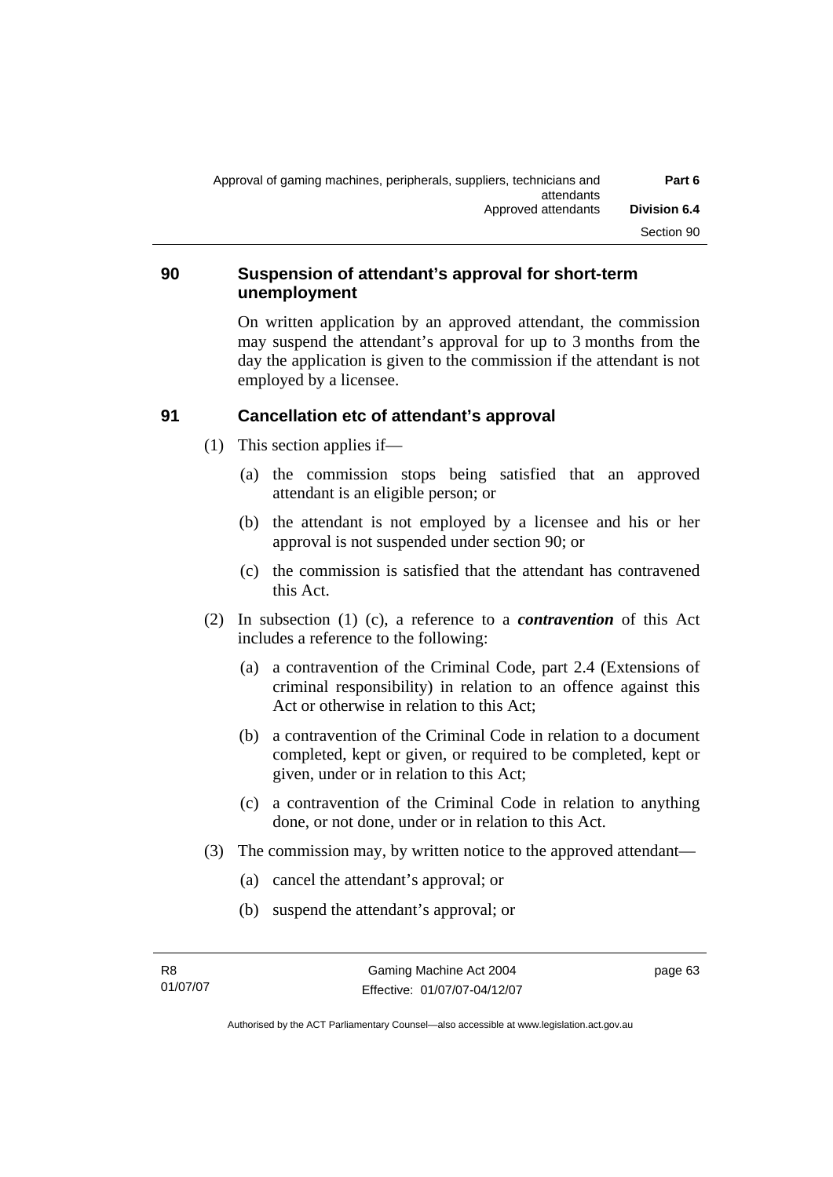## 90 Suspension of attendant's approval for short-term unemployment

On written application by an approved attendant, the commission may suspend the attendant's approval for up to 3 months from the day the application is given to the commission if the attendant is not employed by a licensee.

## 91 Cancellation etc of attendant's approval

(1) This section applies if—

(a) the commission stops being satisfied that an approved attendant is an eligible person; or

(b) the attendant is not employed by a licensee and his or her approval is not suspended under section 90; or

(c) the commission is satisfied that the attendant has contravened this Act.

(2) In subsection (1) (c), a reference to a ***contravention*** of this Act includes a reference to the following:

(a) a contravention of the Criminal Code, part 2.4 (Extensions of criminal responsibility) in relation to an offence against this Act or otherwise in relation to this Act;

(b) a contravention of the Criminal Code in relation to a document completed, kept or given, or required to be completed, kept or given, under or in relation to this Act;

(c) a contravention of the Criminal Code in relation to anything done, or not done, under or in relation to this Act.

(3) The commission may, by written notice to the approved attendant—

(a) cancel the attendant's approval; or

(b) suspend the attendant's approval; or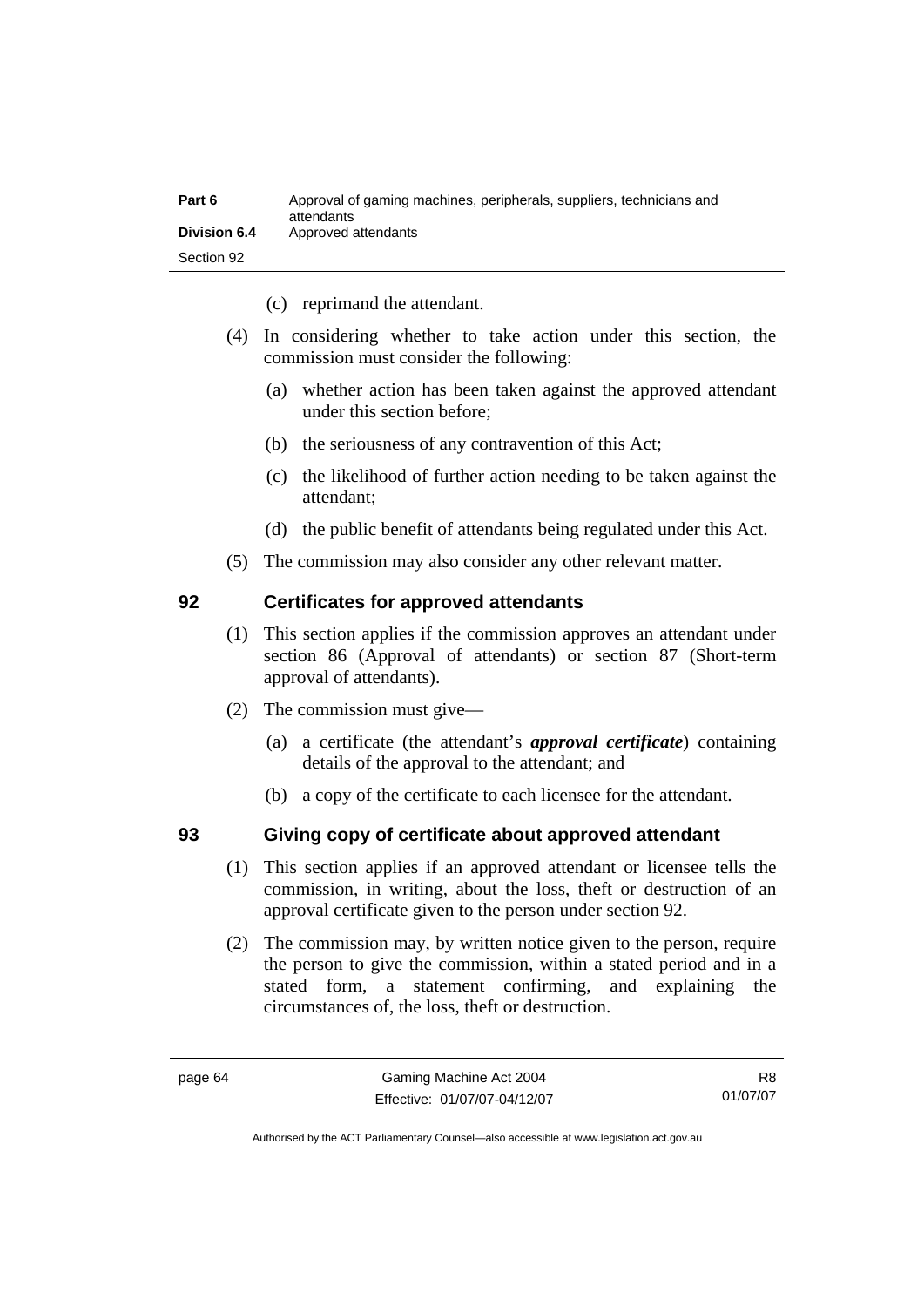(c) reprimand the attendant.

(4) In considering whether to take action under this section, the commission must consider the following:

(a) whether action has been taken against the approved attendant under this section before;

(b) the seriousness of any contravention of this Act;

(c) the likelihood of further action needing to be taken against the attendant;

(d) the public benefit of attendants being regulated under this Act.

(5) The commission may also consider any other relevant matter.

## 92 Certificates for approved attendants

(1) This section applies if the commission approves an attendant under section 86 (Approval of attendants) or section 87 (Short-term approval of attendants).

(2) The commission must give—

(a) a certificate (the attendant's ***approval certificate***) containing details of the approval to the attendant; and

(b) a copy of the certificate to each licensee for the attendant.

## 93 Giving copy of certificate about approved attendant

(1) This section applies if an approved attendant or licensee tells the commission, in writing, about the loss, theft or destruction of an approval certificate given to the person under section 92.

(2) The commission may, by written notice given to the person, require the person to give the commission, within a stated period and in a stated form, a statement confirming, and explaining the circumstances of, the loss, theft or destruction.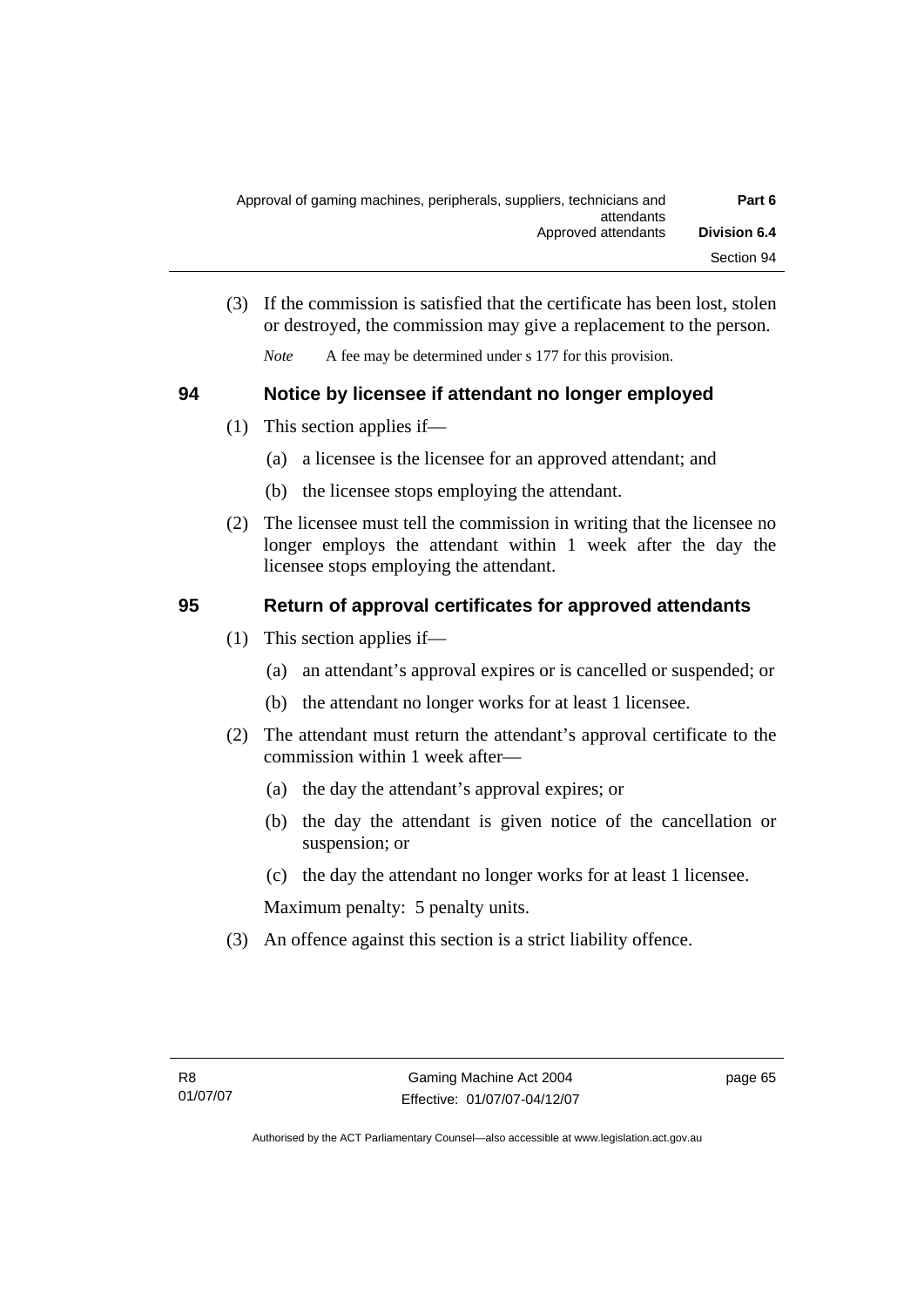(3) If the commission is satisfied that the certificate has been lost, stolen or destroyed, the commission may give a replacement to the person.

*Note* A fee may be determined under s 177 for this provision.

## 94 Notice by licensee if attendant no longer employed

(1) This section applies if—

(a) a licensee is the licensee for an approved attendant; and

(b) the licensee stops employing the attendant.

(2) The licensee must tell the commission in writing that the licensee no longer employs the attendant within 1 week after the day the licensee stops employing the attendant.

## 95 Return of approval certificates for approved attendants

(1) This section applies if—

(a) an attendant's approval expires or is cancelled or suspended; or

(b) the attendant no longer works for at least 1 licensee.

(2) The attendant must return the attendant's approval certificate to the commission within 1 week after—

(a) the day the attendant's approval expires; or

(b) the day the attendant is given notice of the cancellation or suspension; or

(c) the day the attendant no longer works for at least 1 licensee.

Maximum penalty: 5 penalty units.

(3) An offence against this section is a strict liability offence.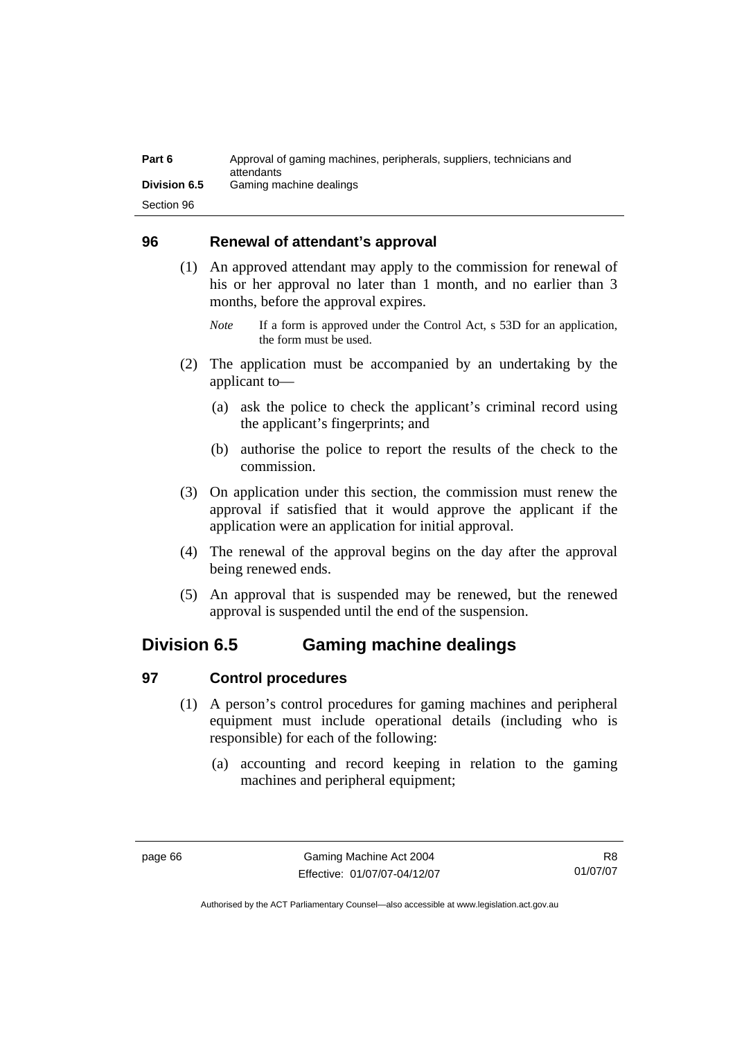## 96 Renewal of attendant's approval

(1) An approved attendant may apply to the commission for renewal of his or her approval no later than 1 month, and no earlier than 3 months, before the approval expires.

*Note* If a form is approved under the Control Act, s 53D for an application, the form must be used.

(2) The application must be accompanied by an undertaking by the applicant to—

(a) ask the police to check the applicant's criminal record using the applicant's fingerprints; and

(b) authorise the police to report the results of the check to the commission.

(3) On application under this section, the commission must renew the approval if satisfied that it would approve the applicant if the application were an application for initial approval.

(4) The renewal of the approval begins on the day after the approval being renewed ends.

(5) An approval that is suspended may be renewed, but the renewed approval is suspended until the end of the suspension.

# Division 6.5 Gaming machine dealings

## 97 Control procedures

(1) A person's control procedures for gaming machines and peripheral equipment must include operational details (including who is responsible) for each of the following:

(a) accounting and record keeping in relation to the gaming machines and peripheral equipment;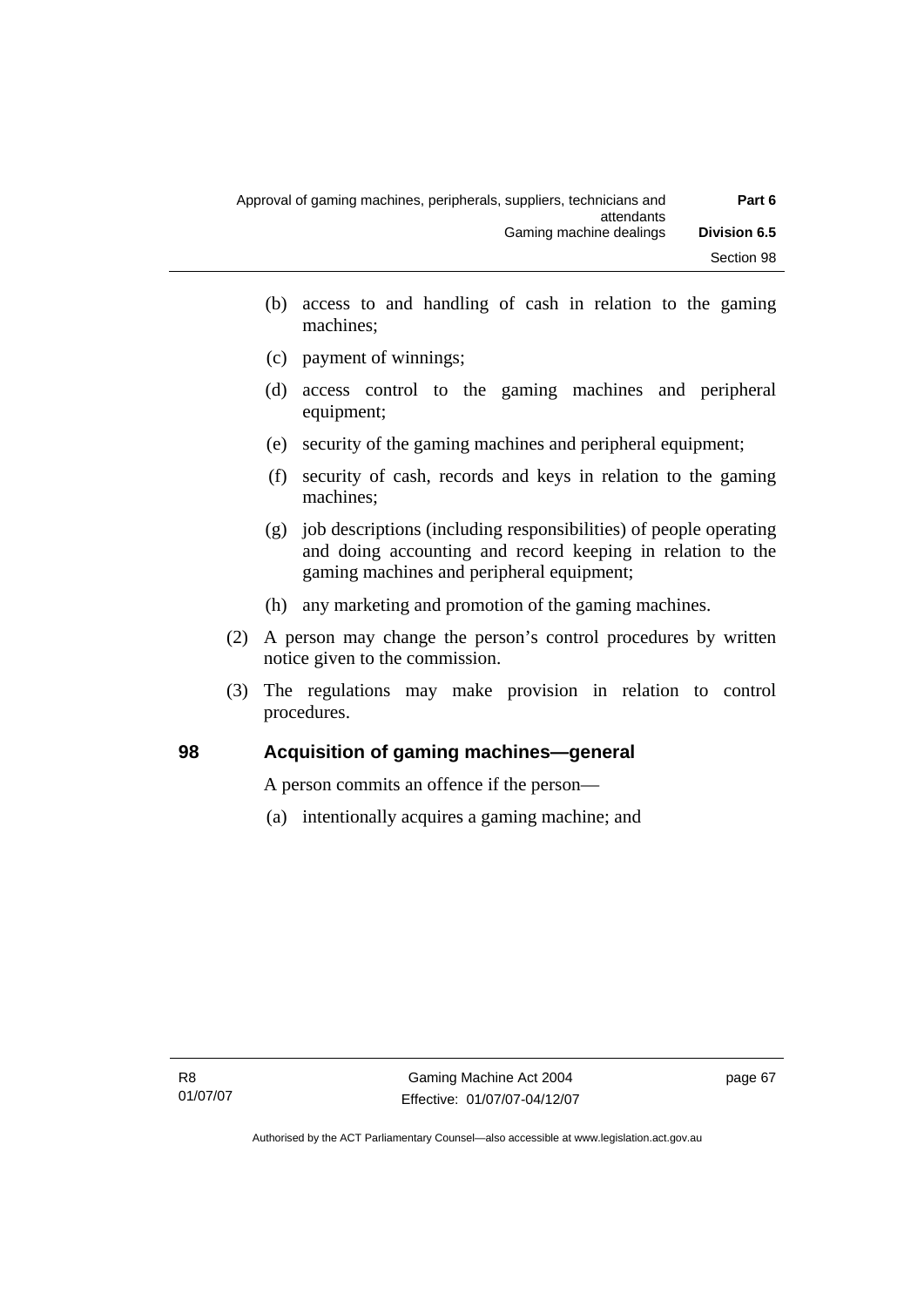(b) access to and handling of cash in relation to the gaming machines;

(c) payment of winnings;

(d) access control to the gaming machines and peripheral equipment;

(e) security of the gaming machines and peripheral equipment;

(f) security of cash, records and keys in relation to the gaming machines;

(g) job descriptions (including responsibilities) of people operating and doing accounting and record keeping in relation to the gaming machines and peripheral equipment;

(h) any marketing and promotion of the gaming machines.

(2) A person may change the person's control procedures by written notice given to the commission.

(3) The regulations may make provision in relation to control procedures.

## 98 Acquisition of gaming machines—general

A person commits an offence if the person—

(a) intentionally acquires a gaming machine; and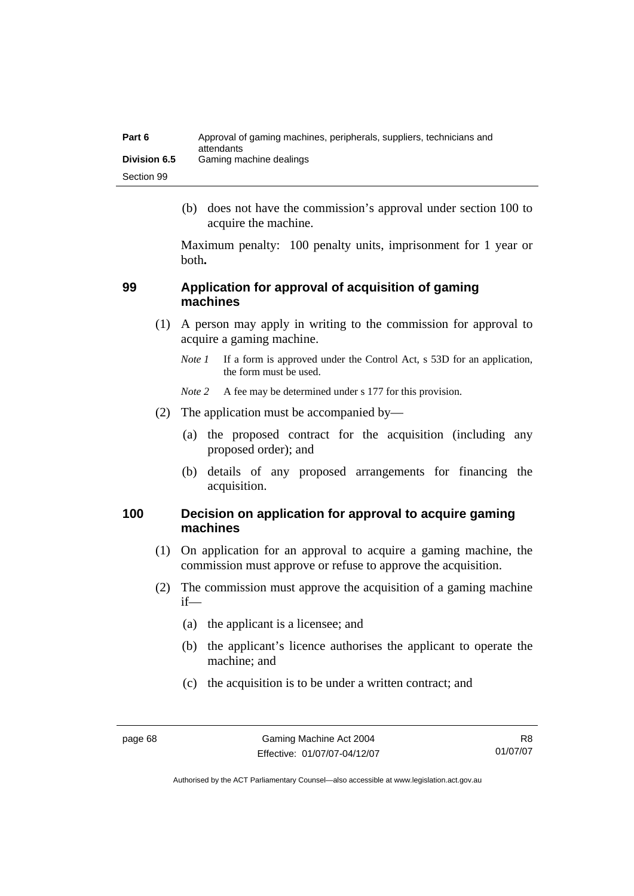(b) does not have the commission's approval under section 100 to acquire the machine.

Maximum penalty: 100 penalty units, imprisonment for 1 year or both**.**

### 99 Application for approval of acquisition of gaming machines

(1) A person may apply in writing to the commission for approval to acquire a gaming machine.

*Note 1* If a form is approved under the Control Act, s 53D for an application, the form must be used.

*Note 2* A fee may be determined under s 177 for this provision.

(2) The application must be accompanied by—

(a) the proposed contract for the acquisition (including any proposed order); and

(b) details of any proposed arrangements for financing the acquisition.

### 100 Decision on application for approval to acquire gaming machines

(1) On application for an approval to acquire a gaming machine, the commission must approve or refuse to approve the acquisition.

(2) The commission must approve the acquisition of a gaming machine if—

(a) the applicant is a licensee; and

(b) the applicant's licence authorises the applicant to operate the machine; and

(c) the acquisition is to be under a written contract; and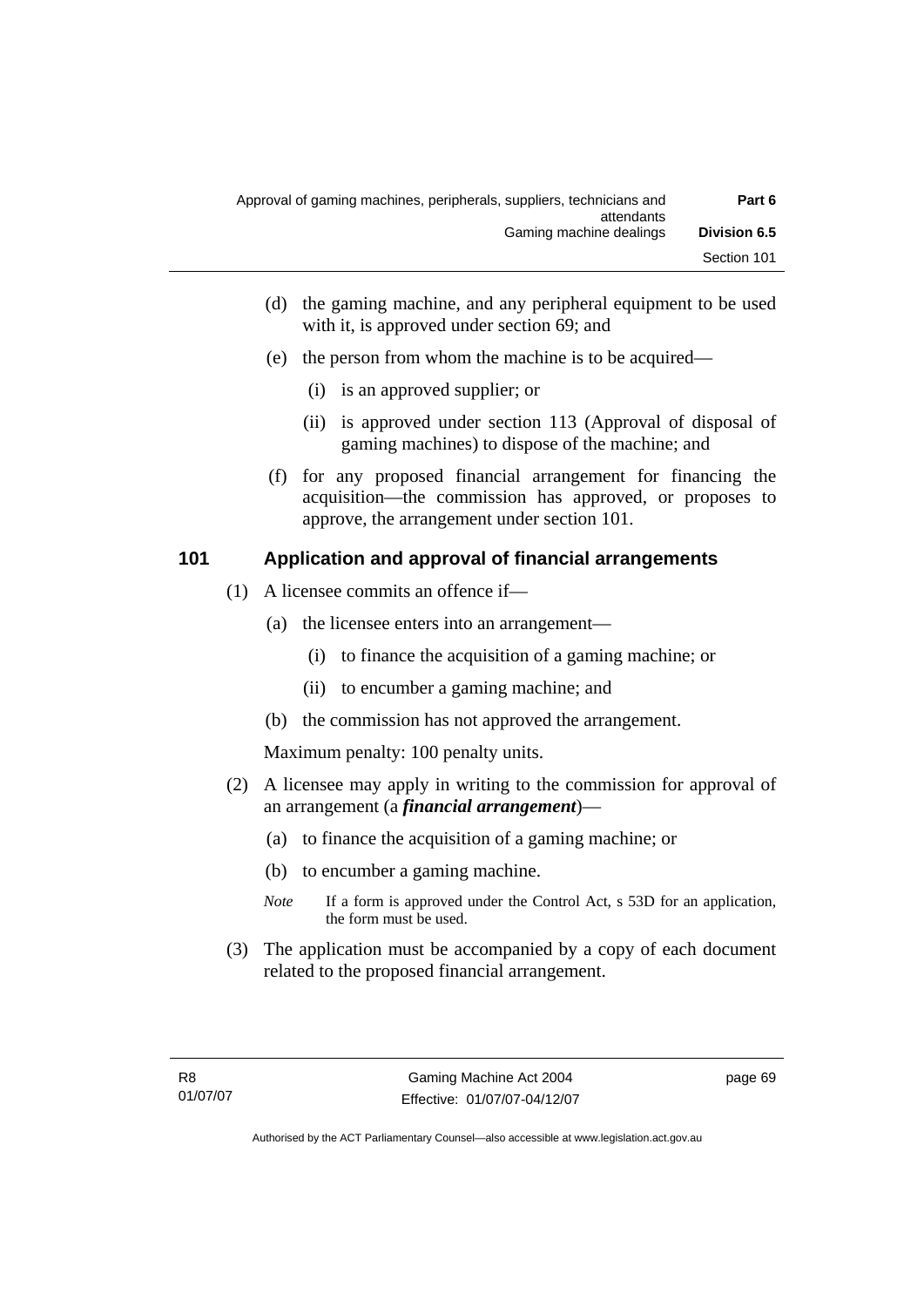(d) the gaming machine, and any peripheral equipment to be used with it, is approved under section 69; and

(e) the person from whom the machine is to be acquired—

   (i) is an approved supplier; or

   (ii) is approved under section 113 (Approval of disposal of gaming machines) to dispose of the machine; and

(f) for any proposed financial arrangement for financing the acquisition—the commission has approved, or proposes to approve, the arrangement under section 101.

## 101 Application and approval of financial arrangements

(1) A licensee commits an offence if—

   (a) the licensee enters into an arrangement—

      (i) to finance the acquisition of a gaming machine; or

      (ii) to encumber a gaming machine; and

   (b) the commission has not approved the arrangement.

   Maximum penalty: 100 penalty units.

(2) A licensee may apply in writing to the commission for approval of an arrangement (a ***financial arrangement***)—

   (a) to finance the acquisition of a gaming machine; or

   (b) to encumber a gaming machine.

   *Note* If a form is approved under the Control Act, s 53D for an application, the form must be used.

(3) The application must be accompanied by a copy of each document related to the proposed financial arrangement.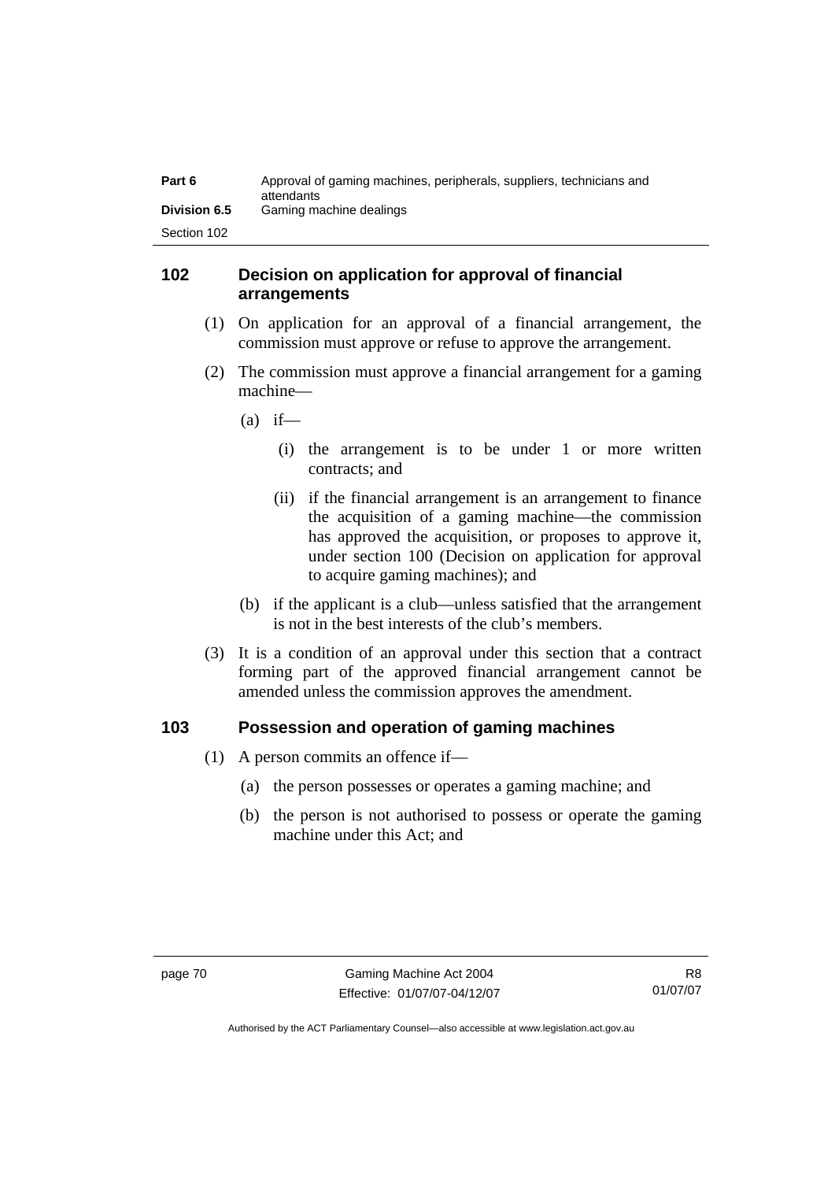## 102 Decision on application for approval of financial arrangements

(1) On application for an approval of a financial arrangement, the commission must approve or refuse to approve the arrangement.

(2) The commission must approve a financial arrangement for a gaming machine—

(a) if—

(i) the arrangement is to be under 1 or more written contracts; and

(ii) if the financial arrangement is an arrangement to finance the acquisition of a gaming machine—the commission has approved the acquisition, or proposes to approve it, under section 100 (Decision on application for approval to acquire gaming machines); and

(b) if the applicant is a club—unless satisfied that the arrangement is not in the best interests of the club's members.

(3) It is a condition of an approval under this section that a contract forming part of the approved financial arrangement cannot be amended unless the commission approves the amendment.

## 103 Possession and operation of gaming machines

(1) A person commits an offence if—

(a) the person possesses or operates a gaming machine; and

(b) the person is not authorised to possess or operate the gaming machine under this Act; and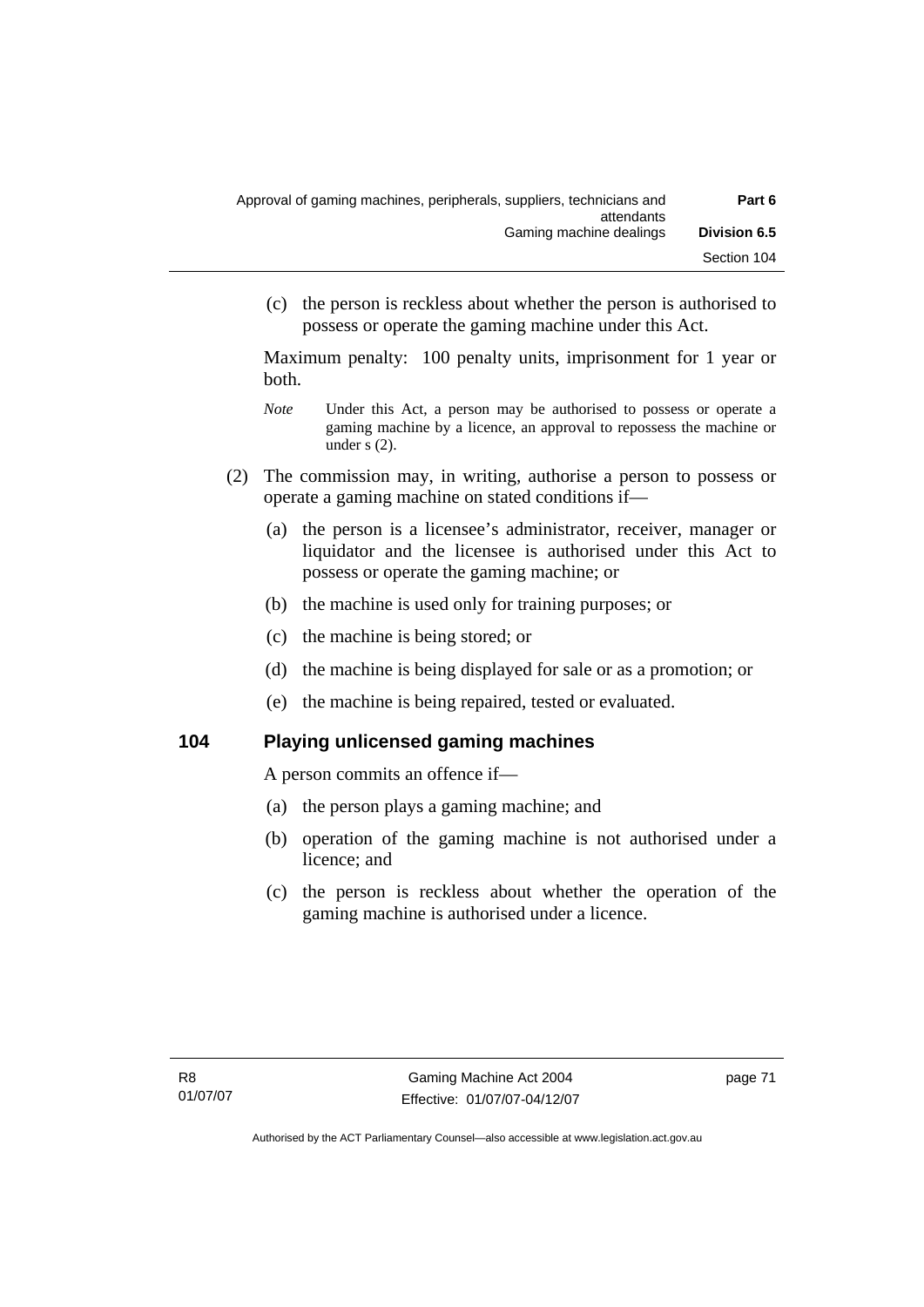(c) the person is reckless about whether the person is authorised to possess or operate the gaming machine under this Act.

Maximum penalty: 100 penalty units, imprisonment for 1 year or both.

*Note* Under this Act, a person may be authorised to possess or operate a gaming machine by a licence, an approval to repossess the machine or under s (2).

(2) The commission may, in writing, authorise a person to possess or operate a gaming machine on stated conditions if—

(a) the person is a licensee's administrator, receiver, manager or liquidator and the licensee is authorised under this Act to possess or operate the gaming machine; or

(b) the machine is used only for training purposes; or

(c) the machine is being stored; or

(d) the machine is being displayed for sale or as a promotion; or

(e) the machine is being repaired, tested or evaluated.

## 104 Playing unlicensed gaming machines

A person commits an offence if—

(a) the person plays a gaming machine; and

(b) operation of the gaming machine is not authorised under a licence; and

(c) the person is reckless about whether the operation of the gaming machine is authorised under a licence.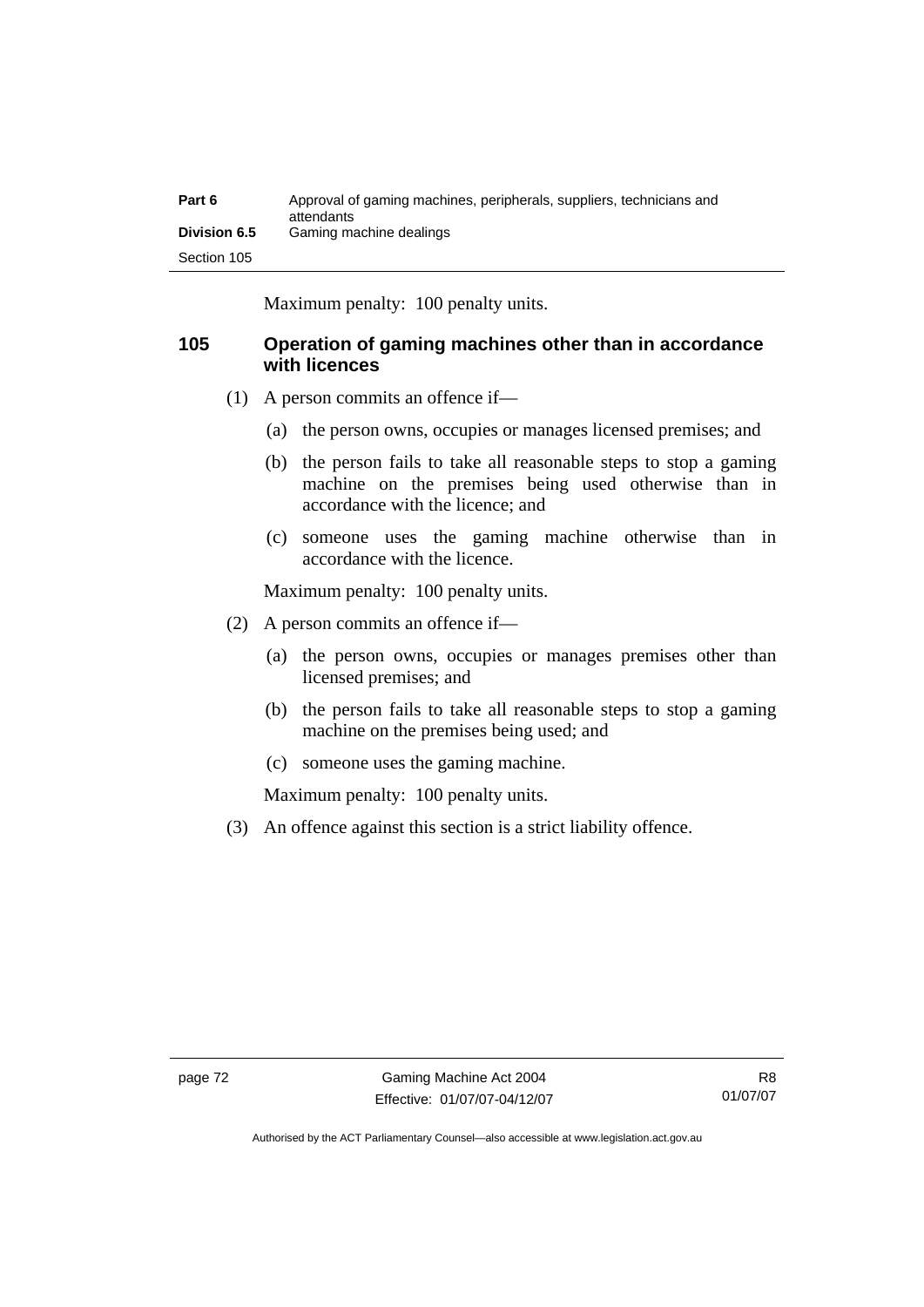Maximum penalty: 100 penalty units.

## 105 Operation of gaming machines other than in accordance with licences

(1) A person commits an offence if—

(a) the person owns, occupies or manages licensed premises; and

(b) the person fails to take all reasonable steps to stop a gaming machine on the premises being used otherwise than in accordance with the licence; and

(c) someone uses the gaming machine otherwise than in accordance with the licence.

Maximum penalty: 100 penalty units.

(2) A person commits an offence if—

(a) the person owns, occupies or manages premises other than licensed premises; and

(b) the person fails to take all reasonable steps to stop a gaming machine on the premises being used; and

(c) someone uses the gaming machine.

Maximum penalty: 100 penalty units.

(3) An offence against this section is a strict liability offence.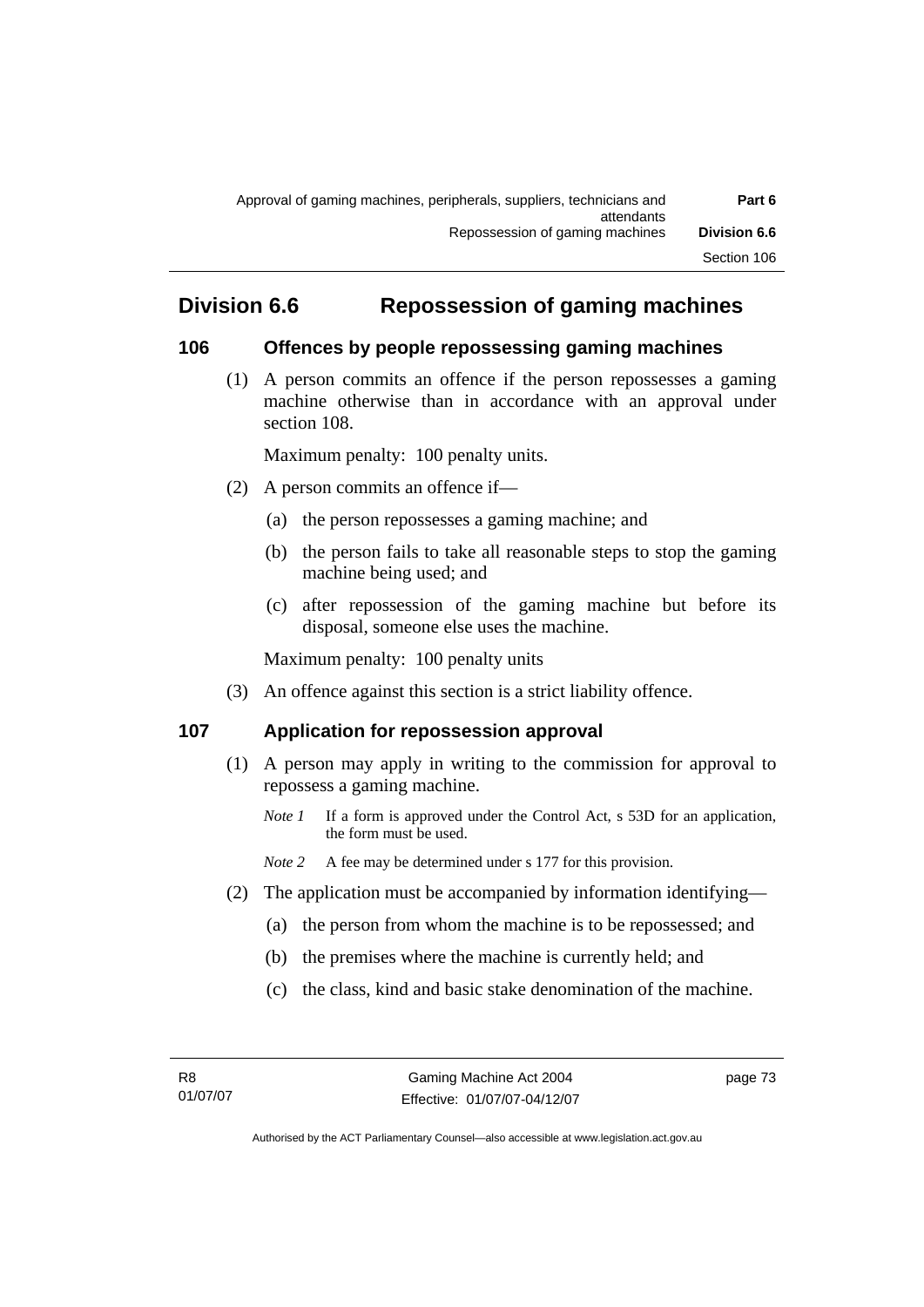## Division 6.6 Repossession of gaming machines

### 106 Offences by people repossessing gaming machines

(1) A person commits an offence if the person repossesses a gaming machine otherwise than in accordance with an approval under section 108.

Maximum penalty: 100 penalty units.

(2) A person commits an offence if—

(a) the person repossesses a gaming machine; and

(b) the person fails to take all reasonable steps to stop the gaming machine being used; and

(c) after repossession of the gaming machine but before its disposal, someone else uses the machine.

Maximum penalty: 100 penalty units

(3) An offence against this section is a strict liability offence.

### 107 Application for repossession approval

(1) A person may apply in writing to the commission for approval to repossess a gaming machine.

*Note 1* If a form is approved under the Control Act, s 53D for an application, the form must be used.

*Note 2* A fee may be determined under s 177 for this provision.

(2) The application must be accompanied by information identifying—

(a) the person from whom the machine is to be repossessed; and

(b) the premises where the machine is currently held; and

(c) the class, kind and basic stake denomination of the machine.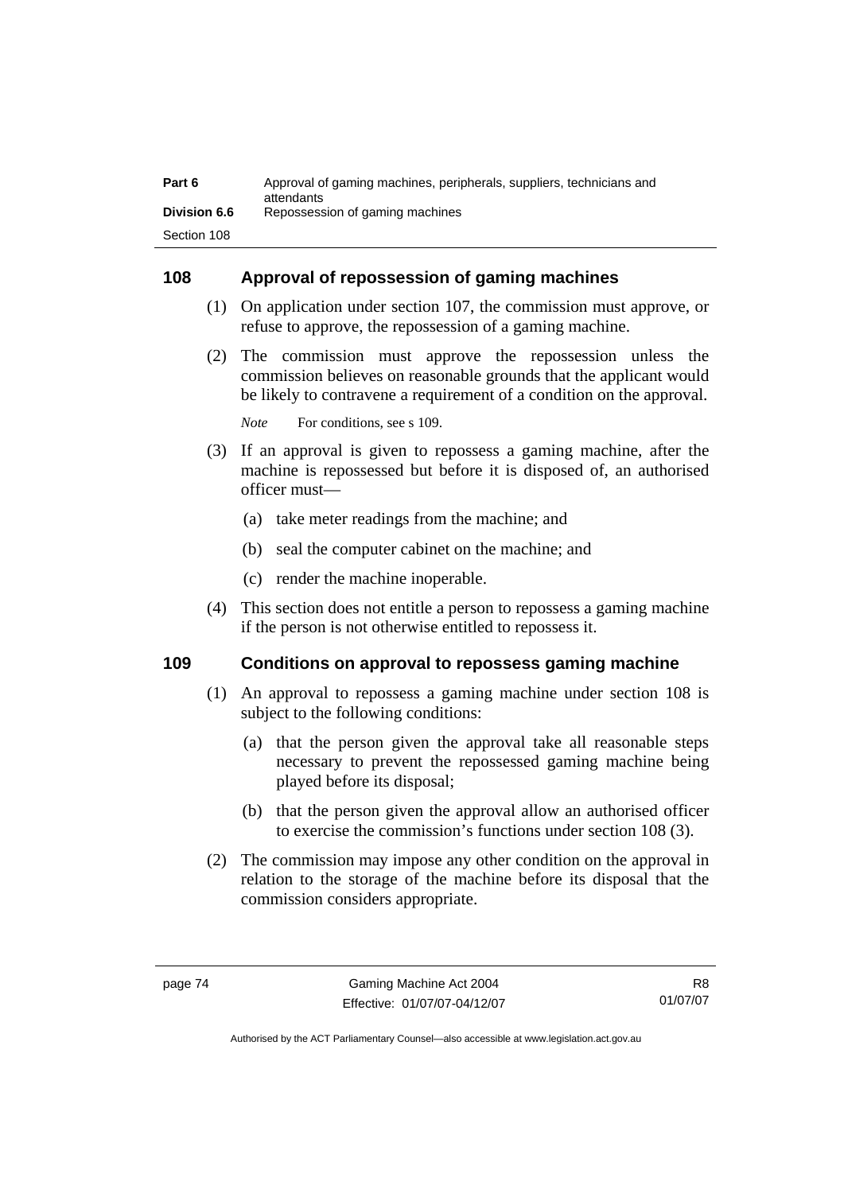## 108 Approval of repossession of gaming machines

(1) On application under section 107, the commission must approve, or refuse to approve, the repossession of a gaming machine.

(2) The commission must approve the repossession unless the commission believes on reasonable grounds that the applicant would be likely to contravene a requirement of a condition on the approval.

*Note* For conditions, see s 109.

(3) If an approval is given to repossess a gaming machine, after the machine is repossessed but before it is disposed of, an authorised officer must—

(a) take meter readings from the machine; and

(b) seal the computer cabinet on the machine; and

(c) render the machine inoperable.

(4) This section does not entitle a person to repossess a gaming machine if the person is not otherwise entitled to repossess it.

## 109 Conditions on approval to repossess gaming machine

(1) An approval to repossess a gaming machine under section 108 is subject to the following conditions:

(a) that the person given the approval take all reasonable steps necessary to prevent the repossessed gaming machine being played before its disposal;

(b) that the person given the approval allow an authorised officer to exercise the commission's functions under section 108 (3).

(2) The commission may impose any other condition on the approval in relation to the storage of the machine before its disposal that the commission considers appropriate.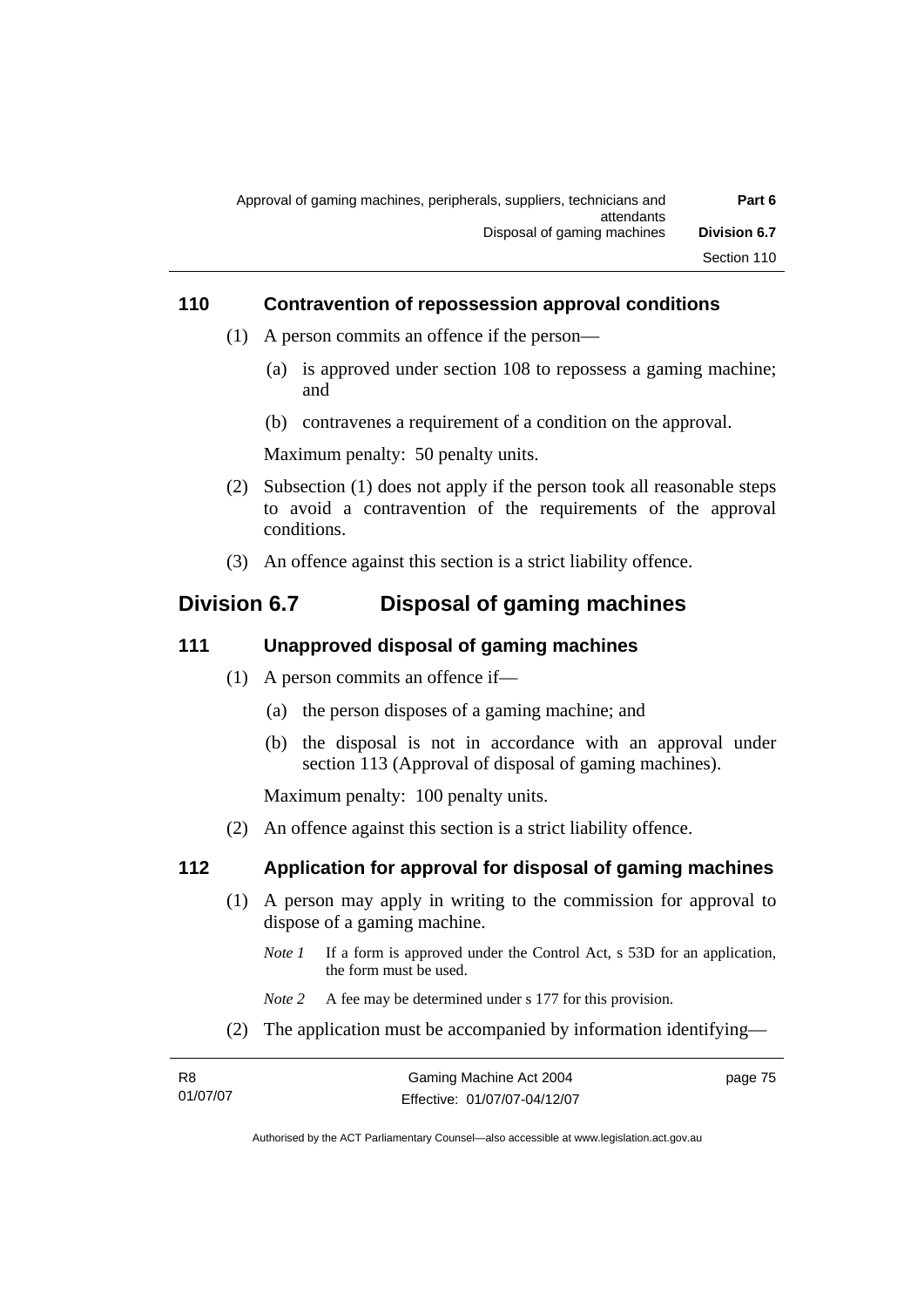### 110 Contravention of repossession approval conditions

(1) A person commits an offence if the person—

(a) is approved under section 108 to repossess a gaming machine; and

(b) contravenes a requirement of a condition on the approval.

Maximum penalty: 50 penalty units.

(2) Subsection (1) does not apply if the person took all reasonable steps to avoid a contravention of the requirements of the approval conditions.

(3) An offence against this section is a strict liability offence.

## Division 6.7 Disposal of gaming machines

### 111 Unapproved disposal of gaming machines

(1) A person commits an offence if—

(a) the person disposes of a gaming machine; and

(b) the disposal is not in accordance with an approval under section 113 (Approval of disposal of gaming machines).

Maximum penalty: 100 penalty units.

(2) An offence against this section is a strict liability offence.

### 112 Application for approval for disposal of gaming machines

(1) A person may apply in writing to the commission for approval to dispose of a gaming machine.

*Note 1* If a form is approved under the Control Act, s 53D for an application, the form must be used.

*Note 2* A fee may be determined under s 177 for this provision.

(2) The application must be accompanied by information identifying—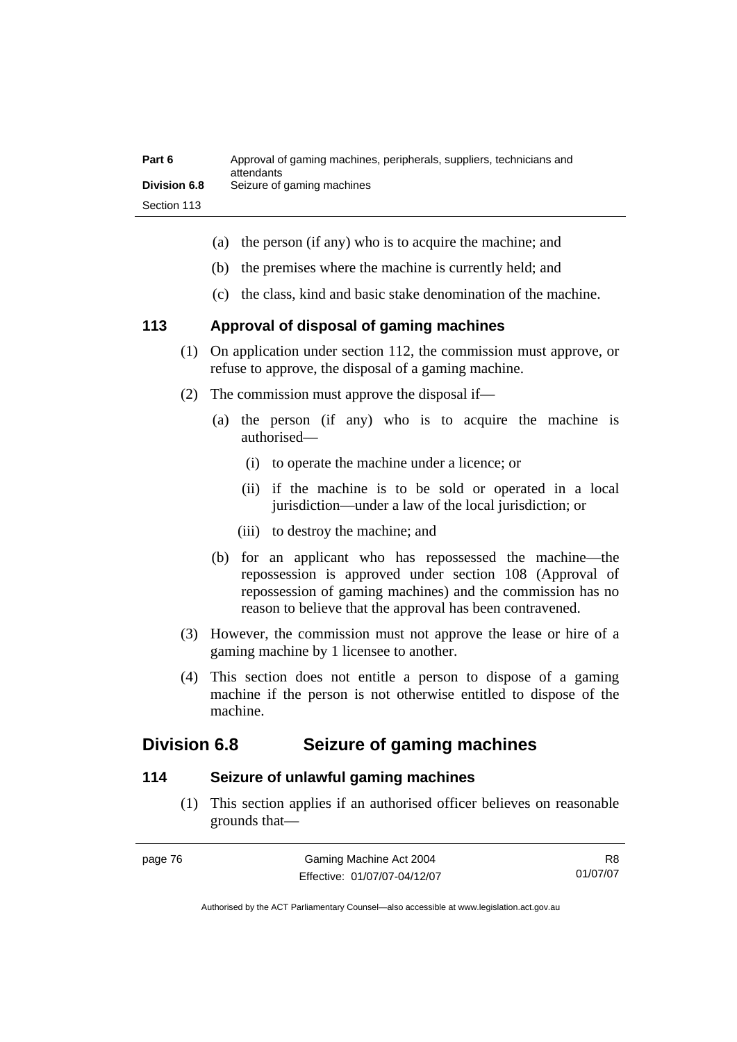(a) the person (if any) who is to acquire the machine; and

(b) the premises where the machine is currently held; and

(c) the class, kind and basic stake denomination of the machine.

### 113 Approval of disposal of gaming machines

(1) On application under section 112, the commission must approve, or refuse to approve, the disposal of a gaming machine.

(2) The commission must approve the disposal if—

(a) the person (if any) who is to acquire the machine is authorised—

(i) to operate the machine under a licence; or

(ii) if the machine is to be sold or operated in a local jurisdiction—under a law of the local jurisdiction; or

(iii) to destroy the machine; and

(b) for an applicant who has repossessed the machine—the repossession is approved under section 108 (Approval of repossession of gaming machines) and the commission has no reason to believe that the approval has been contravened.

(3) However, the commission must not approve the lease or hire of a gaming machine by 1 licensee to another.

(4) This section does not entitle a person to dispose of a gaming machine if the person is not otherwise entitled to dispose of the machine.

## Division 6.8 Seizure of gaming machines

### 114 Seizure of unlawful gaming machines

(1) This section applies if an authorised officer believes on reasonable grounds that—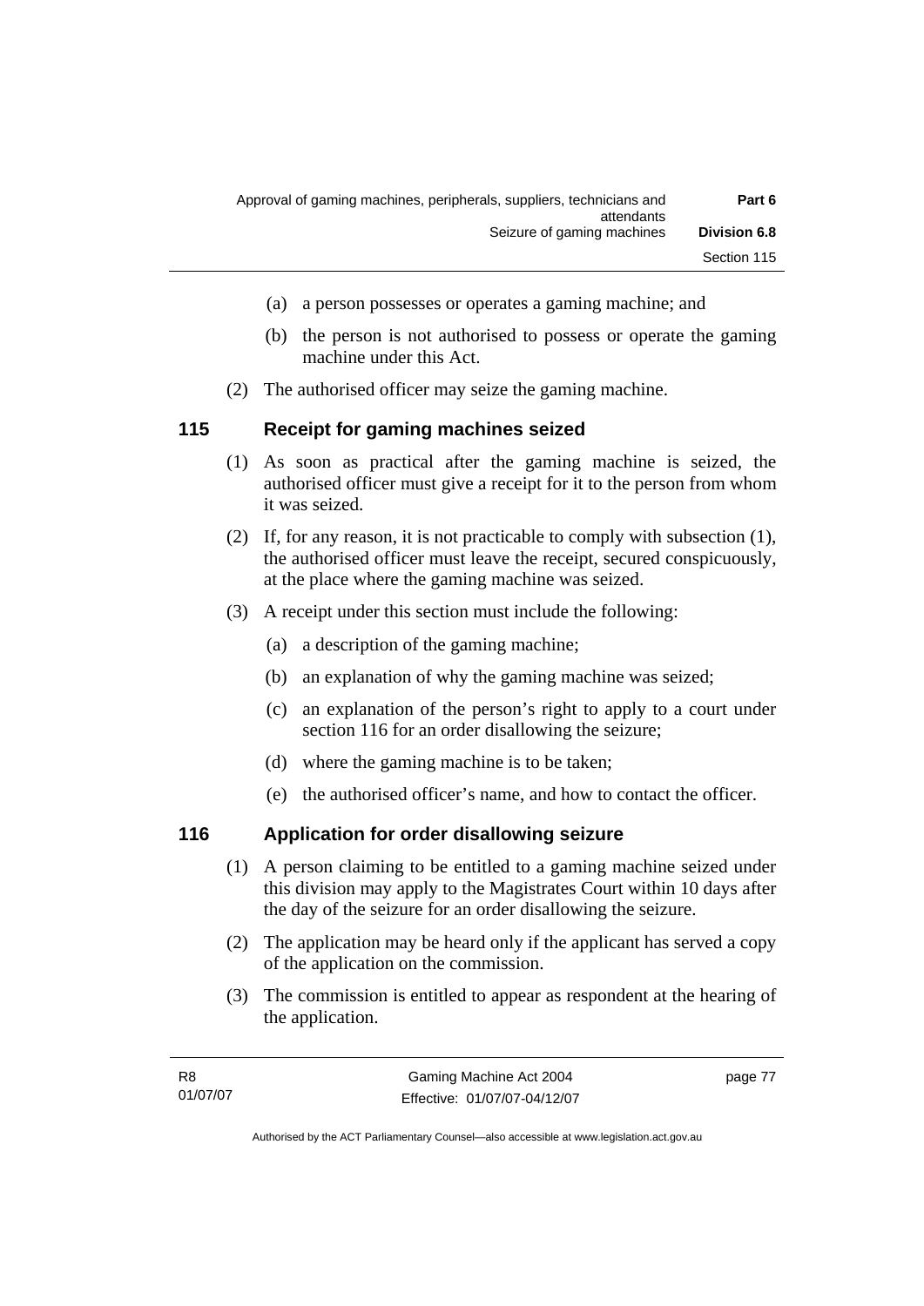(a) a person possesses or operates a gaming machine; and

(b) the person is not authorised to possess or operate the gaming machine under this Act.

(2) The authorised officer may seize the gaming machine.

## 115 Receipt for gaming machines seized

(1) As soon as practical after the gaming machine is seized, the authorised officer must give a receipt for it to the person from whom it was seized.

(2) If, for any reason, it is not practicable to comply with subsection (1), the authorised officer must leave the receipt, secured conspicuously, at the place where the gaming machine was seized.

(3) A receipt under this section must include the following:

(a) a description of the gaming machine;

(b) an explanation of why the gaming machine was seized;

(c) an explanation of the person's right to apply to a court under section 116 for an order disallowing the seizure;

(d) where the gaming machine is to be taken;

(e) the authorised officer's name, and how to contact the officer.

## 116 Application for order disallowing seizure

(1) A person claiming to be entitled to a gaming machine seized under this division may apply to the Magistrates Court within 10 days after the day of the seizure for an order disallowing the seizure.

(2) The application may be heard only if the applicant has served a copy of the application on the commission.

(3) The commission is entitled to appear as respondent at the hearing of the application.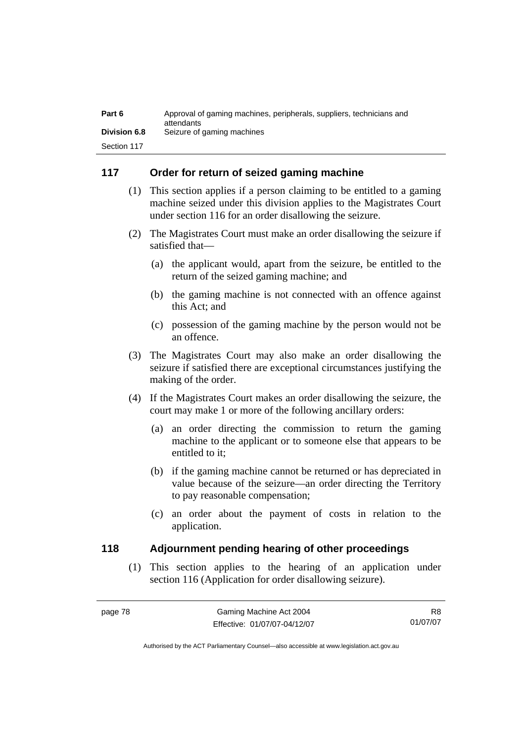## 117 Order for return of seized gaming machine

(1) This section applies if a person claiming to be entitled to a gaming machine seized under this division applies to the Magistrates Court under section 116 for an order disallowing the seizure.

(2) The Magistrates Court must make an order disallowing the seizure if satisfied that—

- (a) the applicant would, apart from the seizure, be entitled to the return of the seized gaming machine; and
- (b) the gaming machine is not connected with an offence against this Act; and
- (c) possession of the gaming machine by the person would not be an offence.

(3) The Magistrates Court may also make an order disallowing the seizure if satisfied there are exceptional circumstances justifying the making of the order.

(4) If the Magistrates Court makes an order disallowing the seizure, the court may make 1 or more of the following ancillary orders:

- (a) an order directing the commission to return the gaming machine to the applicant or to someone else that appears to be entitled to it;
- (b) if the gaming machine cannot be returned or has depreciated in value because of the seizure—an order directing the Territory to pay reasonable compensation;
- (c) an order about the payment of costs in relation to the application.

## 118 Adjournment pending hearing of other proceedings

(1) This section applies to the hearing of an application under section 116 (Application for order disallowing seizure).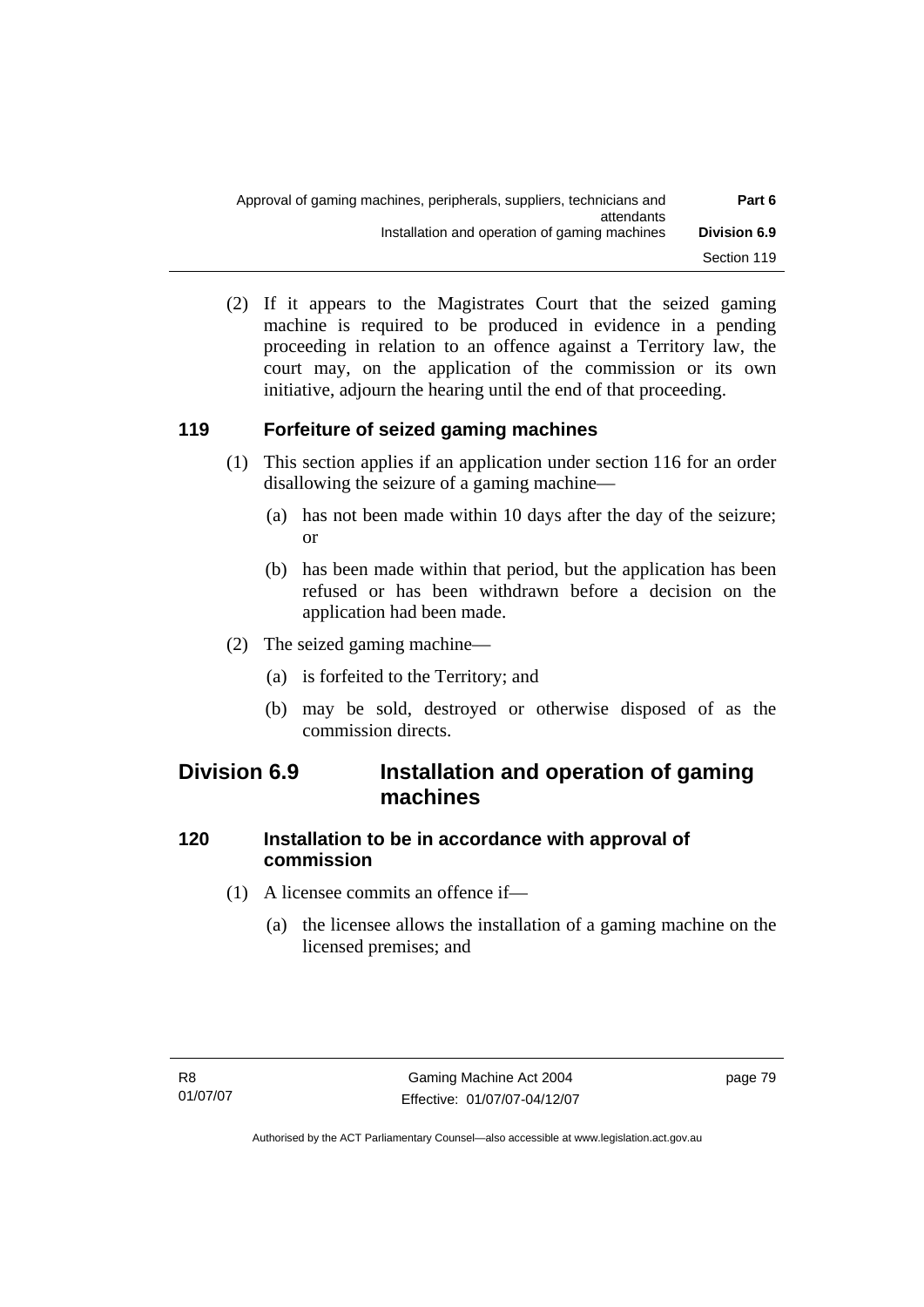(2) If it appears to the Magistrates Court that the seized gaming machine is required to be produced in evidence in a pending proceeding in relation to an offence against a Territory law, the court may, on the application of the commission or its own initiative, adjourn the hearing until the end of that proceeding.

### 119 Forfeiture of seized gaming machines

(1) This section applies if an application under section 116 for an order disallowing the seizure of a gaming machine—

(a) has not been made within 10 days after the day of the seizure; or

(b) has been made within that period, but the application has been refused or has been withdrawn before a decision on the application had been made.

(2) The seized gaming machine—

(a) is forfeited to the Territory; and

(b) may be sold, destroyed or otherwise disposed of as the commission directs.

## Division 6.9 Installation and operation of gaming machines

### 120 Installation to be in accordance with approval of commission

(1) A licensee commits an offence if—

(a) the licensee allows the installation of a gaming machine on the licensed premises; and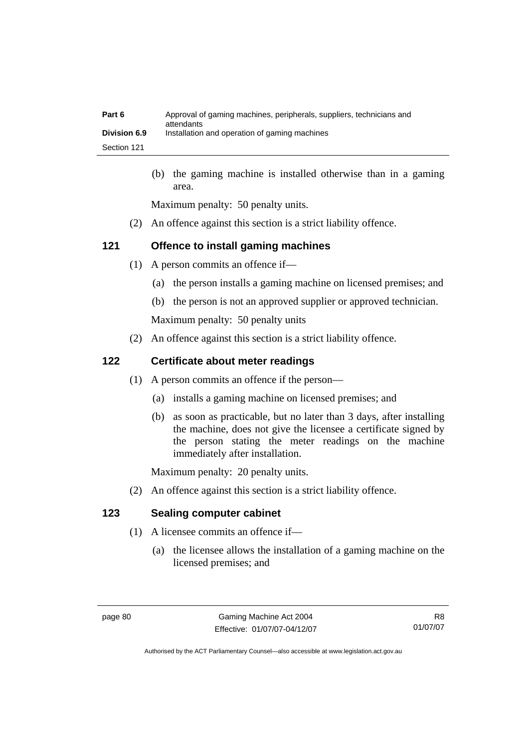(b) the gaming machine is installed otherwise than in a gaming area.

Maximum penalty: 50 penalty units.

(2) An offence against this section is a strict liability offence.

### 121 Offence to install gaming machines

(1) A person commits an offence if—

(a) the person installs a gaming machine on licensed premises; and

(b) the person is not an approved supplier or approved technician.

Maximum penalty: 50 penalty units

(2) An offence against this section is a strict liability offence.

### 122 Certificate about meter readings

(1) A person commits an offence if the person—

(a) installs a gaming machine on licensed premises; and

(b) as soon as practicable, but no later than 3 days, after installing the machine, does not give the licensee a certificate signed by the person stating the meter readings on the machine immediately after installation.

Maximum penalty: 20 penalty units.

(2) An offence against this section is a strict liability offence.

### 123 Sealing computer cabinet

(1) A licensee commits an offence if—

(a) the licensee allows the installation of a gaming machine on the licensed premises; and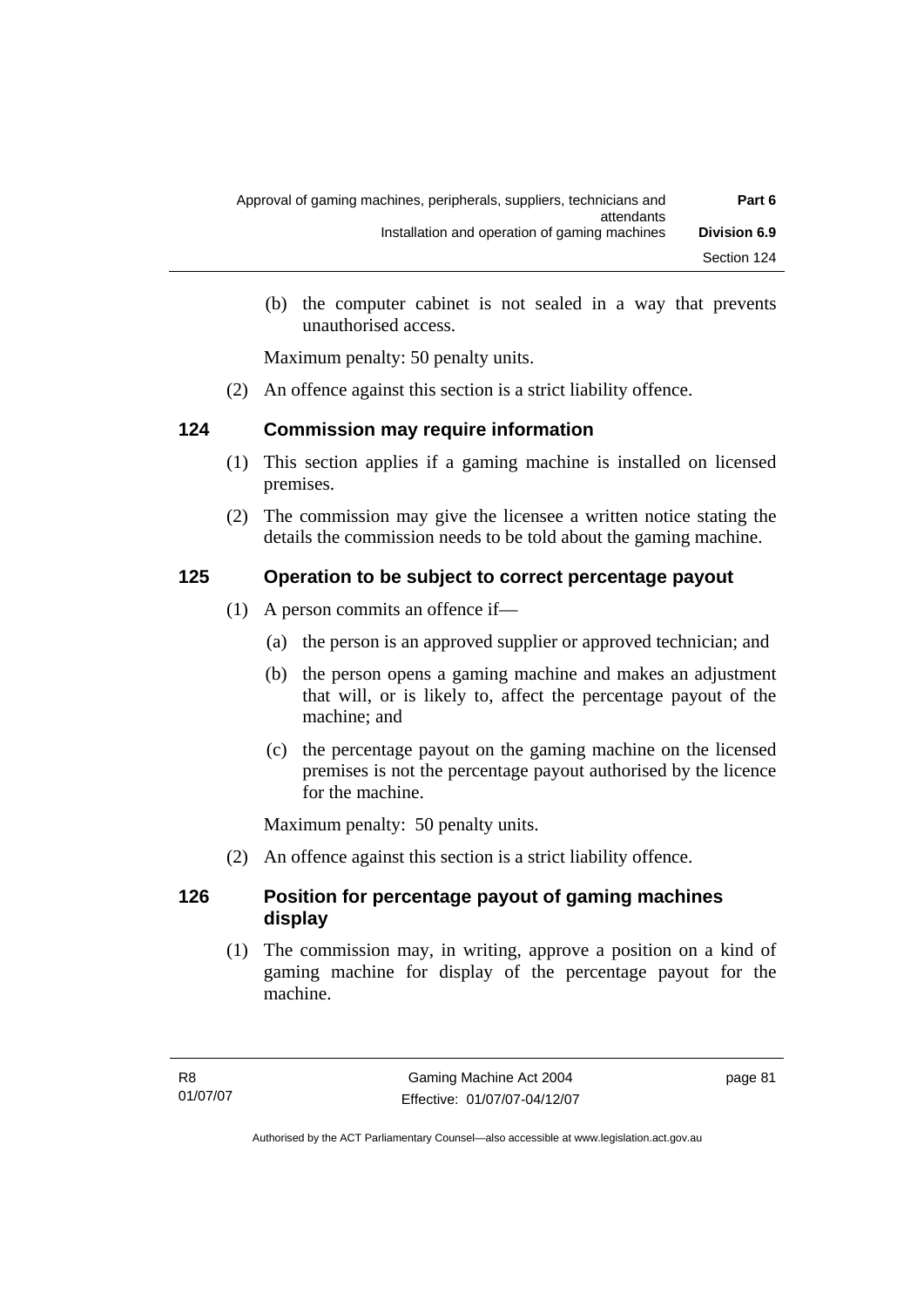(b) the computer cabinet is not sealed in a way that prevents unauthorised access.

Maximum penalty: 50 penalty units.

(2) An offence against this section is a strict liability offence.

### 124 Commission may require information

(1) This section applies if a gaming machine is installed on licensed premises.

(2) The commission may give the licensee a written notice stating the details the commission needs to be told about the gaming machine.

### 125 Operation to be subject to correct percentage payout

(1) A person commits an offence if—

(a) the person is an approved supplier or approved technician; and

(b) the person opens a gaming machine and makes an adjustment that will, or is likely to, affect the percentage payout of the machine; and

(c) the percentage payout on the gaming machine on the licensed premises is not the percentage payout authorised by the licence for the machine.

Maximum penalty: 50 penalty units.

(2) An offence against this section is a strict liability offence.

### 126 Position for percentage payout of gaming machines display

(1) The commission may, in writing, approve a position on a kind of gaming machine for display of the percentage payout for the machine.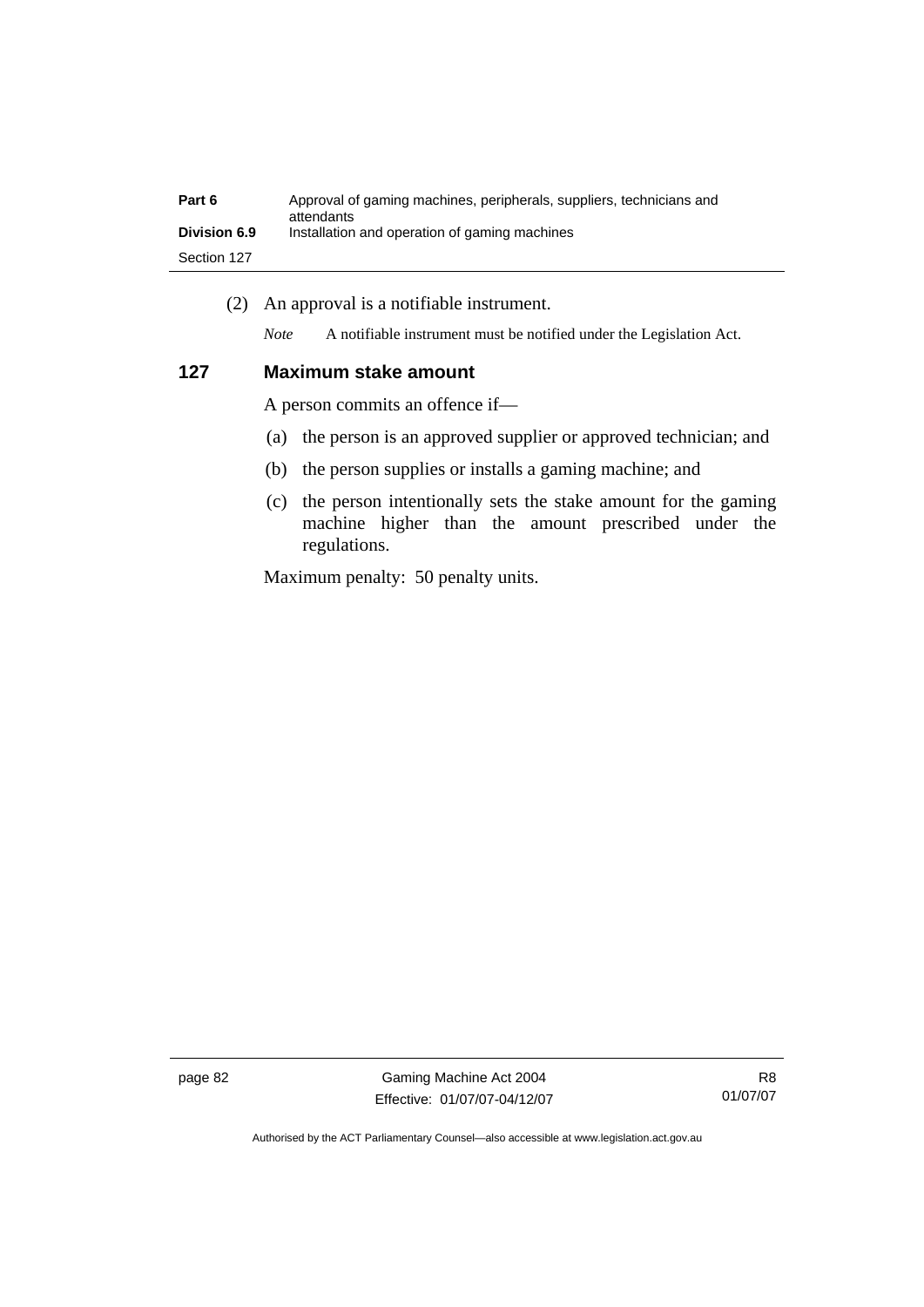(2) An approval is a notifiable instrument.

*Note* A notifiable instrument must be notified under the Legislation Act.

### 127 Maximum stake amount

A person commits an offence if—

(a) the person is an approved supplier or approved technician; and

(b) the person supplies or installs a gaming machine; and

(c) the person intentionally sets the stake amount for the gaming machine higher than the amount prescribed under the regulations.

Maximum penalty: 50 penalty units.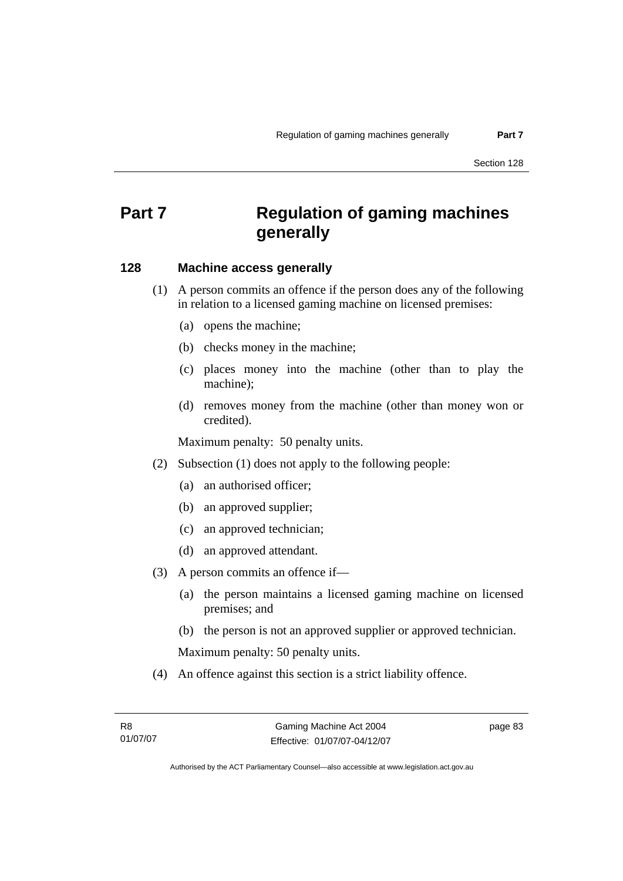# Part 7 Regulation of gaming machines generally

### 128 Machine access generally

(1) A person commits an offence if the person does any of the following in relation to a licensed gaming machine on licensed premises:

(a) opens the machine;

(b) checks money in the machine;

(c) places money into the machine (other than to play the machine);

(d) removes money from the machine (other than money won or credited).

Maximum penalty: 50 penalty units.

(2) Subsection (1) does not apply to the following people:

(a) an authorised officer;

(b) an approved supplier;

(c) an approved technician;

(d) an approved attendant.

(3) A person commits an offence if—

(a) the person maintains a licensed gaming machine on licensed premises; and

(b) the person is not an approved supplier or approved technician.

Maximum penalty: 50 penalty units.

(4) An offence against this section is a strict liability offence.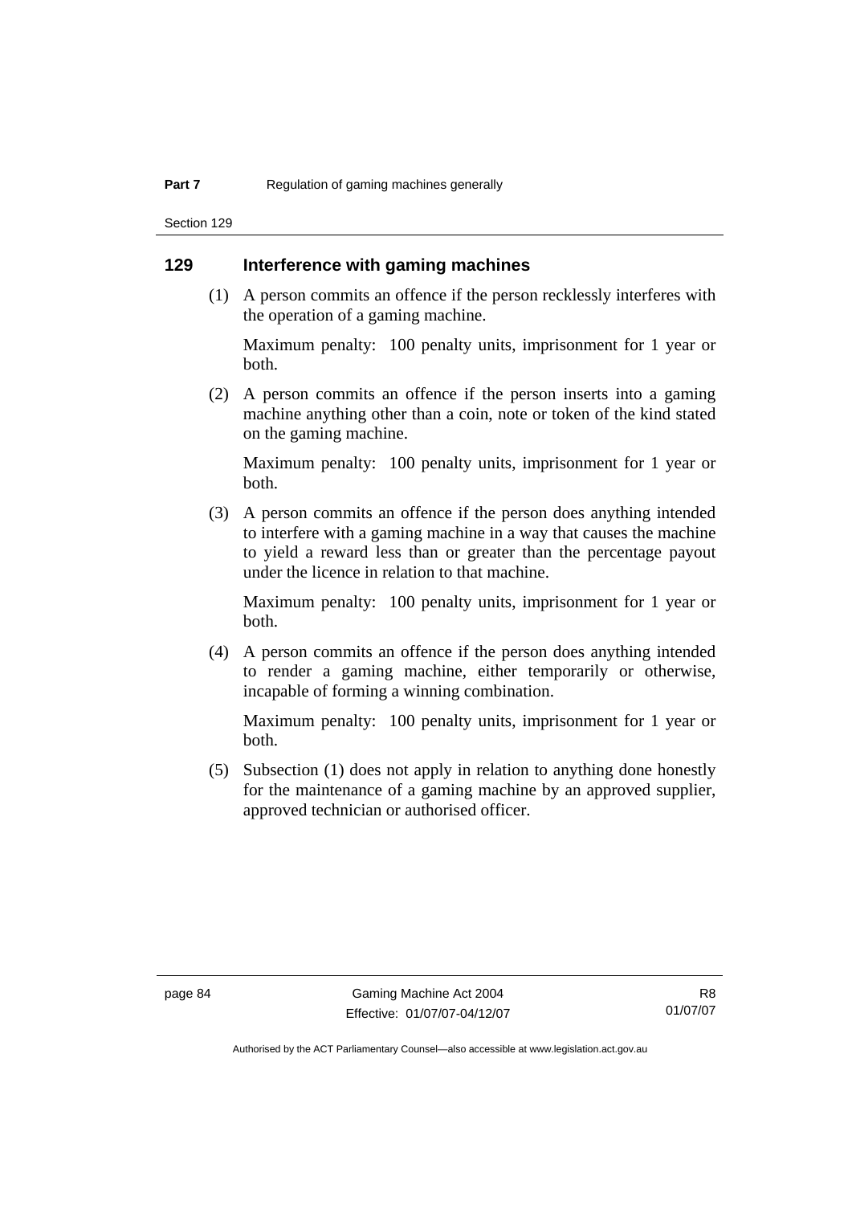## 129 Interference with gaming machines

(1) A person commits an offence if the person recklessly interferes with the operation of a gaming machine.

Maximum penalty: 100 penalty units, imprisonment for 1 year or both.

(2) A person commits an offence if the person inserts into a gaming machine anything other than a coin, note or token of the kind stated on the gaming machine.

Maximum penalty: 100 penalty units, imprisonment for 1 year or both.

(3) A person commits an offence if the person does anything intended to interfere with a gaming machine in a way that causes the machine to yield a reward less than or greater than the percentage payout under the licence in relation to that machine.

Maximum penalty: 100 penalty units, imprisonment for 1 year or both.

(4) A person commits an offence if the person does anything intended to render a gaming machine, either temporarily or otherwise, incapable of forming a winning combination.

Maximum penalty: 100 penalty units, imprisonment for 1 year or both.

(5) Subsection (1) does not apply in relation to anything done honestly for the maintenance of a gaming machine by an approved supplier, approved technician or authorised officer.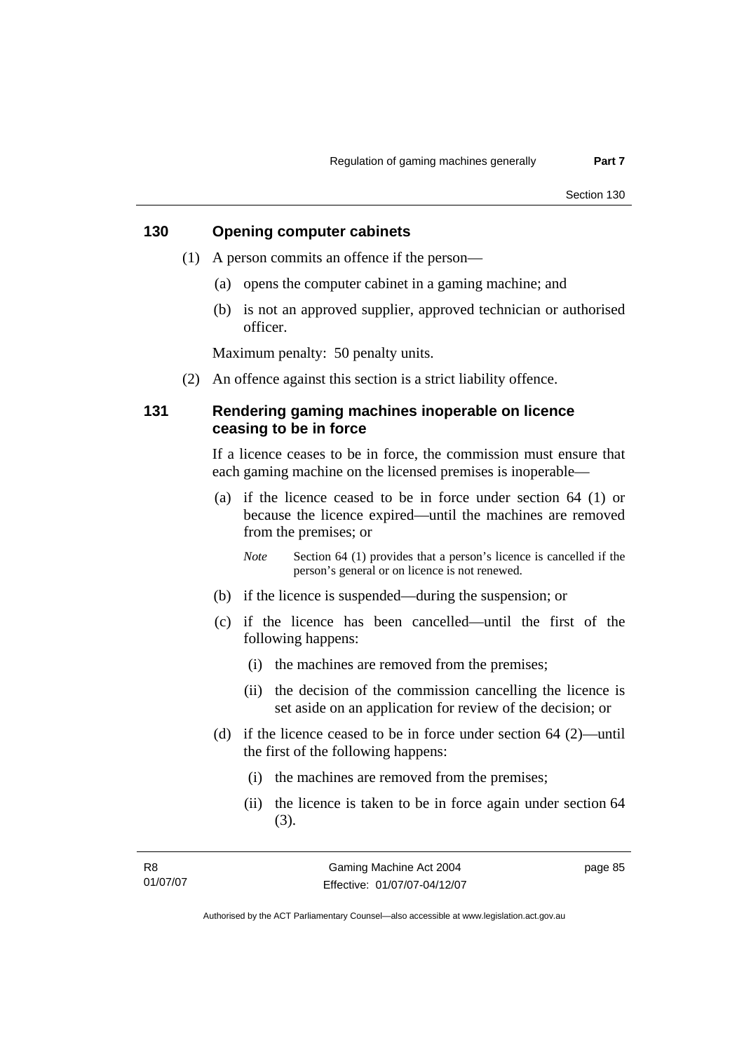## 130 Opening computer cabinets

(1) A person commits an offence if the person—

  (a) opens the computer cabinet in a gaming machine; and

  (b) is not an approved supplier, approved technician or authorised officer.

Maximum penalty: 50 penalty units.

(2) An offence against this section is a strict liability offence.

## 131 Rendering gaming machines inoperable on licence ceasing to be in force

If a licence ceases to be in force, the commission must ensure that each gaming machine on the licensed premises is inoperable—

  (a) if the licence ceased to be in force under section 64 (1) or because the licence expired—until the machines are removed from the premises; or

  *Note* Section 64 (1) provides that a person's licence is cancelled if the person's general or on licence is not renewed.

  (b) if the licence is suspended—during the suspension; or

  (c) if the licence has been cancelled—until the first of the following happens:

    (i) the machines are removed from the premises;

    (ii) the decision of the commission cancelling the licence is set aside on an application for review of the decision; or

  (d) if the licence ceased to be in force under section 64 (2)—until the first of the following happens:

    (i) the machines are removed from the premises;

    (ii) the licence is taken to be in force again under section 64 (3).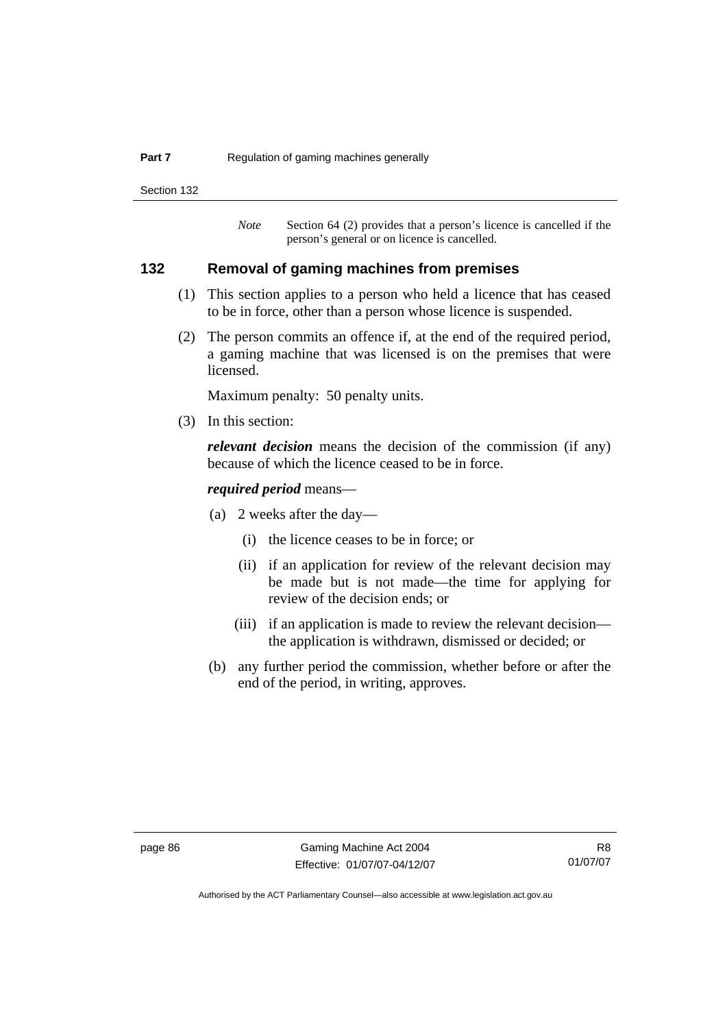*Note* Section 64 (2) provides that a person's licence is cancelled if the person's general or on licence is cancelled.

### 132 Removal of gaming machines from premises

(1) This section applies to a person who held a licence that has ceased to be in force, other than a person whose licence is suspended.

(2) The person commits an offence if, at the end of the required period, a gaming machine that was licensed is on the premises that were licensed.

Maximum penalty: 50 penalty units.

(3) In this section:

***relevant decision*** means the decision of the commission (if any) because of which the licence ceased to be in force.

***required period*** means—

(a) 2 weeks after the day—

(i) the licence ceases to be in force; or

(ii) if an application for review of the relevant decision may be made but is not made—the time for applying for review of the decision ends; or

(iii) if an application is made to review the relevant decision—the application is withdrawn, dismissed or decided; or

(b) any further period the commission, whether before or after the end of the period, in writing, approves.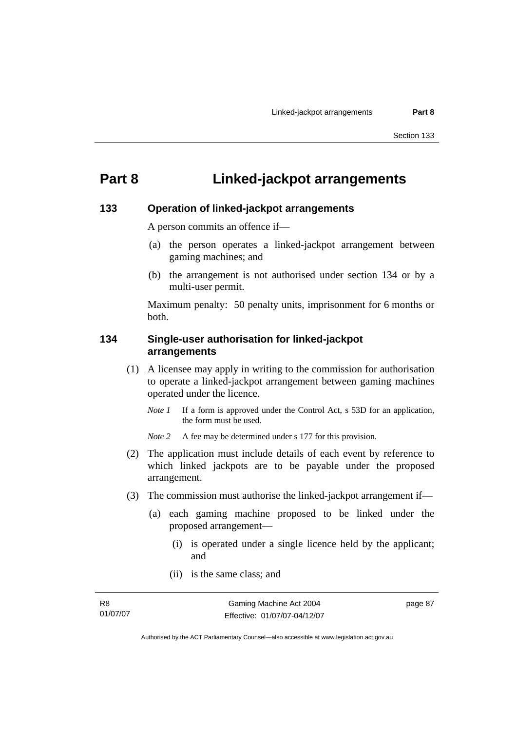# Part 8 Linked-jackpot arrangements

### 133 Operation of linked-jackpot arrangements

A person commits an offence if—

(a) the person operates a linked-jackpot arrangement between gaming machines; and

(b) the arrangement is not authorised under section 134 or by a multi-user permit.

Maximum penalty: 50 penalty units, imprisonment for 6 months or both.

### 134 Single-user authorisation for linked-jackpot arrangements

(1) A licensee may apply in writing to the commission for authorisation to operate a linked-jackpot arrangement between gaming machines operated under the licence.

*Note 1* If a form is approved under the Control Act, s 53D for an application, the form must be used.

*Note 2* A fee may be determined under s 177 for this provision.

(2) The application must include details of each event by reference to which linked jackpots are to be payable under the proposed arrangement.

(3) The commission must authorise the linked-jackpot arrangement if—

(a) each gaming machine proposed to be linked under the proposed arrangement—

(i) is operated under a single licence held by the applicant; and

(ii) is the same class; and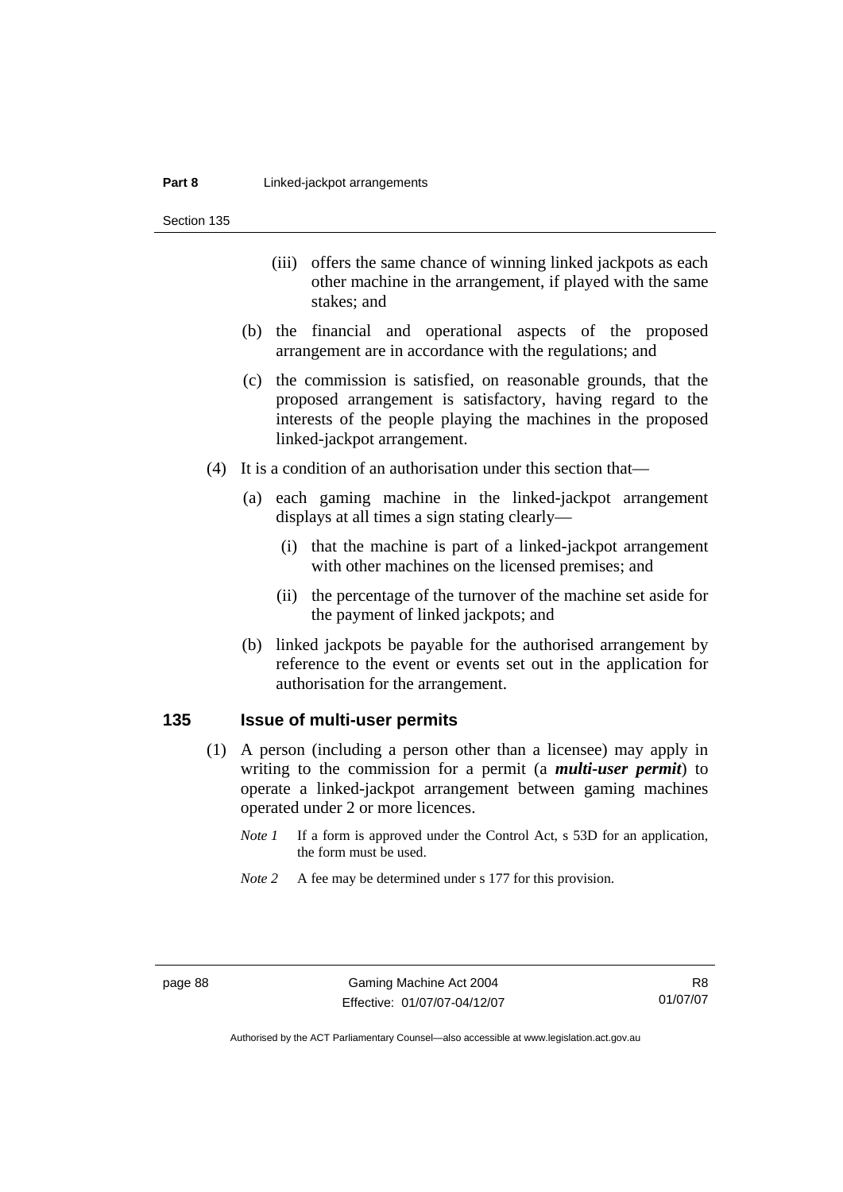(iii) offers the same chance of winning linked jackpots as each other machine in the arrangement, if played with the same stakes; and

(b) the financial and operational aspects of the proposed arrangement are in accordance with the regulations; and

(c) the commission is satisfied, on reasonable grounds, that the proposed arrangement is satisfactory, having regard to the interests of the people playing the machines in the proposed linked-jackpot arrangement.

(4) It is a condition of an authorisation under this section that—

(a) each gaming machine in the linked-jackpot arrangement displays at all times a sign stating clearly—

(i) that the machine is part of a linked-jackpot arrangement with other machines on the licensed premises; and

(ii) the percentage of the turnover of the machine set aside for the payment of linked jackpots; and

(b) linked jackpots be payable for the authorised arrangement by reference to the event or events set out in the application for authorisation for the arrangement.

## 135 Issue of multi-user permits

(1) A person (including a person other than a licensee) may apply in writing to the commission for a permit (a ***multi-user permit***) to operate a linked-jackpot arrangement between gaming machines operated under 2 or more licences.

*Note 1* If a form is approved under the Control Act, s 53D for an application, the form must be used.

*Note 2* A fee may be determined under s 177 for this provision.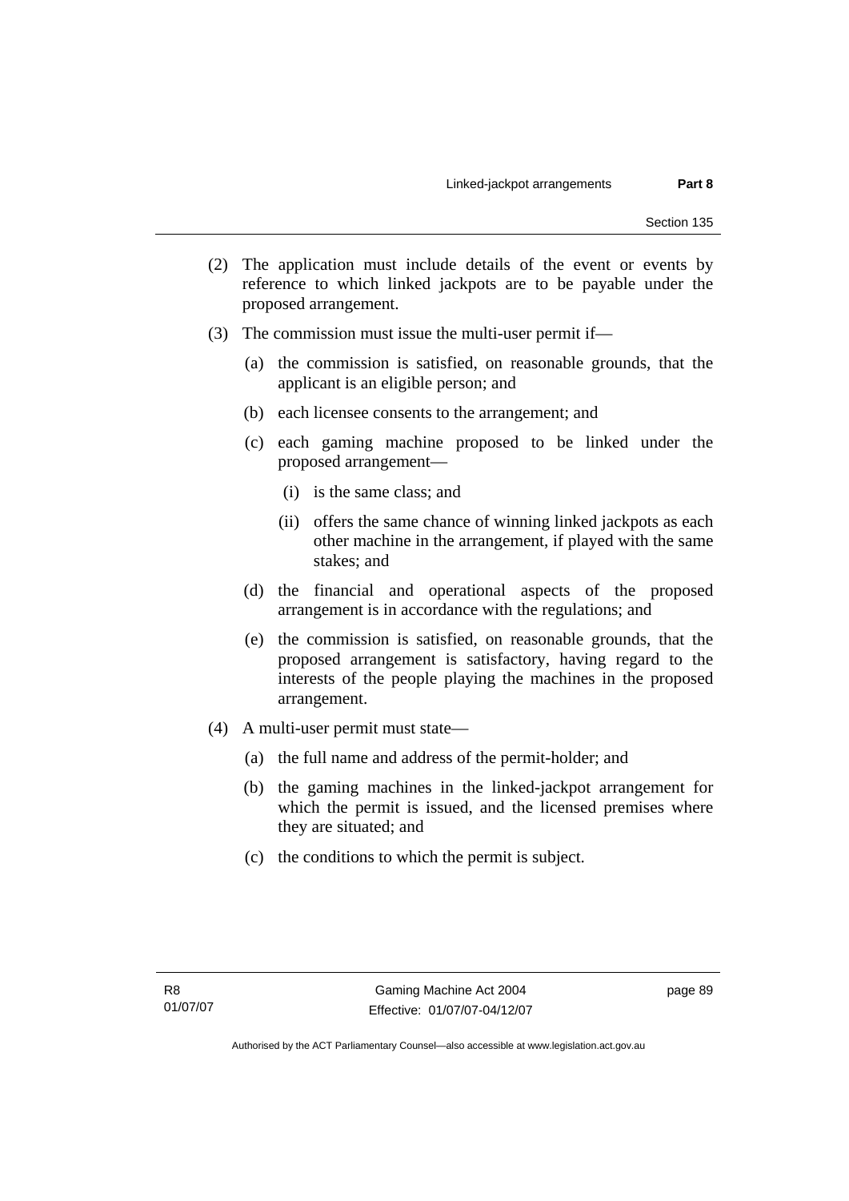(2) The application must include details of the event or events by reference to which linked jackpots are to be payable under the proposed arrangement.

(3) The commission must issue the multi-user permit if—

(a) the commission is satisfied, on reasonable grounds, that the applicant is an eligible person; and

(b) each licensee consents to the arrangement; and

(c) each gaming machine proposed to be linked under the proposed arrangement—

(i) is the same class; and

(ii) offers the same chance of winning linked jackpots as each other machine in the arrangement, if played with the same stakes; and

(d) the financial and operational aspects of the proposed arrangement is in accordance with the regulations; and

(e) the commission is satisfied, on reasonable grounds, that the proposed arrangement is satisfactory, having regard to the interests of the people playing the machines in the proposed arrangement.

(4) A multi-user permit must state—

(a) the full name and address of the permit-holder; and

(b) the gaming machines in the linked-jackpot arrangement for which the permit is issued, and the licensed premises where they are situated; and

(c) the conditions to which the permit is subject.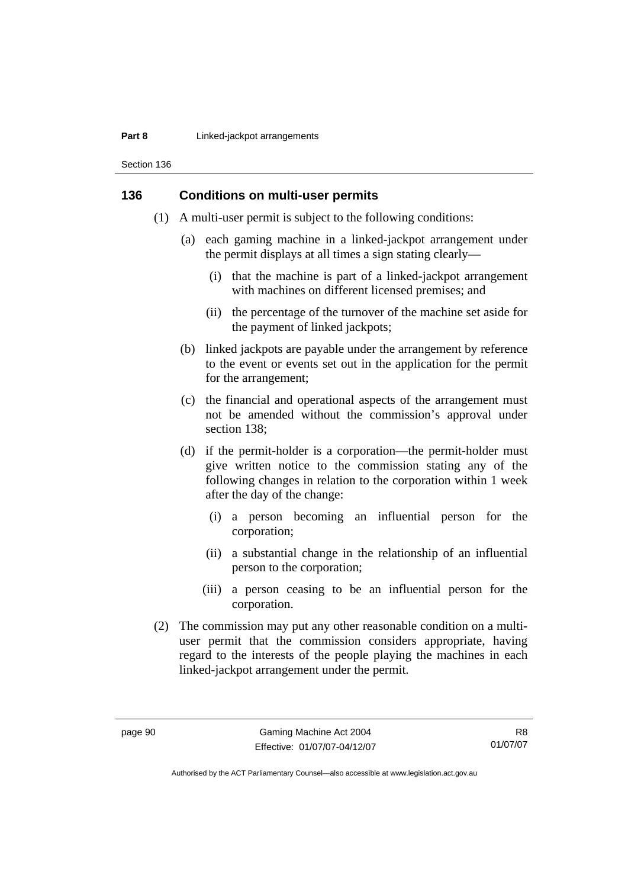## 136 Conditions on multi-user permits

(1) A multi-user permit is subject to the following conditions:

- (a) each gaming machine in a linked-jackpot arrangement under the permit displays at all times a sign stating clearly—
  - (i) that the machine is part of a linked-jackpot arrangement with machines on different licensed premises; and
  - (ii) the percentage of the turnover of the machine set aside for the payment of linked jackpots;
- (b) linked jackpots are payable under the arrangement by reference to the event or events set out in the application for the permit for the arrangement;
- (c) the financial and operational aspects of the arrangement must not be amended without the commission's approval under section 138;
- (d) if the permit-holder is a corporation—the permit-holder must give written notice to the commission stating any of the following changes in relation to the corporation within 1 week after the day of the change:
  - (i) a person becoming an influential person for the corporation;
  - (ii) a substantial change in the relationship of an influential person to the corporation;
  - (iii) a person ceasing to be an influential person for the corporation.

(2) The commission may put any other reasonable condition on a multi-user permit that the commission considers appropriate, having regard to the interests of the people playing the machines in each linked-jackpot arrangement under the permit.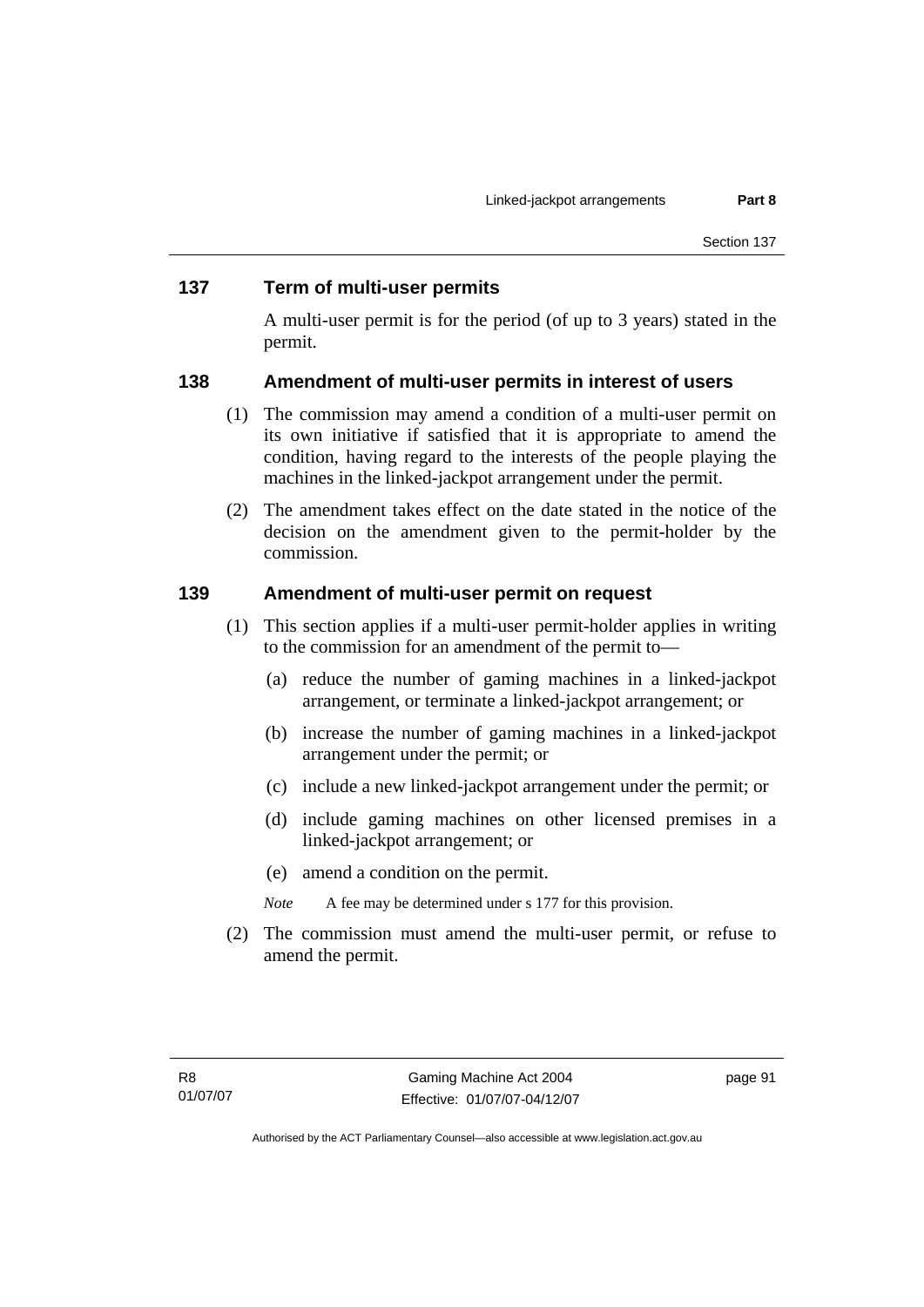## 137 Term of multi-user permits

A multi-user permit is for the period (of up to 3 years) stated in the permit.

## 138 Amendment of multi-user permits in interest of users

(1) The commission may amend a condition of a multi-user permit on its own initiative if satisfied that it is appropriate to amend the condition, having regard to the interests of the people playing the machines in the linked-jackpot arrangement under the permit.

(2) The amendment takes effect on the date stated in the notice of the decision on the amendment given to the permit-holder by the commission.

## 139 Amendment of multi-user permit on request

(1) This section applies if a multi-user permit-holder applies in writing to the commission for an amendment of the permit to—

(a) reduce the number of gaming machines in a linked-jackpot arrangement, or terminate a linked-jackpot arrangement; or

(b) increase the number of gaming machines in a linked-jackpot arrangement under the permit; or

(c) include a new linked-jackpot arrangement under the permit; or

(d) include gaming machines on other licensed premises in a linked-jackpot arrangement; or

(e) amend a condition on the permit.

*Note* A fee may be determined under s 177 for this provision.

(2) The commission must amend the multi-user permit, or refuse to amend the permit.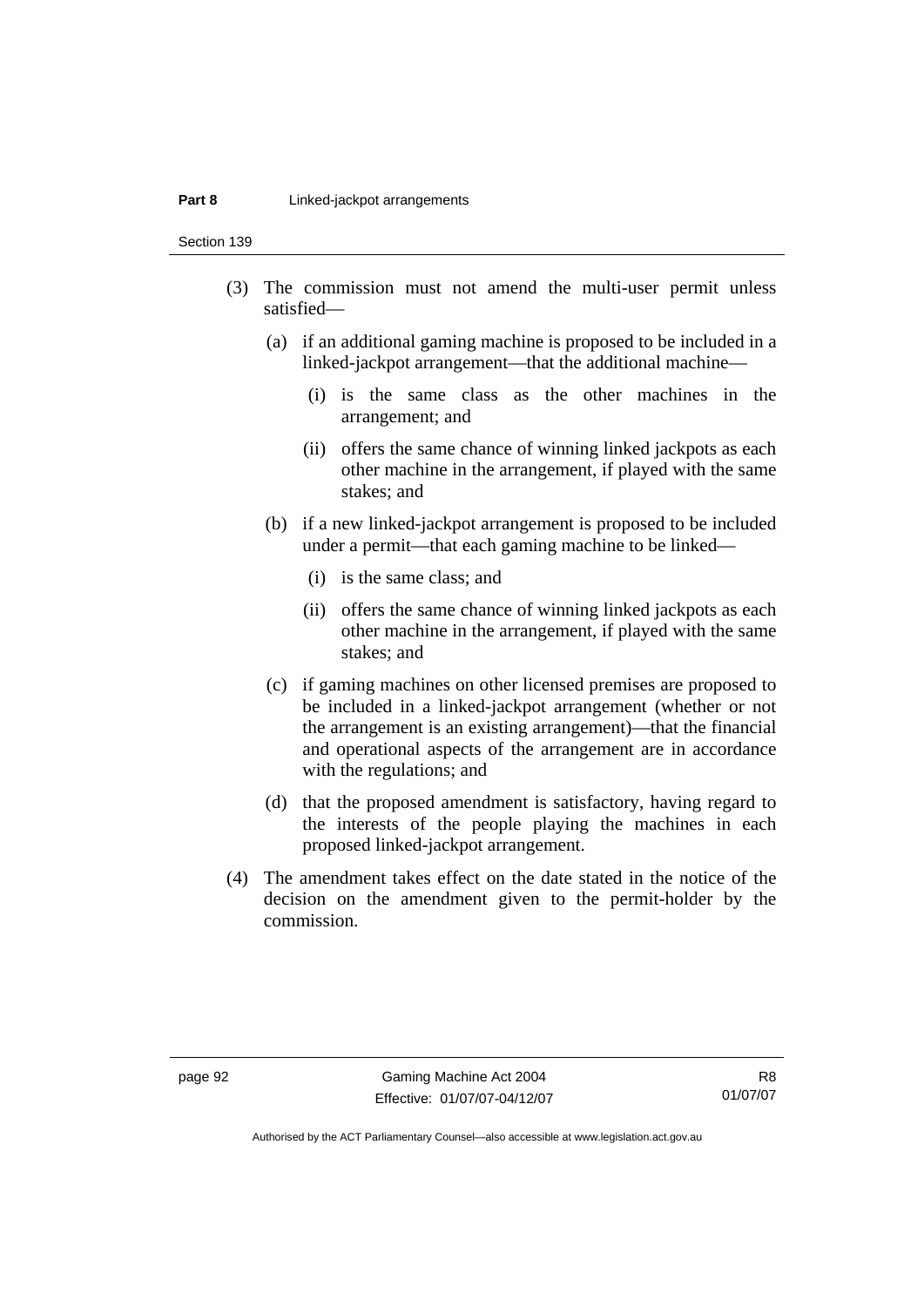(3) The commission must not amend the multi-user permit unless satisfied—

(a) if an additional gaming machine is proposed to be included in a linked-jackpot arrangement—that the additional machine—

(i) is the same class as the other machines in the arrangement; and

(ii) offers the same chance of winning linked jackpots as each other machine in the arrangement, if played with the same stakes; and

(b) if a new linked-jackpot arrangement is proposed to be included under a permit—that each gaming machine to be linked—

(i) is the same class; and

(ii) offers the same chance of winning linked jackpots as each other machine in the arrangement, if played with the same stakes; and

(c) if gaming machines on other licensed premises are proposed to be included in a linked-jackpot arrangement (whether or not the arrangement is an existing arrangement)—that the financial and operational aspects of the arrangement are in accordance with the regulations; and

(d) that the proposed amendment is satisfactory, having regard to the interests of the people playing the machines in each proposed linked-jackpot arrangement.

(4) The amendment takes effect on the date stated in the notice of the decision on the amendment given to the permit-holder by the commission.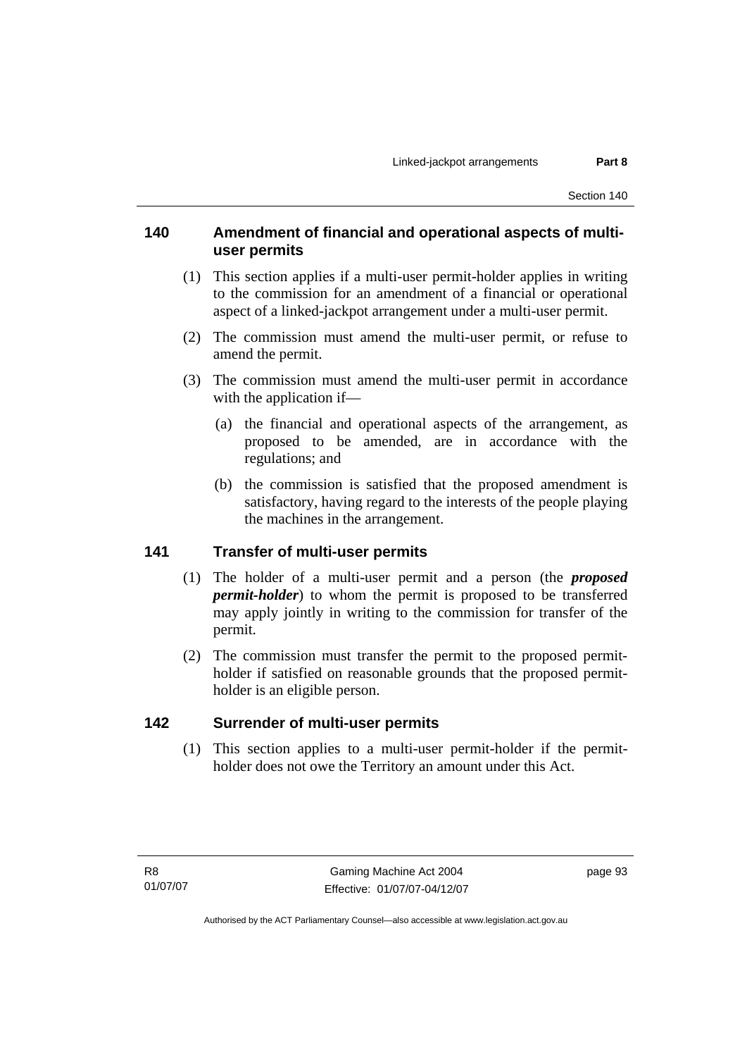## 140 Amendment of financial and operational aspects of multi-user permits

(1) This section applies if a multi-user permit-holder applies in writing to the commission for an amendment of a financial or operational aspect of a linked-jackpot arrangement under a multi-user permit.

(2) The commission must amend the multi-user permit, or refuse to amend the permit.

(3) The commission must amend the multi-user permit in accordance with the application if—

(a) the financial and operational aspects of the arrangement, as proposed to be amended, are in accordance with the regulations; and

(b) the commission is satisfied that the proposed amendment is satisfactory, having regard to the interests of the people playing the machines in the arrangement.

## 141 Transfer of multi-user permits

(1) The holder of a multi-user permit and a person (the ***proposed permit-holder***) to whom the permit is proposed to be transferred may apply jointly in writing to the commission for transfer of the permit.

(2) The commission must transfer the permit to the proposed permit-holder if satisfied on reasonable grounds that the proposed permit-holder is an eligible person.

## 142 Surrender of multi-user permits

(1) This section applies to a multi-user permit-holder if the permit-holder does not owe the Territory an amount under this Act.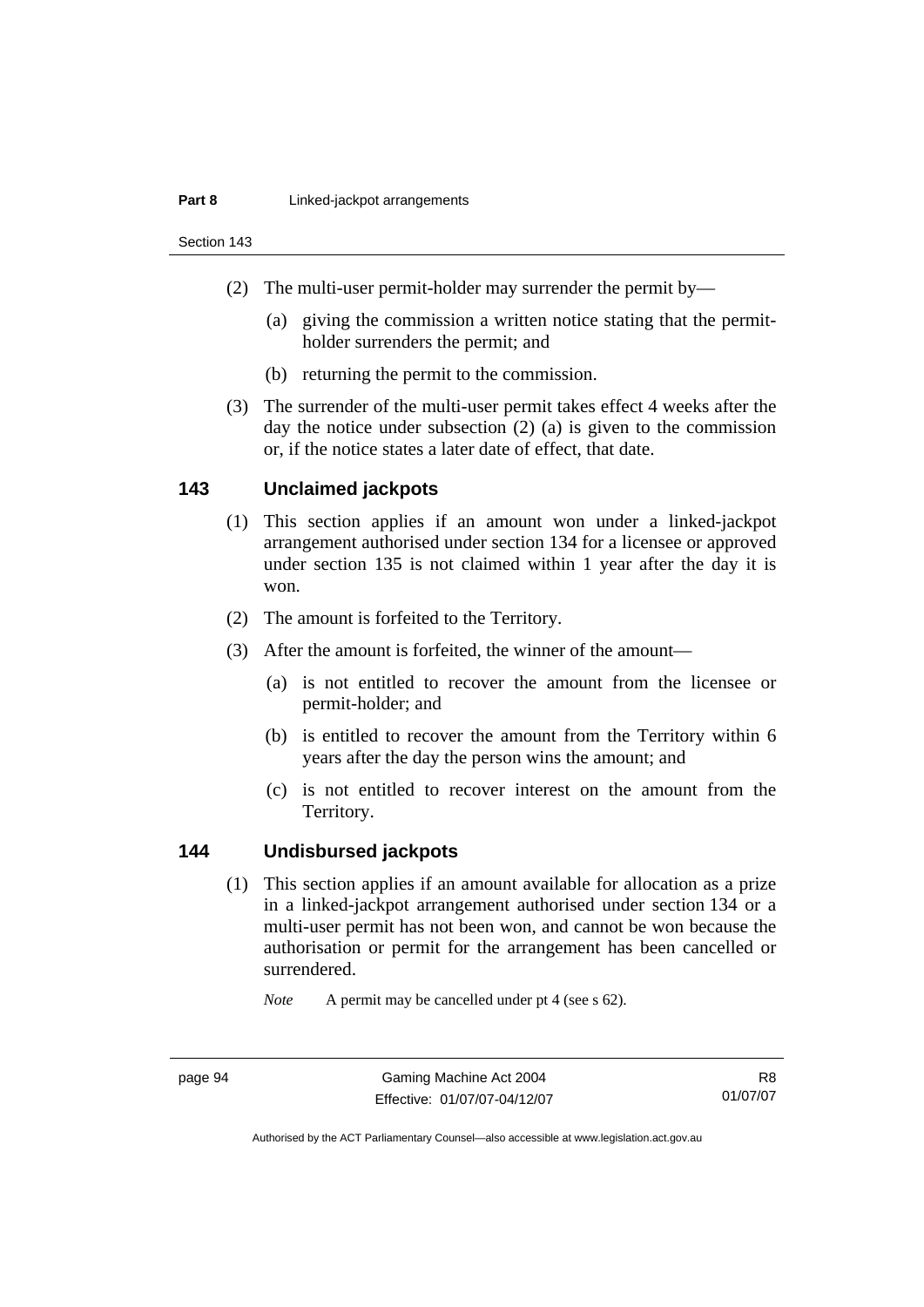(2) The multi-user permit-holder may surrender the permit by—

(a) giving the commission a written notice stating that the permit-holder surrenders the permit; and

(b) returning the permit to the commission.

(3) The surrender of the multi-user permit takes effect 4 weeks after the day the notice under subsection (2) (a) is given to the commission or, if the notice states a later date of effect, that date.

## 143 Unclaimed jackpots

(1) This section applies if an amount won under a linked-jackpot arrangement authorised under section 134 for a licensee or approved under section 135 is not claimed within 1 year after the day it is won.

(2) The amount is forfeited to the Territory.

(3) After the amount is forfeited, the winner of the amount—

(a) is not entitled to recover the amount from the licensee or permit-holder; and

(b) is entitled to recover the amount from the Territory within 6 years after the day the person wins the amount; and

(c) is not entitled to recover interest on the amount from the Territory.

## 144 Undisbursed jackpots

(1) This section applies if an amount available for allocation as a prize in a linked-jackpot arrangement authorised under section 134 or a multi-user permit has not been won, and cannot be won because the authorisation or permit for the arrangement has been cancelled or surrendered.

*Note* A permit may be cancelled under pt 4 (see s 62).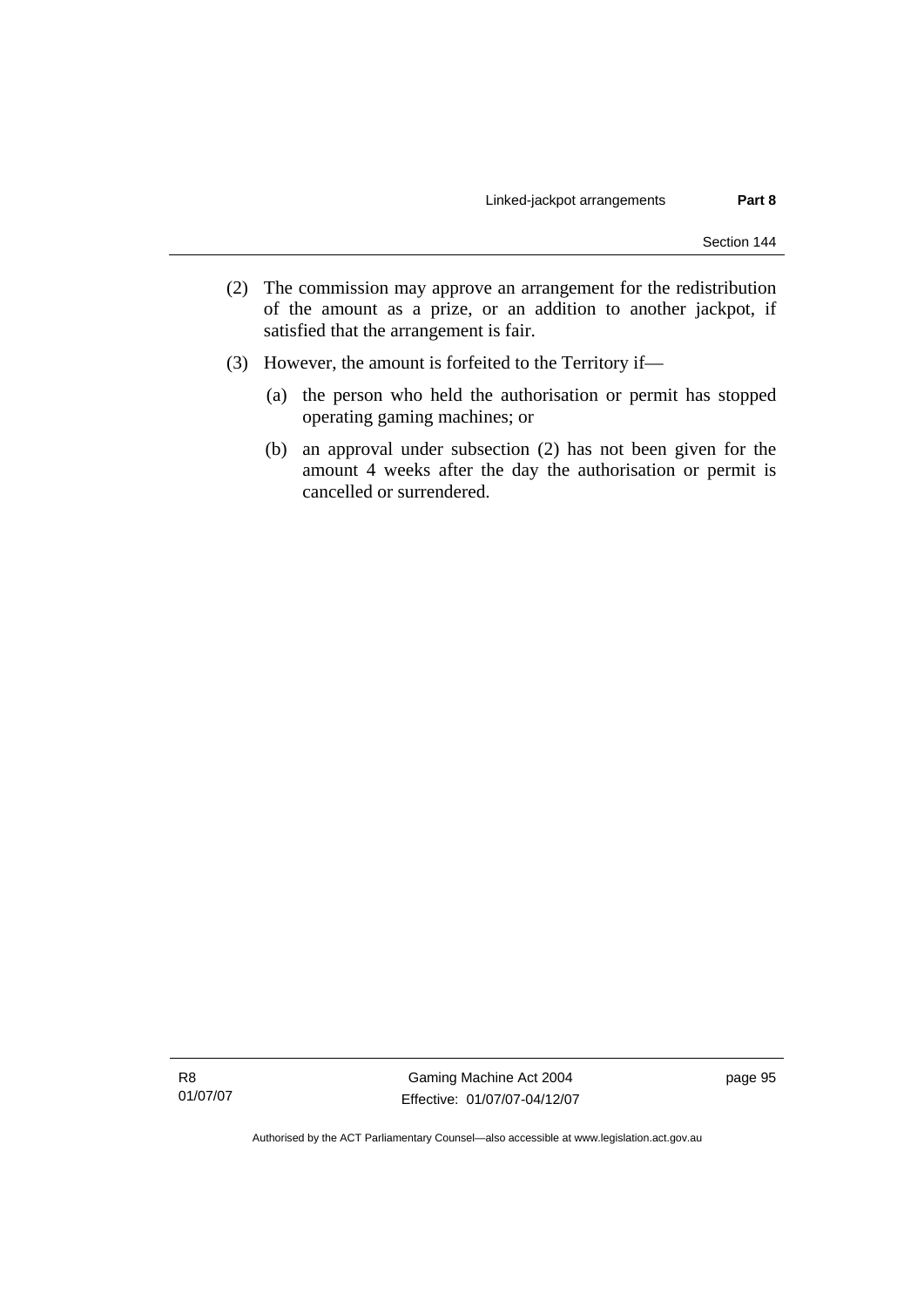(2) The commission may approve an arrangement for the redistribution of the amount as a prize, or an addition to another jackpot, if satisfied that the arrangement is fair.

(3) However, the amount is forfeited to the Territory if—

  (a) the person who held the authorisation or permit has stopped operating gaming machines; or

  (b) an approval under subsection (2) has not been given for the amount 4 weeks after the day the authorisation or permit is cancelled or surrendered.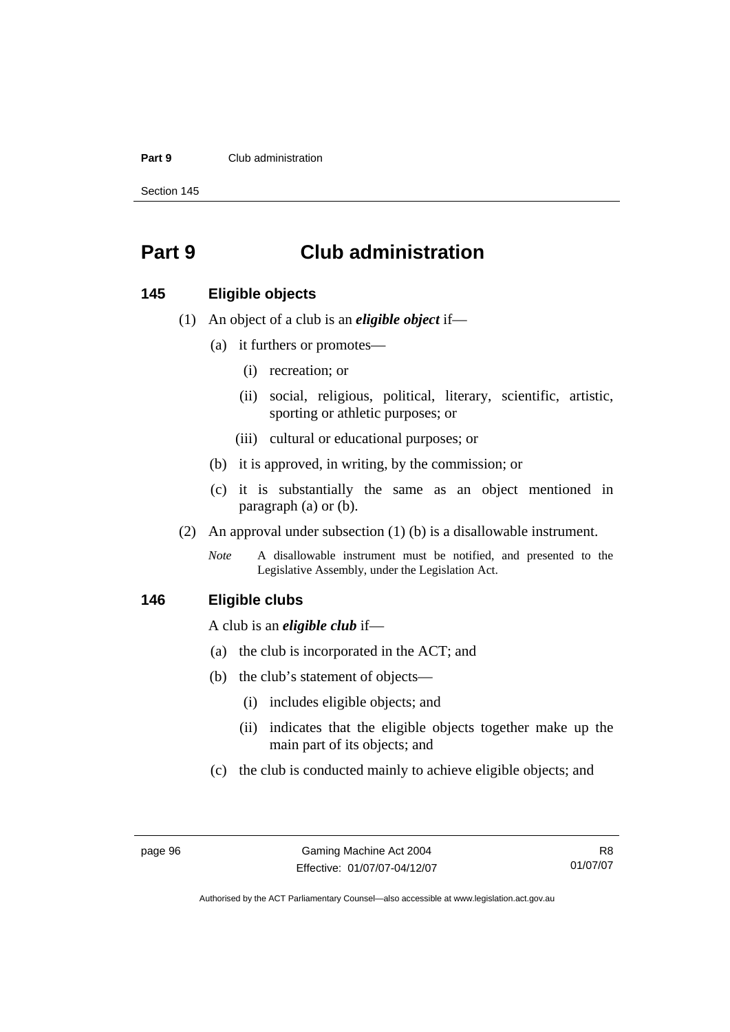# Part 9 Club administration

## 145 Eligible objects

(1) An object of a club is an ***eligible object*** if—

(a) it furthers or promotes—

(i) recreation; or

(ii) social, religious, political, literary, scientific, artistic, sporting or athletic purposes; or

(iii) cultural or educational purposes; or

(b) it is approved, in writing, by the commission; or

(c) it is substantially the same as an object mentioned in paragraph (a) or (b).

(2) An approval under subsection (1) (b) is a disallowable instrument.

*Note* A disallowable instrument must be notified, and presented to the Legislative Assembly, under the Legislation Act.

## 146 Eligible clubs

A club is an ***eligible club*** if—

(a) the club is incorporated in the ACT; and

(b) the club's statement of objects—

(i) includes eligible objects; and

(ii) indicates that the eligible objects together make up the main part of its objects; and

(c) the club is conducted mainly to achieve eligible objects; and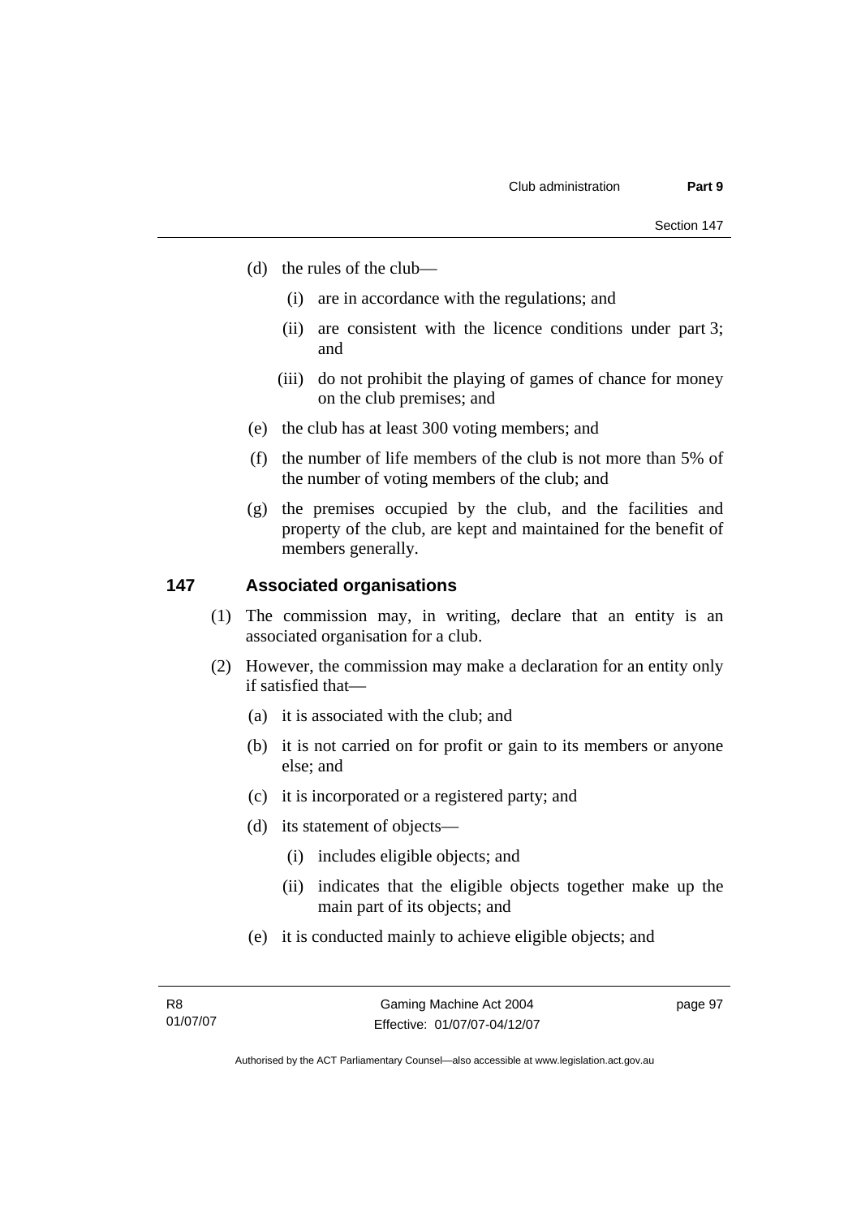(d) the rules of the club—

  (i) are in accordance with the regulations; and

  (ii) are consistent with the licence conditions under part 3; and

  (iii) do not prohibit the playing of games of chance for money on the club premises; and

(e) the club has at least 300 voting members; and

(f) the number of life members of the club is not more than 5% of the number of voting members of the club; and

(g) the premises occupied by the club, and the facilities and property of the club, are kept and maintained for the benefit of members generally.

## 147 Associated organisations

(1) The commission may, in writing, declare that an entity is an associated organisation for a club.

(2) However, the commission may make a declaration for an entity only if satisfied that—

  (a) it is associated with the club; and

  (b) it is not carried on for profit or gain to its members or anyone else; and

  (c) it is incorporated or a registered party; and

  (d) its statement of objects—

    (i) includes eligible objects; and

    (ii) indicates that the eligible objects together make up the main part of its objects; and

  (e) it is conducted mainly to achieve eligible objects; and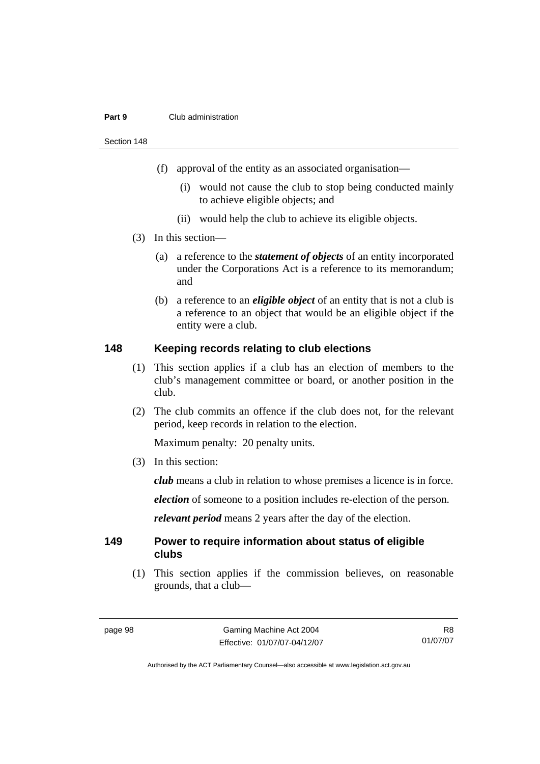(f) approval of the entity as an associated organisation—

  (i) would not cause the club to stop being conducted mainly to achieve eligible objects; and

  (ii) would help the club to achieve its eligible objects.

(3) In this section—

(a) a reference to the ***statement of objects*** of an entity incorporated under the Corporations Act is a reference to its memorandum; and

(b) a reference to an ***eligible object*** of an entity that is not a club is a reference to an object that would be an eligible object if the entity were a club.

## 148 Keeping records relating to club elections

(1) This section applies if a club has an election of members to the club's management committee or board, or another position in the club.

(2) The club commits an offence if the club does not, for the relevant period, keep records in relation to the election.

Maximum penalty: 20 penalty units.

(3) In this section:

***club*** means a club in relation to whose premises a licence is in force.

***election*** of someone to a position includes re-election of the person.

***relevant period*** means 2 years after the day of the election.

## 149 Power to require information about status of eligible clubs

(1) This section applies if the commission believes, on reasonable grounds, that a club—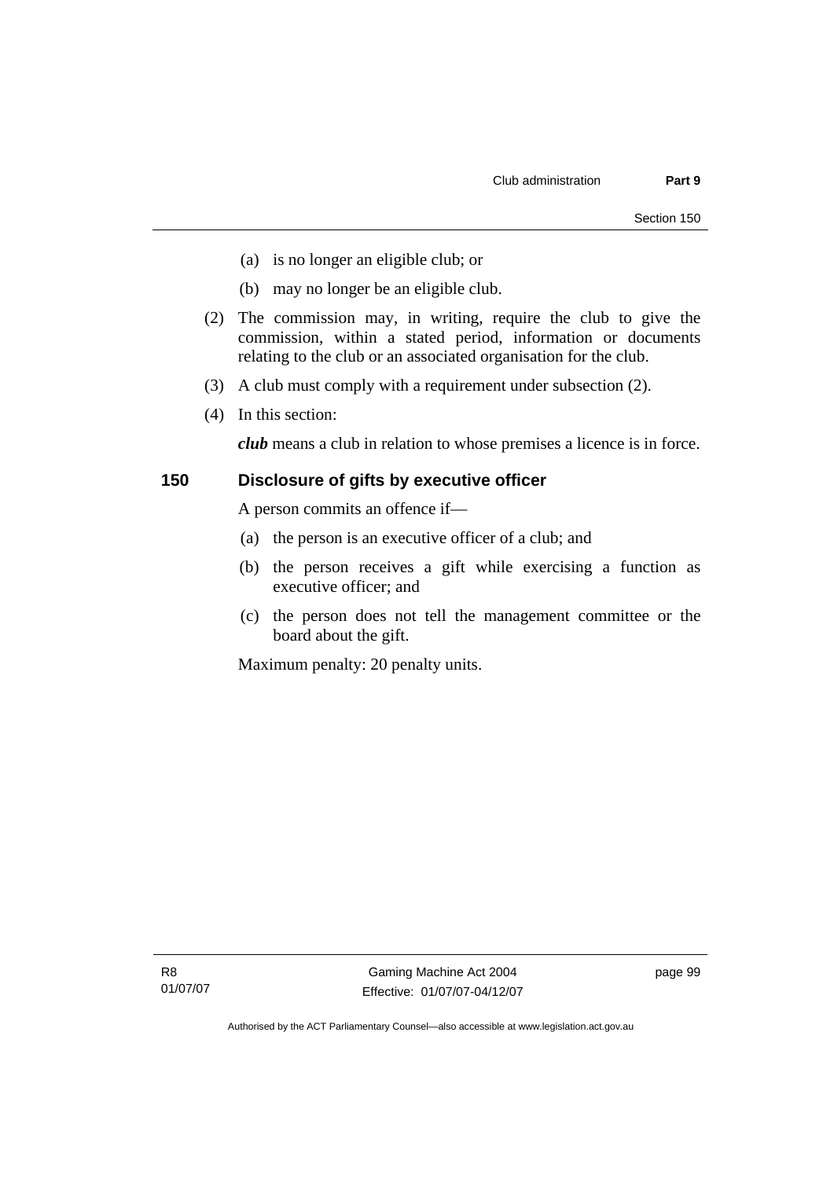(a) is no longer an eligible club; or

(b) may no longer be an eligible club.

(2) The commission may, in writing, require the club to give the commission, within a stated period, information or documents relating to the club or an associated organisation for the club.

(3) A club must comply with a requirement under subsection (2).

(4) In this section:

***club*** means a club in relation to whose premises a licence is in force.

## 150 Disclosure of gifts by executive officer

A person commits an offence if—

(a) the person is an executive officer of a club; and

(b) the person receives a gift while exercising a function as executive officer; and

(c) the person does not tell the management committee or the board about the gift.

Maximum penalty: 20 penalty units.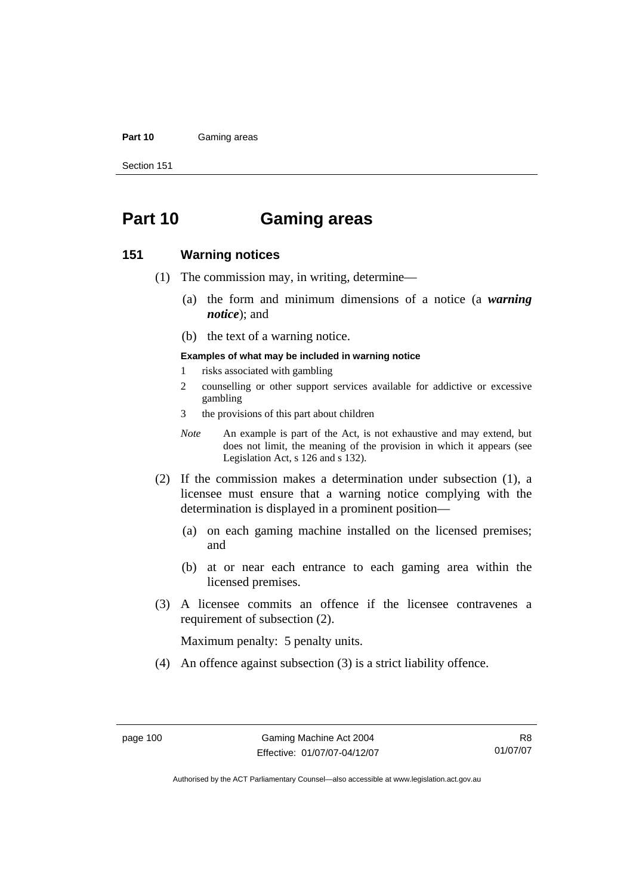# Part 10 Gaming areas

## 151 Warning notices

(1) The commission may, in writing, determine—

(a) the form and minimum dimensions of a notice (a ***warning notice***); and

(b) the text of a warning notice.

**Examples of what may be included in warning notice**

1 risks associated with gambling

2 counselling or other support services available for addictive or excessive gambling

3 the provisions of this part about children

*Note* An example is part of the Act, is not exhaustive and may extend, but does not limit, the meaning of the provision in which it appears (see Legislation Act, s 126 and s 132).

(2) If the commission makes a determination under subsection (1), a licensee must ensure that a warning notice complying with the determination is displayed in a prominent position—

(a) on each gaming machine installed on the licensed premises; and

(b) at or near each entrance to each gaming area within the licensed premises.

(3) A licensee commits an offence if the licensee contravenes a requirement of subsection (2).

Maximum penalty: 5 penalty units.

(4) An offence against subsection (3) is a strict liability offence.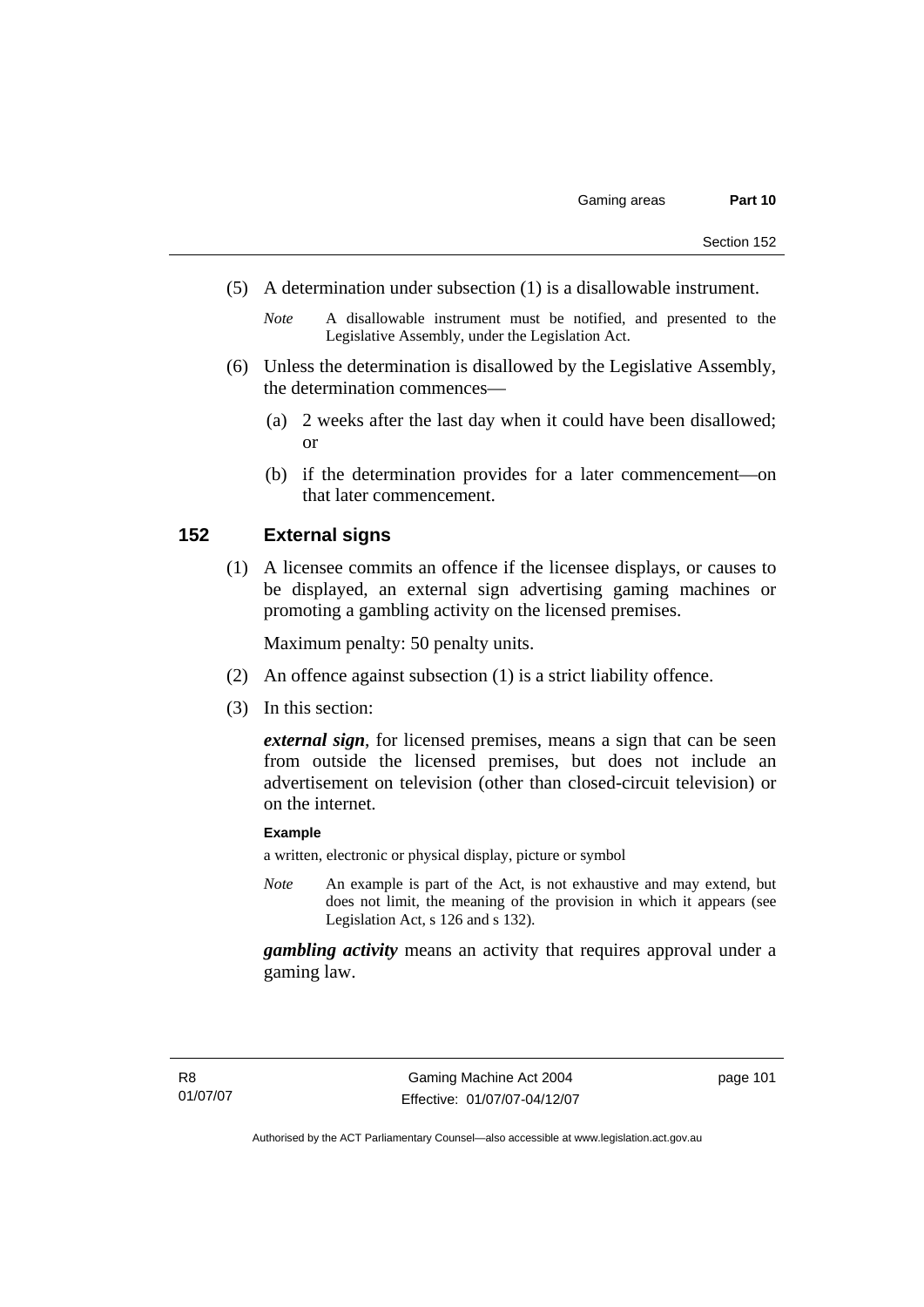(5) A determination under subsection (1) is a disallowable instrument.

*Note* A disallowable instrument must be notified, and presented to the Legislative Assembly, under the Legislation Act.

(6) Unless the determination is disallowed by the Legislative Assembly, the determination commences—

(a) 2 weeks after the last day when it could have been disallowed; or

(b) if the determination provides for a later commencement—on that later commencement.

## 152 External signs

(1) A licensee commits an offence if the licensee displays, or causes to be displayed, an external sign advertising gaming machines or promoting a gambling activity on the licensed premises.

Maximum penalty: 50 penalty units.

(2) An offence against subsection (1) is a strict liability offence.

(3) In this section:

***external sign***, for licensed premises, means a sign that can be seen from outside the licensed premises, but does not include an advertisement on television (other than closed-circuit television) or on the internet.

**Example**

a written, electronic or physical display, picture or symbol

*Note* An example is part of the Act, is not exhaustive and may extend, but does not limit, the meaning of the provision in which it appears (see Legislation Act, s 126 and s 132).

***gambling activity*** means an activity that requires approval under a gaming law.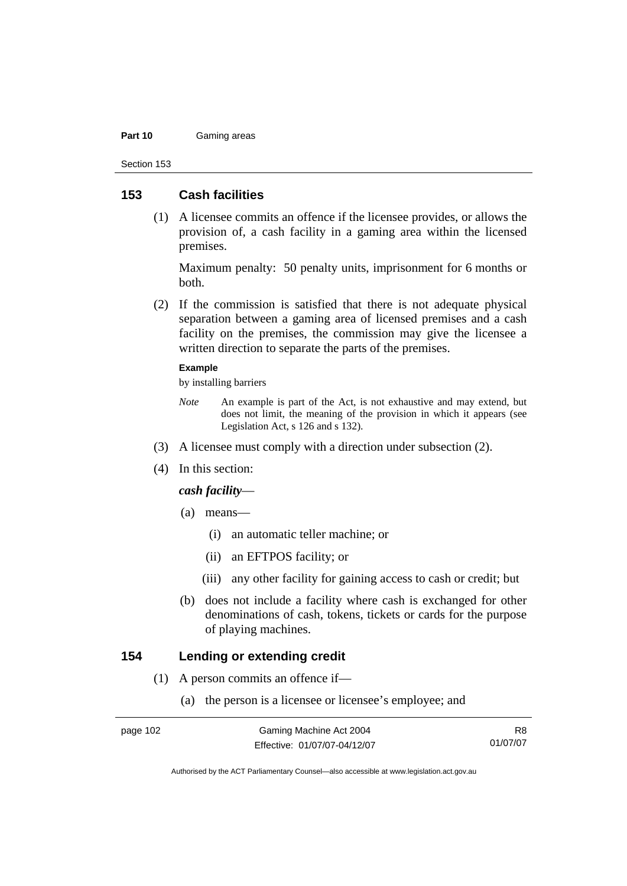## 153 Cash facilities

(1) A licensee commits an offence if the licensee provides, or allows the provision of, a cash facility in a gaming area within the licensed premises.

Maximum penalty: 50 penalty units, imprisonment for 6 months or both.

(2) If the commission is satisfied that there is not adequate physical separation between a gaming area of licensed premises and a cash facility on the premises, the commission may give the licensee a written direction to separate the parts of the premises.

**Example**

by installing barriers

*Note* An example is part of the Act, is not exhaustive and may extend, but does not limit, the meaning of the provision in which it appears (see Legislation Act, s 126 and s 132).

(3) A licensee must comply with a direction under subsection (2).

(4) In this section:

***cash facility***—

(a) means—

(i) an automatic teller machine; or

(ii) an EFTPOS facility; or

(iii) any other facility for gaining access to cash or credit; but

(b) does not include a facility where cash is exchanged for other denominations of cash, tokens, tickets or cards for the purpose of playing machines.

## 154 Lending or extending credit

(1) A person commits an offence if—

(a) the person is a licensee or licensee's employee; and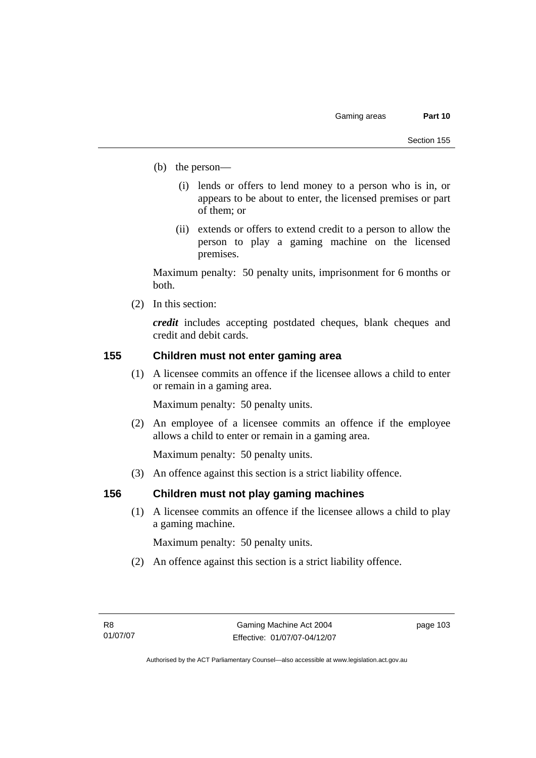(b) the person—

   (i) lends or offers to lend money to a person who is in, or appears to be about to enter, the licensed premises or part of them; or

   (ii) extends or offers to extend credit to a person to allow the person to play a gaming machine on the licensed premises.

Maximum penalty: 50 penalty units, imprisonment for 6 months or both.

(2) In this section:

***credit*** includes accepting postdated cheques, blank cheques and credit and debit cards.

### 155 Children must not enter gaming area

(1) A licensee commits an offence if the licensee allows a child to enter or remain in a gaming area.

Maximum penalty: 50 penalty units.

(2) An employee of a licensee commits an offence if the employee allows a child to enter or remain in a gaming area.

Maximum penalty: 50 penalty units.

(3) An offence against this section is a strict liability offence.

### 156 Children must not play gaming machines

(1) A licensee commits an offence if the licensee allows a child to play a gaming machine.

Maximum penalty: 50 penalty units.

(2) An offence against this section is a strict liability offence.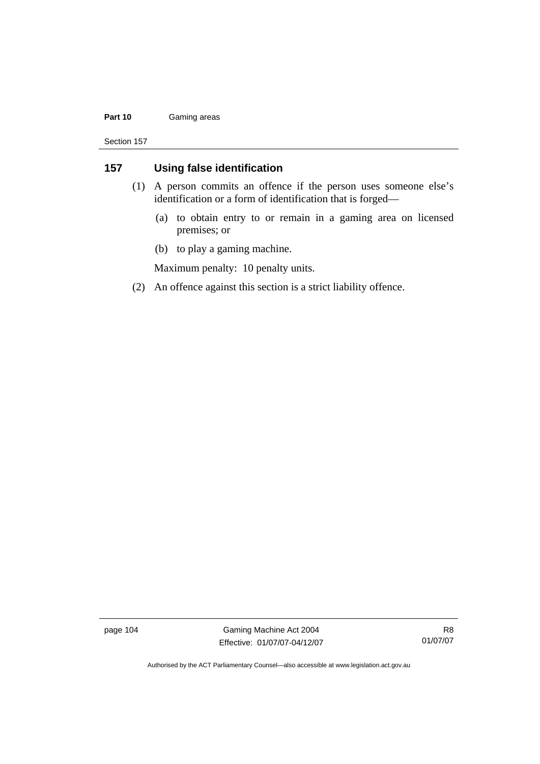## 157 Using false identification

(1) A person commits an offence if the person uses someone else's identification or a form of identification that is forged—

(a) to obtain entry to or remain in a gaming area on licensed premises; or

(b) to play a gaming machine.

Maximum penalty: 10 penalty units.

(2) An offence against this section is a strict liability offence.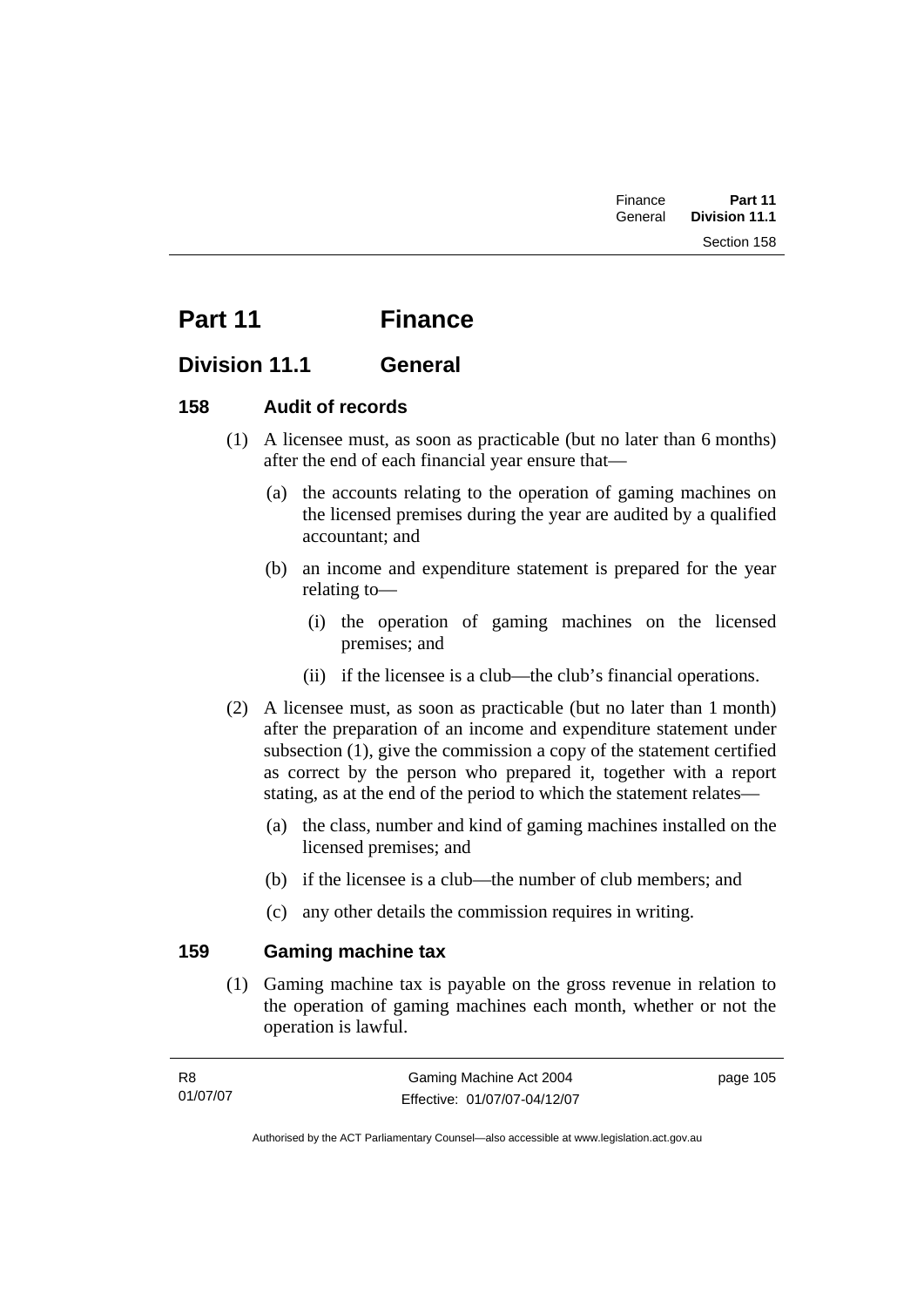# Part 11 Finance

## Division 11.1 General

### 158 Audit of records

(1) A licensee must, as soon as practicable (but no later than 6 months) after the end of each financial year ensure that—

(a) the accounts relating to the operation of gaming machines on the licensed premises during the year are audited by a qualified accountant; and

(b) an income and expenditure statement is prepared for the year relating to—

(i) the operation of gaming machines on the licensed premises; and

(ii) if the licensee is a club—the club's financial operations.

(2) A licensee must, as soon as practicable (but no later than 1 month) after the preparation of an income and expenditure statement under subsection (1), give the commission a copy of the statement certified as correct by the person who prepared it, together with a report stating, as at the end of the period to which the statement relates—

(a) the class, number and kind of gaming machines installed on the licensed premises; and

(b) if the licensee is a club—the number of club members; and

(c) any other details the commission requires in writing.

### 159 Gaming machine tax

(1) Gaming machine tax is payable on the gross revenue in relation to the operation of gaming machines each month, whether or not the operation is lawful.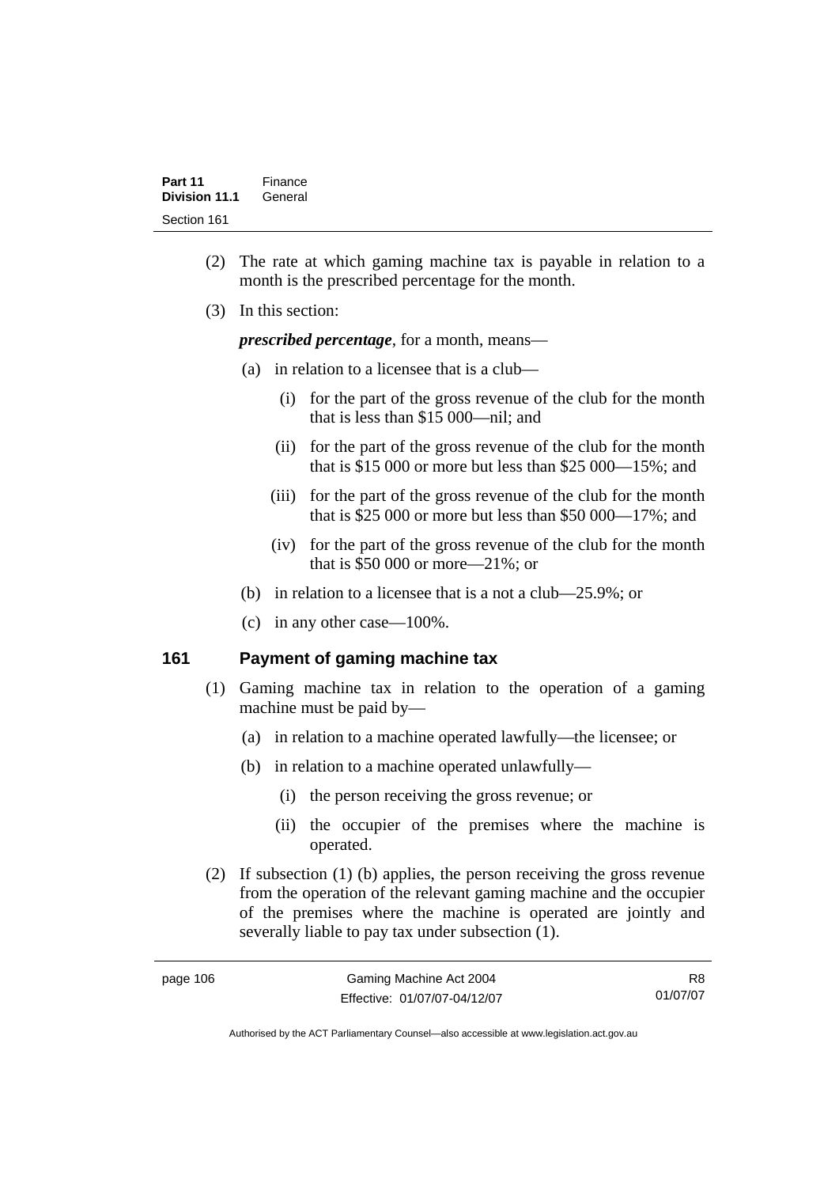(2) The rate at which gaming machine tax is payable in relation to a month is the prescribed percentage for the month.

(3) In this section:

***prescribed percentage***, for a month, means—

(a) in relation to a licensee that is a club—

(i) for the part of the gross revenue of the club for the month that is less than $15 000—nil; and

(ii) for the part of the gross revenue of the club for the month that is $15 000 or more but less than $25 000—15%; and

(iii) for the part of the gross revenue of the club for the month that is $25 000 or more but less than $50 000—17%; and

(iv) for the part of the gross revenue of the club for the month that is $50 000 or more—21%; or

(b) in relation to a licensee that is a not a club—25.9%; or

(c) in any other case—100%.

## 161 Payment of gaming machine tax

(1) Gaming machine tax in relation to the operation of a gaming machine must be paid by—

(a) in relation to a machine operated lawfully—the licensee; or

(b) in relation to a machine operated unlawfully—

(i) the person receiving the gross revenue; or

(ii) the occupier of the premises where the machine is operated.

(2) If subsection (1) (b) applies, the person receiving the gross revenue from the operation of the relevant gaming machine and the occupier of the premises where the machine is operated are jointly and severally liable to pay tax under subsection (1).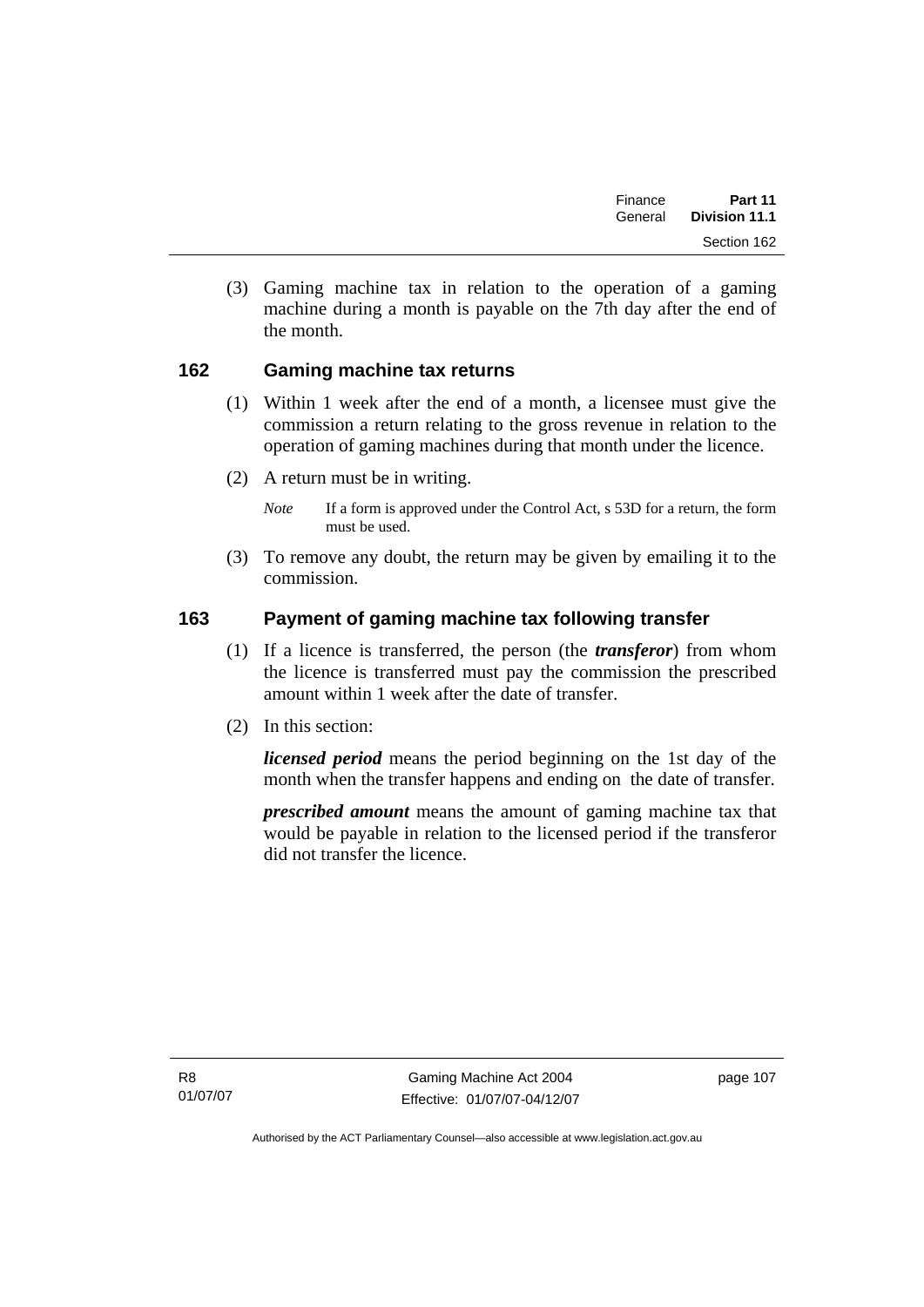(3) Gaming machine tax in relation to the operation of a gaming machine during a month is payable on the 7th day after the end of the month.

## 162 Gaming machine tax returns

(1) Within 1 week after the end of a month, a licensee must give the commission a return relating to the gross revenue in relation to the operation of gaming machines during that month under the licence.

(2) A return must be in writing.

*Note* If a form is approved under the Control Act, s 53D for a return, the form must be used.

(3) To remove any doubt, the return may be given by emailing it to the commission.

## 163 Payment of gaming machine tax following transfer

(1) If a licence is transferred, the person (the ***transferor***) from whom the licence is transferred must pay the commission the prescribed amount within 1 week after the date of transfer.

(2) In this section:

***licensed period*** means the period beginning on the 1st day of the month when the transfer happens and ending on the date of transfer.

***prescribed amount*** means the amount of gaming machine tax that would be payable in relation to the licensed period if the transferor did not transfer the licence.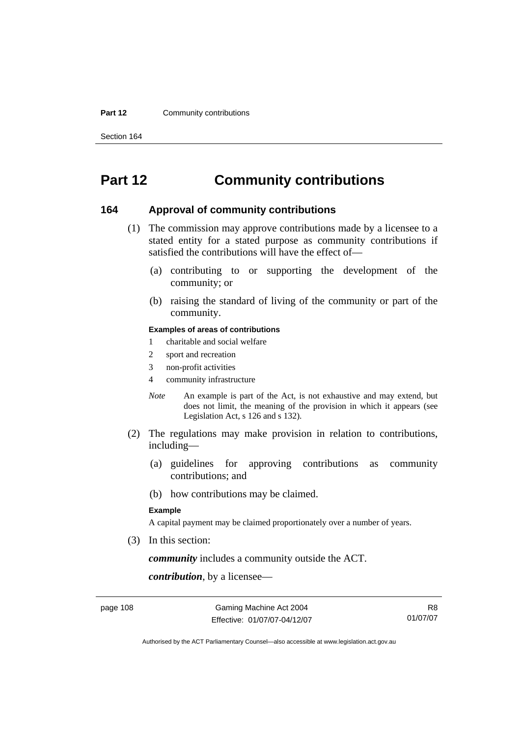# Part 12 Community contributions

## 164 Approval of community contributions

(1) The commission may approve contributions made by a licensee to a stated entity for a stated purpose as community contributions if satisfied the contributions will have the effect of—

(a) contributing to or supporting the development of the community; or

(b) raising the standard of living of the community or part of the community.

**Examples of areas of contributions**

1 charitable and social welfare

2 sport and recreation

3 non-profit activities

4 community infrastructure

*Note* An example is part of the Act, is not exhaustive and may extend, but does not limit, the meaning of the provision in which it appears (see Legislation Act, s 126 and s 132).

(2) The regulations may make provision in relation to contributions, including—

(a) guidelines for approving contributions as community contributions; and

(b) how contributions may be claimed.

**Example**

A capital payment may be claimed proportionately over a number of years.

(3) In this section:

***community*** includes a community outside the ACT.

***contribution***, by a licensee—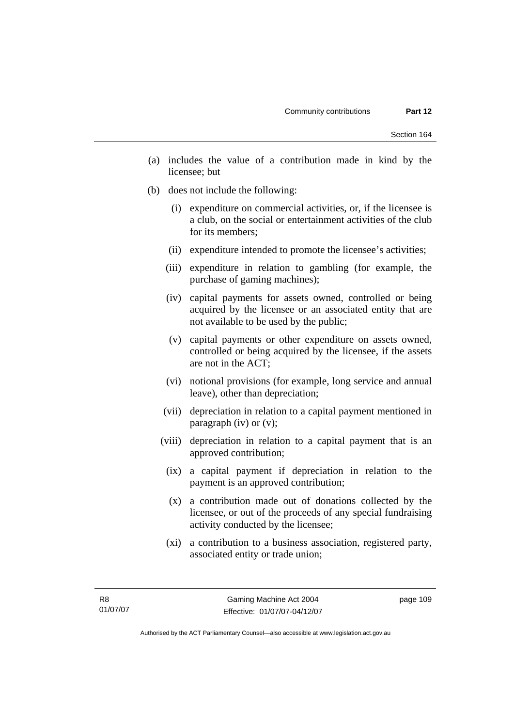(a) includes the value of a contribution made in kind by the licensee; but

(b) does not include the following:

   (i) expenditure on commercial activities, or, if the licensee is a club, on the social or entertainment activities of the club for its members;

   (ii) expenditure intended to promote the licensee's activities;

   (iii) expenditure in relation to gambling (for example, the purchase of gaming machines);

   (iv) capital payments for assets owned, controlled or being acquired by the licensee or an associated entity that are not available to be used by the public;

   (v) capital payments or other expenditure on assets owned, controlled or being acquired by the licensee, if the assets are not in the ACT;

   (vi) notional provisions (for example, long service and annual leave), other than depreciation;

   (vii) depreciation in relation to a capital payment mentioned in paragraph (iv) or (v);

   (viii) depreciation in relation to a capital payment that is an approved contribution;

   (ix) a capital payment if depreciation in relation to the payment is an approved contribution;

   (x) a contribution made out of donations collected by the licensee, or out of the proceeds of any special fundraising activity conducted by the licensee;

   (xi) a contribution to a business association, registered party, associated entity or trade union;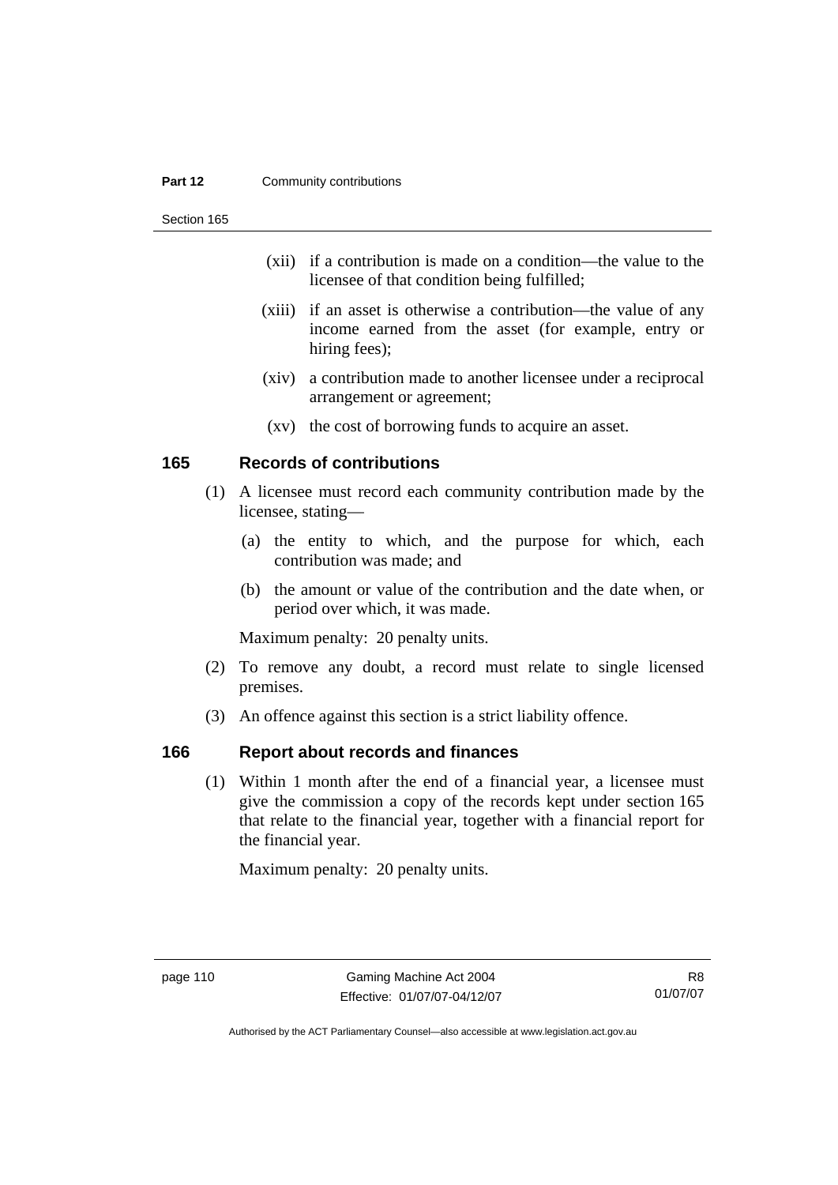(xii) if a contribution is made on a condition—the value to the licensee of that condition being fulfilled;

(xiii) if an asset is otherwise a contribution—the value of any income earned from the asset (for example, entry or hiring fees);

(xiv) a contribution made to another licensee under a reciprocal arrangement or agreement;

(xv) the cost of borrowing funds to acquire an asset.

## 165 Records of contributions

(1) A licensee must record each community contribution made by the licensee, stating—

(a) the entity to which, and the purpose for which, each contribution was made; and

(b) the amount or value of the contribution and the date when, or period over which, it was made.

Maximum penalty: 20 penalty units.

(2) To remove any doubt, a record must relate to single licensed premises.

(3) An offence against this section is a strict liability offence.

## 166 Report about records and finances

(1) Within 1 month after the end of a financial year, a licensee must give the commission a copy of the records kept under section 165 that relate to the financial year, together with a financial report for the financial year.

Maximum penalty: 20 penalty units.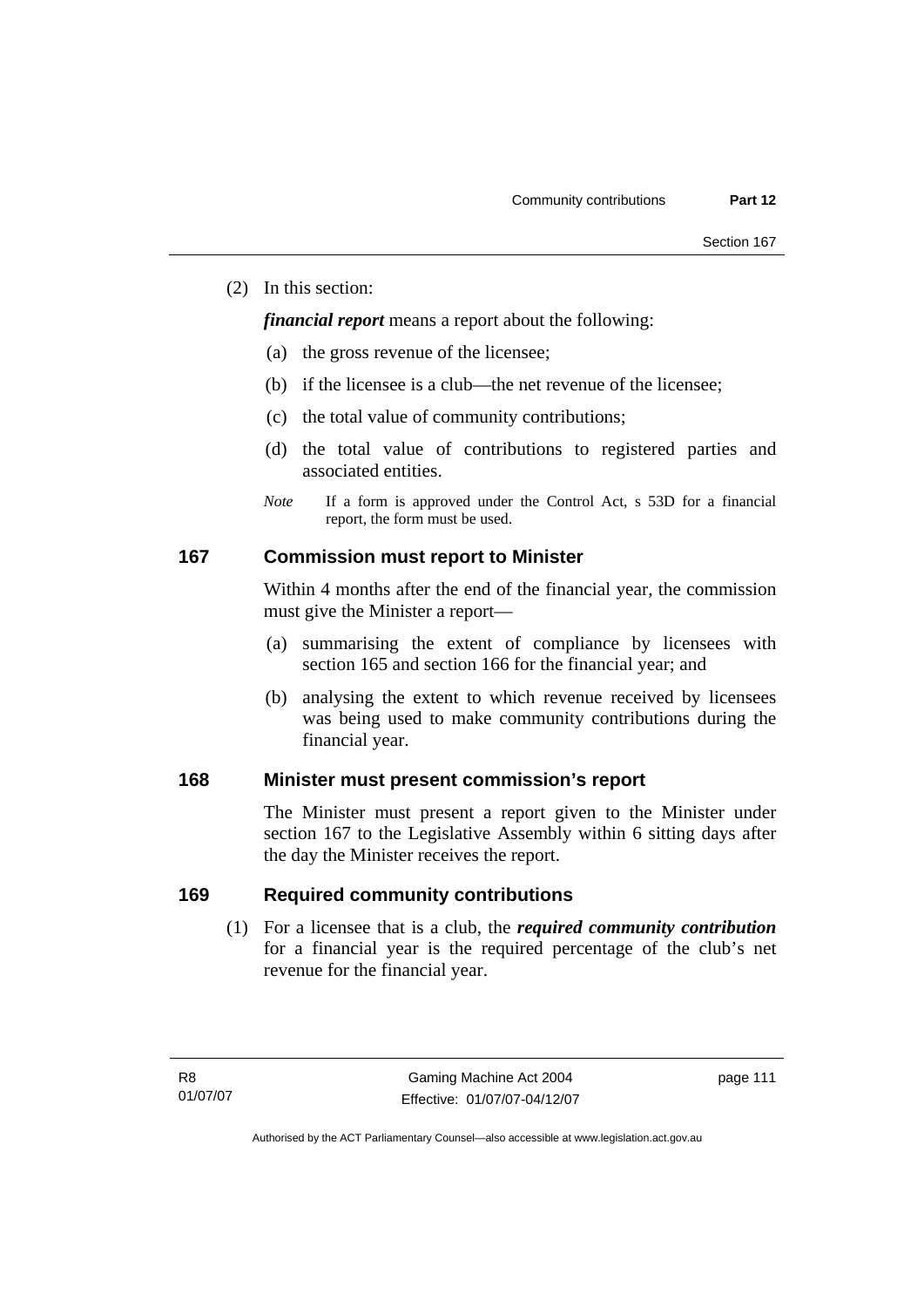(2) In this section:

***financial report*** means a report about the following:

(a) the gross revenue of the licensee;

(b) if the licensee is a club—the net revenue of the licensee;

(c) the total value of community contributions;

(d) the total value of contributions to registered parties and associated entities.

*Note* If a form is approved under the Control Act, s 53D for a financial report, the form must be used.

## 167 Commission must report to Minister

Within 4 months after the end of the financial year, the commission must give the Minister a report—

(a) summarising the extent of compliance by licensees with section 165 and section 166 for the financial year; and

(b) analysing the extent to which revenue received by licensees was being used to make community contributions during the financial year.

## 168 Minister must present commission's report

The Minister must present a report given to the Minister under section 167 to the Legislative Assembly within 6 sitting days after the day the Minister receives the report.

## 169 Required community contributions

(1) For a licensee that is a club, the ***required community contribution*** for a financial year is the required percentage of the club's net revenue for the financial year.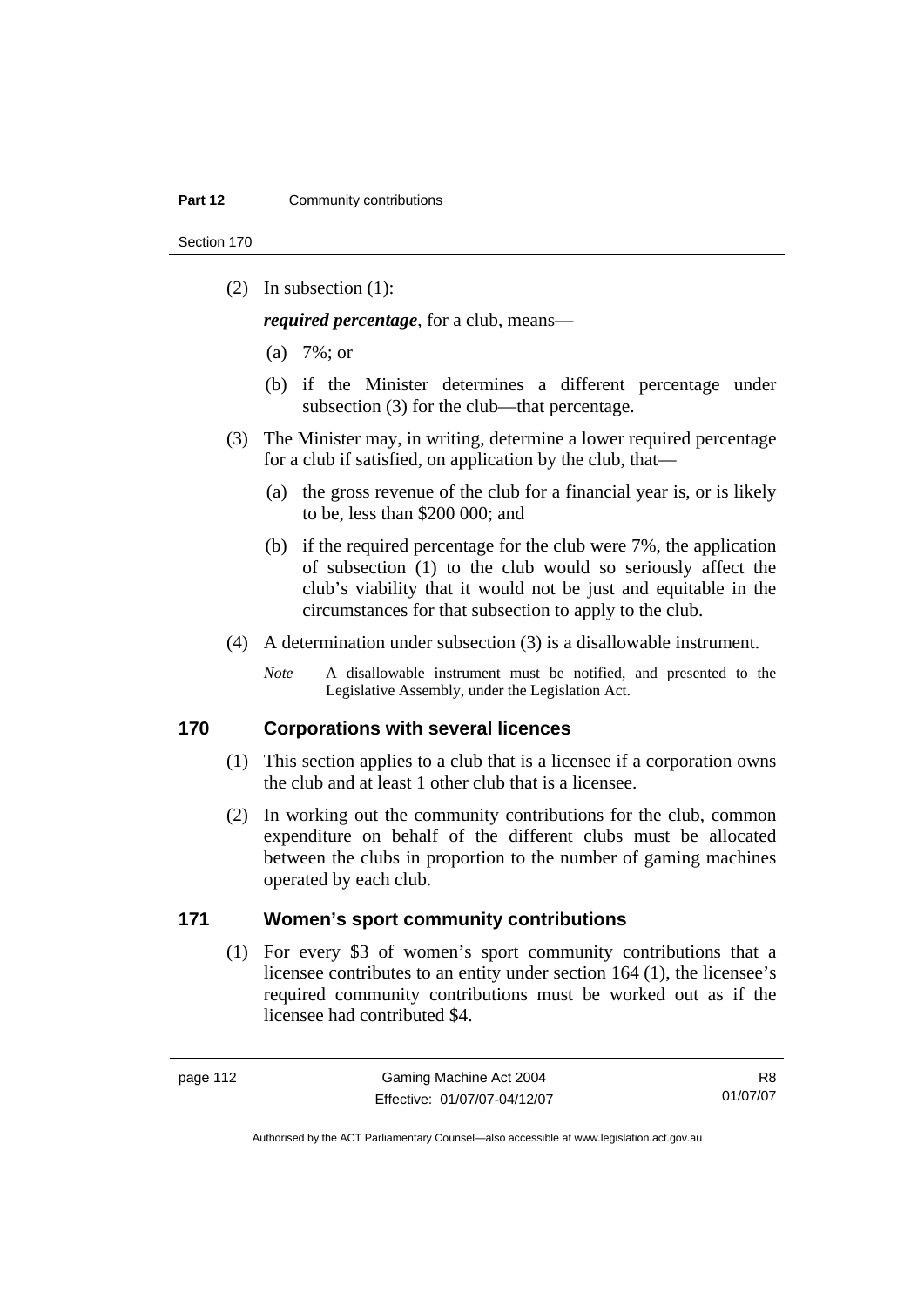(2) In subsection (1):

***required percentage***, for a club, means—

(a) 7%; or

(b) if the Minister determines a different percentage under subsection (3) for the club—that percentage.

(3) The Minister may, in writing, determine a lower required percentage for a club if satisfied, on application by the club, that—

(a) the gross revenue of the club for a financial year is, or is likely to be, less than $200 000; and

(b) if the required percentage for the club were 7%, the application of subsection (1) to the club would so seriously affect the club's viability that it would not be just and equitable in the circumstances for that subsection to apply to the club.

(4) A determination under subsection (3) is a disallowable instrument.

*Note* A disallowable instrument must be notified, and presented to the Legislative Assembly, under the Legislation Act.

## 170 Corporations with several licences

(1) This section applies to a club that is a licensee if a corporation owns the club and at least 1 other club that is a licensee.

(2) In working out the community contributions for the club, common expenditure on behalf of the different clubs must be allocated between the clubs in proportion to the number of gaming machines operated by each club.

## 171 Women's sport community contributions

(1) For every $3 of women's sport community contributions that a licensee contributes to an entity under section 164 (1), the licensee's required community contributions must be worked out as if the licensee had contributed $4.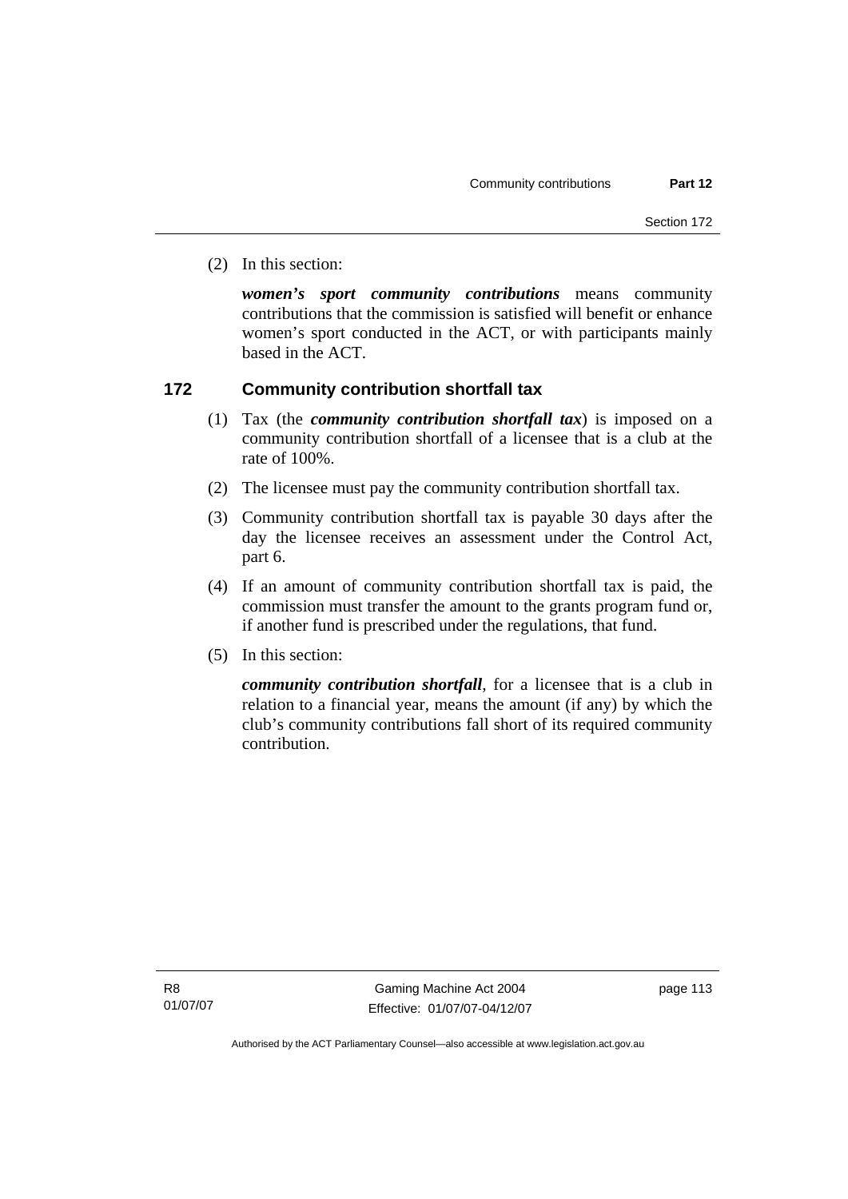(2) In this section:

***women's sport community contributions*** means community contributions that the commission is satisfied will benefit or enhance women's sport conducted in the ACT, or with participants mainly based in the ACT.

## 172 Community contribution shortfall tax

(1) Tax (the ***community contribution shortfall tax***) is imposed on a community contribution shortfall of a licensee that is a club at the rate of 100%.

(2) The licensee must pay the community contribution shortfall tax.

(3) Community contribution shortfall tax is payable 30 days after the day the licensee receives an assessment under the Control Act, part 6.

(4) If an amount of community contribution shortfall tax is paid, the commission must transfer the amount to the grants program fund or, if another fund is prescribed under the regulations, that fund.

(5) In this section:

***community contribution shortfall***, for a licensee that is a club in relation to a financial year, means the amount (if any) by which the club's community contributions fall short of its required community contribution.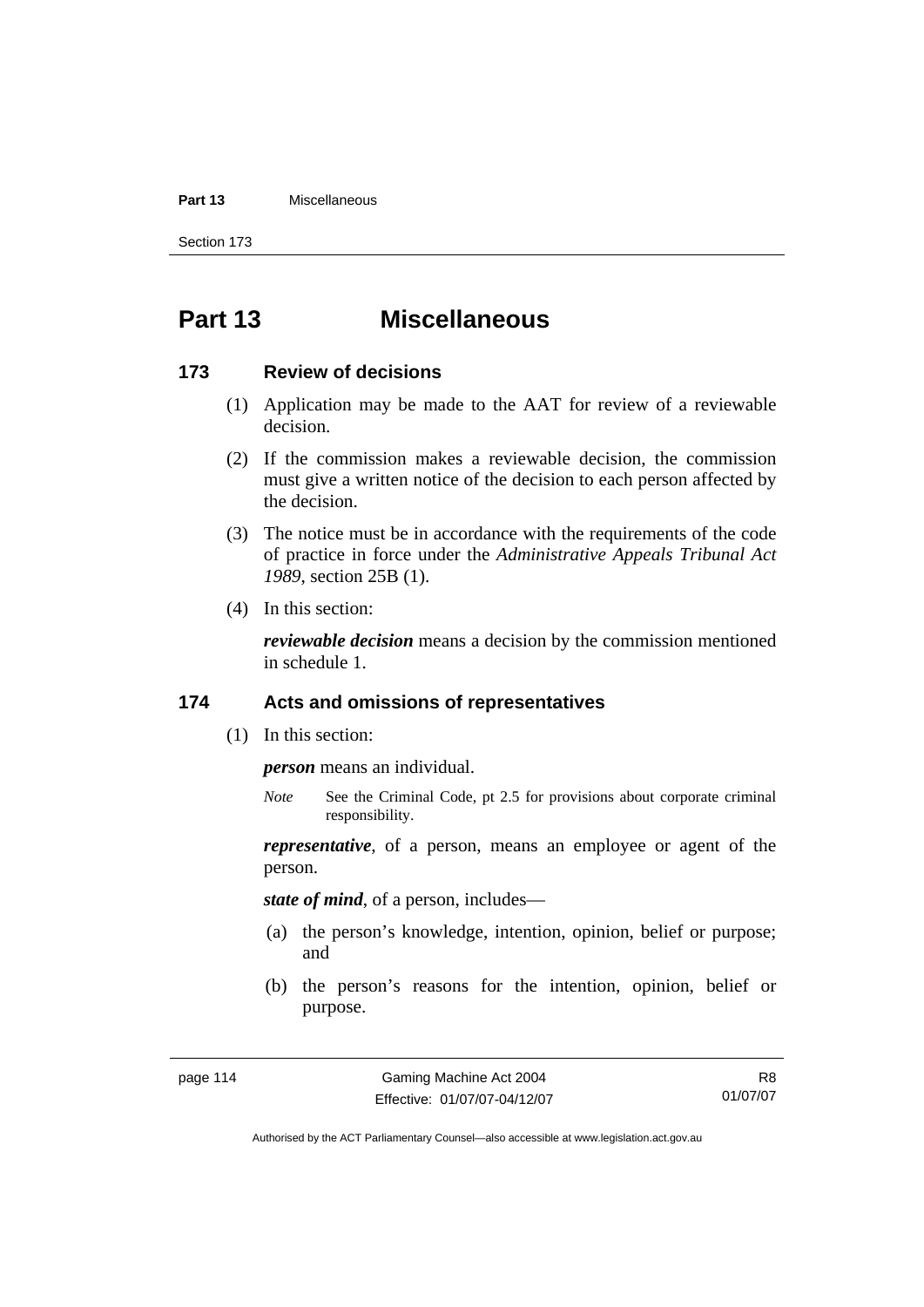# Part 13 Miscellaneous

## 173 Review of decisions

(1) Application may be made to the AAT for review of a reviewable decision.

(2) If the commission makes a reviewable decision, the commission must give a written notice of the decision to each person affected by the decision.

(3) The notice must be in accordance with the requirements of the code of practice in force under the *Administrative Appeals Tribunal Act 1989*, section 25B (1).

(4) In this section:

***reviewable decision*** means a decision by the commission mentioned in schedule 1.

## 174 Acts and omissions of representatives

(1) In this section:

***person*** means an individual.

*Note* See the Criminal Code, pt 2.5 for provisions about corporate criminal responsibility.

***representative***, of a person, means an employee or agent of the person.

***state of mind***, of a person, includes—

(a) the person's knowledge, intention, opinion, belief or purpose; and

(b) the person's reasons for the intention, opinion, belief or purpose.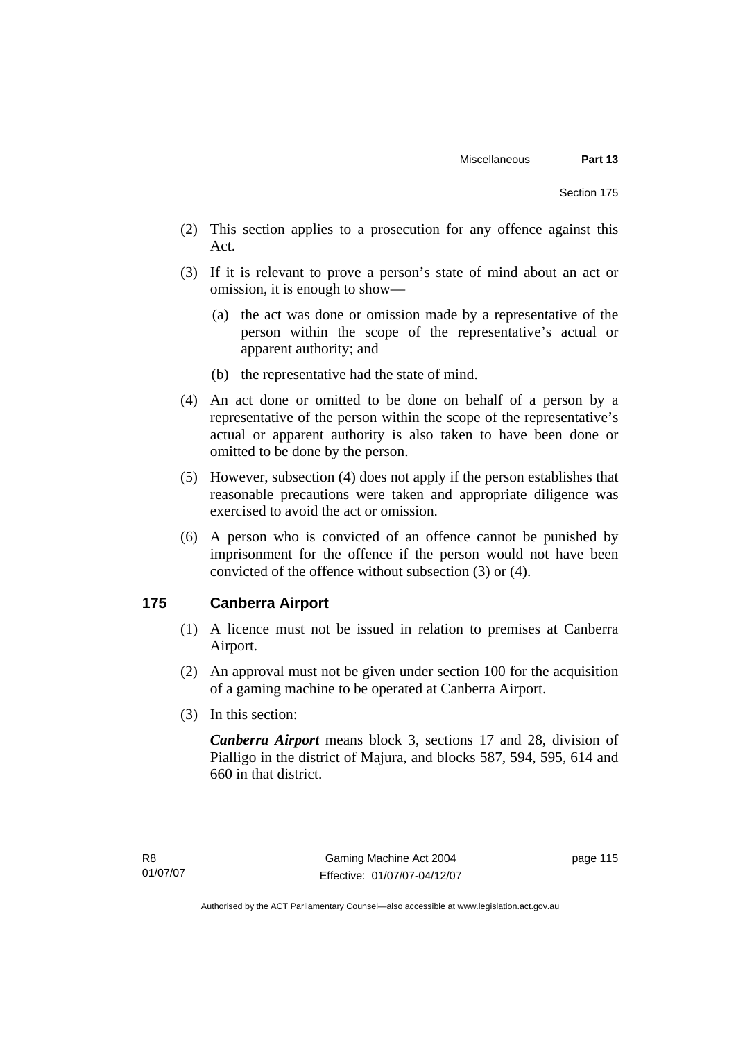(2) This section applies to a prosecution for any offence against this Act.

(3) If it is relevant to prove a person's state of mind about an act or omission, it is enough to show—

(a) the act was done or omission made by a representative of the person within the scope of the representative's actual or apparent authority; and

(b) the representative had the state of mind.

(4) An act done or omitted to be done on behalf of a person by a representative of the person within the scope of the representative's actual or apparent authority is also taken to have been done or omitted to be done by the person.

(5) However, subsection (4) does not apply if the person establishes that reasonable precautions were taken and appropriate diligence was exercised to avoid the act or omission.

(6) A person who is convicted of an offence cannot be punished by imprisonment for the offence if the person would not have been convicted of the offence without subsection (3) or (4).

## 175 Canberra Airport

(1) A licence must not be issued in relation to premises at Canberra Airport.

(2) An approval must not be given under section 100 for the acquisition of a gaming machine to be operated at Canberra Airport.

(3) In this section:

***Canberra Airport*** means block 3, sections 17 and 28, division of Pialligo in the district of Majura, and blocks 587, 594, 595, 614 and 660 in that district.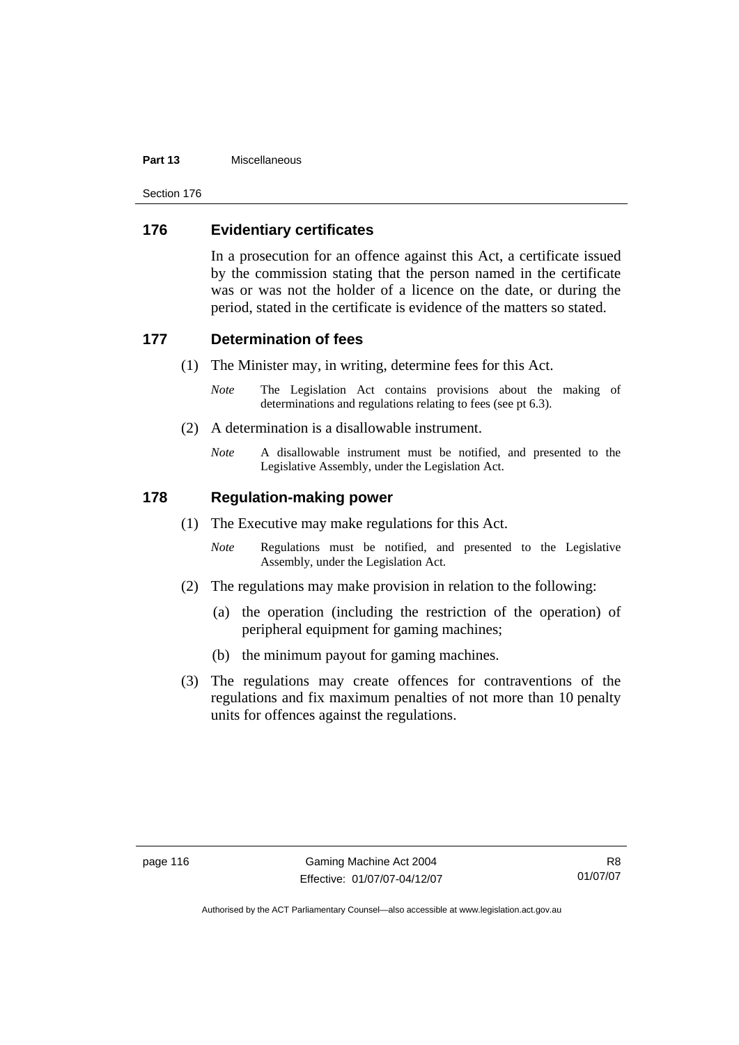## 176 Evidentiary certificates

In a prosecution for an offence against this Act, a certificate issued by the commission stating that the person named in the certificate was or was not the holder of a licence on the date, or during the period, stated in the certificate is evidence of the matters so stated.

## 177 Determination of fees

(1) The Minister may, in writing, determine fees for this Act.

*Note* The Legislation Act contains provisions about the making of determinations and regulations relating to fees (see pt 6.3).

(2) A determination is a disallowable instrument.

*Note* A disallowable instrument must be notified, and presented to the Legislative Assembly, under the Legislation Act.

## 178 Regulation-making power

(1) The Executive may make regulations for this Act.

*Note* Regulations must be notified, and presented to the Legislative Assembly, under the Legislation Act.

(2) The regulations may make provision in relation to the following:

(a) the operation (including the restriction of the operation) of peripheral equipment for gaming machines;

(b) the minimum payout for gaming machines.

(3) The regulations may create offences for contraventions of the regulations and fix maximum penalties of not more than 10 penalty units for offences against the regulations.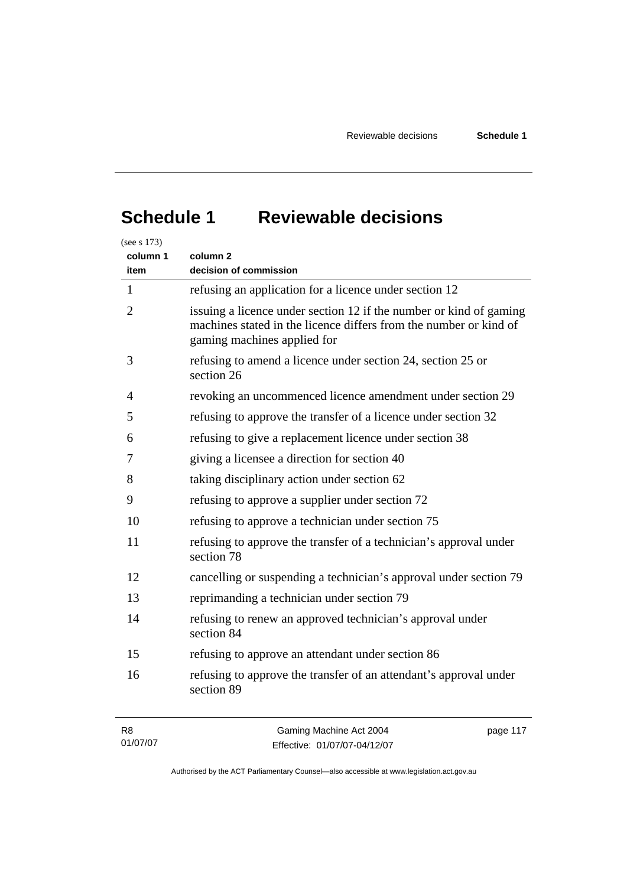# Schedule 1 Reviewable decisions

(see s 173)

| column 1<br>item | column 2<br>decision of commission |
|---|---|
| 1 | refusing an application for a licence under section 12 |
| 2 | issuing a licence under section 12 if the number or kind of gaming machines stated in the licence differs from the number or kind of gaming machines applied for |
| 3 | refusing to amend a licence under section 24, section 25 or section 26 |
| 4 | revoking an uncommenced licence amendment under section 29 |
| 5 | refusing to approve the transfer of a licence under section 32 |
| 6 | refusing to give a replacement licence under section 38 |
| 7 | giving a licensee a direction for section 40 |
| 8 | taking disciplinary action under section 62 |
| 9 | refusing to approve a supplier under section 72 |
| 10 | refusing to approve a technician under section 75 |
| 11 | refusing to approve the transfer of a technician's approval under section 78 |
| 12 | cancelling or suspending a technician's approval under section 79 |
| 13 | reprimanding a technician under section 79 |
| 14 | refusing to renew an approved technician's approval under section 84 |
| 15 | refusing to approve an attendant under section 86 |
| 16 | refusing to approve the transfer of an attendant's approval under section 89 |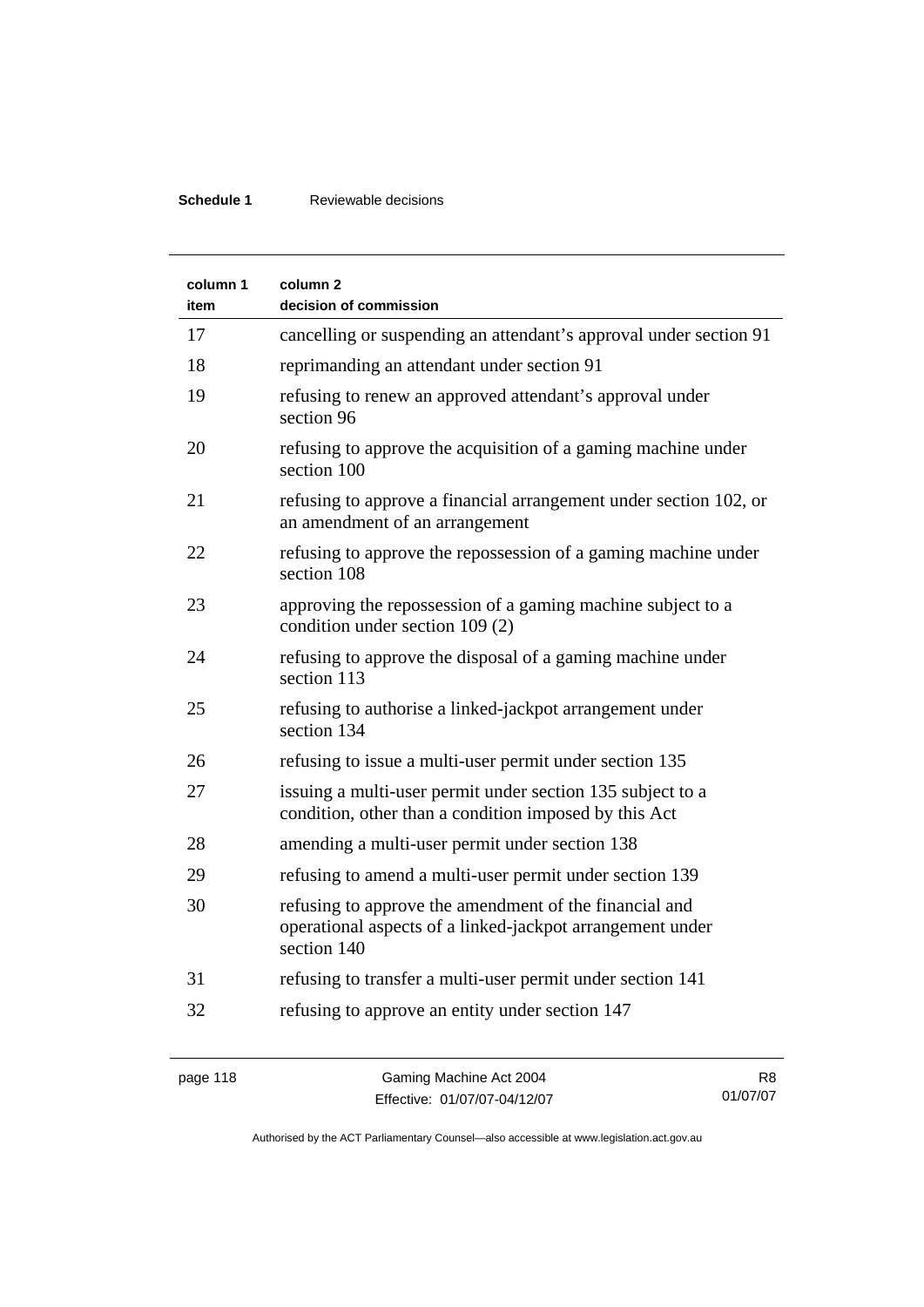| column 1 item | column 2 decision of commission |
| --- | --- |
| 17 | cancelling or suspending an attendant's approval under section 91 |
| 18 | reprimanding an attendant under section 91 |
| 19 | refusing to renew an approved attendant's approval under section 96 |
| 20 | refusing to approve the acquisition of a gaming machine under section 100 |
| 21 | refusing to approve a financial arrangement under section 102, or an amendment of an arrangement |
| 22 | refusing to approve the repossession of a gaming machine under section 108 |
| 23 | approving the repossession of a gaming machine subject to a condition under section 109 (2) |
| 24 | refusing to approve the disposal of a gaming machine under section 113 |
| 25 | refusing to authorise a linked-jackpot arrangement under section 134 |
| 26 | refusing to issue a multi-user permit under section 135 |
| 27 | issuing a multi-user permit under section 135 subject to a condition, other than a condition imposed by this Act |
| 28 | amending a multi-user permit under section 138 |
| 29 | refusing to amend a multi-user permit under section 139 |
| 30 | refusing to approve the amendment of the financial and operational aspects of a linked-jackpot arrangement under section 140 |
| 31 | refusing to transfer a multi-user permit under section 141 |
| 32 | refusing to approve an entity under section 147 |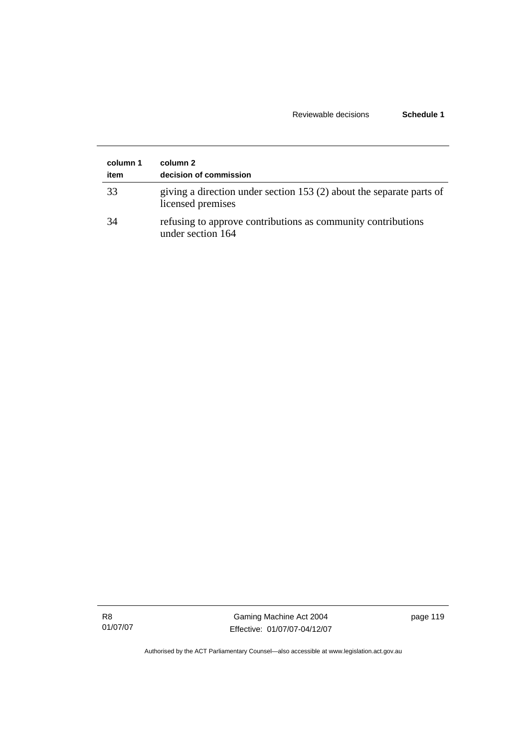| column 1 item | column 2 decision of commission |
| --- | --- |
| 33 | giving a direction under section 153 (2) about the separate parts of licensed premises |
| 34 | refusing to approve contributions as community contributions under section 164 |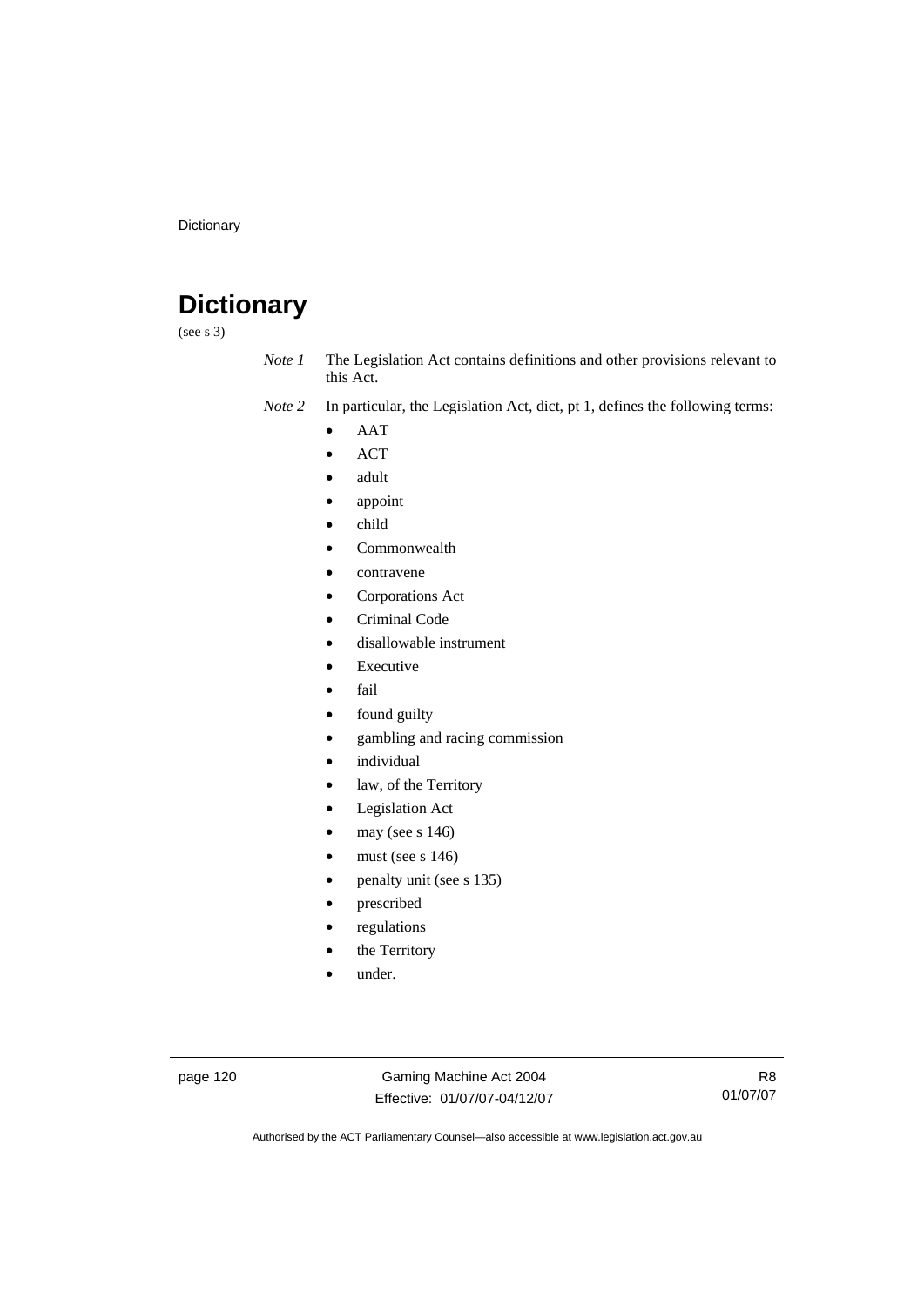# Dictionary

(see s 3)

*Note 1* The Legislation Act contains definitions and other provisions relevant to this Act.

*Note 2* In particular, the Legislation Act, dict, pt 1, defines the following terms:

- AAT
- ACT
- adult
- appoint
- child
- Commonwealth
- contravene
- Corporations Act
- Criminal Code
- disallowable instrument
- Executive
- fail
- found guilty
- gambling and racing commission
- individual
- law, of the Territory
- Legislation Act
- may (see s 146)
- must (see s 146)
- penalty unit (see s 135)
- prescribed
- regulations
- the Territory
- under.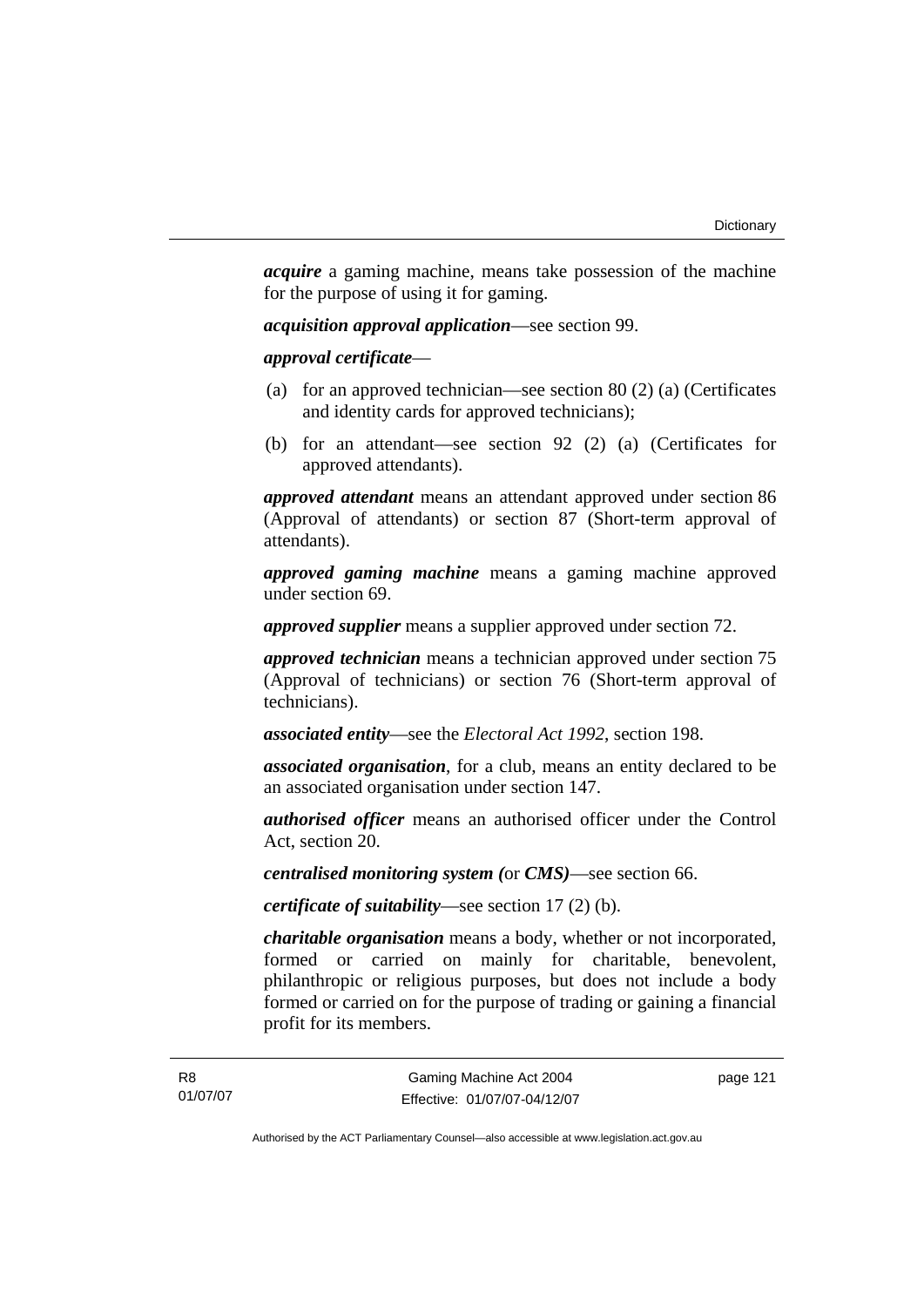***acquire*** a gaming machine, means take possession of the machine for the purpose of using it for gaming.

***acquisition approval application***—see section 99.

***approval certificate***—

(a) for an approved technician—see section 80 (2) (a) (Certificates and identity cards for approved technicians);

(b) for an attendant—see section 92 (2) (a) (Certificates for approved attendants).

***approved attendant*** means an attendant approved under section 86 (Approval of attendants) or section 87 (Short-term approval of attendants).

***approved gaming machine*** means a gaming machine approved under section 69.

***approved supplier*** means a supplier approved under section 72.

***approved technician*** means a technician approved under section 75 (Approval of technicians) or section 76 (Short-term approval of technicians).

***associated entity***—see the *Electoral Act 1992*, section 198.

***associated organisation***, for a club, means an entity declared to be an associated organisation under section 147.

***authorised officer*** means an authorised officer under the Control Act, section 20.

***centralised monitoring system (*or *CMS)***—see section 66.

***certificate of suitability***—see section 17 (2) (b).

***charitable organisation*** means a body, whether or not incorporated, formed or carried on mainly for charitable, benevolent, philanthropic or religious purposes, but does not include a body formed or carried on for the purpose of trading or gaining a financial profit for its members.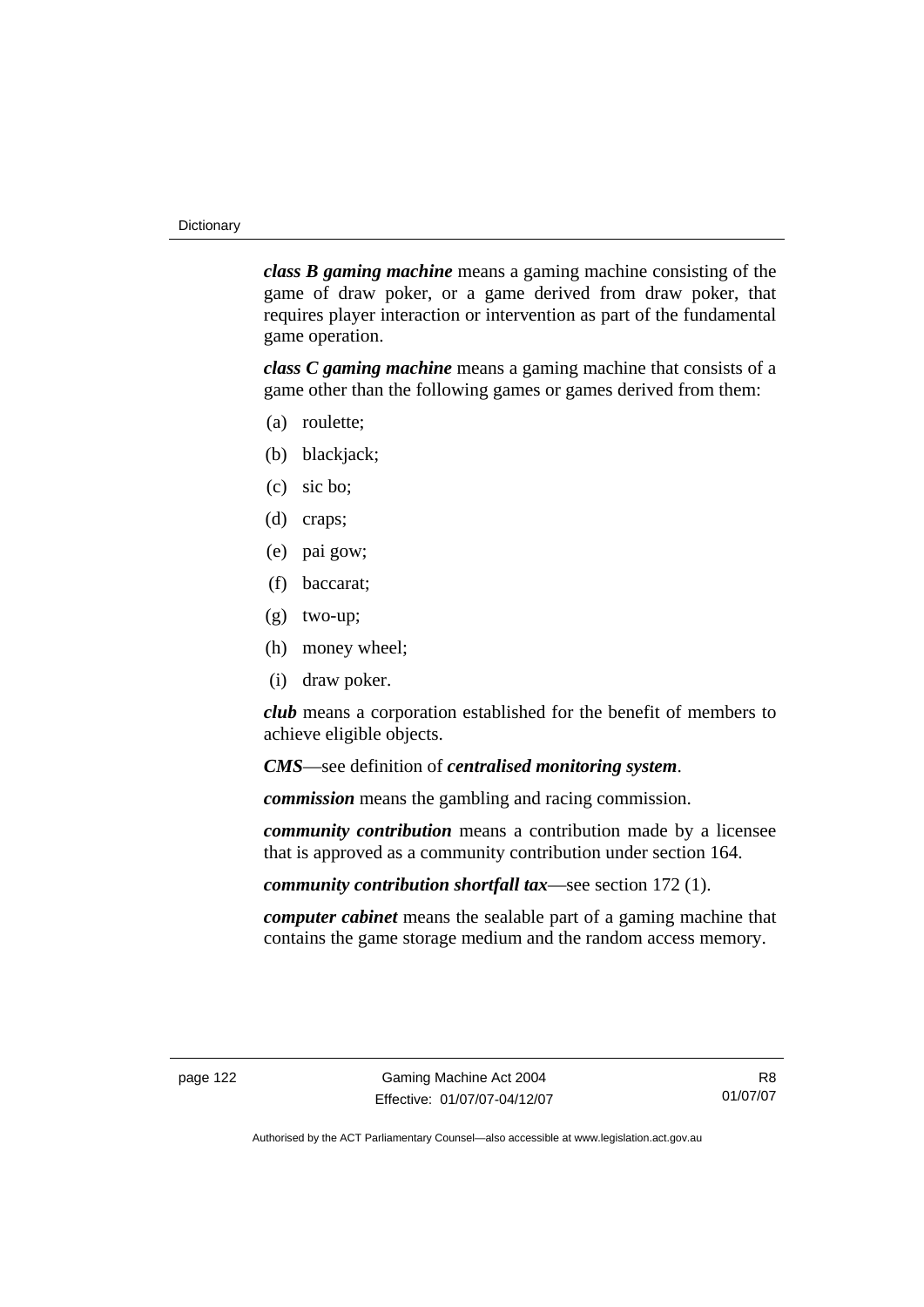***class B gaming machine*** means a gaming machine consisting of the game of draw poker, or a game derived from draw poker, that requires player interaction or intervention as part of the fundamental game operation.

***class C gaming machine*** means a gaming machine that consists of a game other than the following games or games derived from them:

(a) roulette;

(b) blackjack;

(c) sic bo;

(d) craps;

(e) pai gow;

(f) baccarat;

(g) two-up;

(h) money wheel;

(i) draw poker.

***club*** means a corporation established for the benefit of members to achieve eligible objects.

***CMS***—see definition of ***centralised monitoring system***.

***commission*** means the gambling and racing commission.

***community contribution*** means a contribution made by a licensee that is approved as a community contribution under section 164.

***community contribution shortfall tax***—see section 172 (1).

***computer cabinet*** means the sealable part of a gaming machine that contains the game storage medium and the random access memory.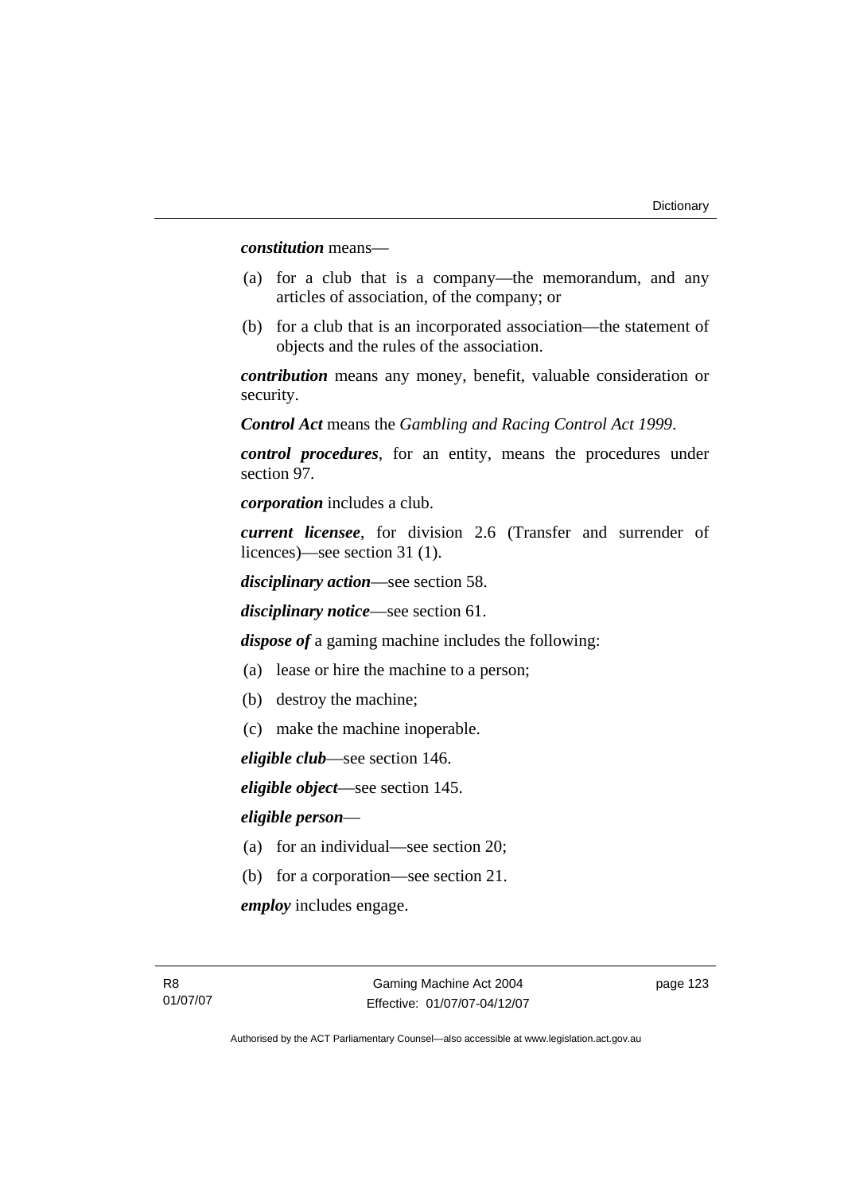***constitution*** means—

(a) for a club that is a company—the memorandum, and any articles of association, of the company; or

(b) for a club that is an incorporated association—the statement of objects and the rules of the association.

***contribution*** means any money, benefit, valuable consideration or security.

***Control Act*** means the *Gambling and Racing Control Act 1999*.

***control procedures***, for an entity, means the procedures under section 97.

***corporation*** includes a club.

***current licensee***, for division 2.6 (Transfer and surrender of licences)—see section 31 (1).

***disciplinary action***—see section 58.

***disciplinary notice***—see section 61.

***dispose of*** a gaming machine includes the following:

(a) lease or hire the machine to a person;

(b) destroy the machine;

(c) make the machine inoperable.

***eligible club***—see section 146.

***eligible object***—see section 145.

***eligible person***—

(a) for an individual—see section 20;

(b) for a corporation—see section 21.

***employ*** includes engage.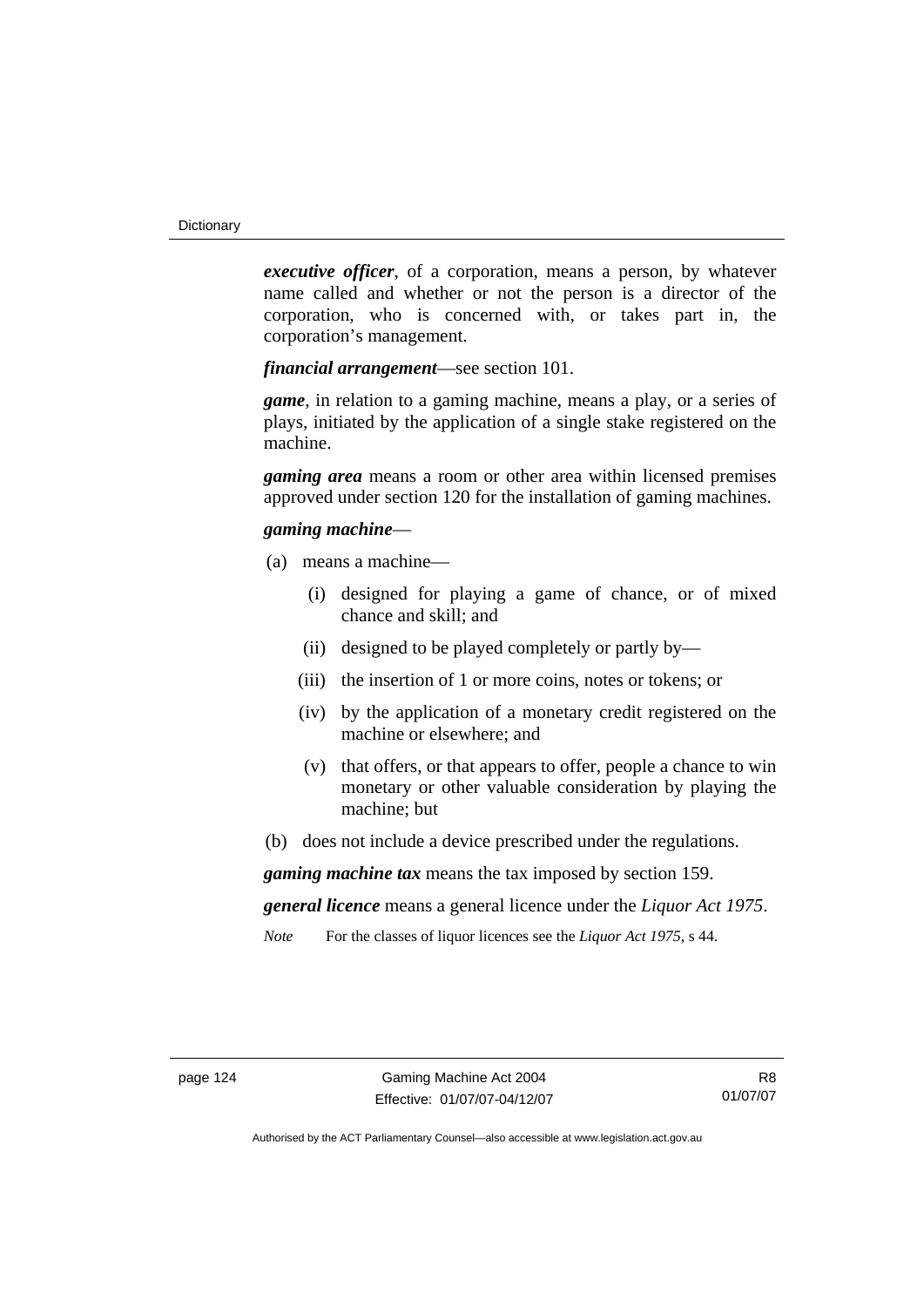***executive officer***, of a corporation, means a person, by whatever name called and whether or not the person is a director of the corporation, who is concerned with, or takes part in, the corporation's management.

***financial arrangement***—see section 101.

***game***, in relation to a gaming machine, means a play, or a series of plays, initiated by the application of a single stake registered on the machine.

***gaming area*** means a room or other area within licensed premises approved under section 120 for the installation of gaming machines.

***gaming machine***—

(a) means a machine—

  (i) designed for playing a game of chance, or of mixed chance and skill; and

  (ii) designed to be played completely or partly by—

  (iii) the insertion of 1 or more coins, notes or tokens; or

  (iv) by the application of a monetary credit registered on the machine or elsewhere; and

  (v) that offers, or that appears to offer, people a chance to win monetary or other valuable consideration by playing the machine; but

(b) does not include a device prescribed under the regulations.

***gaming machine tax*** means the tax imposed by section 159.

***general licence*** means a general licence under the *Liquor Act 1975*.

*Note* For the classes of liquor licences see the *Liquor Act 1975*, s 44.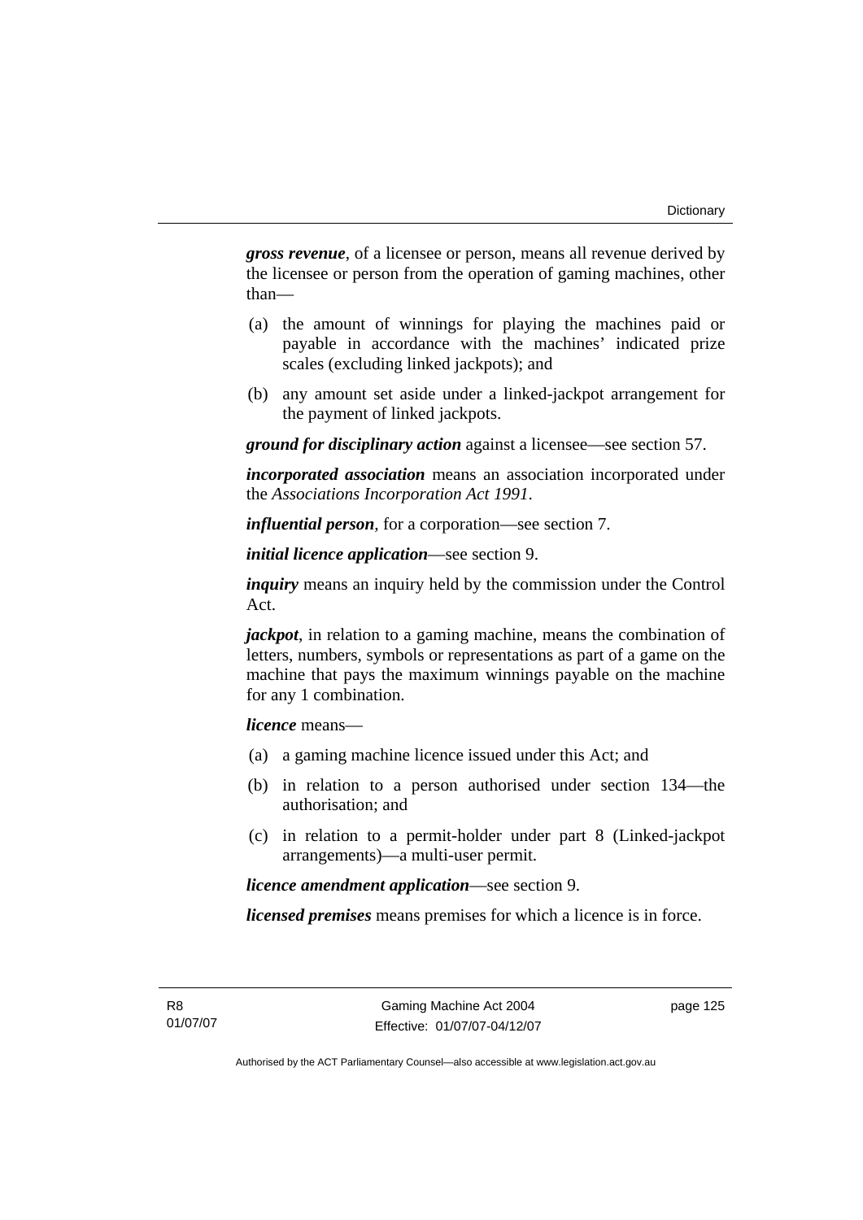***gross revenue***, of a licensee or person, means all revenue derived by the licensee or person from the operation of gaming machines, other than—

(a) the amount of winnings for playing the machines paid or payable in accordance with the machines' indicated prize scales (excluding linked jackpots); and

(b) any amount set aside under a linked-jackpot arrangement for the payment of linked jackpots.

***ground for disciplinary action*** against a licensee—see section 57.

***incorporated association*** means an association incorporated under the *Associations Incorporation Act 1991*.

***influential person***, for a corporation—see section 7.

***initial licence application***—see section 9.

***inquiry*** means an inquiry held by the commission under the Control Act.

***jackpot***, in relation to a gaming machine, means the combination of letters, numbers, symbols or representations as part of a game on the machine that pays the maximum winnings payable on the machine for any 1 combination.

***licence*** means—

(a) a gaming machine licence issued under this Act; and

(b) in relation to a person authorised under section 134—the authorisation; and

(c) in relation to a permit-holder under part 8 (Linked-jackpot arrangements)—a multi-user permit.

***licence amendment application***—see section 9.

***licensed premises*** means premises for which a licence is in force.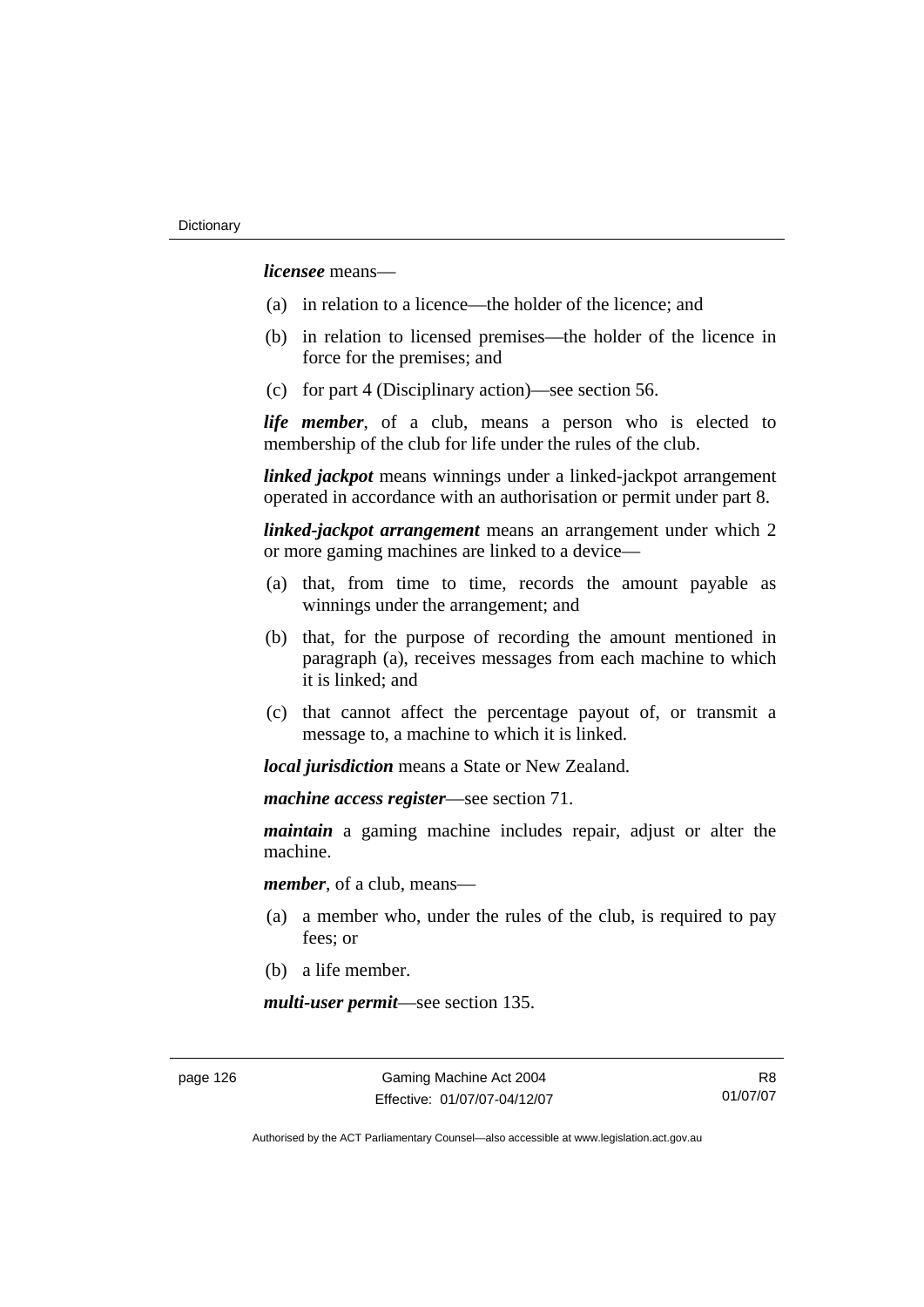***licensee*** means—

(a) in relation to a licence—the holder of the licence; and

(b) in relation to licensed premises—the holder of the licence in force for the premises; and

(c) for part 4 (Disciplinary action)—see section 56.

***life member***, of a club, means a person who is elected to membership of the club for life under the rules of the club.

***linked jackpot*** means winnings under a linked-jackpot arrangement operated in accordance with an authorisation or permit under part 8.

***linked-jackpot arrangement*** means an arrangement under which 2 or more gaming machines are linked to a device—

(a) that, from time to time, records the amount payable as winnings under the arrangement; and

(b) that, for the purpose of recording the amount mentioned in paragraph (a), receives messages from each machine to which it is linked; and

(c) that cannot affect the percentage payout of, or transmit a message to, a machine to which it is linked.

***local jurisdiction*** means a State or New Zealand.

***machine access register***—see section 71.

***maintain*** a gaming machine includes repair, adjust or alter the machine.

***member***, of a club, means—

(a) a member who, under the rules of the club, is required to pay fees; or

(b) a life member.

***multi-user permit***—see section 135.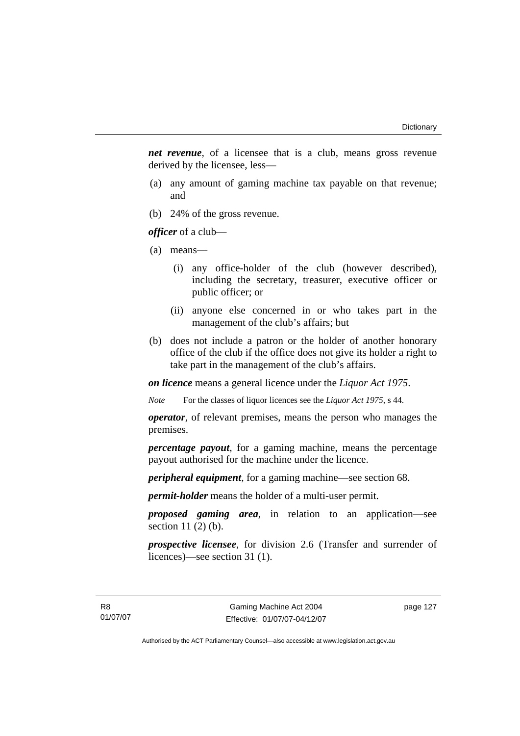***net revenue***, of a licensee that is a club, means gross revenue derived by the licensee, less—

(a) any amount of gaming machine tax payable on that revenue; and

(b) 24% of the gross revenue.

***officer*** of a club—

(a) means—

(i) any office-holder of the club (however described), including the secretary, treasurer, executive officer or public officer; or

(ii) anyone else concerned in or who takes part in the management of the club's affairs; but

(b) does not include a patron or the holder of another honorary office of the club if the office does not give its holder a right to take part in the management of the club's affairs.

***on licence*** means a general licence under the *Liquor Act 1975*.

*Note* For the classes of liquor licences see the *Liquor Act 1975*, s 44.

***operator***, of relevant premises, means the person who manages the premises.

***percentage payout***, for a gaming machine, means the percentage payout authorised for the machine under the licence.

***peripheral equipment***, for a gaming machine—see section 68.

***permit-holder*** means the holder of a multi-user permit.

***proposed gaming area***, in relation to an application—see section 11 (2) (b).

***prospective licensee***, for division 2.6 (Transfer and surrender of licences)—see section 31 (1).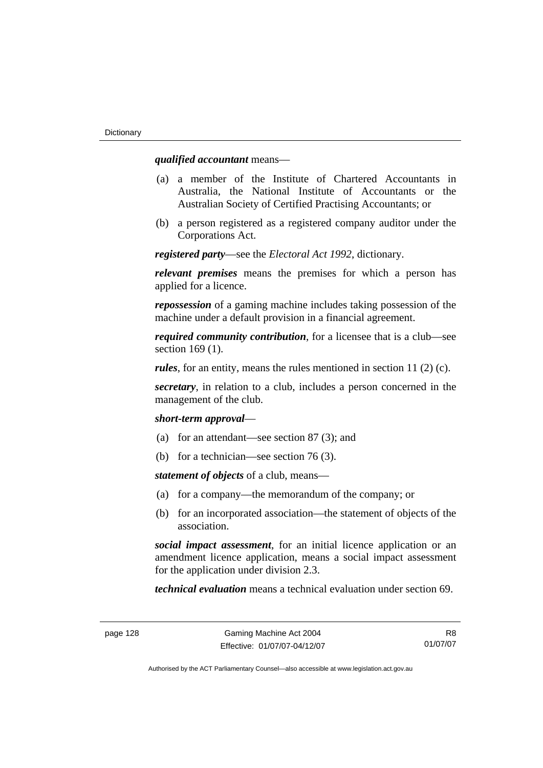***qualified accountant*** means—

(a) a member of the Institute of Chartered Accountants in Australia, the National Institute of Accountants or the Australian Society of Certified Practising Accountants; or

(b) a person registered as a registered company auditor under the Corporations Act.

***registered party***—see the *Electoral Act 1992*, dictionary.

***relevant premises*** means the premises for which a person has applied for a licence.

***repossession*** of a gaming machine includes taking possession of the machine under a default provision in a financial agreement.

***required community contribution***, for a licensee that is a club—see section 169 (1).

***rules***, for an entity, means the rules mentioned in section 11 (2) (c).

***secretary***, in relation to a club, includes a person concerned in the management of the club.

***short-term approval***—

(a) for an attendant—see section 87 (3); and

(b) for a technician—see section 76 (3).

***statement of objects*** of a club, means—

(a) for a company—the memorandum of the company; or

(b) for an incorporated association—the statement of objects of the association.

***social impact assessment***, for an initial licence application or an amendment licence application, means a social impact assessment for the application under division 2.3.

***technical evaluation*** means a technical evaluation under section 69.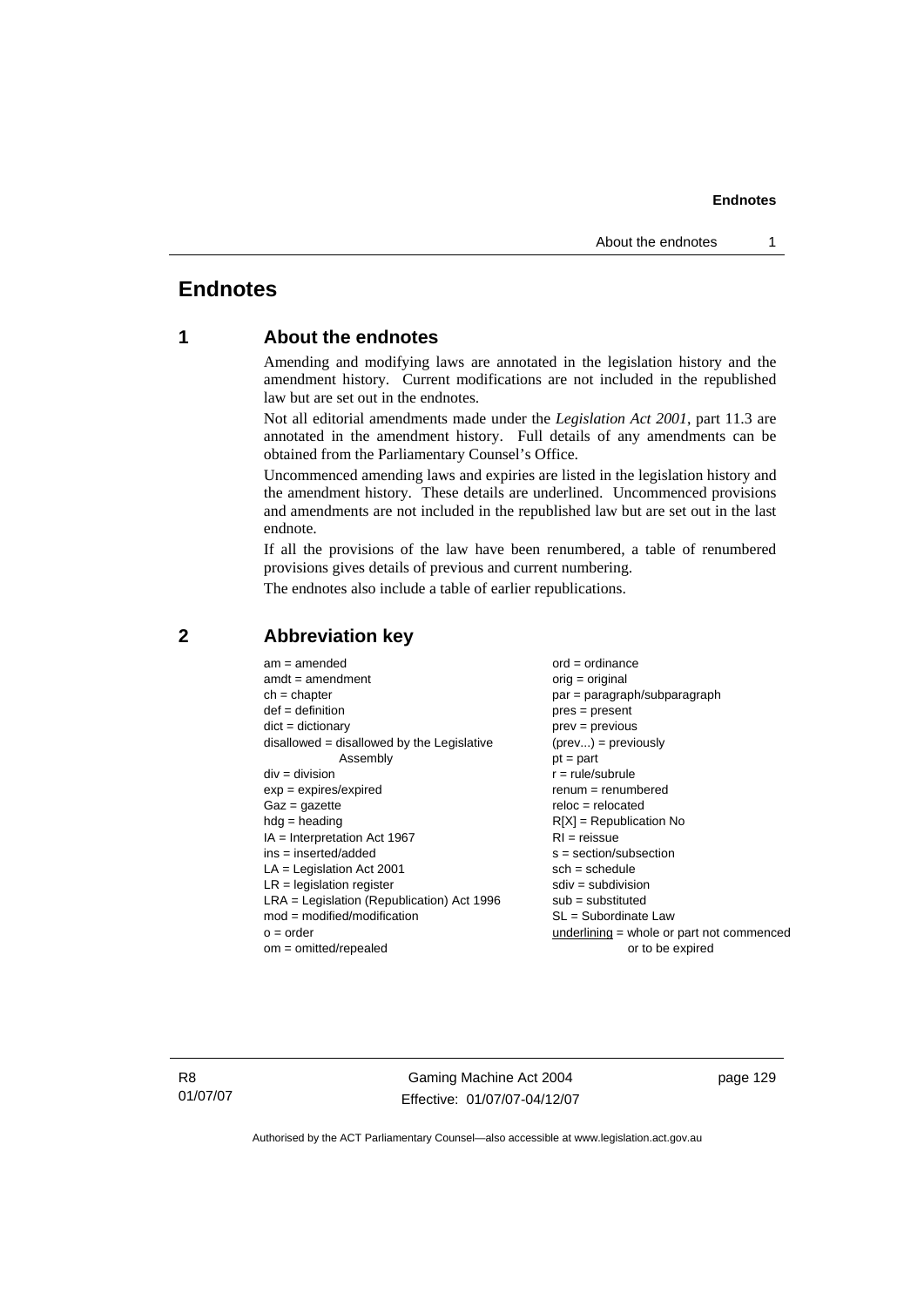# Endnotes

## 1 About the endnotes

Amending and modifying laws are annotated in the legislation history and the amendment history. Current modifications are not included in the republished law but are set out in the endnotes.

Not all editorial amendments made under the *Legislation Act 2001*, part 11.3 are annotated in the amendment history. Full details of any amendments can be obtained from the Parliamentary Counsel's Office.

Uncommenced amending laws and expiries are listed in the legislation history and the amendment history. These details are underlined. Uncommenced provisions and amendments are not included in the republished law but are set out in the last endnote.

If all the provisions of the law have been renumbered, a table of renumbered provisions gives details of previous and current numbering.

The endnotes also include a table of earlier republications.

## 2 Abbreviation key

am = amended
amdt = amendment
ch = chapter
def = definition
dict = dictionary
disallowed = disallowed by the Legislative Assembly
div = division
exp = expires/expired
Gaz = gazette
hdg = heading
IA = Interpretation Act 1967
ins = inserted/added
LA = Legislation Act 2001
LR = legislation register
LRA = Legislation (Republication) Act 1996
mod = modified/modification
o = order
om = omitted/repealed
ord = ordinance
orig = original
par = paragraph/subparagraph
pres = present
prev = previous
(prev...) = previously
pt = part
r = rule/subrule
renum = renumbered
reloc = relocated
R[X] = Republication No
RI = reissue
s = section/subsection
sch = schedule
sdiv = subdivision
sub = substituted
SL = Subordinate Law
<u>underlining</u> = whole or part not commenced or to be expired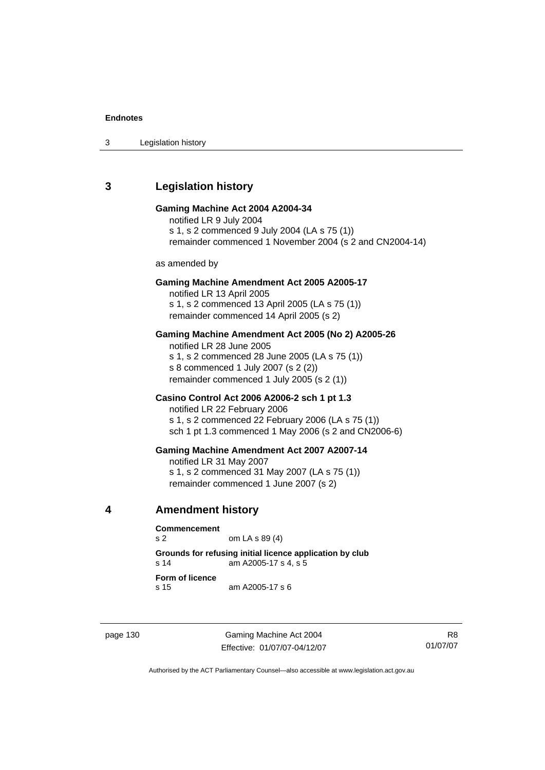## 3 Legislation history

**Gaming Machine Act 2004 A2004-34**

notified LR 9 July 2004

s 1, s 2 commenced 9 July 2004 (LA s 75 (1))

remainder commenced 1 November 2004 (s 2 and CN2004-14)

as amended by

**Gaming Machine Amendment Act 2005 A2005-17**

notified LR 13 April 2005

s 1, s 2 commenced 13 April 2005 (LA s 75 (1))

remainder commenced 14 April 2005 (s 2)

**Gaming Machine Amendment Act 2005 (No 2) A2005-26**

notified LR 28 June 2005

s 1, s 2 commenced 28 June 2005 (LA s 75 (1))

s 8 commenced 1 July 2007 (s 2 (2))

remainder commenced 1 July 2005 (s 2 (1))

**Casino Control Act 2006 A2006-2 sch 1 pt 1.3**

notified LR 22 February 2006

s 1, s 2 commenced 22 February 2006 (LA s 75 (1))

sch 1 pt 1.3 commenced 1 May 2006 (s 2 and CN2006-6)

**Gaming Machine Amendment Act 2007 A2007-14**

notified LR 31 May 2007

s 1, s 2 commenced 31 May 2007 (LA s 75 (1))

remainder commenced 1 June 2007 (s 2)

## 4 Amendment history

**Commencement**

s 2 om LA s 89 (4)

**Grounds for refusing initial licence application by club**

s 14 am A2005-17 s 4, s 5

**Form of licence**

s 15 am A2005-17 s 6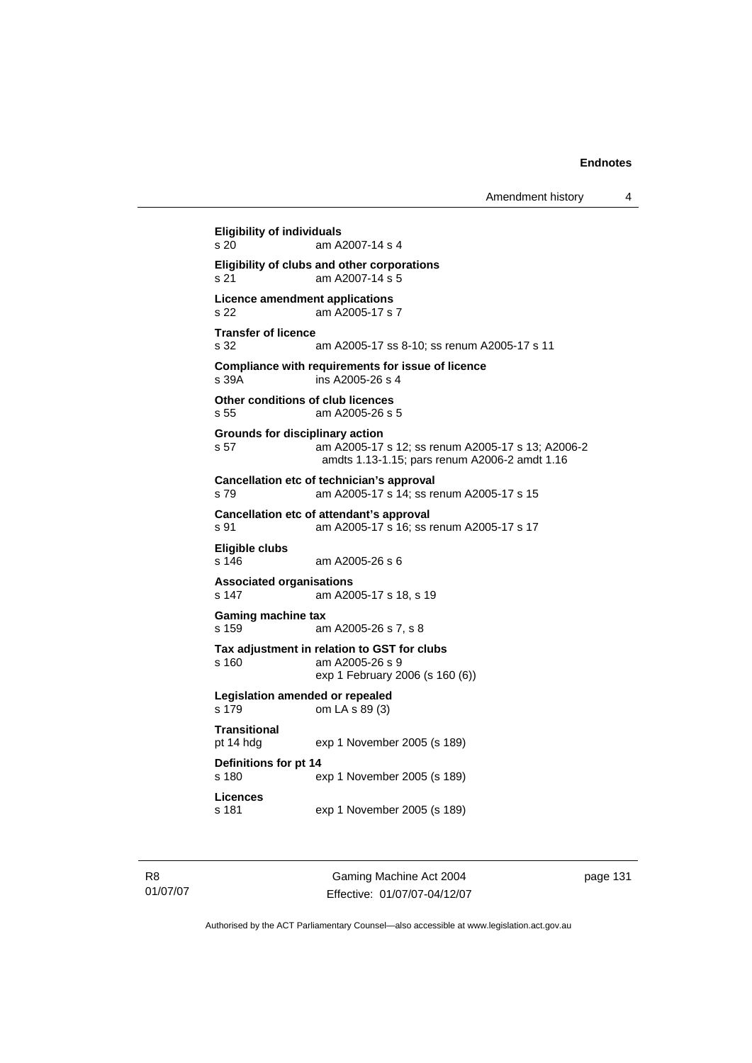**Eligibility of individuals**
s 20 am A2007-14 s 4

**Eligibility of clubs and other corporations**
s 21 am A2007-14 s 5

**Licence amendment applications**
s 22 am A2005-17 s 7

**Transfer of licence**
s 32 am A2005-17 ss 8-10; ss renum A2005-17 s 11

**Compliance with requirements for issue of licence**
s 39A ins A2005-26 s 4

**Other conditions of club licences**
s 55 am A2005-26 s 5

**Grounds for disciplinary action**
s 57 am A2005-17 s 12; ss renum A2005-17 s 13; A2006-2 amdts 1.13-1.15; pars renum A2006-2 amdt 1.16

**Cancellation etc of technician's approval**
s 79 am A2005-17 s 14; ss renum A2005-17 s 15

**Cancellation etc of attendant's approval**
s 91 am A2005-17 s 16; ss renum A2005-17 s 17

**Eligible clubs**
s 146 am A2005-26 s 6

**Associated organisations**
s 147 am A2005-17 s 18, s 19

**Gaming machine tax**
s 159 am A2005-26 s 7, s 8

**Tax adjustment in relation to GST for clubs**
s 160 am A2005-26 s 9
exp 1 February 2006 (s 160 (6))

**Legislation amended or repealed**
s 179 om LA s 89 (3)

**Transitional**
pt 14 hdg exp 1 November 2005 (s 189)

**Definitions for pt 14**
s 180 exp 1 November 2005 (s 189)

**Licences**
s 181 exp 1 November 2005 (s 189)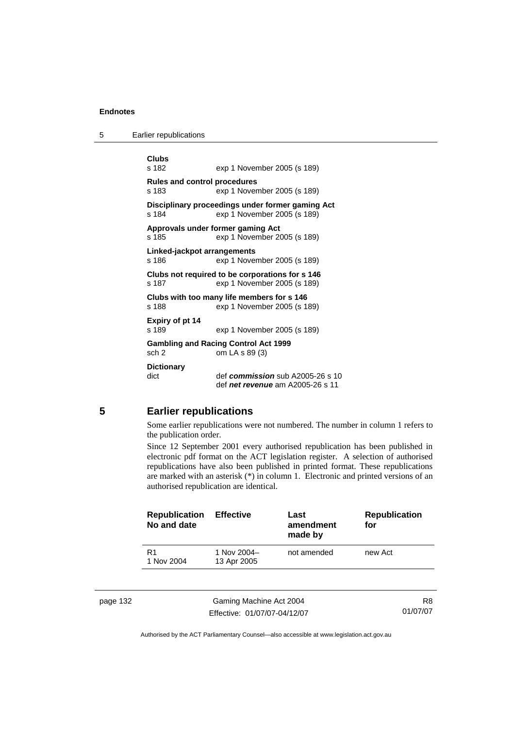**Clubs**
s 182 exp 1 November 2005 (s 189)

**Rules and control procedures**
s 183 exp 1 November 2005 (s 189)

**Disciplinary proceedings under former gaming Act**
s 184 exp 1 November 2005 (s 189)

**Approvals under former gaming Act**
s 185 exp 1 November 2005 (s 189)

**Linked-jackpot arrangements**
s 186 exp 1 November 2005 (s 189)

**Clubs not required to be corporations for s 146**
s 187 exp 1 November 2005 (s 189)

**Clubs with too many life members for s 146**
s 188 exp 1 November 2005 (s 189)

**Expiry of pt 14**
s 189 exp 1 November 2005 (s 189)

**Gambling and Racing Control Act 1999**
sch 2 om LA s 89 (3)

**Dictionary**
dict def ***commission*** sub A2005-26 s 10
def ***net revenue*** am A2005-26 s 11

## 5 Earlier republications

Some earlier republications were not numbered. The number in column 1 refers to the publication order.

Since 12 September 2001 every authorised republication has been published in electronic pdf format on the ACT legislation register. A selection of authorised republications have also been published in printed format. These republications are marked with an asterisk (*) in column 1. Electronic and printed versions of an authorised republication are identical.

| Republication No and date | Effective | Last amendment made by | Republication for |
|---|---|---|---|
| R1 1 Nov 2004 | 1 Nov 2004– 13 Apr 2005 | not amended | new Act |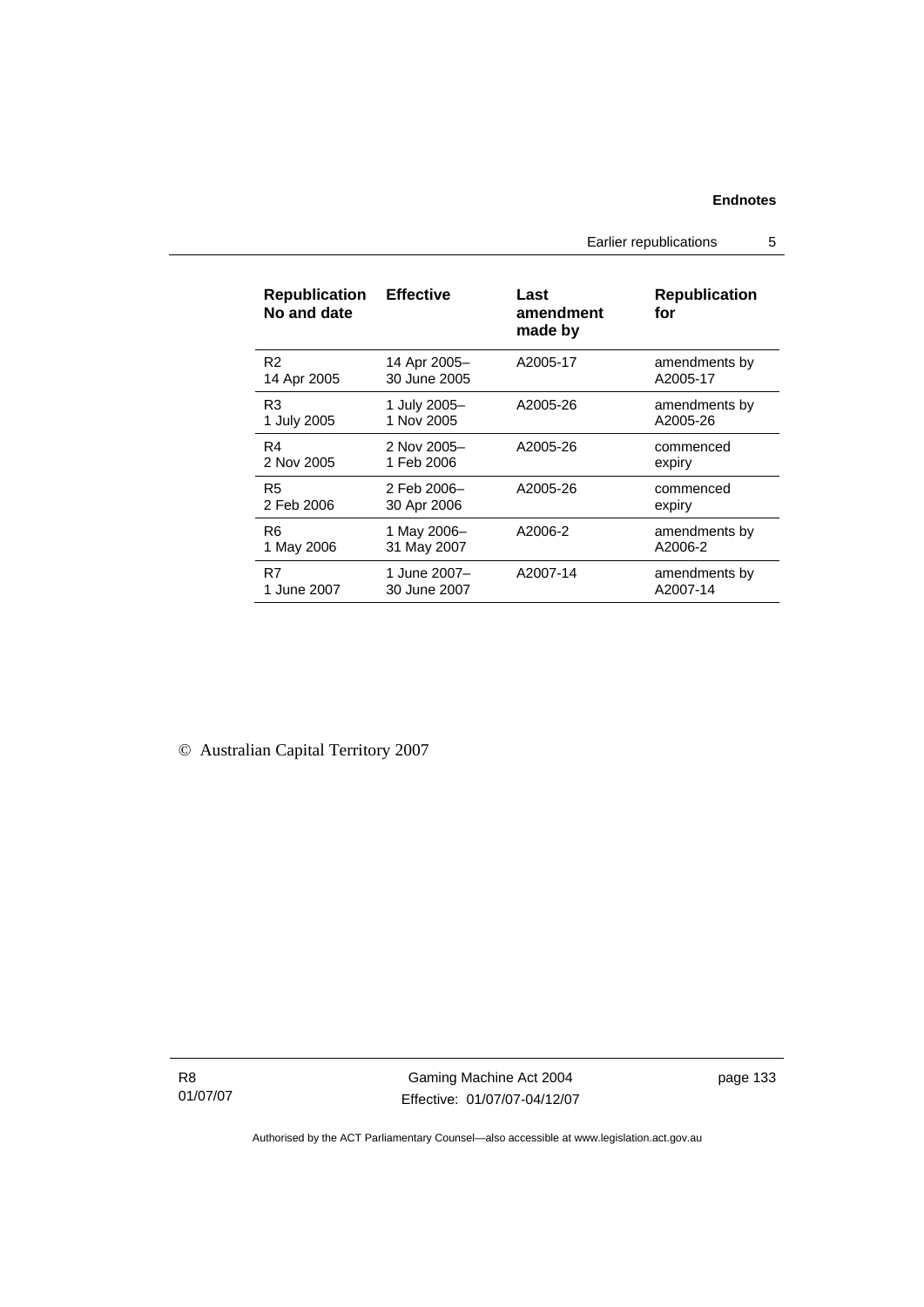| Republication No and date | Effective | Last amendment made by | Republication for |
|---|---|---|---|
| R2<br>14 Apr 2005 | 14 Apr 2005–<br>30 June 2005 | A2005-17 | amendments by<br>A2005-17 |
| R3<br>1 July 2005 | 1 July 2005–<br>1 Nov 2005 | A2005-26 | amendments by<br>A2005-26 |
| R4<br>2 Nov 2005 | 2 Nov 2005–<br>1 Feb 2006 | A2005-26 | commenced<br>expiry |
| R5<br>2 Feb 2006 | 2 Feb 2006–<br>30 Apr 2006 | A2005-26 | commenced<br>expiry |
| R6<br>1 May 2006 | 1 May 2006–<br>31 May 2007 | A2006-2 | amendments by<br>A2006-2 |
| R7<br>1 June 2007 | 1 June 2007–<br>30 June 2007 | A2007-14 | amendments by<br>A2007-14 |

© Australian Capital Territory 2007